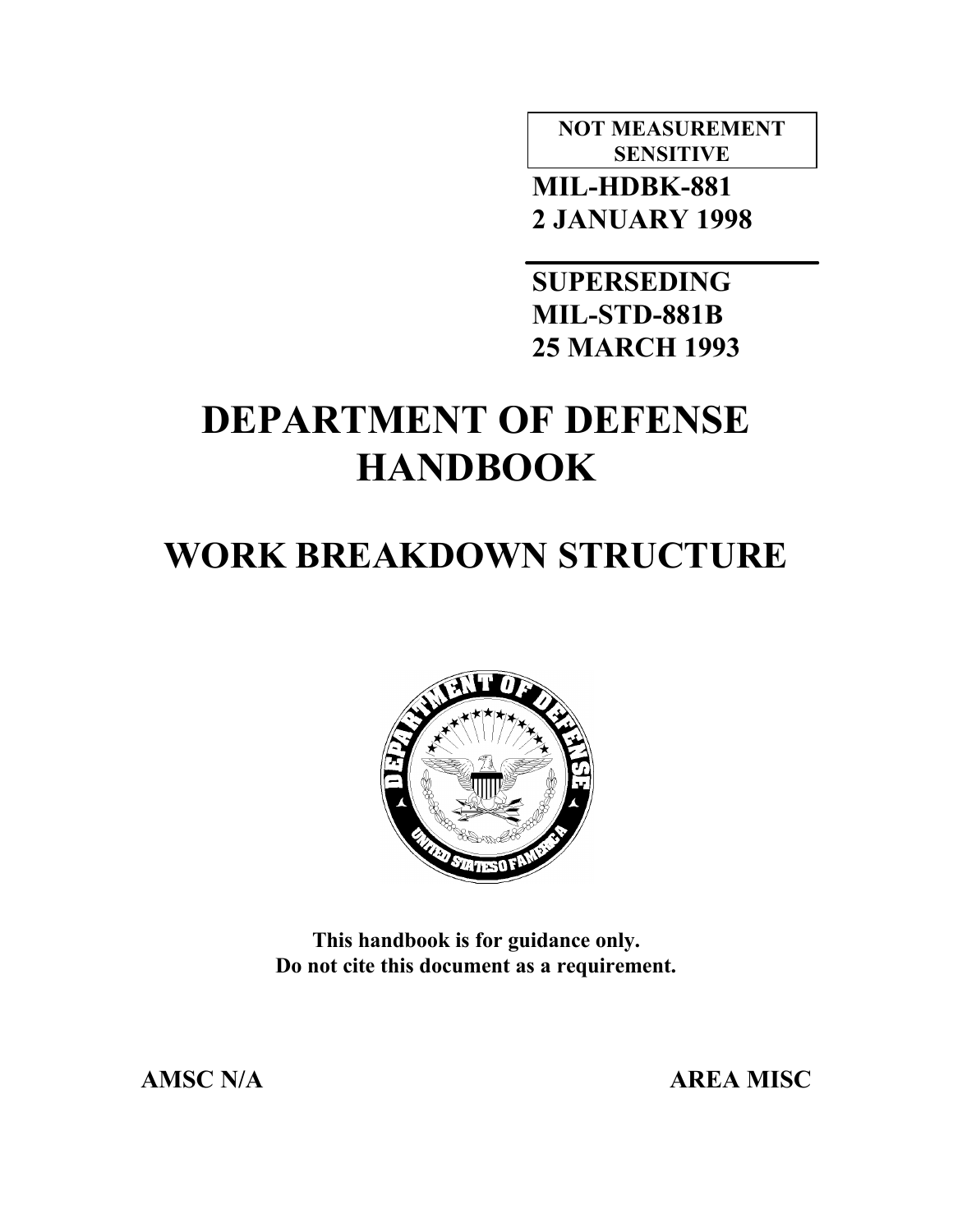**NOT MEASUREMENT SENSITIVE**

**MIL-HDBK-881**
**2 JANUARY 1998**

**SUPERSEDING**
**MIL-STD-881B**
**25 MARCH 1993**

# DEPARTMENT OF DEFENSE HANDBOOK

# WORK BREAKDOWN STRUCTURE

**This handbook is for guidance only.**
**Do not cite this document as a requirement.**

**AMSC N/A** **AREA MISC**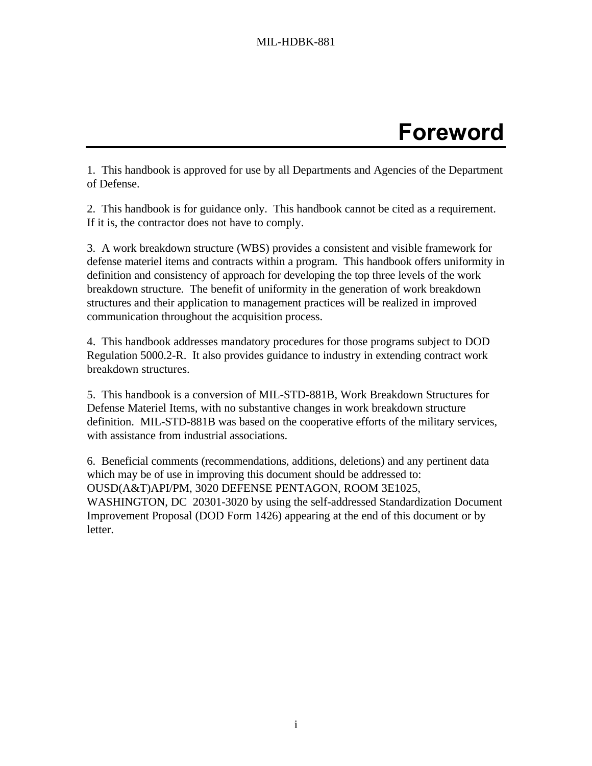# Foreword

1. This handbook is approved for use by all Departments and Agencies of the Department of Defense.

2. This handbook is for guidance only. This handbook cannot be cited as a requirement. If it is, the contractor does not have to comply.

3. A work breakdown structure (WBS) provides a consistent and visible framework for defense materiel items and contracts within a program. This handbook offers uniformity in definition and consistency of approach for developing the top three levels of the work breakdown structure. The benefit of uniformity in the generation of work breakdown structures and their application to management practices will be realized in improved communication throughout the acquisition process.

4. This handbook addresses mandatory procedures for those programs subject to DOD Regulation 5000.2-R. It also provides guidance to industry in extending contract work breakdown structures.

5. This handbook is a conversion of MIL-STD-881B, Work Breakdown Structures for Defense Materiel Items, with no substantive changes in work breakdown structure definition. MIL-STD-881B was based on the cooperative efforts of the military services, with assistance from industrial associations.

6. Beneficial comments (recommendations, additions, deletions) and any pertinent data which may be of use in improving this document should be addressed to: OUSD(A&T)API/PM, 3020 DEFENSE PENTAGON, ROOM 3E1025, WASHINGTON, DC 20301-3020 by using the self-addressed Standardization Document Improvement Proposal (DOD Form 1426) appearing at the end of this document or by letter.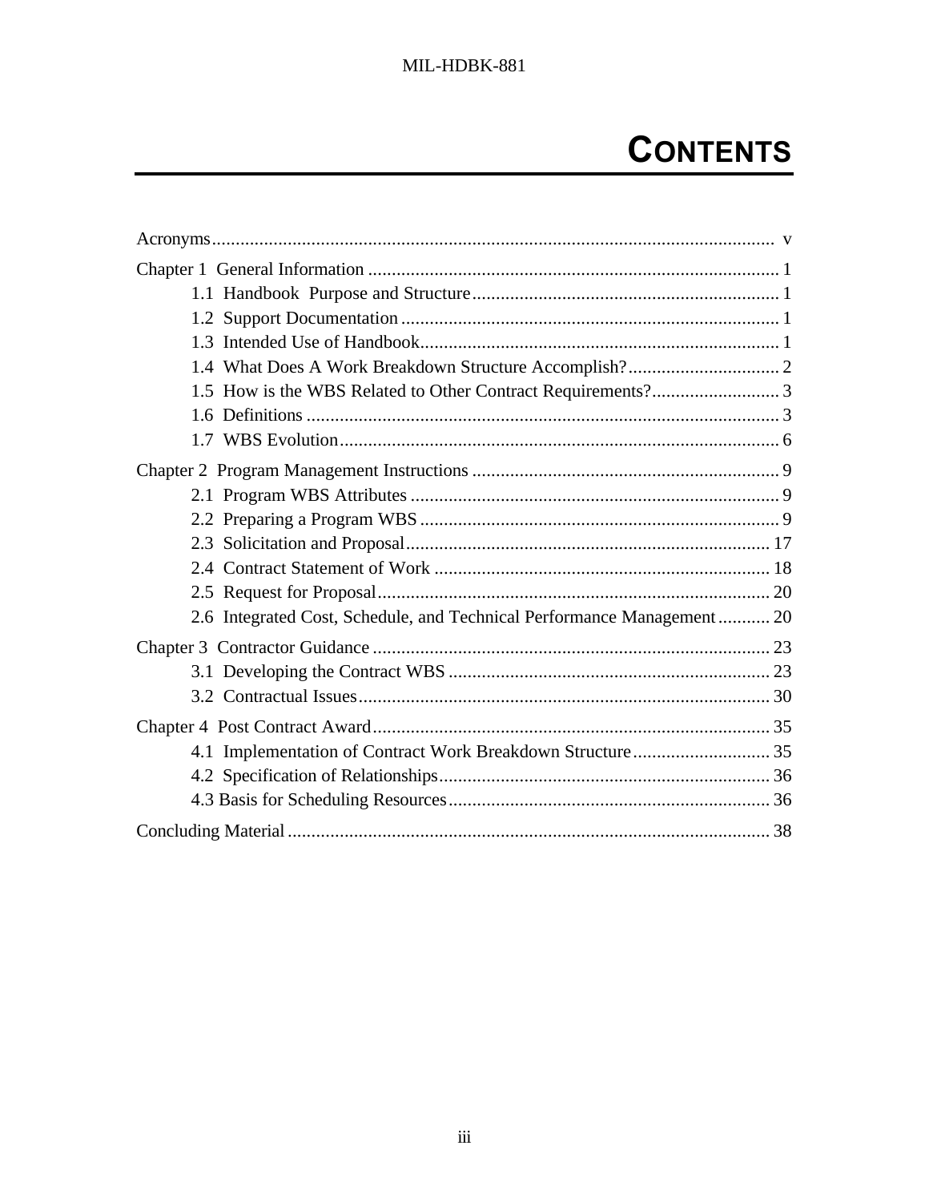# CONTENTS

Acronyms........................................................................................................................ v

Chapter 1 General Information ....................................................................................... 1
- 1.1 Handbook Purpose and Structure................................................................. 1
- 1.2 Support Documentation ................................................................................ 1
- 1.3 Intended Use of Handbook............................................................................ 1
- 1.4 What Does A Work Breakdown Structure Accomplish?................................. 2
- 1.5 How is the WBS Related to Other Contract Requirements?........................... 3
- 1.6 Definitions ................................................................................................... 3
- 1.7 WBS Evolution............................................................................................. 6

Chapter 2 Program Management Instructions ................................................................. 9
- 2.1 Program WBS Attributes .............................................................................. 9
- 2.2 Preparing a Program WBS ............................................................................ 9
- 2.3 Solicitation and Proposal............................................................................. 17
- 2.4 Contract Statement of Work ....................................................................... 18
- 2.5 Request for Proposal................................................................................... 20
- 2.6 Integrated Cost, Schedule, and Technical Performance Management........... 20

Chapter 3 Contractor Guidance .................................................................................... 23
- 3.1 Developing the Contract WBS .................................................................... 23
- 3.2 Contractual Issues....................................................................................... 30

Chapter 4 Post Contract Award.................................................................................... 35
- 4.1 Implementation of Contract Work Breakdown Structure............................. 35
- 4.2 Specification of Relationships..................................................................... 36
- 4.3 Basis for Scheduling Resources.................................................................... 36

Concluding Material...................................................................................................... 38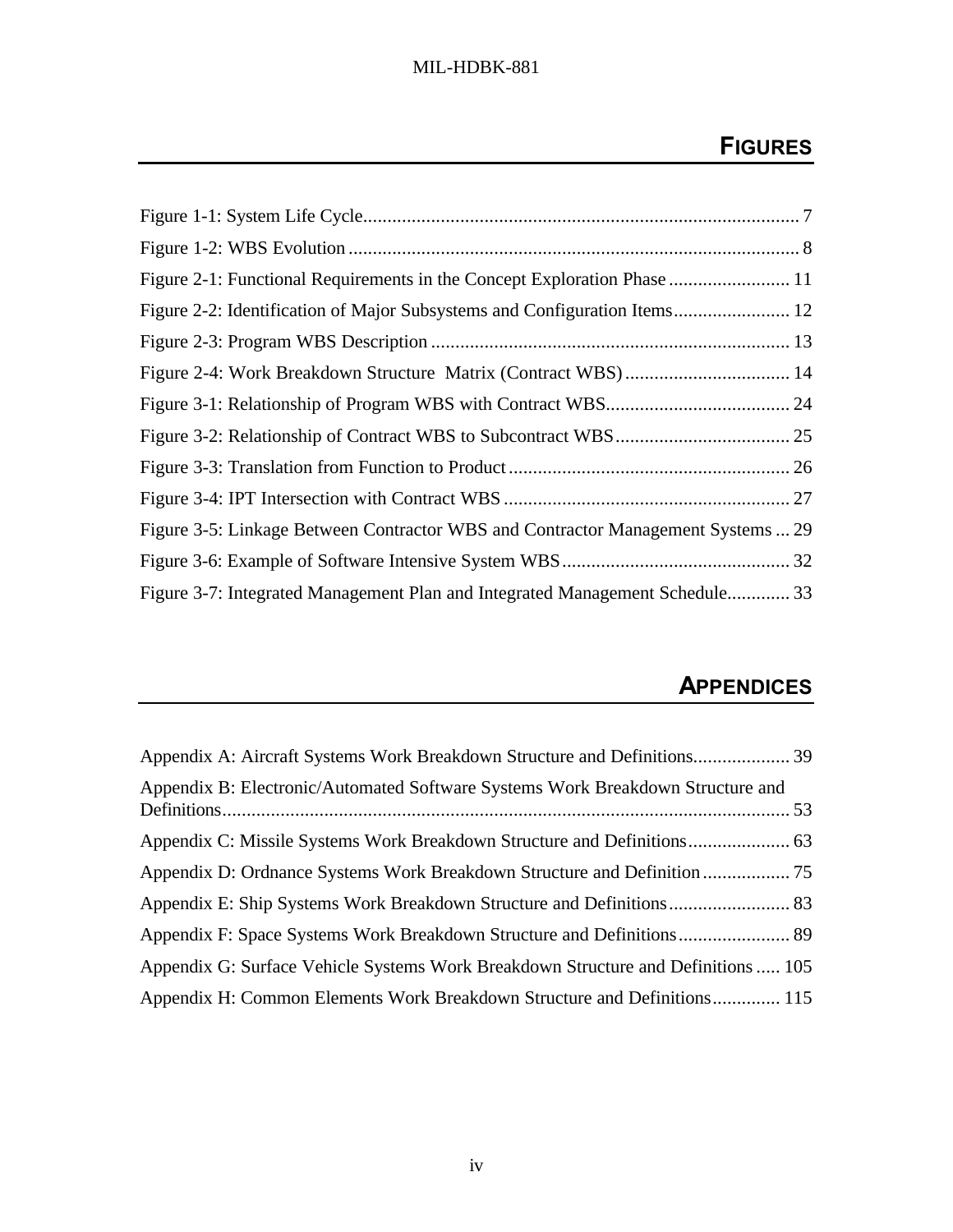## FIGURES

Figure 1-1: System Life Cycle .......................................................................................... 7

Figure 1-2: WBS Evolution ............................................................................................. 8

Figure 2-1: Functional Requirements in the Concept Exploration Phase ......................... 11

Figure 2-2: Identification of Major Subsystems and Configuration Items........................ 12

Figure 2-3: Program WBS Description .......................................................................... 13

Figure 2-4: Work Breakdown Structure Matrix (Contract WBS) .................................. 14

Figure 3-1: Relationship of Program WBS with Contract WBS...................................... 24

Figure 3-2: Relationship of Contract WBS to Subcontract WBS.................................... 25

Figure 3-3: Translation from Function to Product .......................................................... 26

Figure 3-4: IPT Intersection with Contract WBS ........................................................... 27

Figure 3-5: Linkage Between Contractor WBS and Contractor Management Systems ... 29

Figure 3-6: Example of Software Intensive System WBS............................................... 32

Figure 3-7: Integrated Management Plan and Integrated Management Schedule............. 33

## APPENDICES

Appendix A: Aircraft Systems Work Breakdown Structure and Definitions.................... 39

Appendix B: Electronic/Automated Software Systems Work Breakdown Structure and Definitions.................................................................................................................... 53

Appendix C: Missile Systems Work Breakdown Structure and Definitions..................... 63

Appendix D: Ordnance Systems Work Breakdown Structure and Definition .................. 75

Appendix E: Ship Systems Work Breakdown Structure and Definitions......................... 83

Appendix F: Space Systems Work Breakdown Structure and Definitions....................... 89

Appendix G: Surface Vehicle Systems Work Breakdown Structure and Definitions ..... 105

Appendix H: Common Elements Work Breakdown Structure and Definitions.............. 115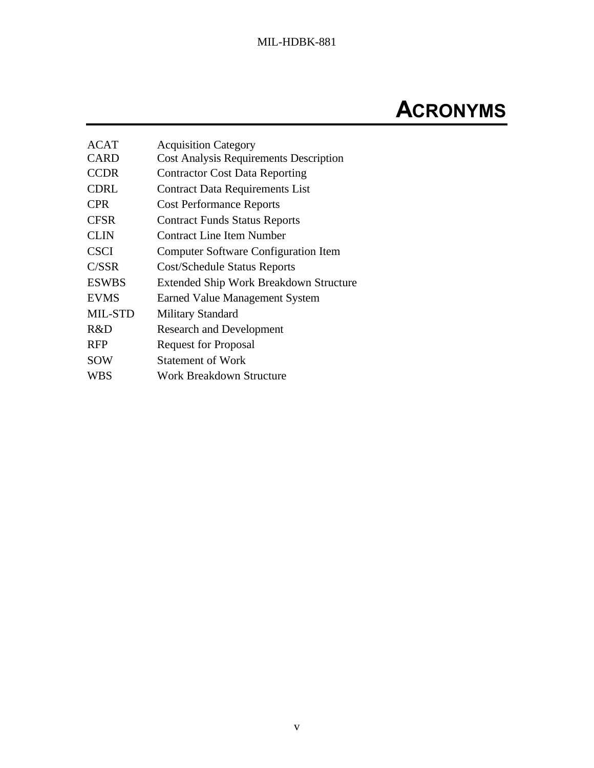# ACRONYMS

| | |
|---|---|
| ACAT | Acquisition Category |
| CARD | Cost Analysis Requirements Description |
| CCDR | Contractor Cost Data Reporting |
| CDRL | Contract Data Requirements List |
| CPR | Cost Performance Reports |
| CFSR | Contract Funds Status Reports |
| CLIN | Contract Line Item Number |
| CSCI | Computer Software Configuration Item |
| C/SSR | Cost/Schedule Status Reports |
| ESWBS | Extended Ship Work Breakdown Structure |
| EVMS | Earned Value Management System |
| MIL-STD | Military Standard |
| R&D | Research and Development |
| RFP | Request for Proposal |
| SOW | Statement of Work |
| WBS | Work Breakdown Structure |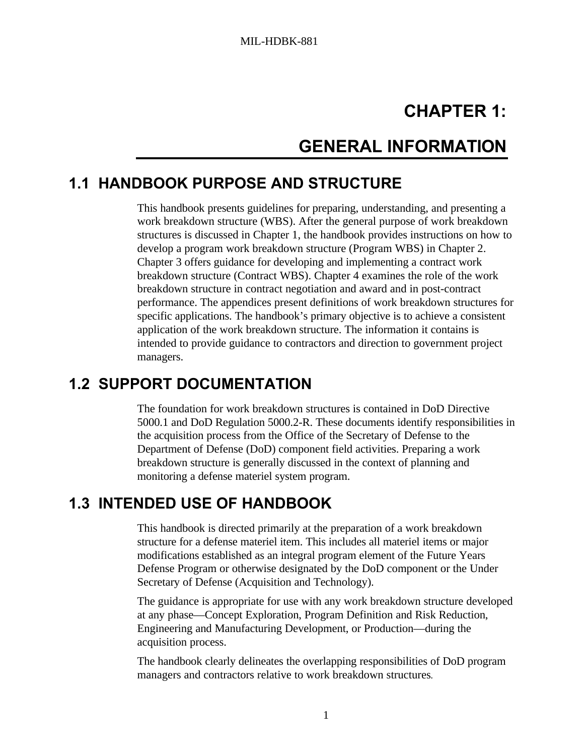# CHAPTER 1:

# GENERAL INFORMATION

## 1.1 HANDBOOK PURPOSE AND STRUCTURE

This handbook presents guidelines for preparing, understanding, and presenting a work breakdown structure (WBS). After the general purpose of work breakdown structures is discussed in Chapter 1, the handbook provides instructions on how to develop a program work breakdown structure (Program WBS) in Chapter 2. Chapter 3 offers guidance for developing and implementing a contract work breakdown structure (Contract WBS). Chapter 4 examines the role of the work breakdown structure in contract negotiation and award and in post-contract performance. The appendices present definitions of work breakdown structures for specific applications. The handbook's primary objective is to achieve a consistent application of the work breakdown structure. The information it contains is intended to provide guidance to contractors and direction to government project managers.

## 1.2 SUPPORT DOCUMENTATION

The foundation for work breakdown structures is contained in DoD Directive 5000.1 and DoD Regulation 5000.2-R. These documents identify responsibilities in the acquisition process from the Office of the Secretary of Defense to the Department of Defense (DoD) component field activities. Preparing a work breakdown structure is generally discussed in the context of planning and monitoring a defense materiel system program.

## 1.3 INTENDED USE OF HANDBOOK

This handbook is directed primarily at the preparation of a work breakdown structure for a defense materiel item. This includes all materiel items or major modifications established as an integral program element of the Future Years Defense Program or otherwise designated by the DoD component or the Under Secretary of Defense (Acquisition and Technology).

The guidance is appropriate for use with any work breakdown structure developed at any phase—Concept Exploration, Program Definition and Risk Reduction, Engineering and Manufacturing Development, or Production—during the acquisition process.

The handbook clearly delineates the overlapping responsibilities of DoD program managers and contractors relative to work breakdown structures.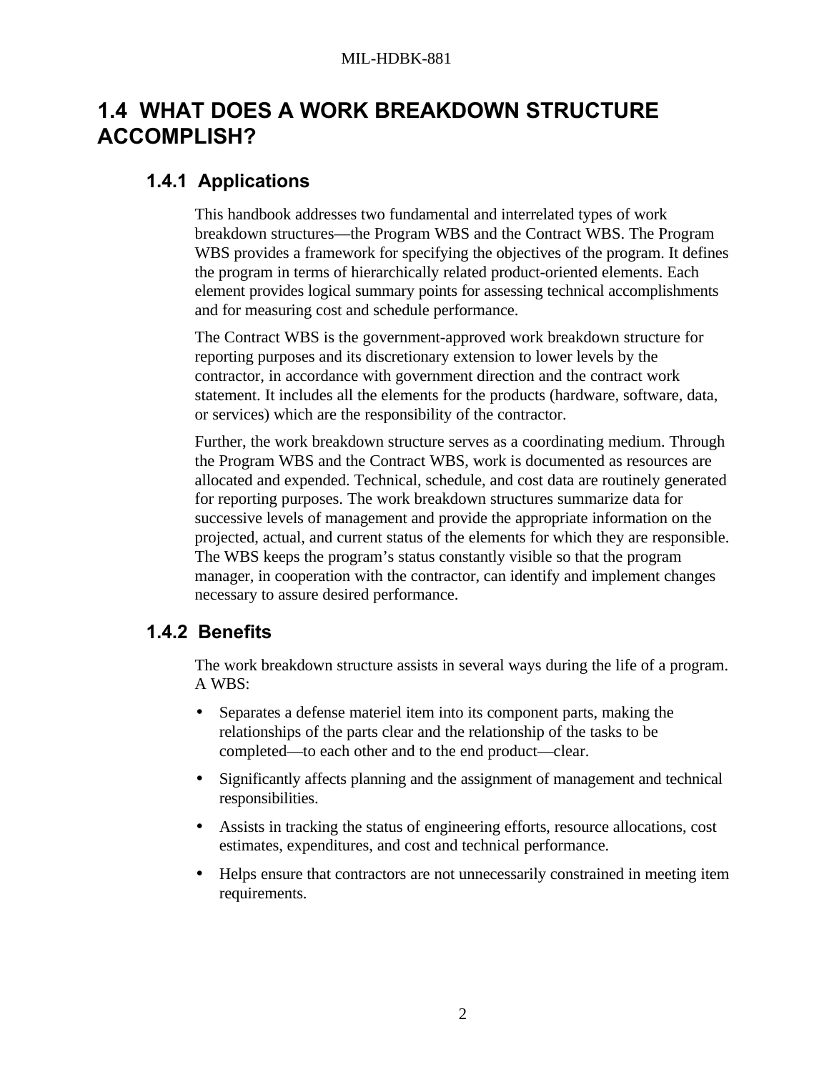## 1.4 WHAT DOES A WORK BREAKDOWN STRUCTURE ACCOMPLISH?

### 1.4.1 Applications

This handbook addresses two fundamental and interrelated types of work breakdown structures—the Program WBS and the Contract WBS. The Program WBS provides a framework for specifying the objectives of the program. It defines the program in terms of hierarchically related product-oriented elements. Each element provides logical summary points for assessing technical accomplishments and for measuring cost and schedule performance.

The Contract WBS is the government-approved work breakdown structure for reporting purposes and its discretionary extension to lower levels by the contractor, in accordance with government direction and the contract work statement. It includes all the elements for the products (hardware, software, data, or services) which are the responsibility of the contractor.

Further, the work breakdown structure serves as a coordinating medium. Through the Program WBS and the Contract WBS, work is documented as resources are allocated and expended. Technical, schedule, and cost data are routinely generated for reporting purposes. The work breakdown structures summarize data for successive levels of management and provide the appropriate information on the projected, actual, and current status of the elements for which they are responsible. The WBS keeps the program's status constantly visible so that the program manager, in cooperation with the contractor, can identify and implement changes necessary to assure desired performance.

### 1.4.2 Benefits

The work breakdown structure assists in several ways during the life of a program. A WBS:

- Separates a defense materiel item into its component parts, making the relationships of the parts clear and the relationship of the tasks to be completed—to each other and to the end product—clear.
- Significantly affects planning and the assignment of management and technical responsibilities.
- Assists in tracking the status of engineering efforts, resource allocations, cost estimates, expenditures, and cost and technical performance.
- Helps ensure that contractors are not unnecessarily constrained in meeting item requirements.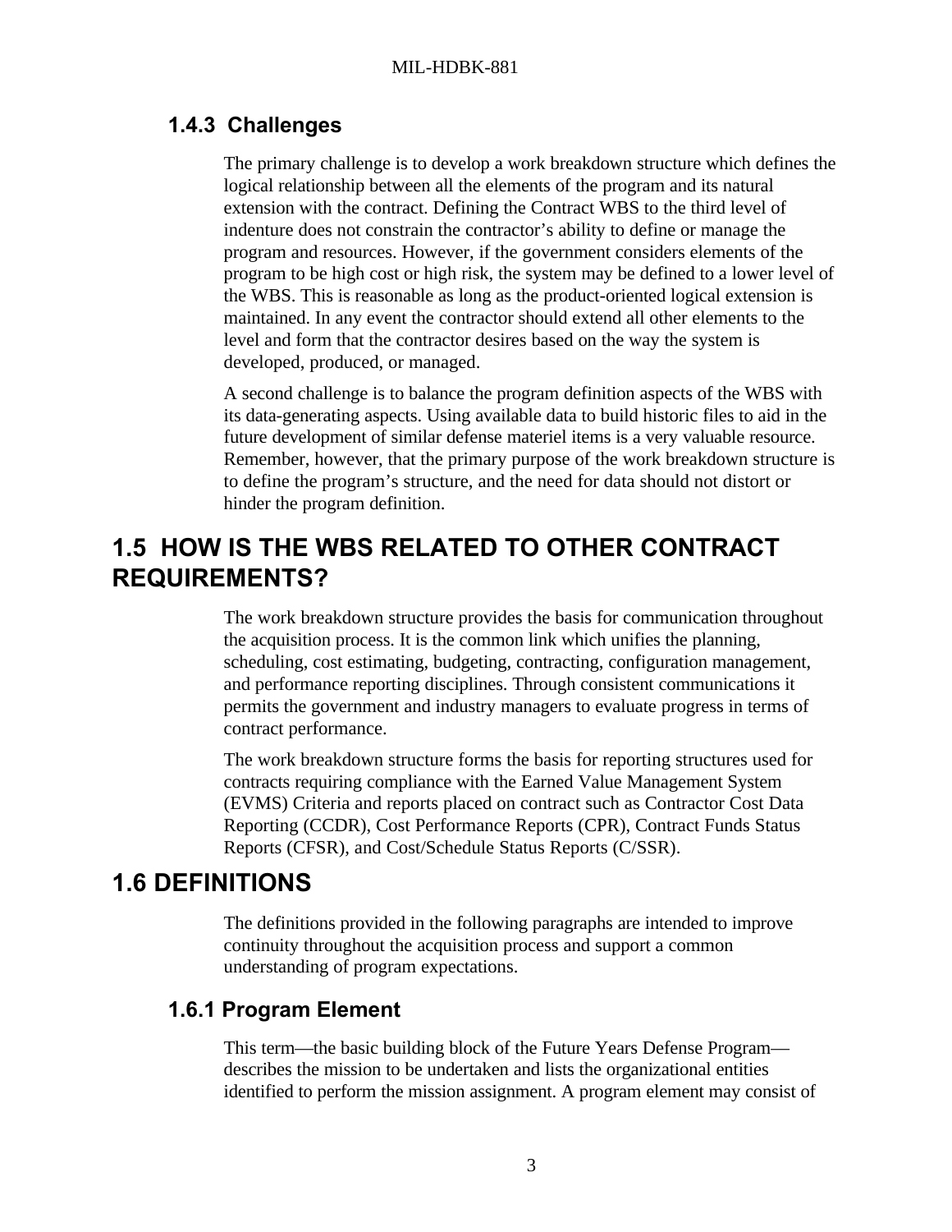### 1.4.3 Challenges

The primary challenge is to develop a work breakdown structure which defines the logical relationship between all the elements of the program and its natural extension with the contract. Defining the Contract WBS to the third level of indenture does not constrain the contractor's ability to define or manage the program and resources. However, if the government considers elements of the program to be high cost or high risk, the system may be defined to a lower level of the WBS. This is reasonable as long as the product-oriented logical extension is maintained. In any event the contractor should extend all other elements to the level and form that the contractor desires based on the way the system is developed, produced, or managed.

A second challenge is to balance the program definition aspects of the WBS with its data-generating aspects. Using available data to build historic files to aid in the future development of similar defense materiel items is a very valuable resource. Remember, however, that the primary purpose of the work breakdown structure is to define the program's structure, and the need for data should not distort or hinder the program definition.

## 1.5 HOW IS THE WBS RELATED TO OTHER CONTRACT REQUIREMENTS?

The work breakdown structure provides the basis for communication throughout the acquisition process. It is the common link which unifies the planning, scheduling, cost estimating, budgeting, contracting, configuration management, and performance reporting disciplines. Through consistent communications it permits the government and industry managers to evaluate progress in terms of contract performance.

The work breakdown structure forms the basis for reporting structures used for contracts requiring compliance with the Earned Value Management System (EVMS) Criteria and reports placed on contract such as Contractor Cost Data Reporting (CCDR), Cost Performance Reports (CPR), Contract Funds Status Reports (CFSR), and Cost/Schedule Status Reports (C/SSR).

## 1.6 DEFINITIONS

The definitions provided in the following paragraphs are intended to improve continuity throughout the acquisition process and support a common understanding of program expectations.

### 1.6.1 Program Element

This term—the basic building block of the Future Years Defense Program—describes the mission to be undertaken and lists the organizational entities identified to perform the mission assignment. A program element may consist of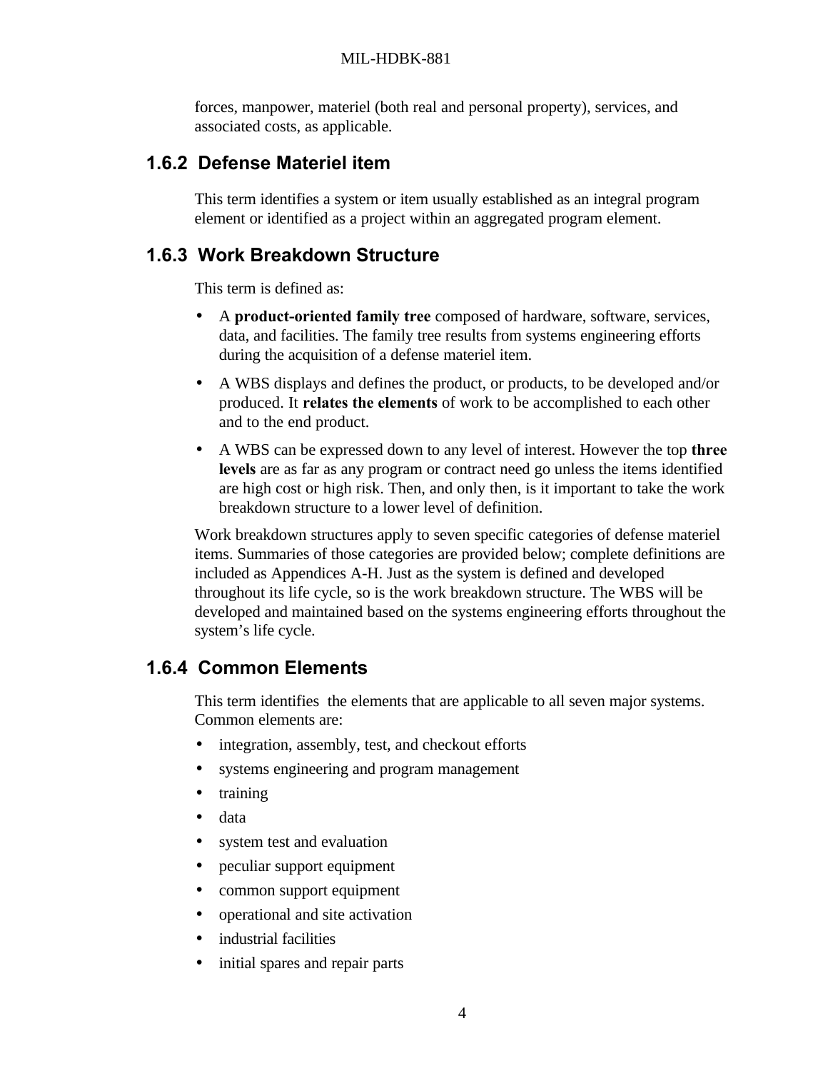forces, manpower, materiel (both real and personal property), services, and associated costs, as applicable.

### 1.6.2 Defense Materiel item

This term identifies a system or item usually established as an integral program element or identified as a project within an aggregated program element.

### 1.6.3 Work Breakdown Structure

This term is defined as:

- A **product-oriented family tree** composed of hardware, software, services, data, and facilities. The family tree results from systems engineering efforts during the acquisition of a defense materiel item.
- A WBS displays and defines the product, or products, to be developed and/or produced. It **relates the elements** of work to be accomplished to each other and to the end product.
- A WBS can be expressed down to any level of interest. However the top **three levels** are as far as any program or contract need go unless the items identified are high cost or high risk. Then, and only then, is it important to take the work breakdown structure to a lower level of definition.

Work breakdown structures apply to seven specific categories of defense materiel items. Summaries of those categories are provided below; complete definitions are included as Appendices A-H. Just as the system is defined and developed throughout its life cycle, so is the work breakdown structure. The WBS will be developed and maintained based on the systems engineering efforts throughout the system's life cycle.

### 1.6.4 Common Elements

This term identifies the elements that are applicable to all seven major systems. Common elements are:

- integration, assembly, test, and checkout efforts
- systems engineering and program management
- training
- data
- system test and evaluation
- peculiar support equipment
- common support equipment
- operational and site activation
- industrial facilities
- initial spares and repair parts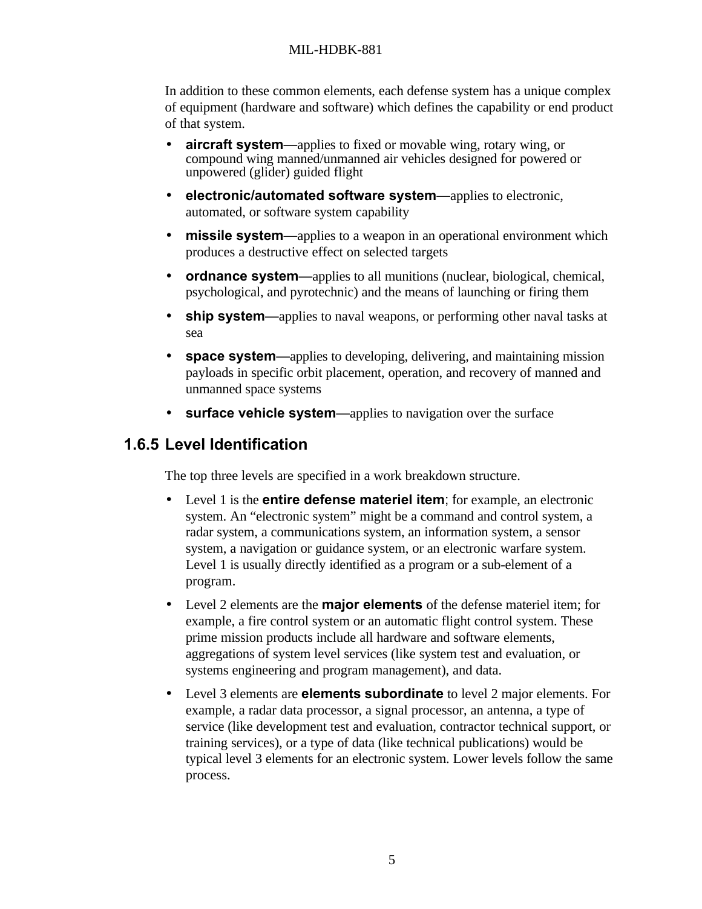In addition to these common elements, each defense system has a unique complex of equipment (hardware and software) which defines the capability or end product of that system.

- **aircraft system**—applies to fixed or movable wing, rotary wing, or compound wing manned/unmanned air vehicles designed for powered or unpowered (glider) guided flight
- **electronic/automated software system**—applies to electronic, automated, or software system capability
- **missile system**—applies to a weapon in an operational environment which produces a destructive effect on selected targets
- **ordnance system**—applies to all munitions (nuclear, biological, chemical, psychological, and pyrotechnic) and the means of launching or firing them
- **ship system**—applies to naval weapons, or performing other naval tasks at sea
- **space system**—applies to developing, delivering, and maintaining mission payloads in specific orbit placement, operation, and recovery of manned and unmanned space systems
- **surface vehicle system**—applies to navigation over the surface

### 1.6.5 Level Identification

The top three levels are specified in a work breakdown structure.

- Level 1 is the **entire defense materiel item**; for example, an electronic system. An "electronic system" might be a command and control system, a radar system, a communications system, an information system, a sensor system, a navigation or guidance system, or an electronic warfare system. Level 1 is usually directly identified as a program or a sub-element of a program.
- Level 2 elements are the **major elements** of the defense materiel item; for example, a fire control system or an automatic flight control system. These prime mission products include all hardware and software elements, aggregations of system level services (like system test and evaluation, or systems engineering and program management), and data.
- Level 3 elements are **elements subordinate** to level 2 major elements. For example, a radar data processor, a signal processor, an antenna, a type of service (like development test and evaluation, contractor technical support, or training services), or a type of data (like technical publications) would be typical level 3 elements for an electronic system. Lower levels follow the same process.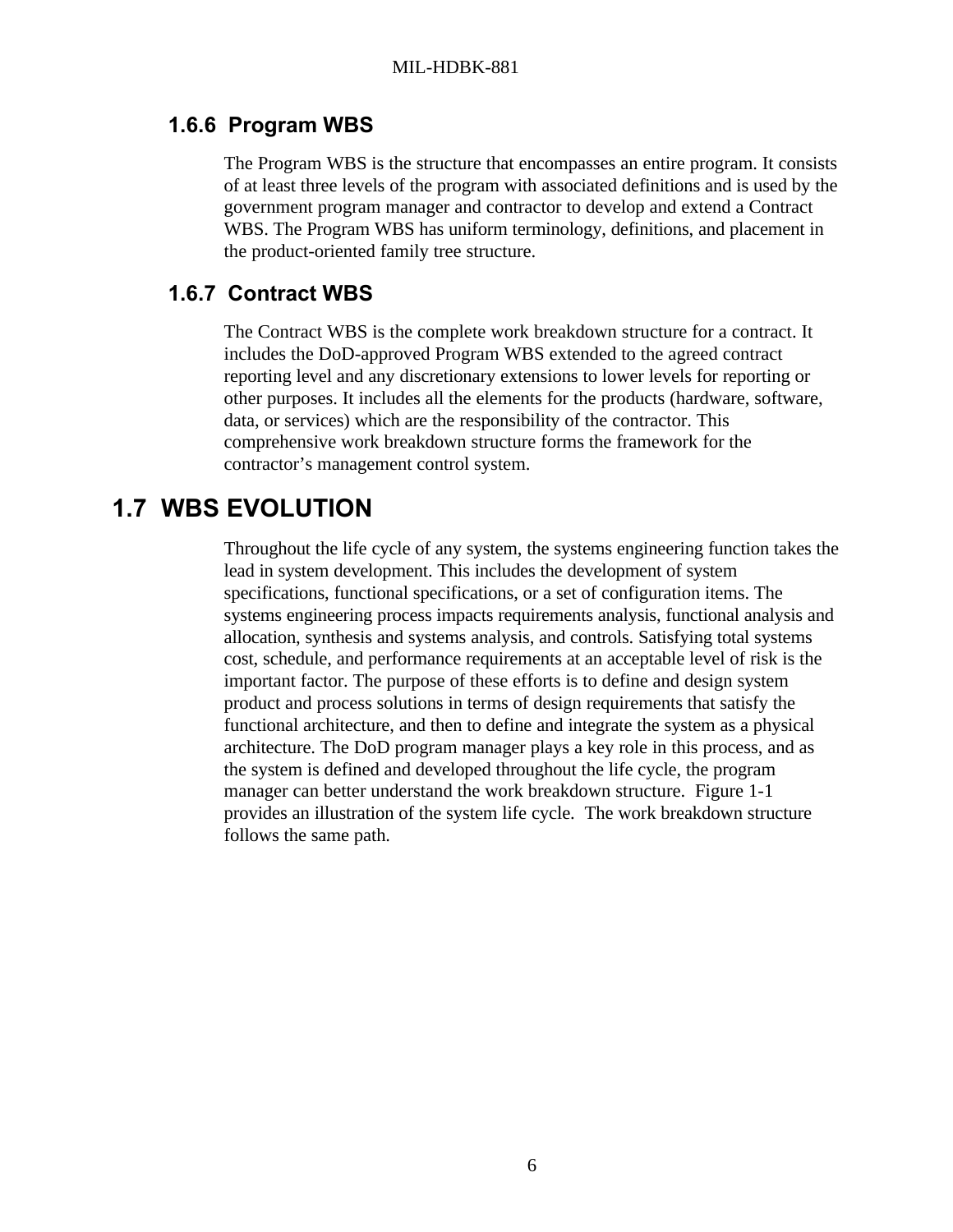### 1.6.6 Program WBS

The Program WBS is the structure that encompasses an entire program. It consists of at least three levels of the program with associated definitions and is used by the government program manager and contractor to develop and extend a Contract WBS. The Program WBS has uniform terminology, definitions, and placement in the product-oriented family tree structure.

### 1.6.7 Contract WBS

The Contract WBS is the complete work breakdown structure for a contract. It includes the DoD-approved Program WBS extended to the agreed contract reporting level and any discretionary extensions to lower levels for reporting or other purposes. It includes all the elements for the products (hardware, software, data, or services) which are the responsibility of the contractor. This comprehensive work breakdown structure forms the framework for the contractor's management control system.

## 1.7 WBS EVOLUTION

Throughout the life cycle of any system, the systems engineering function takes the lead in system development. This includes the development of system specifications, functional specifications, or a set of configuration items. The systems engineering process impacts requirements analysis, functional analysis and allocation, synthesis and systems analysis, and controls. Satisfying total systems cost, schedule, and performance requirements at an acceptable level of risk is the important factor. The purpose of these efforts is to define and design system product and process solutions in terms of design requirements that satisfy the functional architecture, and then to define and integrate the system as a physical architecture. The DoD program manager plays a key role in this process, and as the system is defined and developed throughout the life cycle, the program manager can better understand the work breakdown structure. Figure 1-1 provides an illustration of the system life cycle. The work breakdown structure follows the same path.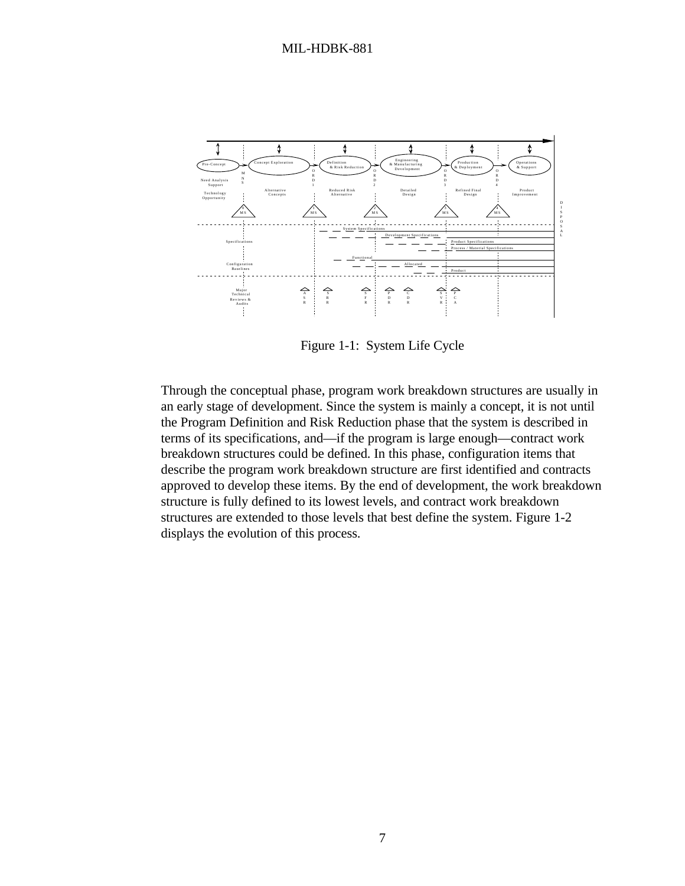Figure 1-1: System Life Cycle

Through the conceptual phase, program work breakdown structures are usually in an early stage of development. Since the system is mainly a concept, it is not until the Program Definition and Risk Reduction phase that the system is described in terms of its specifications, and—if the program is large enough—contract work breakdown structures could be defined. In this phase, configuration items that describe the program work breakdown structure are first identified and contracts approved to develop these items. By the end of development, the work breakdown structure is fully defined to its lowest levels, and contract work breakdown structures are extended to those levels that best define the system. Figure 1-2 displays the evolution of this process.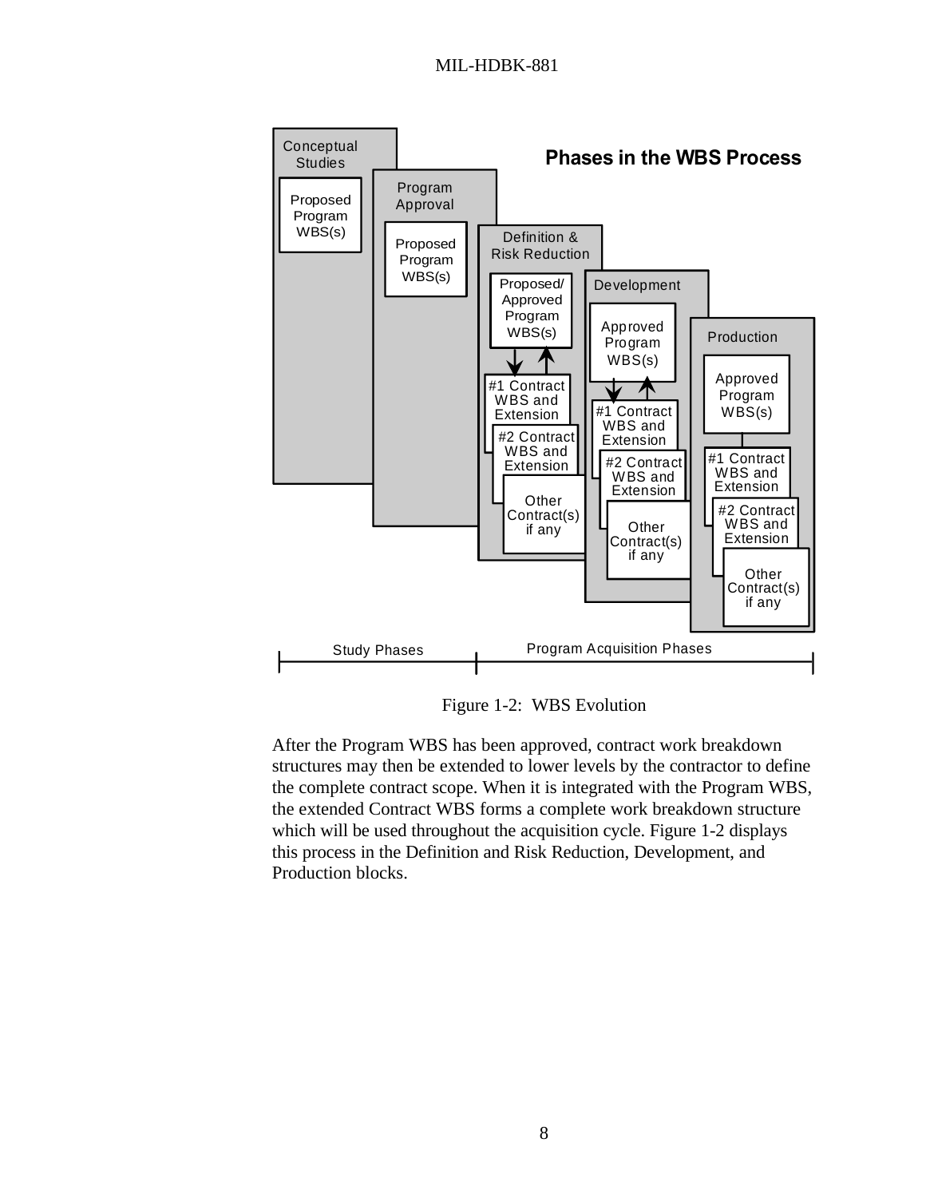Phases in the WBS Process

Conceptual Studies

Proposed Program WBS(s)

Program Approval

Proposed Program WBS(s)

Definition & Risk Reduction

Proposed/ Approved Program WBS(s)

#1 Contract WBS and Extension

#2 Contract WBS and Extension

Other Contract(s) if any

Development

Approved Program WBS(s)

#1 Contract WBS and Extension

#2 Contract WBS and Extension

Other Contract(s) if any

Production

Approved Program WBS(s)

#1 Contract WBS and Extension

#2 Contract WBS and Extension

Other Contract(s) if any

Study Phases | Program Acquisition Phases

Figure 1-2: WBS Evolution

After the Program WBS has been approved, contract work breakdown structures may then be extended to lower levels by the contractor to define the complete contract scope. When it is integrated with the Program WBS, the extended Contract WBS forms a complete work breakdown structure which will be used throughout the acquisition cycle. Figure 1-2 displays this process in the Definition and Risk Reduction, Development, and Production blocks.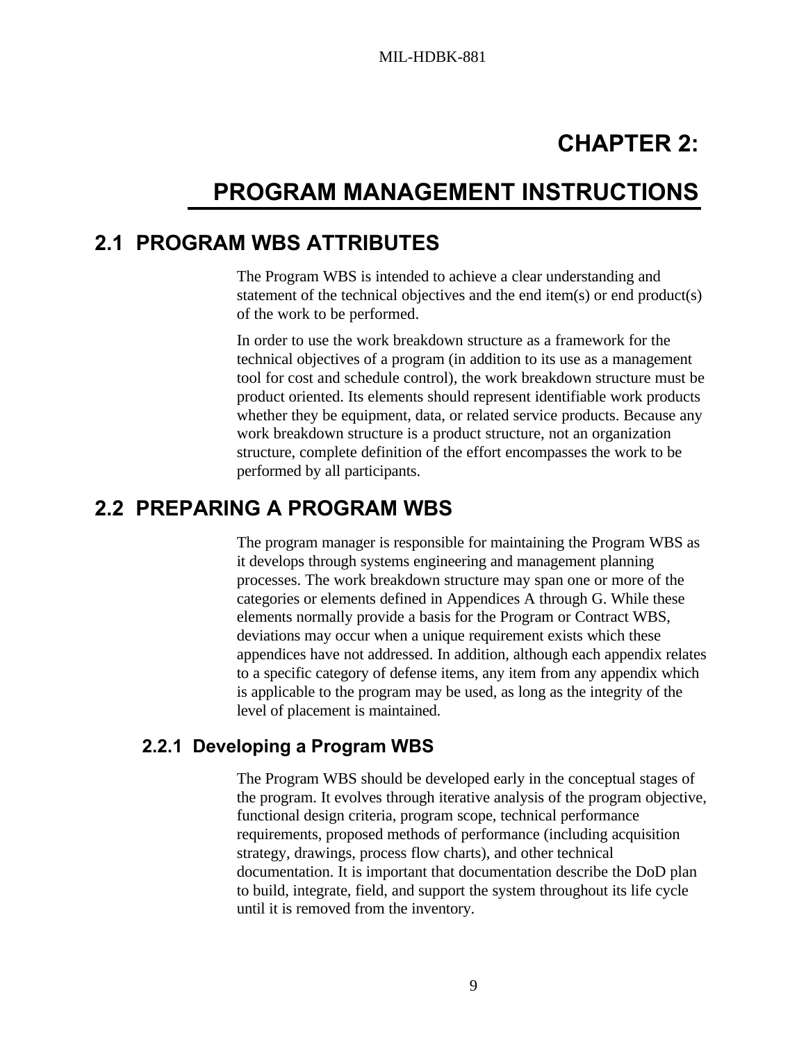# CHAPTER 2:

# PROGRAM MANAGEMENT INSTRUCTIONS

## 2.1 PROGRAM WBS ATTRIBUTES

The Program WBS is intended to achieve a clear understanding and statement of the technical objectives and the end item(s) or end product(s) of the work to be performed.

In order to use the work breakdown structure as a framework for the technical objectives of a program (in addition to its use as a management tool for cost and schedule control), the work breakdown structure must be product oriented. Its elements should represent identifiable work products whether they be equipment, data, or related service products. Because any work breakdown structure is a product structure, not an organization structure, complete definition of the effort encompasses the work to be performed by all participants.

## 2.2 PREPARING A PROGRAM WBS

The program manager is responsible for maintaining the Program WBS as it develops through systems engineering and management planning processes. The work breakdown structure may span one or more of the categories or elements defined in Appendices A through G. While these elements normally provide a basis for the Program or Contract WBS, deviations may occur when a unique requirement exists which these appendices have not addressed. In addition, although each appendix relates to a specific category of defense items, any item from any appendix which is applicable to the program may be used, as long as the integrity of the level of placement is maintained.

### 2.2.1 Developing a Program WBS

The Program WBS should be developed early in the conceptual stages of the program. It evolves through iterative analysis of the program objective, functional design criteria, program scope, technical performance requirements, proposed methods of performance (including acquisition strategy, drawings, process flow charts), and other technical documentation. It is important that documentation describe the DoD plan to build, integrate, field, and support the system throughout its life cycle until it is removed from the inventory.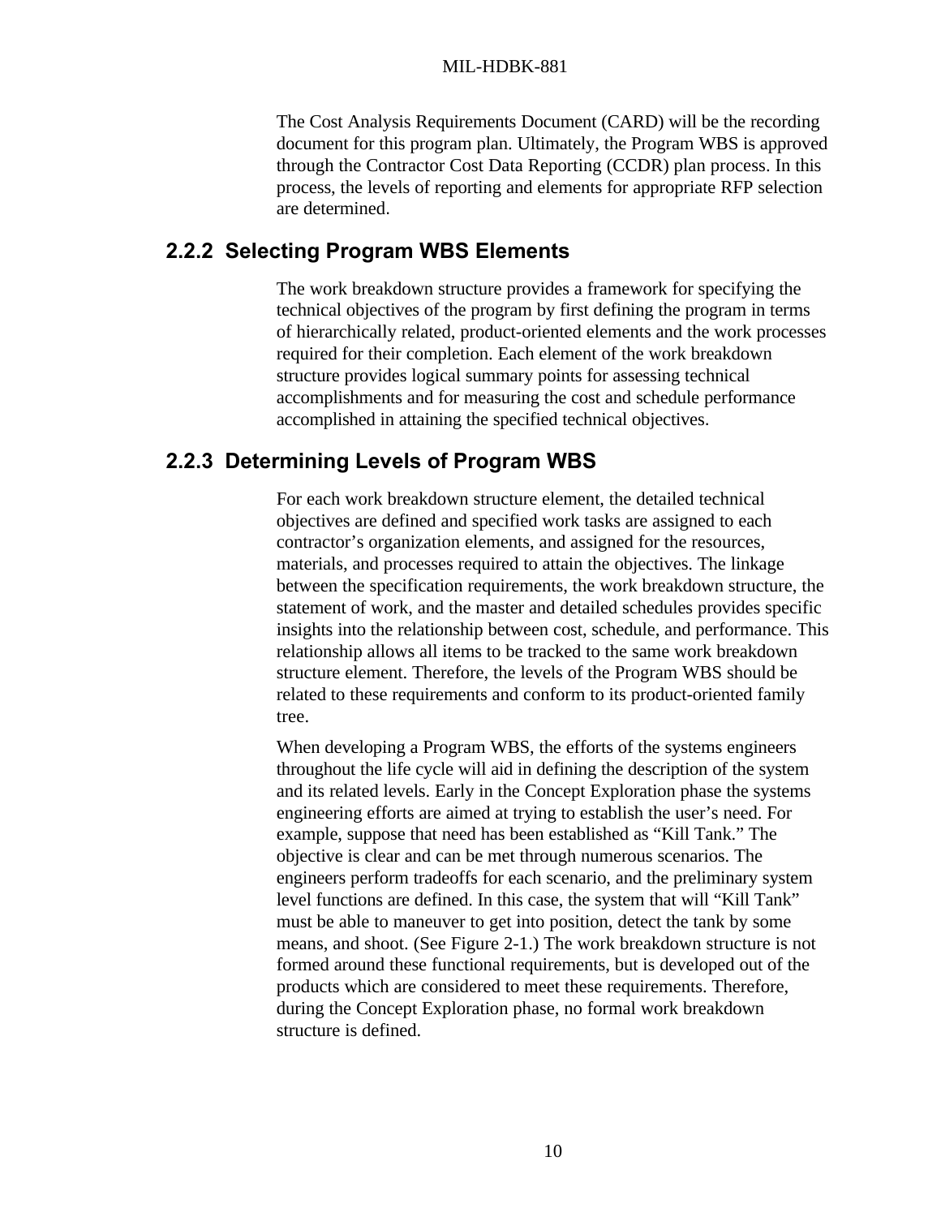The Cost Analysis Requirements Document (CARD) will be the recording document for this program plan. Ultimately, the Program WBS is approved through the Contractor Cost Data Reporting (CCDR) plan process. In this process, the levels of reporting and elements for appropriate RFP selection are determined.

### 2.2.2 Selecting Program WBS Elements

The work breakdown structure provides a framework for specifying the technical objectives of the program by first defining the program in terms of hierarchically related, product-oriented elements and the work processes required for their completion. Each element of the work breakdown structure provides logical summary points for assessing technical accomplishments and for measuring the cost and schedule performance accomplished in attaining the specified technical objectives.

### 2.2.3 Determining Levels of Program WBS

For each work breakdown structure element, the detailed technical objectives are defined and specified work tasks are assigned to each contractor's organization elements, and assigned for the resources, materials, and processes required to attain the objectives. The linkage between the specification requirements, the work breakdown structure, the statement of work, and the master and detailed schedules provides specific insights into the relationship between cost, schedule, and performance. This relationship allows all items to be tracked to the same work breakdown structure element. Therefore, the levels of the Program WBS should be related to these requirements and conform to its product-oriented family tree.

When developing a Program WBS, the efforts of the systems engineers throughout the life cycle will aid in defining the description of the system and its related levels. Early in the Concept Exploration phase the systems engineering efforts are aimed at trying to establish the user's need. For example, suppose that need has been established as "Kill Tank." The objective is clear and can be met through numerous scenarios. The engineers perform tradeoffs for each scenario, and the preliminary system level functions are defined. In this case, the system that will "Kill Tank" must be able to maneuver to get into position, detect the tank by some means, and shoot. (See Figure 2-1.) The work breakdown structure is not formed around these functional requirements, but is developed out of the products which are considered to meet these requirements. Therefore, during the Concept Exploration phase, no formal work breakdown structure is defined.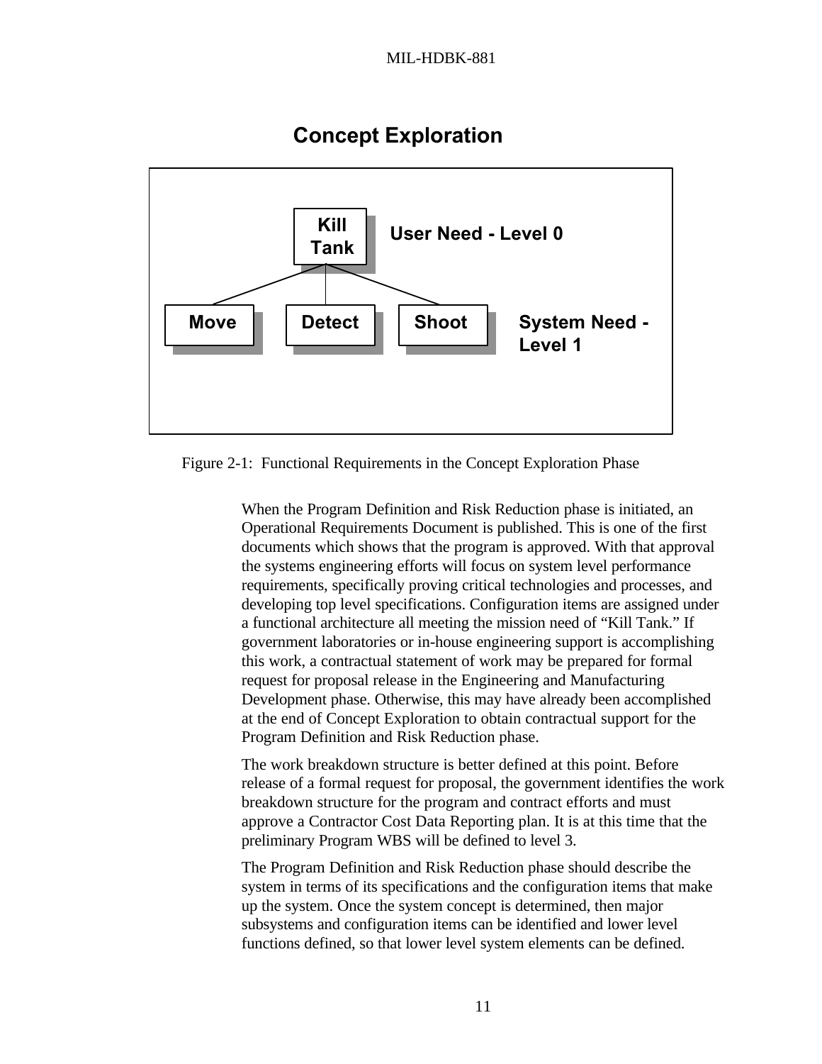## Concept Exploration

Kill Tank — User Need - Level 0

Move — Detect — Shoot — System Need - Level 1

Figure 2-1: Functional Requirements in the Concept Exploration Phase

When the Program Definition and Risk Reduction phase is initiated, an Operational Requirements Document is published. This is one of the first documents which shows that the program is approved. With that approval the systems engineering efforts will focus on system level performance requirements, specifically proving critical technologies and processes, and developing top level specifications. Configuration items are assigned under a functional architecture all meeting the mission need of "Kill Tank." If government laboratories or in-house engineering support is accomplishing this work, a contractual statement of work may be prepared for formal request for proposal release in the Engineering and Manufacturing Development phase. Otherwise, this may have already been accomplished at the end of Concept Exploration to obtain contractual support for the Program Definition and Risk Reduction phase.

The work breakdown structure is better defined at this point. Before release of a formal request for proposal, the government identifies the work breakdown structure for the program and contract efforts and must approve a Contractor Cost Data Reporting plan. It is at this time that the preliminary Program WBS will be defined to level 3.

The Program Definition and Risk Reduction phase should describe the system in terms of its specifications and the configuration items that make up the system. Once the system concept is determined, then major subsystems and configuration items can be identified and lower level functions defined, so that lower level system elements can be defined.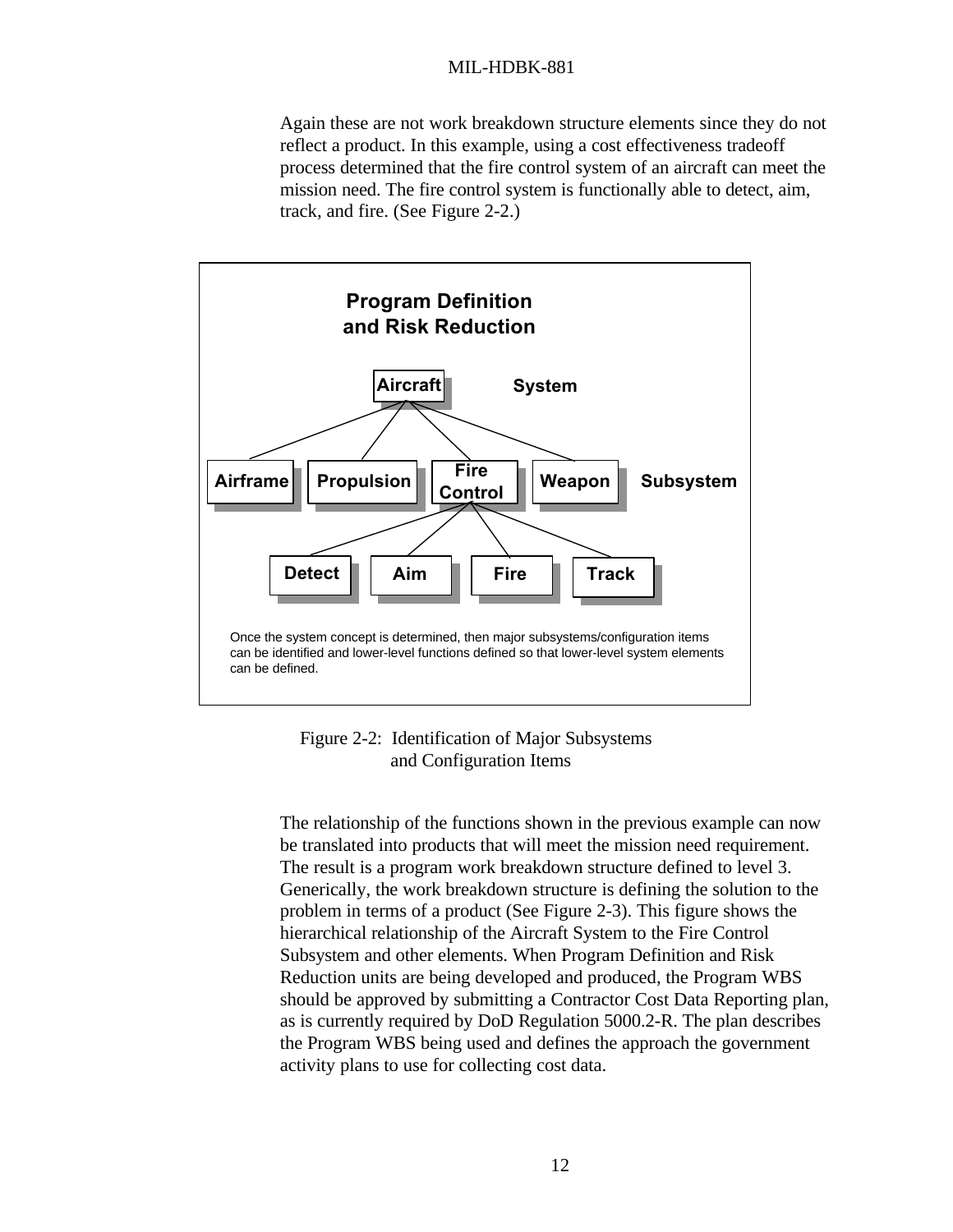Again these are not work breakdown structure elements since they do not reflect a product. In this example, using a cost effectiveness tradeoff process determined that the fire control system of an aircraft can meet the mission need. The fire control system is functionally able to detect, aim, track, and fire. (See Figure 2-2.)

**Program Definition and Risk Reduction**

- Aircraft — System
  - Airframe, Propulsion, Fire Control, Weapon — Subsystem
    - Fire Control: Detect, Aim, Fire, Track

Once the system concept is determined, then major subsystems/configuration items can be identified and lower-level functions defined so that lower-level system elements can be defined.

Figure 2-2: Identification of Major Subsystems and Configuration Items

The relationship of the functions shown in the previous example can now be translated into products that will meet the mission need requirement. The result is a program work breakdown structure defined to level 3. Generically, the work breakdown structure is defining the solution to the problem in terms of a product (See Figure 2-3). This figure shows the hierarchical relationship of the Aircraft System to the Fire Control Subsystem and other elements. When Program Definition and Risk Reduction units are being developed and produced, the Program WBS should be approved by submitting a Contractor Cost Data Reporting plan, as is currently required by DoD Regulation 5000.2-R. The plan describes the Program WBS being used and defines the approach the government activity plans to use for collecting cost data.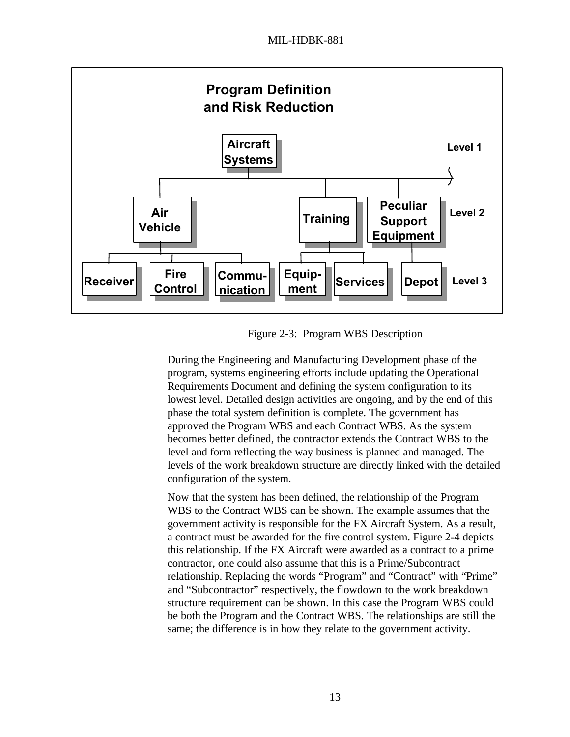**Program Definition and Risk Reduction**

- Level 1: Aircraft Systems
  - Level 2: Air Vehicle
    - Level 3: Receiver
    - Level 3: Fire Control
    - Level 3: Communication
  - Level 2: Training
    - Level 3: Equipment
    - Level 3: Services
  - Level 2: Peculiar Support Equipment
    - Level 3: Depot

Figure 2-3: Program WBS Description

During the Engineering and Manufacturing Development phase of the program, systems engineering efforts include updating the Operational Requirements Document and defining the system configuration to its lowest level. Detailed design activities are ongoing, and by the end of this phase the total system definition is complete. The government has approved the Program WBS and each Contract WBS. As the system becomes better defined, the contractor extends the Contract WBS to the level and form reflecting the way business is planned and managed. The levels of the work breakdown structure are directly linked with the detailed configuration of the system.

Now that the system has been defined, the relationship of the Program WBS to the Contract WBS can be shown. The example assumes that the government activity is responsible for the FX Aircraft System. As a result, a contract must be awarded for the fire control system. Figure 2-4 depicts this relationship. If the FX Aircraft were awarded as a contract to a prime contractor, one could also assume that this is a Prime/Subcontract relationship. Replacing the words "Program" and "Contract" with "Prime" and "Subcontractor" respectively, the flowdown to the work breakdown structure requirement can be shown. In this case the Program WBS could be both the Program and the Contract WBS. The relationships are still the same; the difference is in how they relate to the government activity.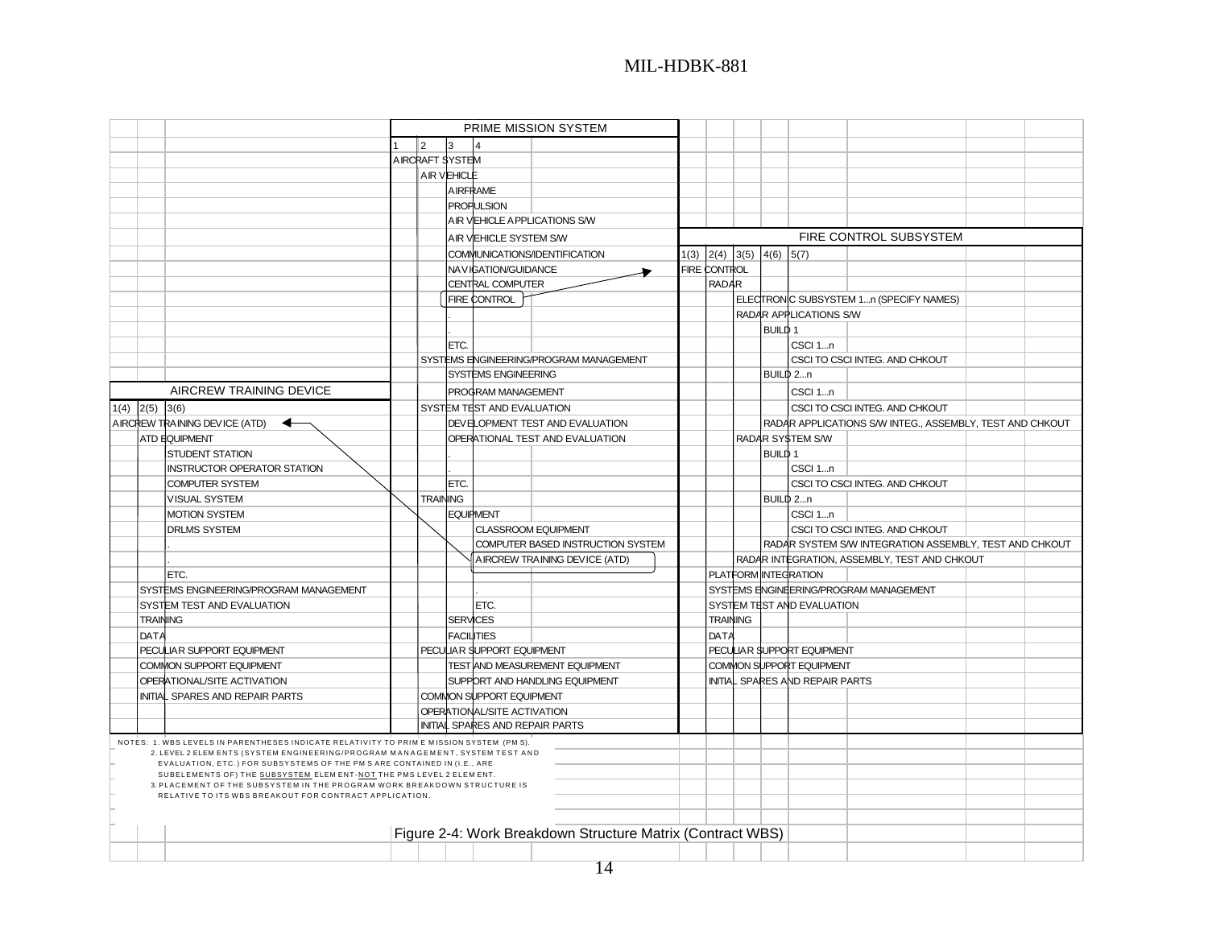**PRIME MISSION SYSTEM**

| 1 | 2 | 3 | 4 |
|---|---|---|---|
| AIRCRAFT SYSTEM | | | |
| | AIR VEHICLE | | |
| | | AIRFRAME | |
| | | PROPULSION | |
| | | AIR VEHICLE APPLICATIONS S/W | |
| | | AIR VEHICLE SYSTEM S/W | |
| | | COMMUNICATIONS/IDENTIFICATION | |
| | | NAVIGATION/GUIDANCE | |
| | | CENTRAL COMPUTER | |
| | | FIRE CONTROL | |
| | | . | |
| | | . | |
| | | ETC. | |
| | SYSTEMS ENGINEERING/PROGRAM MANAGEMENT | | |
| | | SYSTEMS ENGINEERING | |
| | | PROGRAM MANAGEMENT | |
| | SYSTEM TEST AND EVALUATION | | |
| | | DEVELOPMENT TEST AND EVALUATION | |
| | | OPERATIONAL TEST AND EVALUATION | |
| | | . | |
| | | . | |
| | | ETC. | |
| | TRAINING | | |
| | | EQUIPMENT | |
| | | | CLASSROOM EQUIPMENT |
| | | | COMPUTER BASED INSTRUCTION SYSTEM |
| | | | AIRCREW TRAINING DEVICE (ATD) |
| | | | . |
| | | | ETC. |
| | | SERVICES | |
| | | FACILITIES | |
| | PECULIAR SUPPORT EQUIPMENT | | |
| | | TEST AND MEASUREMENT EQUIPMENT | |
| | | SUPPORT AND HANDLING EQUIPMENT | |
| | COMMON SUPPORT EQUIPMENT | | |
| | OPERATIONAL/SITE ACTIVATION | | |
| | INITIAL SPARES AND REPAIR PARTS | | |

**FIRE CONTROL SUBSYSTEM**

| 1(3) | 2(4) | 3(5) | 4(6) | 5(7) |
|---|---|---|---|---|
| FIRE CONTROL | | | | |
| | RADAR | | | |
| | | ELECTRONIC SUBSYSTEM 1...n (SPECIFY NAMES) | | |
| | | RADAR APPLICATIONS S/W | | |
| | | | BUILD 1 | |
| | | | | CSCI 1...n |
| | | | | CSCI TO CSCI INTEG. AND CHKOUT |
| | | | BUILD 2...n | |
| | | | | CSCI 1...n |
| | | | | CSCI TO CSCI INTEG. AND CHKOUT |
| | | | RADAR APPLICATIONS S/W INTEG., ASSEMBLY, TEST AND CHKOUT | |
| | | RADAR SYSTEM S/W | | |
| | | | BUILD 1 | |
| | | | | CSCI 1...n |
| | | | | CSCI TO CSCI INTEG. AND CHKOUT |
| | | | BUILD 2...n | |
| | | | | CSCI 1...n |
| | | | | CSCI TO CSCI INTEG. AND CHKOUT |
| | | | RADAR SYSTEM S/W INTEGRATION ASSEMBLY, TEST AND CHKOUT | |
| | | RADAR INTEGRATION, ASSEMBLY, TEST AND CHKOUT | | |
| | PLATFORM INTEGRATION | | | |
| | SYSTEMS ENGINEERING/PROGRAM MANAGEMENT | | | |
| | SYSTEM TEST AND EVALUATION | | | |
| | TRAINING | | | |
| | DATA | | | |
| | PECULIAR SUPPORT EQUIPMENT | | | |
| | COMMON SUPPORT EQUIPMENT | | | |
| | INITIAL SPARES AND REPAIR PARTS | | | |

**AIRCREW TRAINING DEVICE**

| 1(4) | 2(5) | 3(6) |
|---|---|---|
| AIRCREW TRAINING DEVICE (ATD) | | |
| | ATD EQUIPMENT | |
| | | STUDENT STATION |
| | | INSTRUCTOR OPERATOR STATION |
| | | COMPUTER SYSTEM |
| | | VISUAL SYSTEM |
| | | MOTION SYSTEM |
| | | DRLMS SYSTEM |
| | | . |
| | | . |
| | | ETC. |
| | SYSTEMS ENGINEERING/PROGRAM MANAGEMENT | |
| | SYSTEM TEST AND EVALUATION | |
| | TRAINING | |
| | DATA | |
| | PECULIAR SUPPORT EQUIPMENT | |
| | COMMON SUPPORT EQUIPMENT | |
| | OPERATIONAL/SITE ACTIVATION | |
| | INITIAL SPARES AND REPAIR PARTS | |

NOTES: 1. WBS LEVELS IN PARENTHESES INDICATE RELATIVITY TO PRIME MISSION SYSTEM (PMS).
2. LEVEL 2 ELEMENTS (SYSTEM ENGINEERING/PROGRAM MANAGEMENT, SYSTEM TEST AND EVALUATION, ETC.) FOR SUBSYSTEMS OF THE PMS ARE CONTAINED IN (I.E., ARE SUBELEMENTS OF) THE SUBSYSTEM ELEMENT-NOT THE PMS LEVEL 2 ELEMENT.
3. PLACEMENT OF THE SUBSYSTEM IN THE PROGRAM WORK BREAKDOWN STRUCTURE IS RELATIVE TO ITS WBS BREAKOUT FOR CONTRACT APPLICATION.

Figure 2-4: Work Breakdown Structure Matrix (Contract WBS)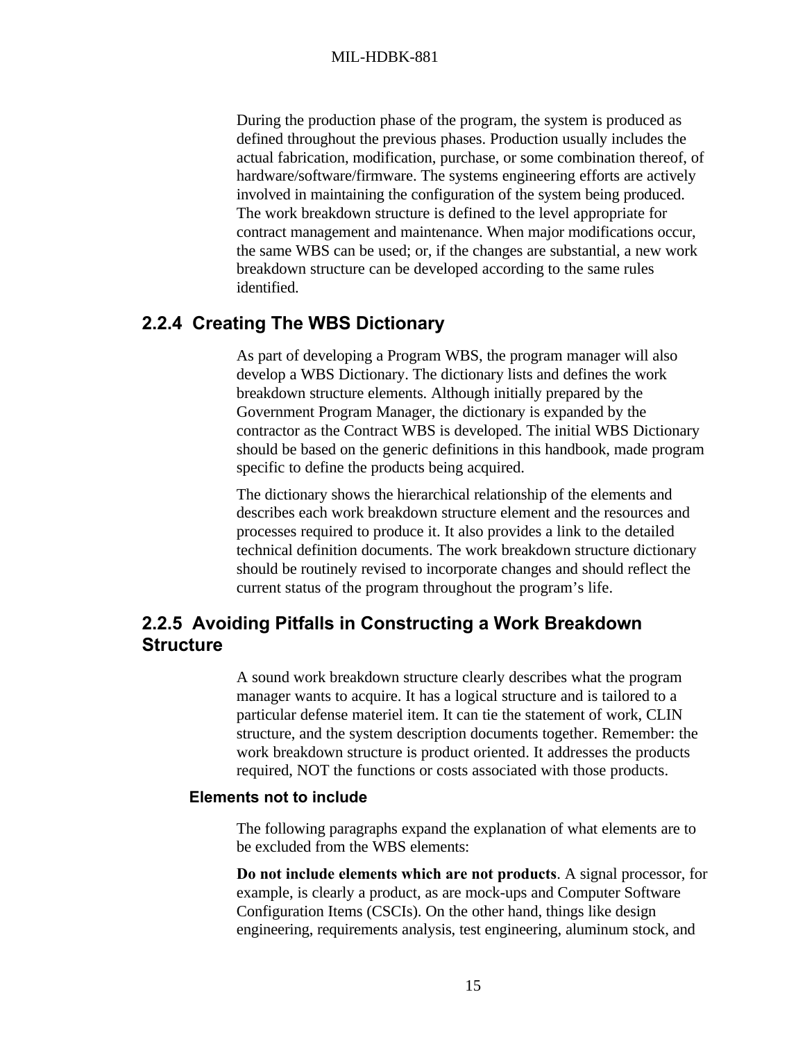During the production phase of the program, the system is produced as defined throughout the previous phases. Production usually includes the actual fabrication, modification, purchase, or some combination thereof, of hardware/software/firmware. The systems engineering efforts are actively involved in maintaining the configuration of the system being produced. The work breakdown structure is defined to the level appropriate for contract management and maintenance. When major modifications occur, the same WBS can be used; or, if the changes are substantial, a new work breakdown structure can be developed according to the same rules identified.

### 2.2.4 Creating The WBS Dictionary

As part of developing a Program WBS, the program manager will also develop a WBS Dictionary. The dictionary lists and defines the work breakdown structure elements. Although initially prepared by the Government Program Manager, the dictionary is expanded by the contractor as the Contract WBS is developed. The initial WBS Dictionary should be based on the generic definitions in this handbook, made program specific to define the products being acquired.

The dictionary shows the hierarchical relationship of the elements and describes each work breakdown structure element and the resources and processes required to produce it. It also provides a link to the detailed technical definition documents. The work breakdown structure dictionary should be routinely revised to incorporate changes and should reflect the current status of the program throughout the program's life.

### 2.2.5 Avoiding Pitfalls in Constructing a Work Breakdown Structure

A sound work breakdown structure clearly describes what the program manager wants to acquire. It has a logical structure and is tailored to a particular defense materiel item. It can tie the statement of work, CLIN structure, and the system description documents together. Remember: the work breakdown structure is product oriented. It addresses the products required, NOT the functions or costs associated with those products.

#### Elements not to include

The following paragraphs expand the explanation of what elements are to be excluded from the WBS elements:

**Do not include elements which are not products**. A signal processor, for example, is clearly a product, as are mock-ups and Computer Software Configuration Items (CSCIs). On the other hand, things like design engineering, requirements analysis, test engineering, aluminum stock, and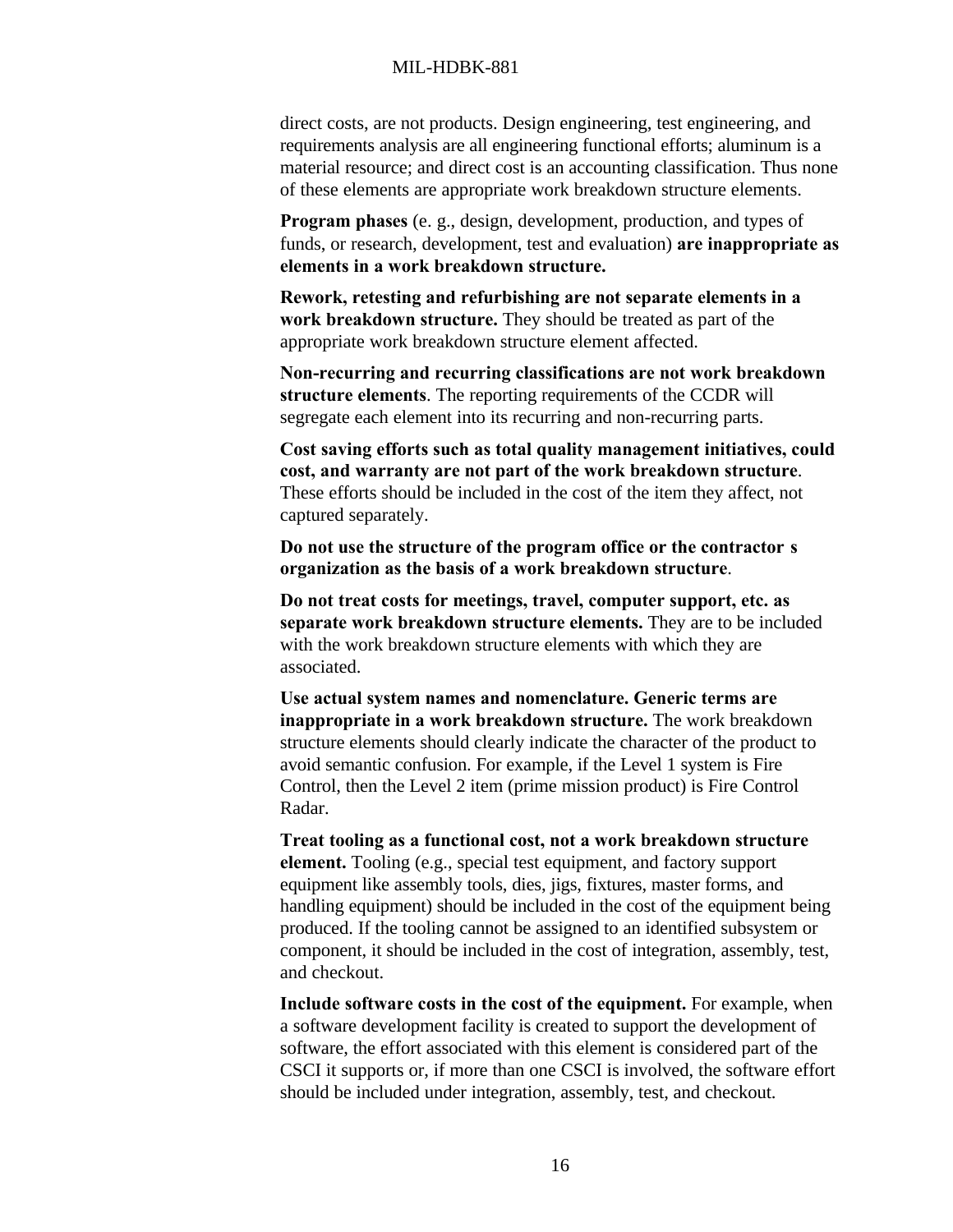direct costs, are not products. Design engineering, test engineering, and requirements analysis are all engineering functional efforts; aluminum is a material resource; and direct cost is an accounting classification. Thus none of these elements are appropriate work breakdown structure elements.

**Program phases** (e. g., design, development, production, and types of funds, or research, development, test and evaluation) **are inappropriate as elements in a work breakdown structure.**

**Rework, retesting and refurbishing are not separate elements in a work breakdown structure.** They should be treated as part of the appropriate work breakdown structure element affected.

**Non-recurring and recurring classifications are not work breakdown structure elements**. The reporting requirements of the CCDR will segregate each element into its recurring and non-recurring parts.

**Cost saving efforts such as total quality management initiatives, could cost, and warranty are not part of the work breakdown structure**. These efforts should be included in the cost of the item they affect, not captured separately.

**Do not use the structure of the program office or the contractor s organization as the basis of a work breakdown structure**.

**Do not treat costs for meetings, travel, computer support, etc. as separate work breakdown structure elements.** They are to be included with the work breakdown structure elements with which they are associated.

**Use actual system names and nomenclature. Generic terms are inappropriate in a work breakdown structure.** The work breakdown structure elements should clearly indicate the character of the product to avoid semantic confusion. For example, if the Level 1 system is Fire Control, then the Level 2 item (prime mission product) is Fire Control Radar.

**Treat tooling as a functional cost, not a work breakdown structure element.** Tooling (e.g., special test equipment, and factory support equipment like assembly tools, dies, jigs, fixtures, master forms, and handling equipment) should be included in the cost of the equipment being produced. If the tooling cannot be assigned to an identified subsystem or component, it should be included in the cost of integration, assembly, test, and checkout.

**Include software costs in the cost of the equipment.** For example, when a software development facility is created to support the development of software, the effort associated with this element is considered part of the CSCI it supports or, if more than one CSCI is involved, the software effort should be included under integration, assembly, test, and checkout.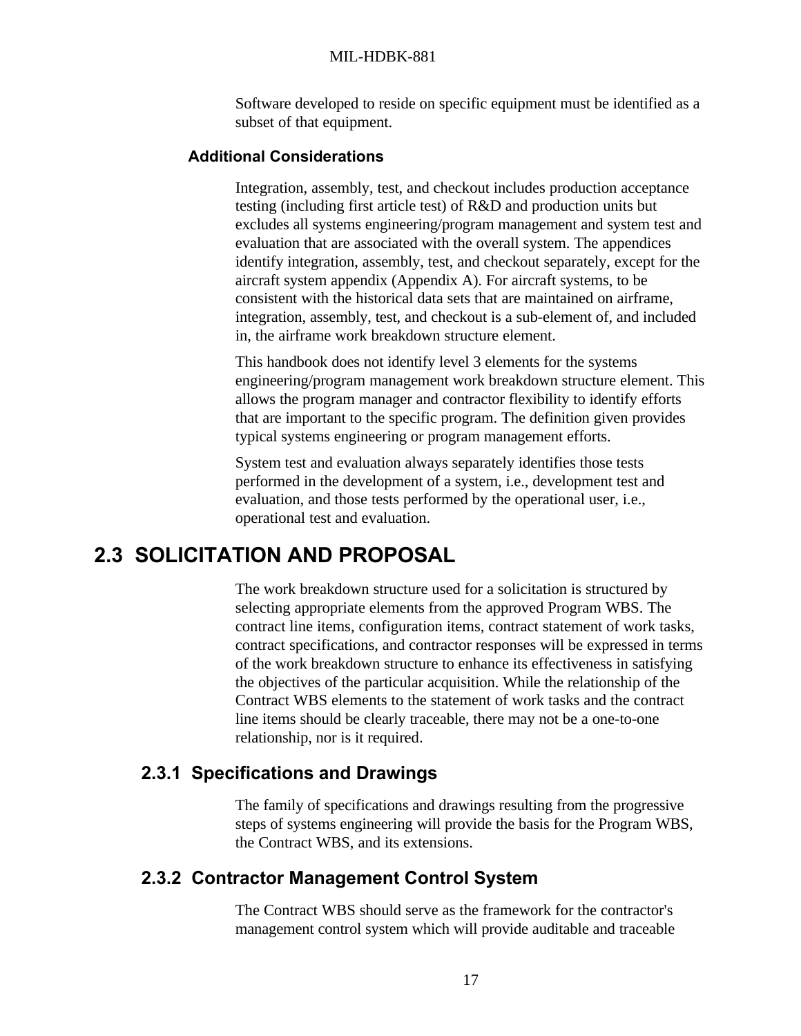Software developed to reside on specific equipment must be identified as a subset of that equipment.

#### Additional Considerations

Integration, assembly, test, and checkout includes production acceptance testing (including first article test) of R&D and production units but excludes all systems engineering/program management and system test and evaluation that are associated with the overall system. The appendices identify integration, assembly, test, and checkout separately, except for the aircraft system appendix (Appendix A). For aircraft systems, to be consistent with the historical data sets that are maintained on airframe, integration, assembly, test, and checkout is a sub-element of, and included in, the airframe work breakdown structure element.

This handbook does not identify level 3 elements for the systems engineering/program management work breakdown structure element. This allows the program manager and contractor flexibility to identify efforts that are important to the specific program. The definition given provides typical systems engineering or program management efforts.

System test and evaluation always separately identifies those tests performed in the development of a system, i.e., development test and evaluation, and those tests performed by the operational user, i.e., operational test and evaluation.

## 2.3 SOLICITATION AND PROPOSAL

The work breakdown structure used for a solicitation is structured by selecting appropriate elements from the approved Program WBS. The contract line items, configuration items, contract statement of work tasks, contract specifications, and contractor responses will be expressed in terms of the work breakdown structure to enhance its effectiveness in satisfying the objectives of the particular acquisition. While the relationship of the Contract WBS elements to the statement of work tasks and the contract line items should be clearly traceable, there may not be a one-to-one relationship, nor is it required.

### 2.3.1 Specifications and Drawings

The family of specifications and drawings resulting from the progressive steps of systems engineering will provide the basis for the Program WBS, the Contract WBS, and its extensions.

### 2.3.2 Contractor Management Control System

The Contract WBS should serve as the framework for the contractor's management control system which will provide auditable and traceable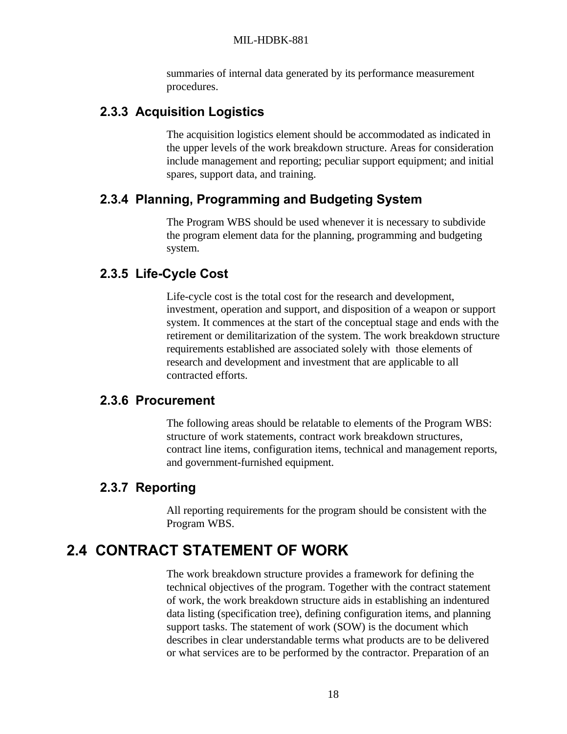summaries of internal data generated by its performance measurement procedures.

### 2.3.3 Acquisition Logistics

The acquisition logistics element should be accommodated as indicated in the upper levels of the work breakdown structure. Areas for consideration include management and reporting; peculiar support equipment; and initial spares, support data, and training.

### 2.3.4 Planning, Programming and Budgeting System

The Program WBS should be used whenever it is necessary to subdivide the program element data for the planning, programming and budgeting system.

### 2.3.5 Life-Cycle Cost

Life-cycle cost is the total cost for the research and development, investment, operation and support, and disposition of a weapon or support system. It commences at the start of the conceptual stage and ends with the retirement or demilitarization of the system. The work breakdown structure requirements established are associated solely with those elements of research and development and investment that are applicable to all contracted efforts.

### 2.3.6 Procurement

The following areas should be relatable to elements of the Program WBS: structure of work statements, contract work breakdown structures, contract line items, configuration items, technical and management reports, and government-furnished equipment.

### 2.3.7 Reporting

All reporting requirements for the program should be consistent with the Program WBS.

## 2.4 CONTRACT STATEMENT OF WORK

The work breakdown structure provides a framework for defining the technical objectives of the program. Together with the contract statement of work, the work breakdown structure aids in establishing an indentured data listing (specification tree), defining configuration items, and planning support tasks. The statement of work (SOW) is the document which describes in clear understandable terms what products are to be delivered or what services are to be performed by the contractor. Preparation of an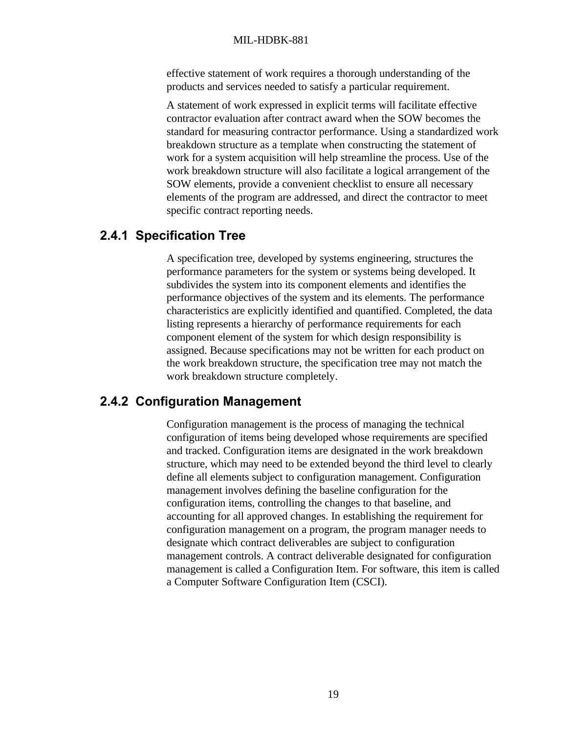effective statement of work requires a thorough understanding of the products and services needed to satisfy a particular requirement.

A statement of work expressed in explicit terms will facilitate effective contractor evaluation after contract award when the SOW becomes the standard for measuring contractor performance. Using a standardized work breakdown structure as a template when constructing the statement of work for a system acquisition will help streamline the process. Use of the work breakdown structure will also facilitate a logical arrangement of the SOW elements, provide a convenient checklist to ensure all necessary elements of the program are addressed, and direct the contractor to meet specific contract reporting needs.

### 2.4.1 Specification Tree

A specification tree, developed by systems engineering, structures the performance parameters for the system or systems being developed. It subdivides the system into its component elements and identifies the performance objectives of the system and its elements. The performance characteristics are explicitly identified and quantified. Completed, the data listing represents a hierarchy of performance requirements for each component element of the system for which design responsibility is assigned. Because specifications may not be written for each product on the work breakdown structure, the specification tree may not match the work breakdown structure completely.

### 2.4.2 Configuration Management

Configuration management is the process of managing the technical configuration of items being developed whose requirements are specified and tracked. Configuration items are designated in the work breakdown structure, which may need to be extended beyond the third level to clearly define all elements subject to configuration management. Configuration management involves defining the baseline configuration for the configuration items, controlling the changes to that baseline, and accounting for all approved changes. In establishing the requirement for configuration management on a program, the program manager needs to designate which contract deliverables are subject to configuration management controls. A contract deliverable designated for configuration management is called a Configuration Item. For software, this item is called a Computer Software Configuration Item (CSCI).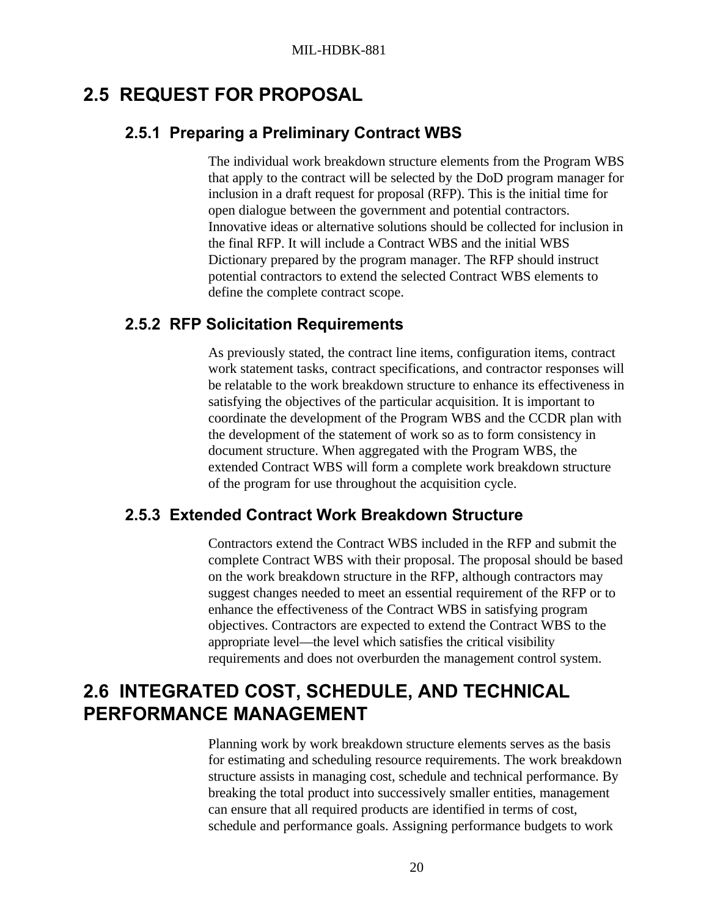## 2.5 REQUEST FOR PROPOSAL

### 2.5.1 Preparing a Preliminary Contract WBS

The individual work breakdown structure elements from the Program WBS that apply to the contract will be selected by the DoD program manager for inclusion in a draft request for proposal (RFP). This is the initial time for open dialogue between the government and potential contractors. Innovative ideas or alternative solutions should be collected for inclusion in the final RFP. It will include a Contract WBS and the initial WBS Dictionary prepared by the program manager. The RFP should instruct potential contractors to extend the selected Contract WBS elements to define the complete contract scope.

### 2.5.2 RFP Solicitation Requirements

As previously stated, the contract line items, configuration items, contract work statement tasks, contract specifications, and contractor responses will be relatable to the work breakdown structure to enhance its effectiveness in satisfying the objectives of the particular acquisition. It is important to coordinate the development of the Program WBS and the CCDR plan with the development of the statement of work so as to form consistency in document structure. When aggregated with the Program WBS, the extended Contract WBS will form a complete work breakdown structure of the program for use throughout the acquisition cycle.

### 2.5.3 Extended Contract Work Breakdown Structure

Contractors extend the Contract WBS included in the RFP and submit the complete Contract WBS with their proposal. The proposal should be based on the work breakdown structure in the RFP, although contractors may suggest changes needed to meet an essential requirement of the RFP or to enhance the effectiveness of the Contract WBS in satisfying program objectives. Contractors are expected to extend the Contract WBS to the appropriate level—the level which satisfies the critical visibility requirements and does not overburden the management control system.

## 2.6 INTEGRATED COST, SCHEDULE, AND TECHNICAL PERFORMANCE MANAGEMENT

Planning work by work breakdown structure elements serves as the basis for estimating and scheduling resource requirements. The work breakdown structure assists in managing cost, schedule and technical performance. By breaking the total product into successively smaller entities, management can ensure that all required products are identified in terms of cost, schedule and performance goals. Assigning performance budgets to work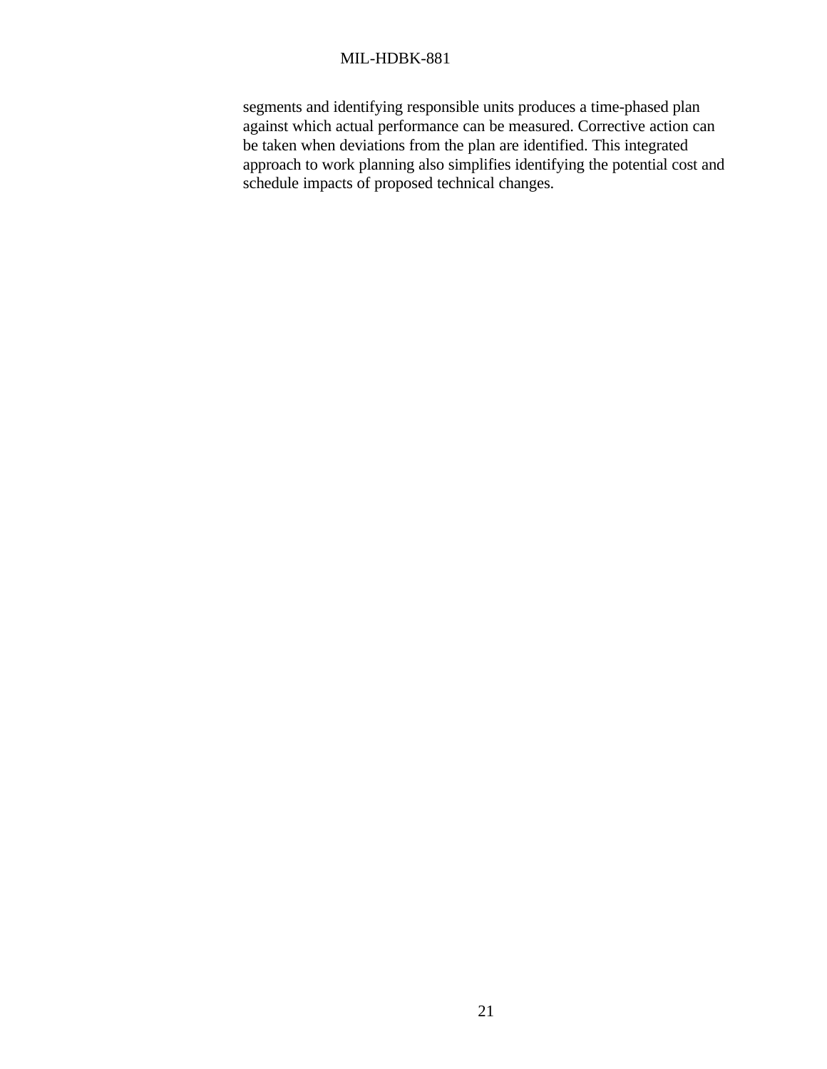segments and identifying responsible units produces a time-phased plan against which actual performance can be measured. Corrective action can be taken when deviations from the plan are identified. This integrated approach to work planning also simplifies identifying the potential cost and schedule impacts of proposed technical changes.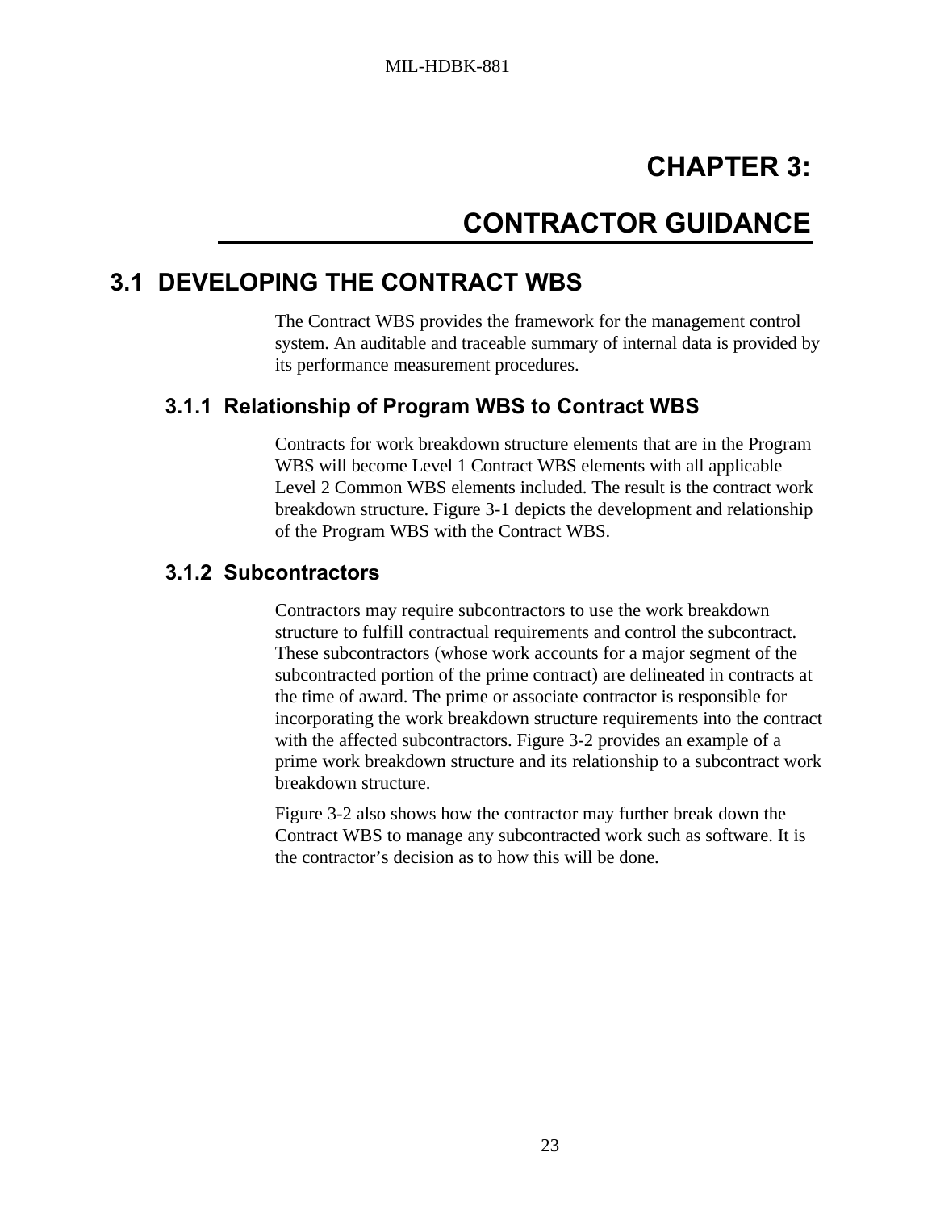# CHAPTER 3:

# CONTRACTOR GUIDANCE

## 3.1 DEVELOPING THE CONTRACT WBS

The Contract WBS provides the framework for the management control system. An auditable and traceable summary of internal data is provided by its performance measurement procedures.

### 3.1.1 Relationship of Program WBS to Contract WBS

Contracts for work breakdown structure elements that are in the Program WBS will become Level 1 Contract WBS elements with all applicable Level 2 Common WBS elements included. The result is the contract work breakdown structure. Figure 3-1 depicts the development and relationship of the Program WBS with the Contract WBS.

### 3.1.2 Subcontractors

Contractors may require subcontractors to use the work breakdown structure to fulfill contractual requirements and control the subcontract. These subcontractors (whose work accounts for a major segment of the subcontracted portion of the prime contract) are delineated in contracts at the time of award. The prime or associate contractor is responsible for incorporating the work breakdown structure requirements into the contract with the affected subcontractors. Figure 3-2 provides an example of a prime work breakdown structure and its relationship to a subcontract work breakdown structure.

Figure 3-2 also shows how the contractor may further break down the Contract WBS to manage any subcontracted work such as software. It is the contractor's decision as to how this will be done.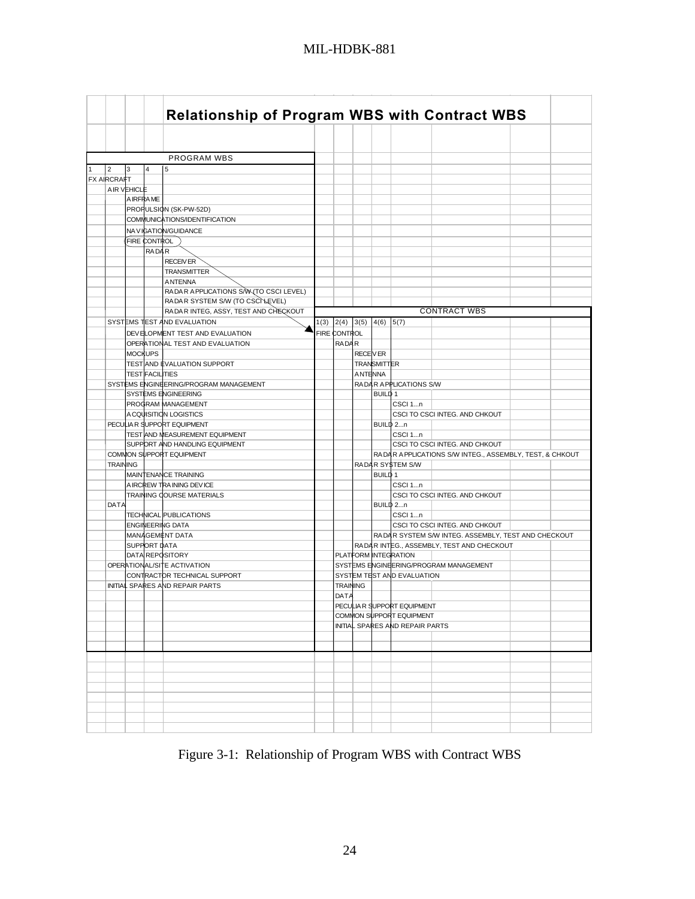# Relationship of Program WBS with Contract WBS

**PROGRAM WBS**

| 1 | 2 | 3 | 4 | 5 |
|---|---|---|---|---|
| FX AIRCRAFT | | | | |
| | AIR VEHICLE | | | |
| | | AIRFRAME | | |
| | | PROPULSION (SK-PW-52D) | | |
| | | COMMUNICATIONS/IDENTIFICATION | | |
| | | NAVIGATION/GUIDANCE | | |
| | | FIRE CONTROL | | |
| | | | RADAR | |
| | | | | RECEIVER |
| | | | | TRANSMITTER |
| | | | | ANTENNA |
| | | | | RADAR APPLICATIONS S/W (TO CSCI LEVEL) |
| | | | | RADAR SYSTEM S/W (TO CSCI LEVEL) |
| | | | | RADAR INTEG, ASSY, TEST AND CHECKOUT |
| | SYSTEMS TEST AND EVALUATION | | | |
| | | DEVELOPMENT TEST AND EVALUATION | | |
| | | OPERATIONAL TEST AND EVALUATION | | |
| | | MOCKUPS | | |
| | | TEST AND EVALUATION SUPPORT | | |
| | | TEST FACILITIES | | |
| | SYSTEMS ENGINEERING/PROGRAM MANAGEMENT | | | |
| | | SYSTEMS ENGINEERING | | |
| | | PROGRAM MANAGEMENT | | |
| | | ACQUISITION LOGISTICS | | |
| | PECULIAR SUPPORT EQUIPMENT | | | |
| | | TEST AND MEASUREMENT EQUIPMENT | | |
| | | SUPPORT AND HANDLING EQUIPMENT | | |
| | COMMON SUPPORT EQUIPMENT | | | |
| | TRAINING | | | |
| | | MAINTENANCE TRAINING | | |
| | | AIRCREW TRAINING DEVICE | | |
| | | TRAINING COURSE MATERIALS | | |
| | DATA | | | |
| | | TECHNICAL PUBLICATIONS | | |
| | | ENGINEERING DATA | | |
| | | MANAGEMENT DATA | | |
| | | SUPPORT DATA | | |
| | | DATA REPOSITORY | | |
| | OPERATIONAL/SITE ACTIVATION | | | |
| | | CONTRACTOR TECHNICAL SUPPORT | | |
| | INITIAL SPARES AND REPAIR PARTS | | | |

**CONTRACT WBS**

| 1(3) | 2(4) | 3(5) | 4(6) | 5(7) |
|---|---|---|---|---|
| FIRE CONTROL | | | | |
| | RADAR | | | |
| | | RECEIVER | | |
| | | TRANSMITTER | | |
| | | ANTENNA | | |
| | | RADAR APPLICATIONS S/W | | |
| | | | BUILD 1 | |
| | | | | CSCI 1...n |
| | | | | CSCI TO CSCI INTEG. AND CHKOUT |
| | | | BUILD 2...n | |
| | | | | CSCI 1...n |
| | | | | CSCI TO CSCI INTEG. AND CHKOUT |
| | | | RADAR APPLICATIONS S/W INTEG., ASSEMBLY, TEST, & CHKOUT | |
| | | RADAR SYSTEM S/W | | |
| | | | BUILD 1 | |
| | | | | CSCI 1...n |
| | | | | CSCI TO CSCI INTEG. AND CHKOUT |
| | | | BUILD 2...n | |
| | | | | CSCI 1...n |
| | | | | CSCI TO CSCI INTEG. AND CHKOUT |
| | | | RADAR SYSTEM S/W INTEG. ASSEMBLY, TEST AND CHECKOUT | |
| | | RADAR INTEG., ASSEMBLY, TEST AND CHECKOUT | | |
| | PLATFORM INTEGRATION | | | |
| | SYSTEMS ENGINEERING/PROGRAM MANAGEMENT | | | |
| | SYSTEM TEST AND EVALUATION | | | |
| | TRAINING | | | |
| | DATA | | | |
| | PECULIAR SUPPORT EQUIPMENT | | | |
| | COMMON SUPPORT EQUIPMENT | | | |
| | INITIAL SPARES AND REPAIR PARTS | | | |

Figure 3-1: Relationship of Program WBS with Contract WBS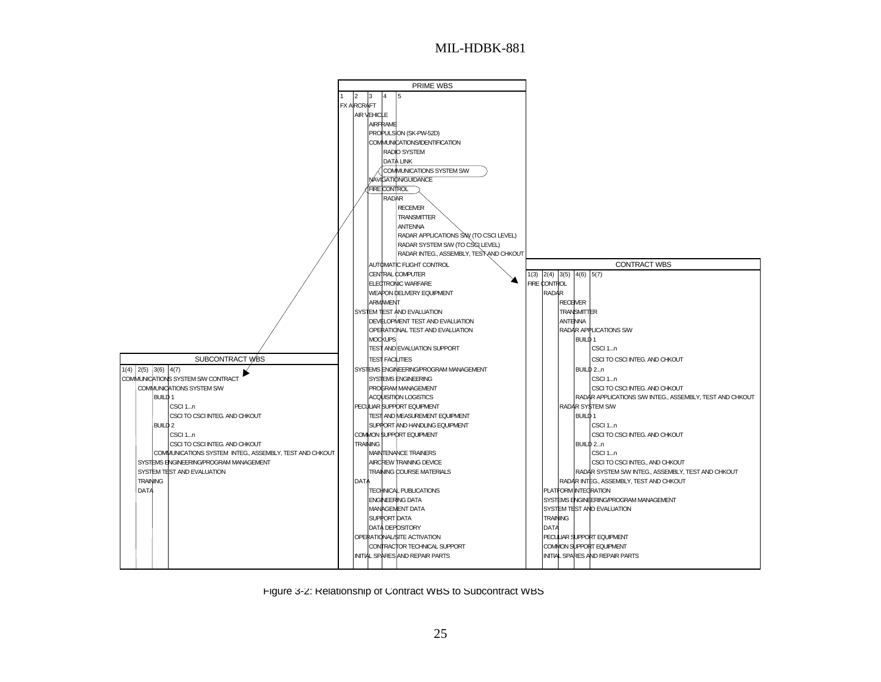**PRIME WBS**

| 1 | 2 | 3 | 4 | 5 |
|---|---|---|---|---|
| FX AIRCRAFT | | | | |
| | AIR VEHICLE | | | |
| | | AIRFRAME | | |
| | | PROPULSION (SK-PW-52D) | | |
| | | COMMUNICATIONS/IDENTIFICATION | | |
| | | | RADIO SYSTEM | |
| | | | DATA LINK | |
| | | | COMMUNICATIONS SYSTEM S/W | |
| | | NAVIGATION/GUIDANCE | | |
| | | FIRE CONTROL | | |
| | | | RADAR | |
| | | | | RECEIVER |
| | | | | TRANSMITTER |
| | | | | ANTENNA |
| | | | | RADAR APPLICATIONS S/W (TO CSCI LEVEL) |
| | | | | RADAR SYSTEM S/W (TO CSCI LEVEL) |
| | | | | RADAR INTEG., ASSEMBLY, TEST AND CHKOUT |
| | | AUTOMATIC FLIGHT CONTROL | | |
| | | CENTRAL COMPUTER | | |
| | | ELECTRONIC WARFARE | | |
| | | WEAPON DELIVERY EQUIPMENT | | |
| | | ARMAMENT | | |
| | SYSTEM TEST AND EVALUATION | | | |
| | | DEVELOPMENT TEST AND EVALUATION | | |
| | | OPERATIONAL TEST AND EVALUATION | | |
| | | MOCKUPS | | |
| | | TEST AND EVALUATION SUPPORT | | |
| | | TEST FACILITIES | | |
| | SYSTEMS ENGINEERING/PROGRAM MANAGEMENT | | | |
| | | SYSTEMS ENGINEERING | | |
| | | PROGRAM MANAGEMENT | | |
| | | ACQUISITION LOGISTICS | | |
| | PECULIAR SUPPORT EQUIPMENT | | | |
| | | TEST AND MEASUREMENT EQUIPMENT | | |
| | | SUPPORT AND HANDLING EQUIPMENT | | |
| | COMMON SUPPORT EQUIPMENT | | | |
| | TRAINING | | | |
| | | MAINTENANCE TRAINERS | | |
| | | AIRCREW TRAINING DEVICE | | |
| | | TRAINING COURSE MATERIALS | | |
| | DATA | | | |
| | | TECHNICAL PUBLICATIONS | | |
| | | ENGINEERING DATA | | |
| | | MANAGEMENT DATA | | |
| | | SUPPORT DATA | | |
| | | DATA DEPOSITORY | | |
| | OPERATIONAL/SITE ACTIVATION | | | |
| | | CONTRACTOR TECHNICAL SUPPORT | | |
| | INITIAL SPARES AND REPAIR PARTS | | | |

**CONTRACT WBS**

| 1(3) | 2(4) | 3(5) | 4(6) | 5(7) |
|---|---|---|---|---|
| FIRE CONTROL | | | | |
| | RADAR | | | |
| | | RECEIVER | | |
| | | TRANSMITTER | | |
| | | ANTENNA | | |
| | | RADAR APPLICATIONS S/W | | |
| | | | BUILD 1 | |
| | | | | CSCI 1...n |
| | | | | CSCI TO CSCI INTEG. AND CHKOUT |
| | | | BUILD 2...n | |
| | | | | CSCI 1...n |
| | | | | CSCI TO CSCI INTEG. AND CHKOUT |
| | | | RADAR APPLICATIONS S/W INTEG., ASSEMBLY, TEST AND CHKOUT | |
| | | RADAR SYSTEM S/W | | |
| | | | BUILD 1 | |
| | | | | CSCI 1...n |
| | | | | CSCI TO CSCI INTEG. AND CHKOUT |
| | | | BUILD 2...n | |
| | | | | CSCI 1...n |
| | | | | CSCI TO CSCI INTEG., AND CHKOUT |
| | | | RADAR SYSTEM S/W INTEG., ASSEMBLY, TEST AND CHKOUT | |
| | | RADAR INTEG., ASSEMBLY, TEST AND CHKOUT | | |
| | PLATFORM INTEGRATION | | | |
| | SYSTEMS ENGINEERING/PROGRAM MANAGEMENT | | | |
| | SYSTEM TEST AND EVALUATION | | | |
| | TRAINING | | | |
| | DATA | | | |
| | PECULIAR SUPPORT EQUIPMENT | | | |
| | COMMON SUPPORT EQUIPMENT | | | |
| | INITIAL SPARES AND REPAIR PARTS | | | |

**SUBCONTRACT WBS**

| 1(4) | 2(5) | 3(6) | 4(7) |
|---|---|---|---|
| COMMUNICATIONS SYSTEM S/W CONTRACT | | | |
| | COMMUNICATIONS SYSTEM S/W | | |
| | | BUILD 1 | |
| | | | CSCI 1...n |
| | | | CSCI TO CSCI INTEG. AND CHKOUT |
| | | BUILD 2 | |
| | | | CSCI 1...n |
| | | | CSCI TO CSCI INTEG. AND CHKOUT |
| | | COMMUNICATIONS SYSTEM INTEG., ASSEMBLY, TEST AND CHKOUT | |
| | SYSTEMS ENGINEERING/PROGRAM MANAGEMENT | | |
| | SYSTEM TEST AND EVALUATION | | |
| | TRAINING | | |
| | DATA | | |

Figure 3-2: Relationship of Contract WBS to Subcontract WBS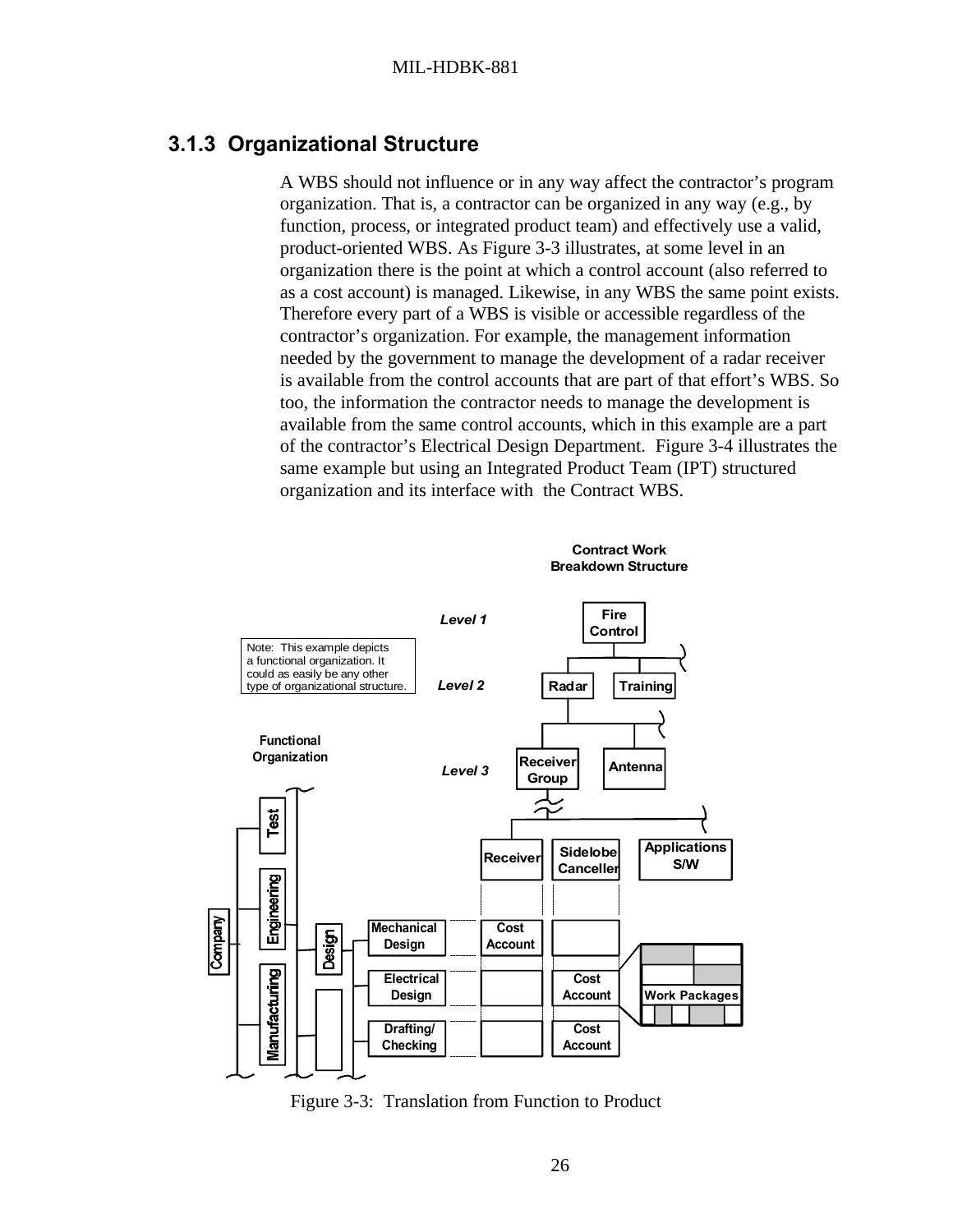### 3.1.3 Organizational Structure

A WBS should not influence or in any way affect the contractor's program organization. That is, a contractor can be organized in any way (e.g., by function, process, or integrated product team) and effectively use a valid, product-oriented WBS. As Figure 3-3 illustrates, at some level in an organization there is the point at which a control account (also referred to as a cost account) is managed. Likewise, in any WBS the same point exists. Therefore every part of a WBS is visible or accessible regardless of the contractor's organization. For example, the management information needed by the government to manage the development of a radar receiver is available from the control accounts that are part of that effort's WBS. So too, the information the contractor needs to manage the development is available from the same control accounts, which in this example are a part of the contractor's Electrical Design Department. Figure 3-4 illustrates the same example but using an Integrated Product Team (IPT) structured organization and its interface with the Contract WBS.

Contract Work Breakdown Structure

Level 1: Fire Control

Level 2: Radar, Training

Level 3: Receiver Group, Antenna

Receiver, Sidelobe Canceller, Applications S/W

Note: This example depicts a functional organization. It could as easily be any other type of organizational structure.

Functional Organization

Company — Test, Engineering, Manufacturing

Design — Mechanical Design, Electrical Design, Drafting/Checking

Cost Account, Cost Account, Cost Account

Work Packages

Figure 3-3: Translation from Function to Product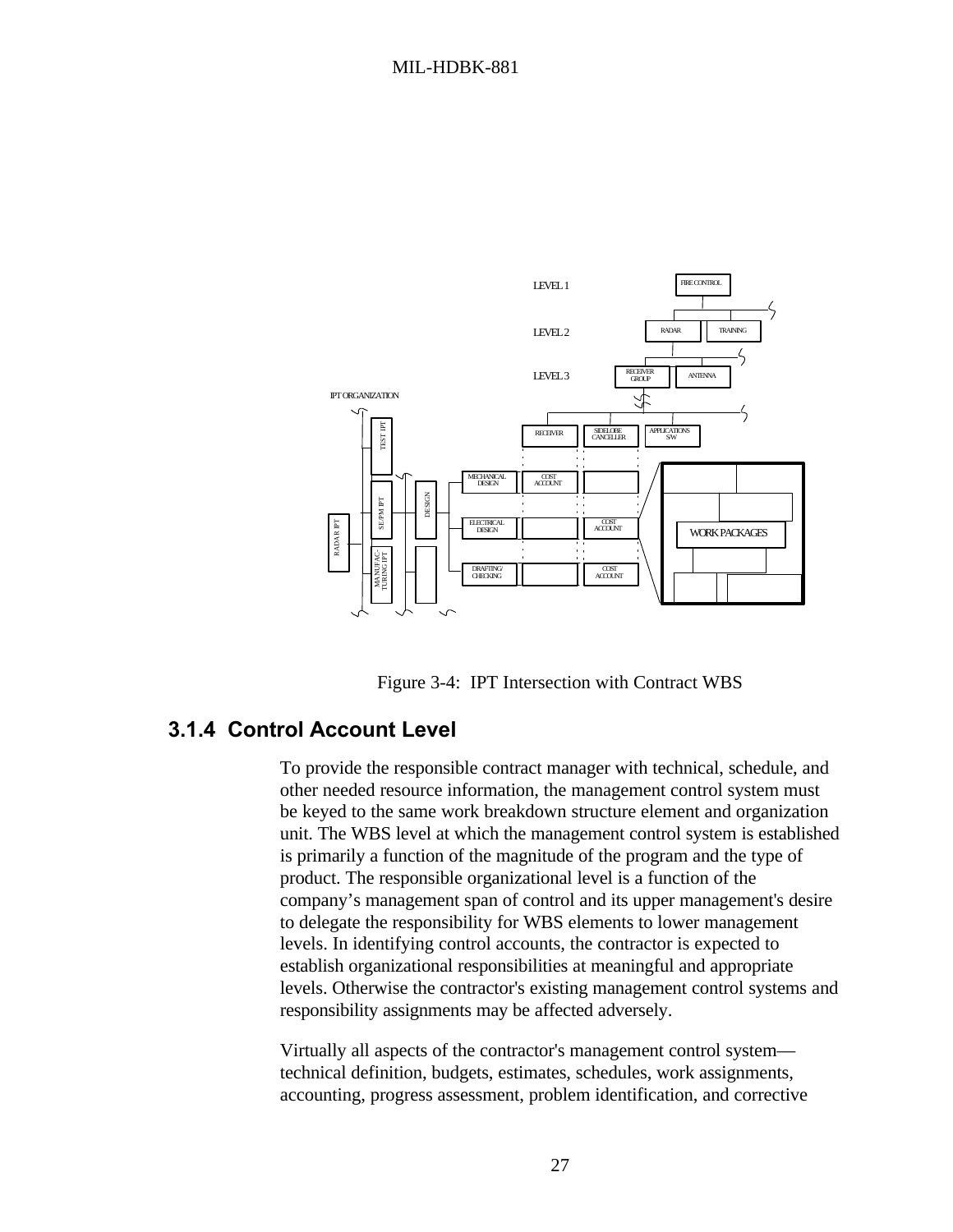Figure 3-4: IPT Intersection with Contract WBS

### 3.1.4 Control Account Level

To provide the responsible contract manager with technical, schedule, and other needed resource information, the management control system must be keyed to the same work breakdown structure element and organization unit. The WBS level at which the management control system is established is primarily a function of the magnitude of the program and the type of product. The responsible organizational level is a function of the company's management span of control and its upper management's desire to delegate the responsibility for WBS elements to lower management levels. In identifying control accounts, the contractor is expected to establish organizational responsibilities at meaningful and appropriate levels. Otherwise the contractor's existing management control systems and responsibility assignments may be affected adversely.

Virtually all aspects of the contractor's management control system—technical definition, budgets, estimates, schedules, work assignments, accounting, progress assessment, problem identification, and corrective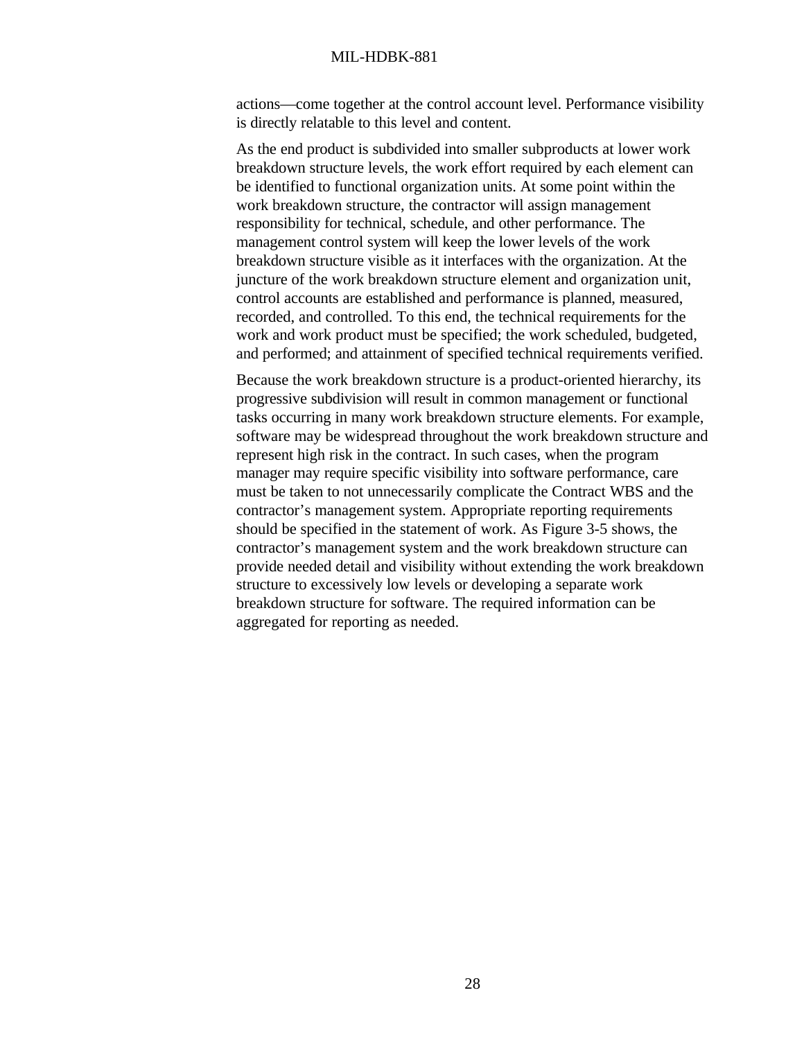actions—come together at the control account level. Performance visibility is directly relatable to this level and content.

As the end product is subdivided into smaller subproducts at lower work breakdown structure levels, the work effort required by each element can be identified to functional organization units. At some point within the work breakdown structure, the contractor will assign management responsibility for technical, schedule, and other performance. The management control system will keep the lower levels of the work breakdown structure visible as it interfaces with the organization. At the juncture of the work breakdown structure element and organization unit, control accounts are established and performance is planned, measured, recorded, and controlled. To this end, the technical requirements for the work and work product must be specified; the work scheduled, budgeted, and performed; and attainment of specified technical requirements verified.

Because the work breakdown structure is a product-oriented hierarchy, its progressive subdivision will result in common management or functional tasks occurring in many work breakdown structure elements. For example, software may be widespread throughout the work breakdown structure and represent high risk in the contract. In such cases, when the program manager may require specific visibility into software performance, care must be taken to not unnecessarily complicate the Contract WBS and the contractor's management system. Appropriate reporting requirements should be specified in the statement of work. As Figure 3-5 shows, the contractor's management system and the work breakdown structure can provide needed detail and visibility without extending the work breakdown structure to excessively low levels or developing a separate work breakdown structure for software. The required information can be aggregated for reporting as needed.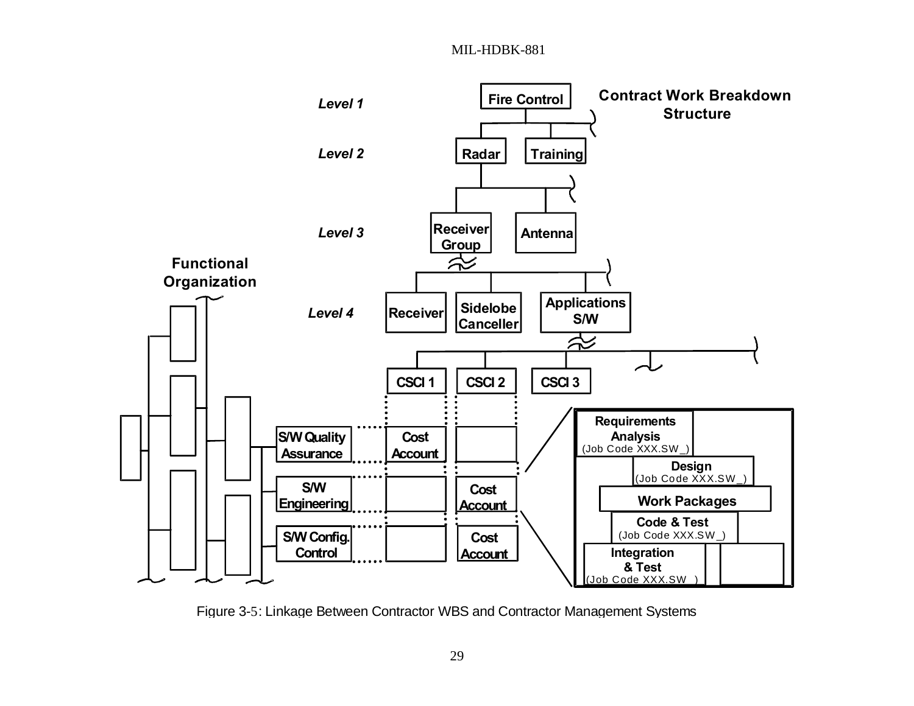Level 1

Fire Control

Contract Work Breakdown Structure

Level 2

Radar

Training

Level 3

Receiver Group

Antenna

Functional Organization

Level 4

Receiver

Sidelobe Canceller

Applications S/W

CSCI 1

CSCI 2

CSCI 3

S/W Quality Assurance

Cost Account

S/W Engineering

Cost Account

S/W Config. Control

Cost Account

Requirements Analysis (Job Code XXX.SW_)

Design (Job Code XXX.SW_)

Work Packages

Code & Test (Job Code XXX.SW_)

Integration & Test (Job Code XXX.SW_)

Figure 3-5: Linkage Between Contractor WBS and Contractor Management Systems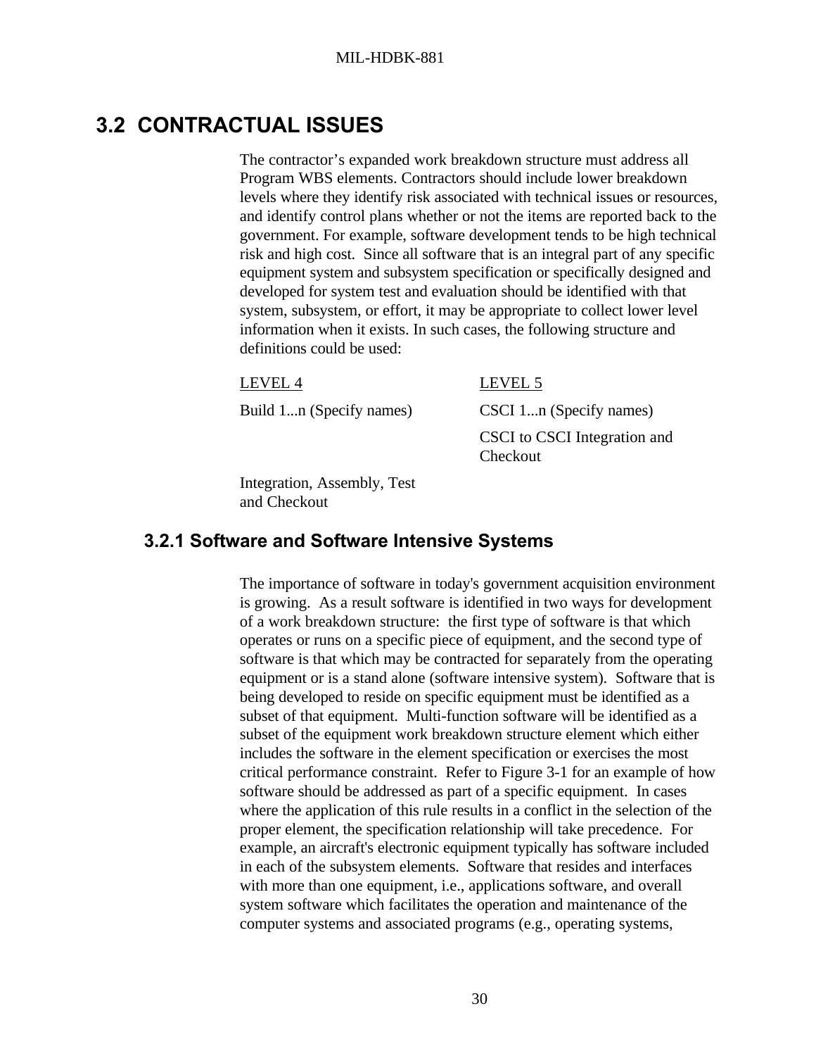## 3.2 CONTRACTUAL ISSUES

The contractor's expanded work breakdown structure must address all Program WBS elements. Contractors should include lower breakdown levels where they identify risk associated with technical issues or resources, and identify control plans whether or not the items are reported back to the government. For example, software development tends to be high technical risk and high cost. Since all software that is an integral part of any specific equipment system and subsystem specification or specifically designed and developed for system test and evaluation should be identified with that system, subsystem, or effort, it may be appropriate to collect lower level information when it exists. In such cases, the following structure and definitions could be used:

| LEVEL 4 | LEVEL 5 |
|---|---|
| Build 1...n (Specify names) | CSCI 1...n (Specify names) |
| | CSCI to CSCI Integration and Checkout |
| Integration, Assembly, Test and Checkout | |

### 3.2.1 Software and Software Intensive Systems

The importance of software in today's government acquisition environment is growing. As a result software is identified in two ways for development of a work breakdown structure: the first type of software is that which operates or runs on a specific piece of equipment, and the second type of software is that which may be contracted for separately from the operating equipment or is a stand alone (software intensive system). Software that is being developed to reside on specific equipment must be identified as a subset of that equipment. Multi-function software will be identified as a subset of the equipment work breakdown structure element which either includes the software in the element specification or exercises the most critical performance constraint. Refer to Figure 3-1 for an example of how software should be addressed as part of a specific equipment. In cases where the application of this rule results in a conflict in the selection of the proper element, the specification relationship will take precedence. For example, an aircraft's electronic equipment typically has software included in each of the subsystem elements. Software that resides and interfaces with more than one equipment, i.e., applications software, and overall system software which facilitates the operation and maintenance of the computer systems and associated programs (e.g., operating systems,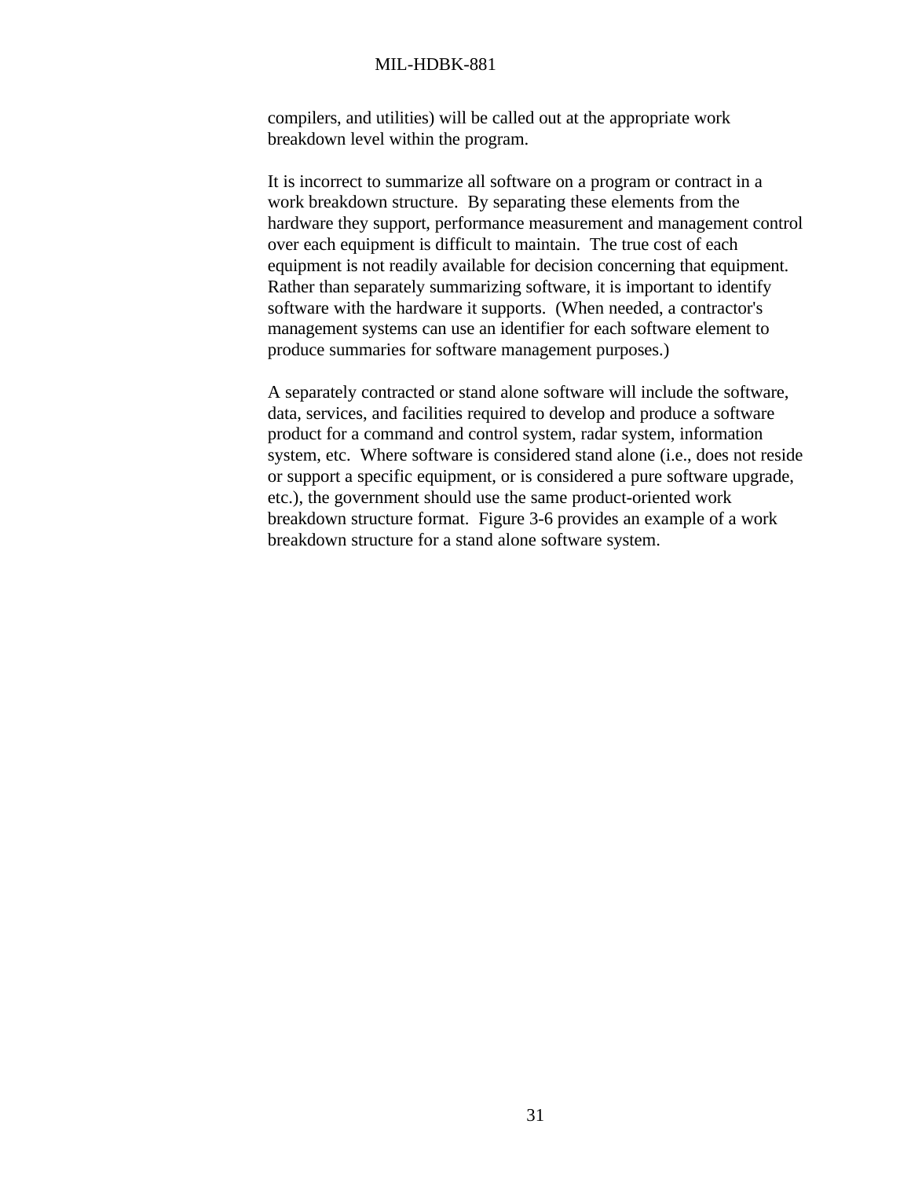compilers, and utilities) will be called out at the appropriate work breakdown level within the program.

It is incorrect to summarize all software on a program or contract in a work breakdown structure. By separating these elements from the hardware they support, performance measurement and management control over each equipment is difficult to maintain. The true cost of each equipment is not readily available for decision concerning that equipment. Rather than separately summarizing software, it is important to identify software with the hardware it supports. (When needed, a contractor's management systems can use an identifier for each software element to produce summaries for software management purposes.)

A separately contracted or stand alone software will include the software, data, services, and facilities required to develop and produce a software product for a command and control system, radar system, information system, etc. Where software is considered stand alone (i.e., does not reside or support a specific equipment, or is considered a pure software upgrade, etc.), the government should use the same product-oriented work breakdown structure format. Figure 3-6 provides an example of a work breakdown structure for a stand alone software system.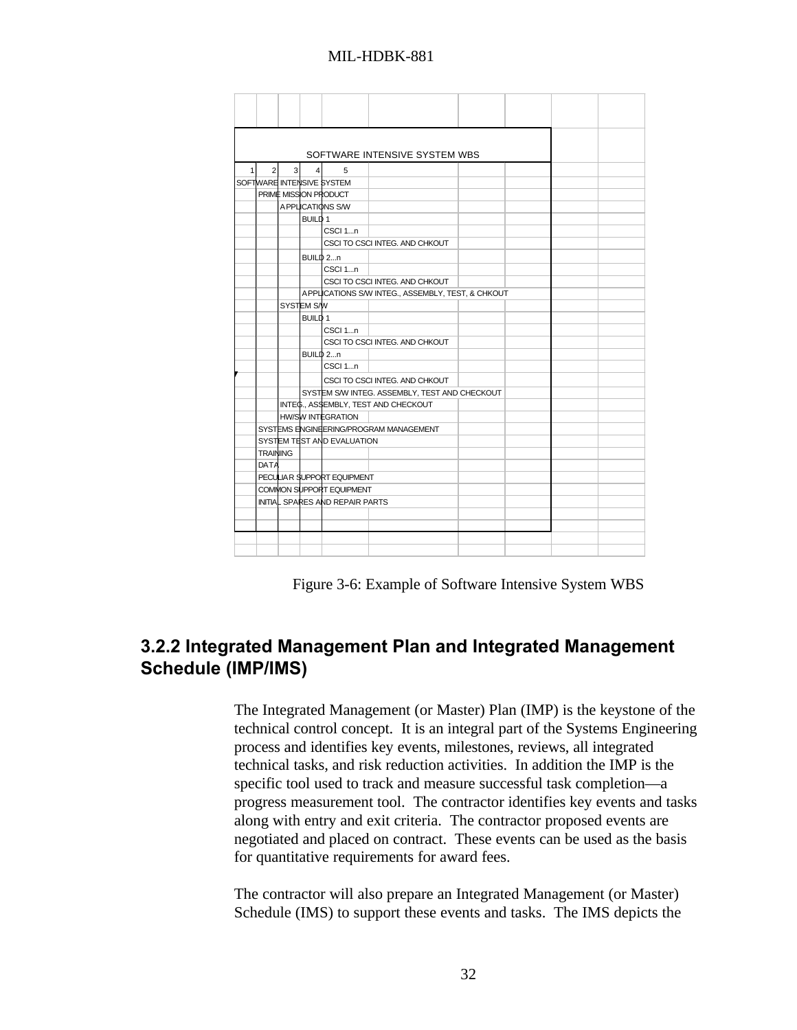| SOFTWARE INTENSIVE SYSTEM WBS | | | | |
|---|---|---|---|---|
| 1 | 2 | 3 | 4 | 5 |
| SOFTWARE INTENSIVE SYSTEM | | | | |
| | PRIME MISSION PRODUCT | | | |
| | | APPLICATIONS S/W | | |
| | | | BUILD 1 | |
| | | | | CSCI 1...n |
| | | | | CSCI TO CSCI INTEG. AND CHKOUT |
| | | | BUILD 2...n | |
| | | | | CSCI 1...n |
| | | | | CSCI TO CSCI INTEG. AND CHKOUT |
| | | | APPLICATIONS S/W INTEG., ASSEMBLY, TEST, & CHKOUT | |
| | | SYSTEM S/W | | |
| | | | BUILD 1 | |
| | | | | CSCI 1...n |
| | | | | CSCI TO CSCI INTEG. AND CHKOUT |
| | | | BUILD 2...n | |
| | | | | CSCI 1...n |
| | | | | CSCI TO CSCI INTEG. AND CHKOUT |
| | | | SYSTEM S/W INTEG. ASSEMBLY, TEST AND CHECKOUT | |
| | | INTEG., ASSEMBLY, TEST AND CHECKOUT | | |
| | | HW/SW INTEGRATION | | |
| | SYSTEMS ENGINEERING/PROGRAM MANAGEMENT | | | |
| | SYSTEM TEST AND EVALUATION | | | |
| | TRAINING | | | |
| | DATA | | | |
| | PECULIAR SUPPORT EQUIPMENT | | | |
| | COMMON SUPPORT EQUIPMENT | | | |
| | INITIAL SPARES AND REPAIR PARTS | | | |

Figure 3-6: Example of Software Intensive System WBS

### 3.2.2 Integrated Management Plan and Integrated Management Schedule (IMP/IMS)

The Integrated Management (or Master) Plan (IMP) is the keystone of the technical control concept. It is an integral part of the Systems Engineering process and identifies key events, milestones, reviews, all integrated technical tasks, and risk reduction activities. In addition the IMP is the specific tool used to track and measure successful task completion—a progress measurement tool. The contractor identifies key events and tasks along with entry and exit criteria. The contractor proposed events are negotiated and placed on contract. These events can be used as the basis for quantitative requirements for award fees.

The contractor will also prepare an Integrated Management (or Master) Schedule (IMS) to support these events and tasks. The IMS depicts the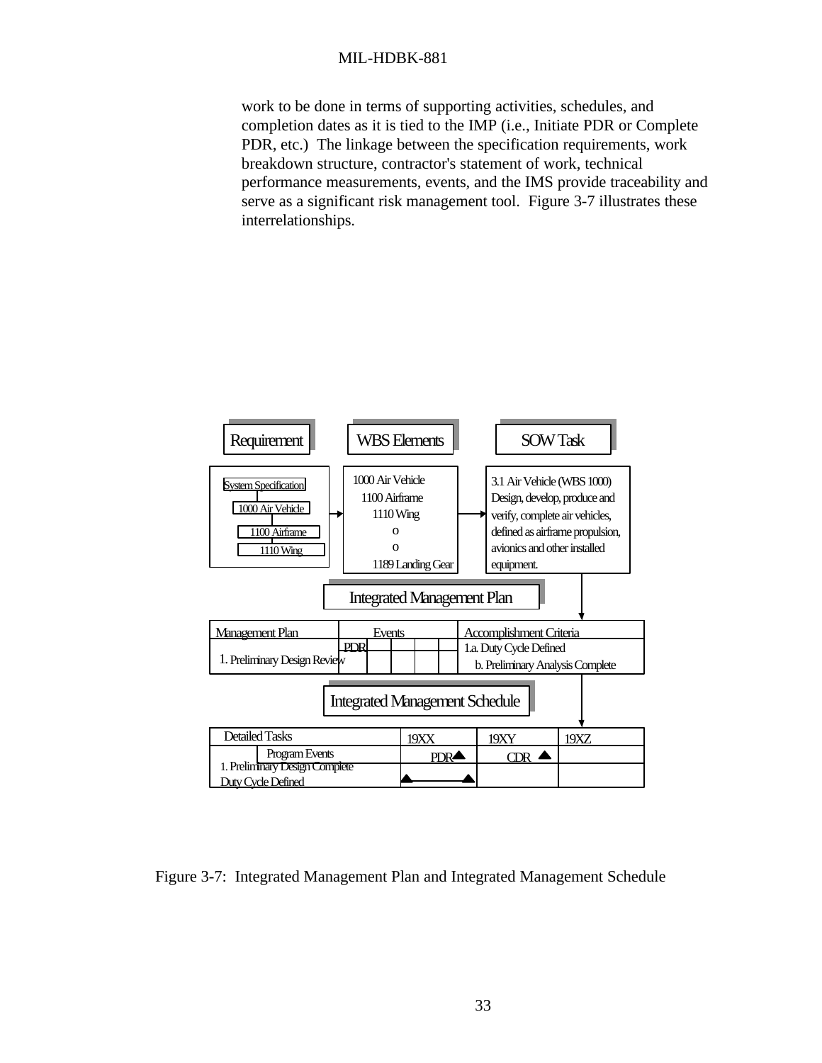work to be done in terms of supporting activities, schedules, and completion dates as it is tied to the IMP (i.e., Initiate PDR or Complete PDR, etc.) The linkage between the specification requirements, work breakdown structure, contractor's statement of work, technical performance measurements, events, and the IMS provide traceability and serve as a significant risk management tool. Figure 3-7 illustrates these interrelationships.

**Requirement**

- System Specification
  - 1000 Air Vehicle
    - 1100 Airframe
      - 1110 Wing

**WBS Elements**

1000 Air Vehicle
1100 Airframe
1110 Wing
o
o
1189 Landing Gear

**SOW Task**

3.1 Air Vehicle (WBS 1000) Design, develop, produce and verify, complete air vehicles, defined as airframe propulsion, avionics and other installed equipment.

**Integrated Management Plan**

| Management Plan | Events | Accomplishment Criteria |
|---|---|---|
| 1. Preliminary Design Review | PDR | 1.a. Duty Cycle Defined<br>b. Preliminary Analysis Complete |

**Integrated Management Schedule**

| Detailed Tasks | 19XX | 19XY | 19XZ |
|---|---|---|---|
| Program Events | PDR ▲ | CDR ▲ | |
| 1. Preliminary Design Complete<br>Duty Cycle Defined | ▲———▲ | | |

Figure 3-7: Integrated Management Plan and Integrated Management Schedule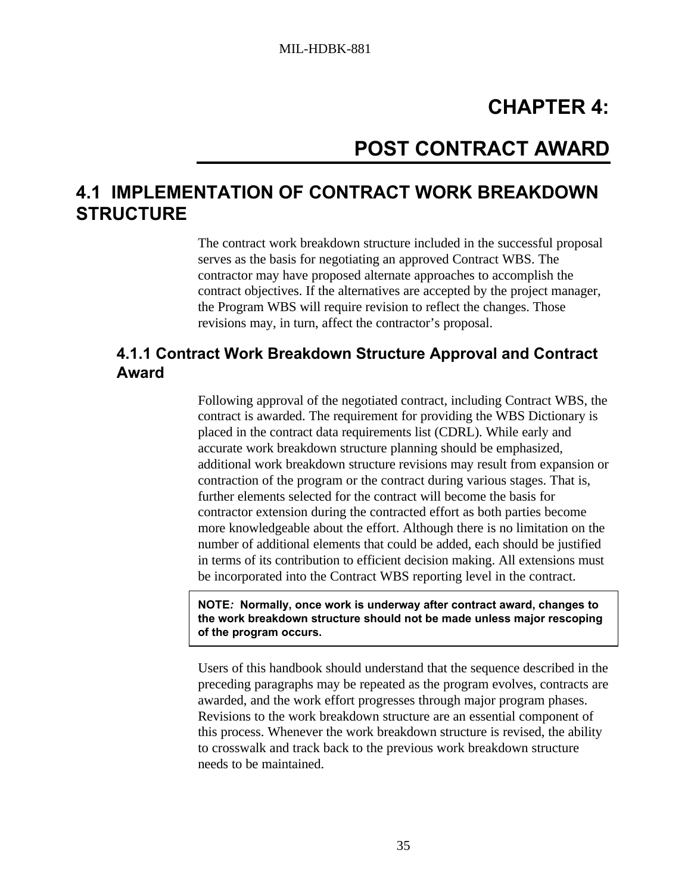# CHAPTER 4:

# POST CONTRACT AWARD

## 4.1 IMPLEMENTATION OF CONTRACT WORK BREAKDOWN STRUCTURE

The contract work breakdown structure included in the successful proposal serves as the basis for negotiating an approved Contract WBS. The contractor may have proposed alternate approaches to accomplish the contract objectives. If the alternatives are accepted by the project manager, the Program WBS will require revision to reflect the changes. Those revisions may, in turn, affect the contractor's proposal.

### 4.1.1 Contract Work Breakdown Structure Approval and Contract Award

Following approval of the negotiated contract, including Contract WBS, the contract is awarded. The requirement for providing the WBS Dictionary is placed in the contract data requirements list (CDRL). While early and accurate work breakdown structure planning should be emphasized, additional work breakdown structure revisions may result from expansion or contraction of the program or the contract during various stages. That is, further elements selected for the contract will become the basis for contractor extension during the contracted effort as both parties become more knowledgeable about the effort. Although there is no limitation on the number of additional elements that could be added, each should be justified in terms of its contribution to efficient decision making. All extensions must be incorporated into the Contract WBS reporting level in the contract.

**NOTE*:* Normally, once work is underway after contract award, changes to the work breakdown structure should not be made unless major rescoping of the program occurs.**

Users of this handbook should understand that the sequence described in the preceding paragraphs may be repeated as the program evolves, contracts are awarded, and the work effort progresses through major program phases. Revisions to the work breakdown structure are an essential component of this process. Whenever the work breakdown structure is revised, the ability to crosswalk and track back to the previous work breakdown structure needs to be maintained.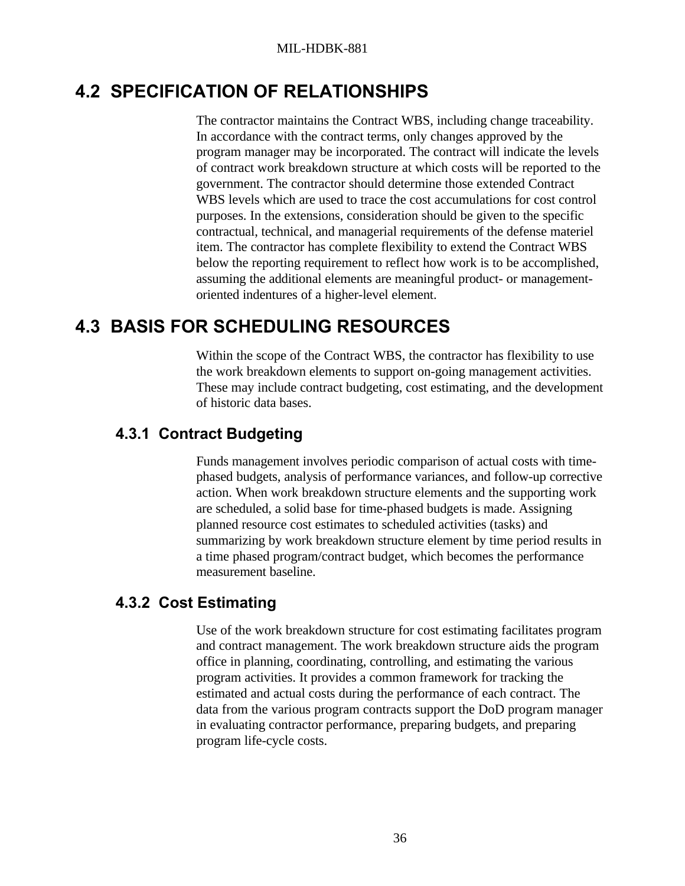## 4.2 SPECIFICATION OF RELATIONSHIPS

The contractor maintains the Contract WBS, including change traceability. In accordance with the contract terms, only changes approved by the program manager may be incorporated. The contract will indicate the levels of contract work breakdown structure at which costs will be reported to the government. The contractor should determine those extended Contract WBS levels which are used to trace the cost accumulations for cost control purposes. In the extensions, consideration should be given to the specific contractual, technical, and managerial requirements of the defense materiel item. The contractor has complete flexibility to extend the Contract WBS below the reporting requirement to reflect how work is to be accomplished, assuming the additional elements are meaningful product- or management-oriented indentures of a higher-level element.

## 4.3 BASIS FOR SCHEDULING RESOURCES

Within the scope of the Contract WBS, the contractor has flexibility to use the work breakdown elements to support on-going management activities. These may include contract budgeting, cost estimating, and the development of historic data bases.

### 4.3.1 Contract Budgeting

Funds management involves periodic comparison of actual costs with time-phased budgets, analysis of performance variances, and follow-up corrective action. When work breakdown structure elements and the supporting work are scheduled, a solid base for time-phased budgets is made. Assigning planned resource cost estimates to scheduled activities (tasks) and summarizing by work breakdown structure element by time period results in a time phased program/contract budget, which becomes the performance measurement baseline.

### 4.3.2 Cost Estimating

Use of the work breakdown structure for cost estimating facilitates program and contract management. The work breakdown structure aids the program office in planning, coordinating, controlling, and estimating the various program activities. It provides a common framework for tracking the estimated and actual costs during the performance of each contract. The data from the various program contracts support the DoD program manager in evaluating contractor performance, preparing budgets, and preparing program life-cycle costs.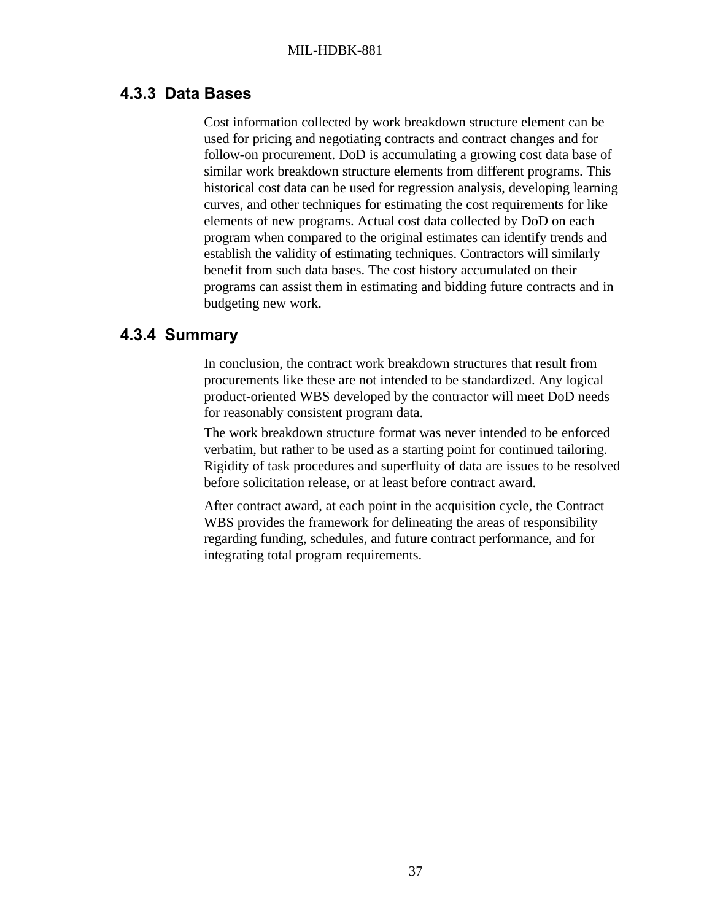### 4.3.3 Data Bases

Cost information collected by work breakdown structure element can be used for pricing and negotiating contracts and contract changes and for follow-on procurement. DoD is accumulating a growing cost data base of similar work breakdown structure elements from different programs. This historical cost data can be used for regression analysis, developing learning curves, and other techniques for estimating the cost requirements for like elements of new programs. Actual cost data collected by DoD on each program when compared to the original estimates can identify trends and establish the validity of estimating techniques. Contractors will similarly benefit from such data bases. The cost history accumulated on their programs can assist them in estimating and bidding future contracts and in budgeting new work.

### 4.3.4 Summary

In conclusion, the contract work breakdown structures that result from procurements like these are not intended to be standardized. Any logical product-oriented WBS developed by the contractor will meet DoD needs for reasonably consistent program data.

The work breakdown structure format was never intended to be enforced verbatim, but rather to be used as a starting point for continued tailoring. Rigidity of task procedures and superfluity of data are issues to be resolved before solicitation release, or at least before contract award.

After contract award, at each point in the acquisition cycle, the Contract WBS provides the framework for delineating the areas of responsibility regarding funding, schedules, and future contract performance, and for integrating total program requirements.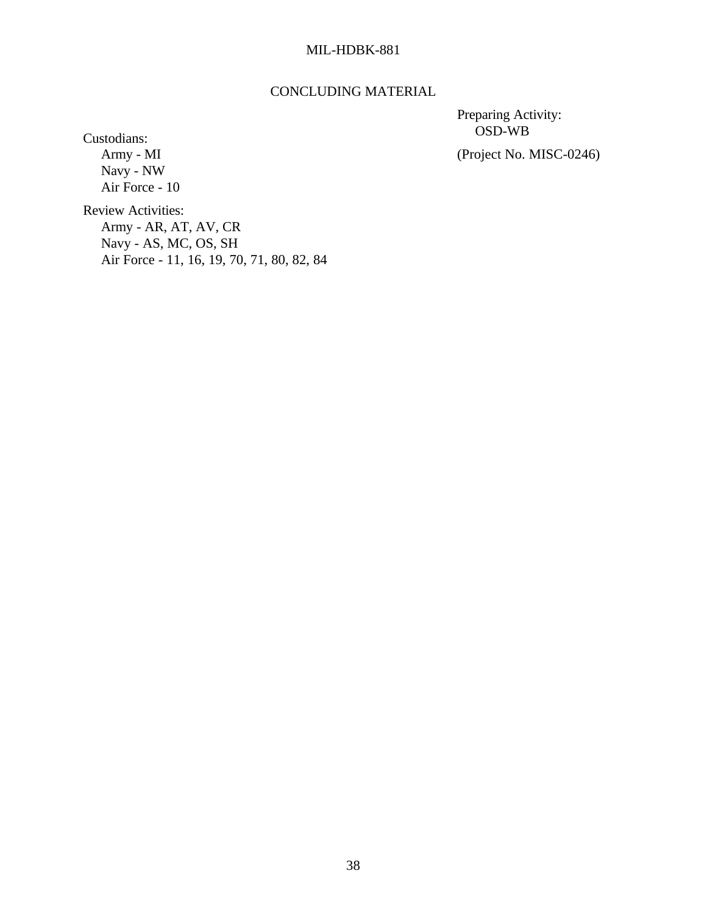## CONCLUDING MATERIAL

Custodians:
Army - MI
Navy - NW
Air Force - 10

Review Activities:
Army - AR, AT, AV, CR
Navy - AS, MC, OS, SH
Air Force - 11, 16, 19, 70, 71, 80, 82, 84

Preparing Activity:
OSD-WB

(Project No. MISC-0246)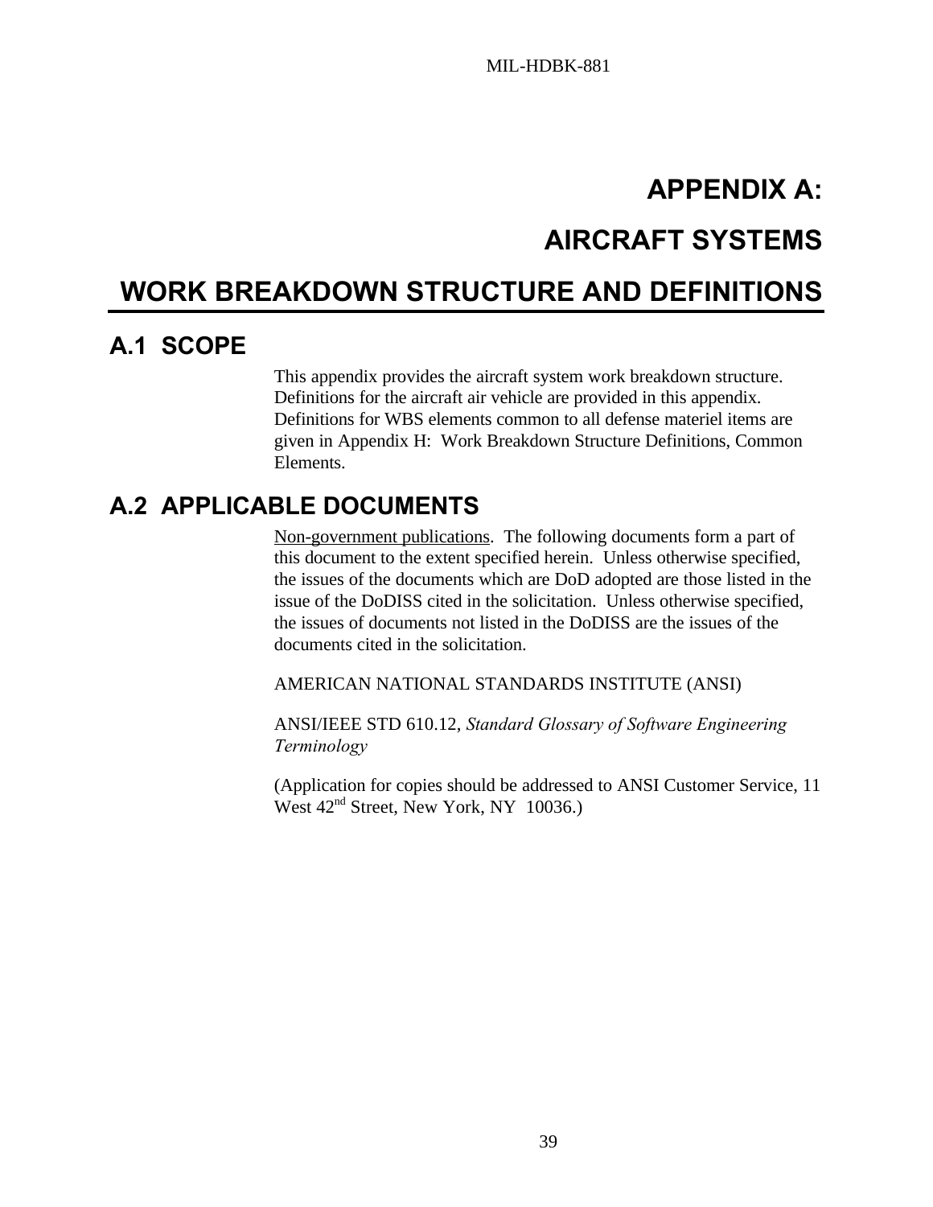# APPENDIX A:

# AIRCRAFT SYSTEMS

# WORK BREAKDOWN STRUCTURE AND DEFINITIONS

## A.1 SCOPE

This appendix provides the aircraft system work breakdown structure. Definitions for the aircraft air vehicle are provided in this appendix. Definitions for WBS elements common to all defense materiel items are given in Appendix H: Work Breakdown Structure Definitions, Common Elements.

## A.2 APPLICABLE DOCUMENTS

Non-government publications. The following documents form a part of this document to the extent specified herein. Unless otherwise specified, the issues of the documents which are DoD adopted are those listed in the issue of the DoDISS cited in the solicitation. Unless otherwise specified, the issues of documents not listed in the DoDISS are the issues of the documents cited in the solicitation.

AMERICAN NATIONAL STANDARDS INSTITUTE (ANSI)

ANSI/IEEE STD 610.12, *Standard Glossary of Software Engineering Terminology*

(Application for copies should be addressed to ANSI Customer Service, 11 West 42nd Street, New York, NY 10036.)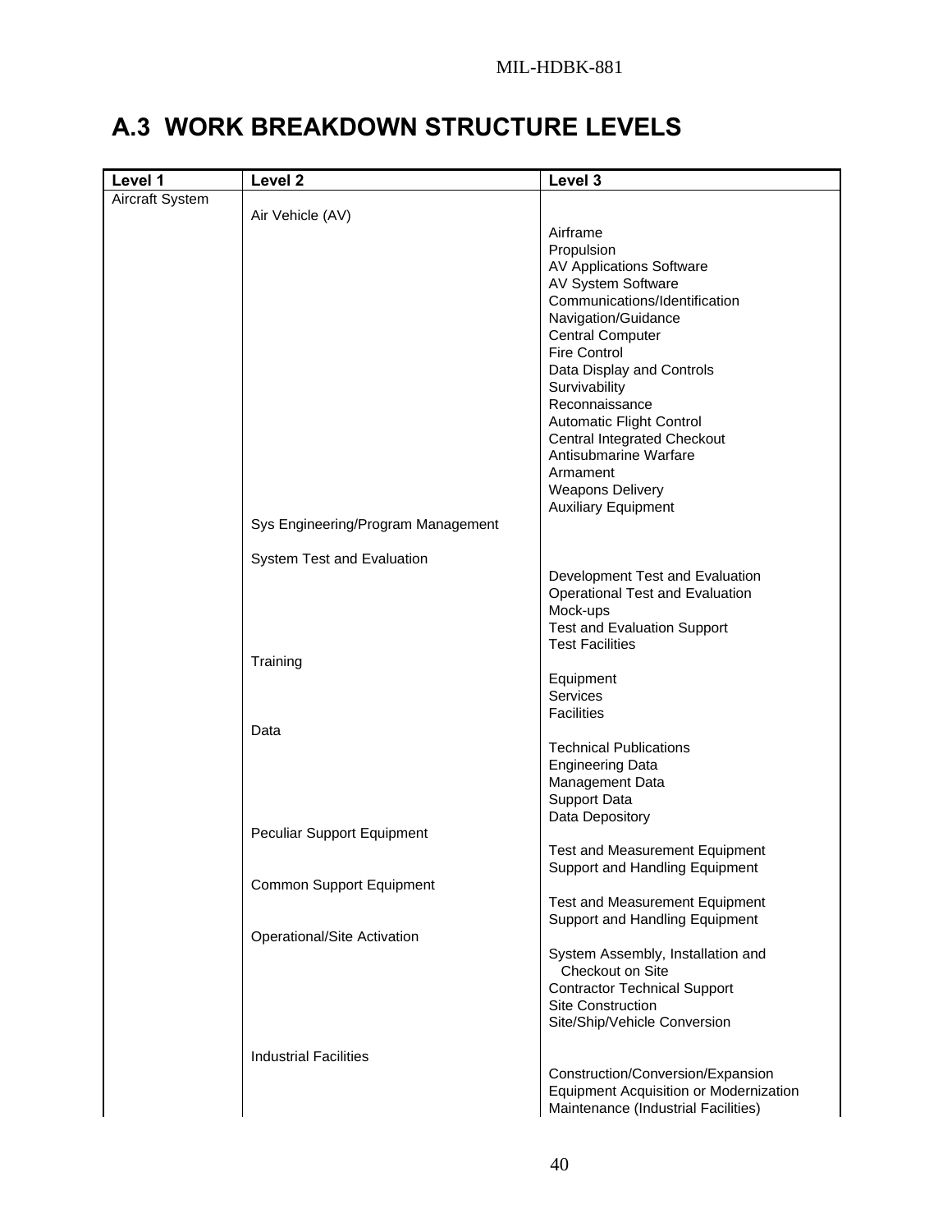## A.3 WORK BREAKDOWN STRUCTURE LEVELS

| Level 1 | Level 2 | Level 3 |
|---|---|---|
| Aircraft System | | |
| | Air Vehicle (AV) | |
| | | Airframe |
| | | Propulsion |
| | | AV Applications Software |
| | | AV System Software |
| | | Communications/Identification |
| | | Navigation/Guidance |
| | | Central Computer |
| | | Fire Control |
| | | Data Display and Controls |
| | | Survivability |
| | | Reconnaissance |
| | | Automatic Flight Control |
| | | Central Integrated Checkout |
| | | Antisubmarine Warfare |
| | | Armament |
| | | Weapons Delivery |
| | | Auxiliary Equipment |
| | Sys Engineering/Program Management | |
| | System Test and Evaluation | |
| | | Development Test and Evaluation |
| | | Operational Test and Evaluation |
| | | Mock-ups |
| | | Test and Evaluation Support |
| | | Test Facilities |
| | Training | |
| | | Equipment |
| | | Services |
| | | Facilities |
| | Data | |
| | | Technical Publications |
| | | Engineering Data |
| | | Management Data |
| | | Support Data |
| | | Data Depository |
| | Peculiar Support Equipment | |
| | | Test and Measurement Equipment |
| | | Support and Handling Equipment |
| | Common Support Equipment | |
| | | Test and Measurement Equipment |
| | | Support and Handling Equipment |
| | Operational/Site Activation | |
| | | System Assembly, Installation and Checkout on Site |
| | | Contractor Technical Support |
| | | Site Construction |
| | | Site/Ship/Vehicle Conversion |
| | Industrial Facilities | |
| | | Construction/Conversion/Expansion |
| | | Equipment Acquisition or Modernization |
| | | Maintenance (Industrial Facilities) |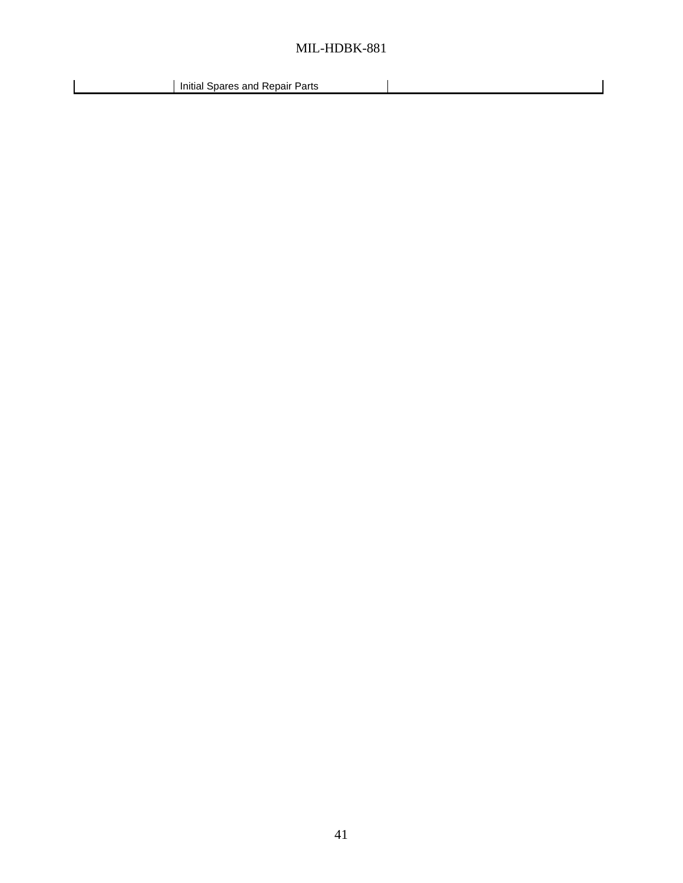| | | |
|---|---|---|
| | Initial Spares and Repair Parts | |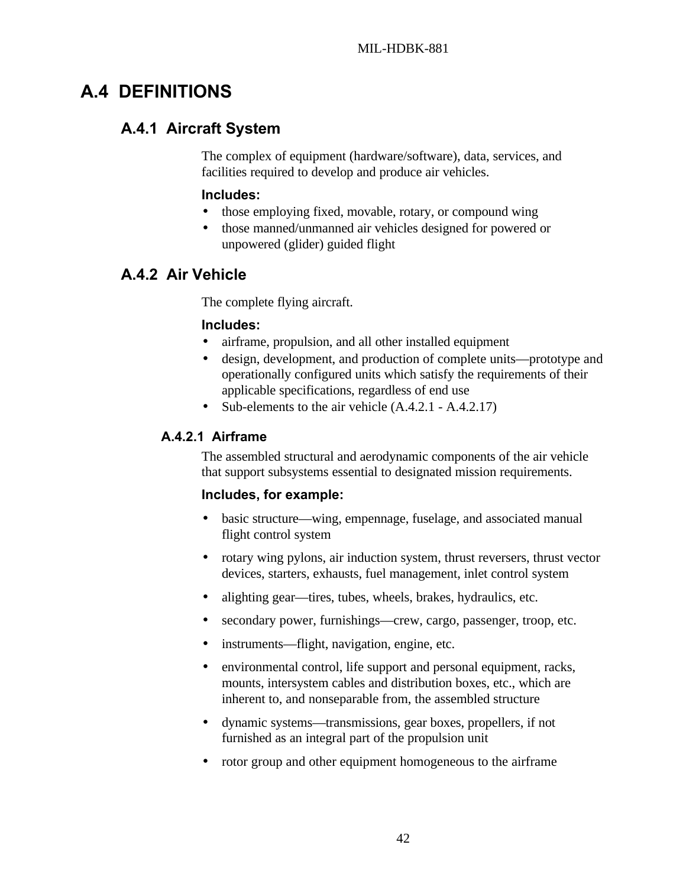# A.4 DEFINITIONS

## A.4.1 Aircraft System

The complex of equipment (hardware/software), data, services, and facilities required to develop and produce air vehicles.

**Includes:**

- those employing fixed, movable, rotary, or compound wing
- those manned/unmanned air vehicles designed for powered or unpowered (glider) guided flight

## A.4.2 Air Vehicle

The complete flying aircraft.

**Includes:**

- airframe, propulsion, and all other installed equipment
- design, development, and production of complete units—prototype and operationally configured units which satisfy the requirements of their applicable specifications, regardless of end use
- Sub-elements to the air vehicle (A.4.2.1 - A.4.2.17)

### A.4.2.1 Airframe

The assembled structural and aerodynamic components of the air vehicle that support subsystems essential to designated mission requirements.

**Includes, for example:**

- basic structure—wing, empennage, fuselage, and associated manual flight control system
- rotary wing pylons, air induction system, thrust reversers, thrust vector devices, starters, exhausts, fuel management, inlet control system
- alighting gear—tires, tubes, wheels, brakes, hydraulics, etc.
- secondary power, furnishings—crew, cargo, passenger, troop, etc.
- instruments—flight, navigation, engine, etc.
- environmental control, life support and personal equipment, racks, mounts, intersystem cables and distribution boxes, etc., which are inherent to, and nonseparable from, the assembled structure
- dynamic systems—transmissions, gear boxes, propellers, if not furnished as an integral part of the propulsion unit
- rotor group and other equipment homogeneous to the airframe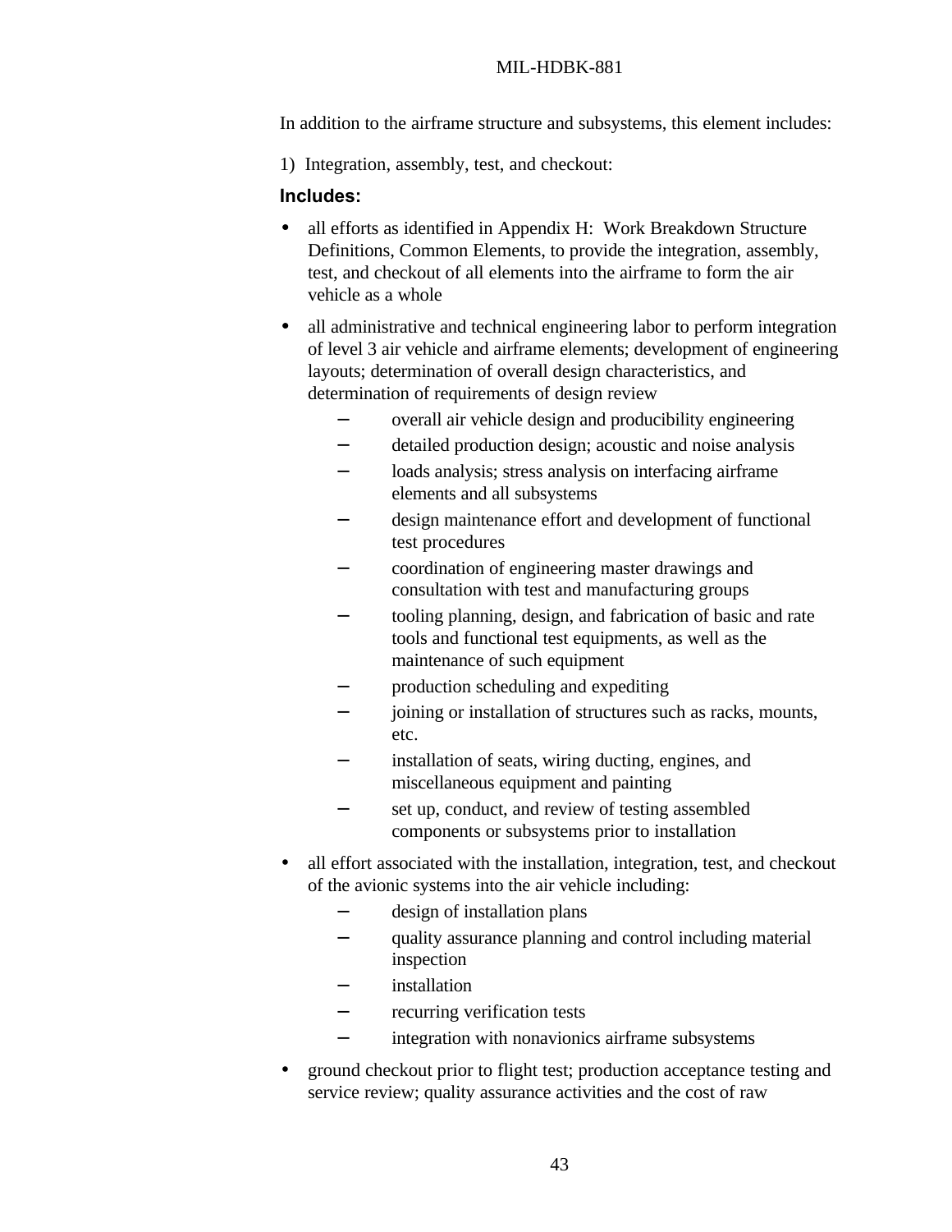In addition to the airframe structure and subsystems, this element includes:

1) Integration, assembly, test, and checkout:

**Includes:**

- all efforts as identified in Appendix H: Work Breakdown Structure Definitions, Common Elements, to provide the integration, assembly, test, and checkout of all elements into the airframe to form the air vehicle as a whole
- all administrative and technical engineering labor to perform integration of level 3 air vehicle and airframe elements; development of engineering layouts; determination of overall design characteristics, and determination of requirements of design review
  - overall air vehicle design and producibility engineering
  - detailed production design; acoustic and noise analysis
  - loads analysis; stress analysis on interfacing airframe elements and all subsystems
  - design maintenance effort and development of functional test procedures
  - coordination of engineering master drawings and consultation with test and manufacturing groups
  - tooling planning, design, and fabrication of basic and rate tools and functional test equipments, as well as the maintenance of such equipment
  - production scheduling and expediting
  - joining or installation of structures such as racks, mounts, etc.
  - installation of seats, wiring ducting, engines, and miscellaneous equipment and painting
  - set up, conduct, and review of testing assembled components or subsystems prior to installation
- all effort associated with the installation, integration, test, and checkout of the avionic systems into the air vehicle including:
  - design of installation plans
  - quality assurance planning and control including material inspection
  - installation
  - recurring verification tests
  - integration with nonavionics airframe subsystems
- ground checkout prior to flight test; production acceptance testing and service review; quality assurance activities and the cost of raw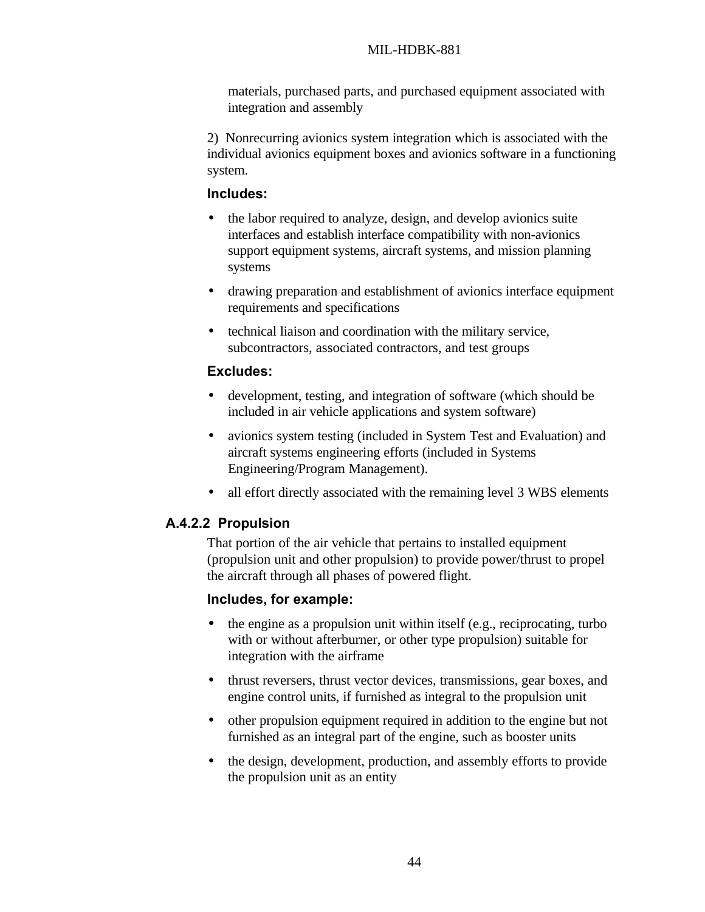materials, purchased parts, and purchased equipment associated with integration and assembly

2) Nonrecurring avionics system integration which is associated with the individual avionics equipment boxes and avionics software in a functioning system.

**Includes:**

- the labor required to analyze, design, and develop avionics suite interfaces and establish interface compatibility with non-avionics support equipment systems, aircraft systems, and mission planning systems
- drawing preparation and establishment of avionics interface equipment requirements and specifications
- technical liaison and coordination with the military service, subcontractors, associated contractors, and test groups

**Excludes:**

- development, testing, and integration of software (which should be included in air vehicle applications and system software)
- avionics system testing (included in System Test and Evaluation) and aircraft systems engineering efforts (included in Systems Engineering/Program Management).
- all effort directly associated with the remaining level 3 WBS elements

### A.4.2.2 Propulsion

That portion of the air vehicle that pertains to installed equipment (propulsion unit and other propulsion) to provide power/thrust to propel the aircraft through all phases of powered flight.

**Includes, for example:**

- the engine as a propulsion unit within itself (e.g., reciprocating, turbo with or without afterburner, or other type propulsion) suitable for integration with the airframe
- thrust reversers, thrust vector devices, transmissions, gear boxes, and engine control units, if furnished as integral to the propulsion unit
- other propulsion equipment required in addition to the engine but not furnished as an integral part of the engine, such as booster units
- the design, development, production, and assembly efforts to provide the propulsion unit as an entity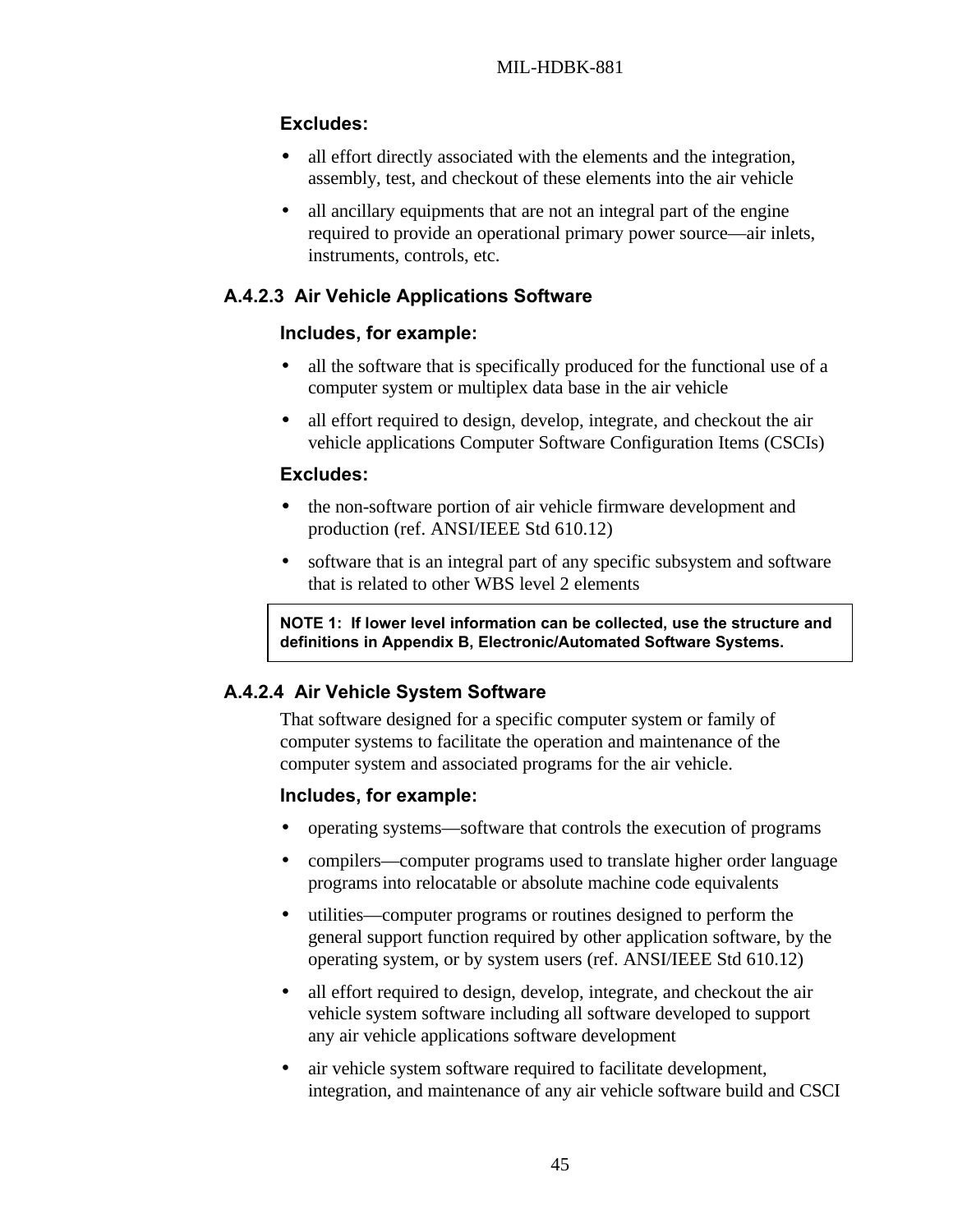**Excludes:**

- all effort directly associated with the elements and the integration, assembly, test, and checkout of these elements into the air vehicle
- all ancillary equipments that are not an integral part of the engine required to provide an operational primary power source—air inlets, instruments, controls, etc.

### A.4.2.3 Air Vehicle Applications Software

**Includes, for example:**

- all the software that is specifically produced for the functional use of a computer system or multiplex data base in the air vehicle
- all effort required to design, develop, integrate, and checkout the air vehicle applications Computer Software Configuration Items (CSCIs)

**Excludes:**

- the non-software portion of air vehicle firmware development and production (ref. ANSI/IEEE Std 610.12)
- software that is an integral part of any specific subsystem and software that is related to other WBS level 2 elements

> **NOTE 1: If lower level information can be collected, use the structure and definitions in Appendix B, Electronic/Automated Software Systems.**

### A.4.2.4 Air Vehicle System Software

That software designed for a specific computer system or family of computer systems to facilitate the operation and maintenance of the computer system and associated programs for the air vehicle.

**Includes, for example:**

- operating systems—software that controls the execution of programs
- compilers—computer programs used to translate higher order language programs into relocatable or absolute machine code equivalents
- utilities—computer programs or routines designed to perform the general support function required by other application software, by the operating system, or by system users (ref. ANSI/IEEE Std 610.12)
- all effort required to design, develop, integrate, and checkout the air vehicle system software including all software developed to support any air vehicle applications software development
- air vehicle system software required to facilitate development, integration, and maintenance of any air vehicle software build and CSCI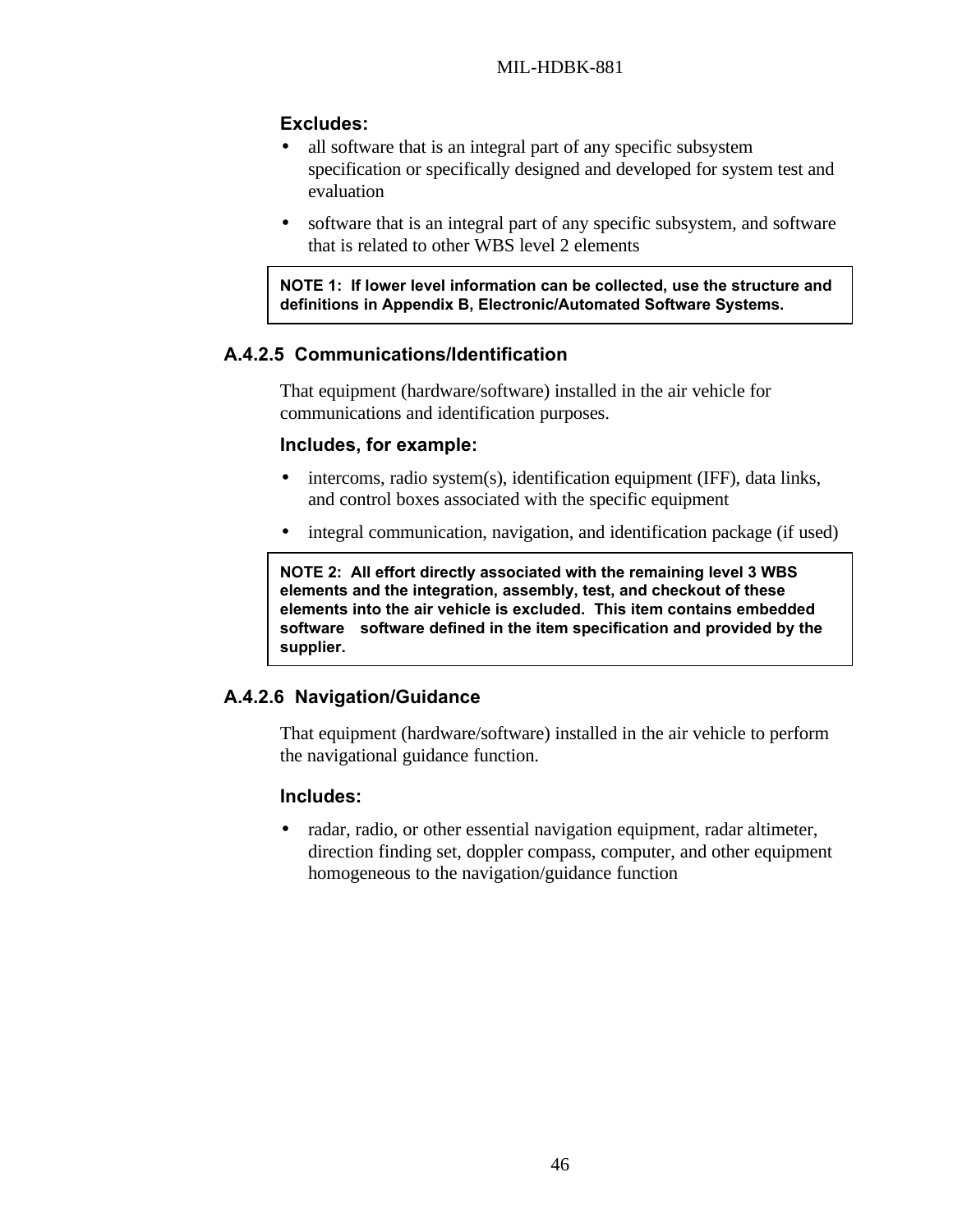**Excludes:**

- all software that is an integral part of any specific subsystem specification or specifically designed and developed for system test and evaluation
- software that is an integral part of any specific subsystem, and software that is related to other WBS level 2 elements

> **NOTE 1: If lower level information can be collected, use the structure and definitions in Appendix B, Electronic/Automated Software Systems.**

### A.4.2.5 Communications/Identification

That equipment (hardware/software) installed in the air vehicle for communications and identification purposes.

**Includes, for example:**

- intercoms, radio system(s), identification equipment (IFF), data links, and control boxes associated with the specific equipment
- integral communication, navigation, and identification package (if used)

> **NOTE 2: All effort directly associated with the remaining level 3 WBS elements and the integration, assembly, test, and checkout of these elements into the air vehicle is excluded. This item contains embedded software software defined in the item specification and provided by the supplier.**

### A.4.2.6 Navigation/Guidance

That equipment (hardware/software) installed in the air vehicle to perform the navigational guidance function.

**Includes:**

- radar, radio, or other essential navigation equipment, radar altimeter, direction finding set, doppler compass, computer, and other equipment homogeneous to the navigation/guidance function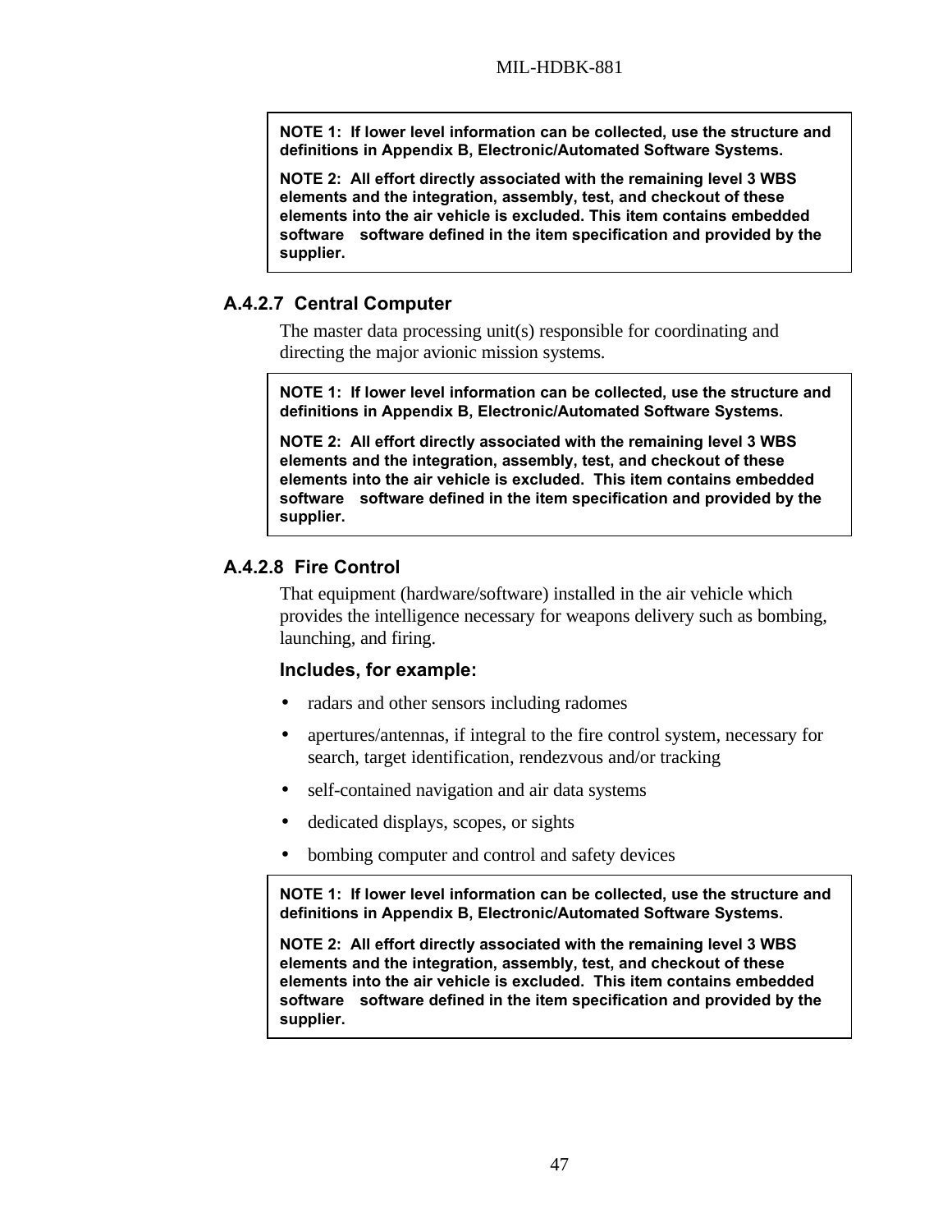**NOTE 1: If lower level information can be collected, use the structure and definitions in Appendix B, Electronic/Automated Software Systems.**

**NOTE 2: All effort directly associated with the remaining level 3 WBS elements and the integration, assembly, test, and checkout of these elements into the air vehicle is excluded. This item contains embedded software software defined in the item specification and provided by the supplier.**

### A.4.2.7 Central Computer

The master data processing unit(s) responsible for coordinating and directing the major avionic mission systems.

**NOTE 1: If lower level information can be collected, use the structure and definitions in Appendix B, Electronic/Automated Software Systems.**

**NOTE 2: All effort directly associated with the remaining level 3 WBS elements and the integration, assembly, test, and checkout of these elements into the air vehicle is excluded. This item contains embedded software software defined in the item specification and provided by the supplier.**

### A.4.2.8 Fire Control

That equipment (hardware/software) installed in the air vehicle which provides the intelligence necessary for weapons delivery such as bombing, launching, and firing.

**Includes, for example:**

- radars and other sensors including radomes
- apertures/antennas, if integral to the fire control system, necessary for search, target identification, rendezvous and/or tracking
- self-contained navigation and air data systems
- dedicated displays, scopes, or sights
- bombing computer and control and safety devices

**NOTE 1: If lower level information can be collected, use the structure and definitions in Appendix B, Electronic/Automated Software Systems.**

**NOTE 2: All effort directly associated with the remaining level 3 WBS elements and the integration, assembly, test, and checkout of these elements into the air vehicle is excluded. This item contains embedded software software defined in the item specification and provided by the supplier.**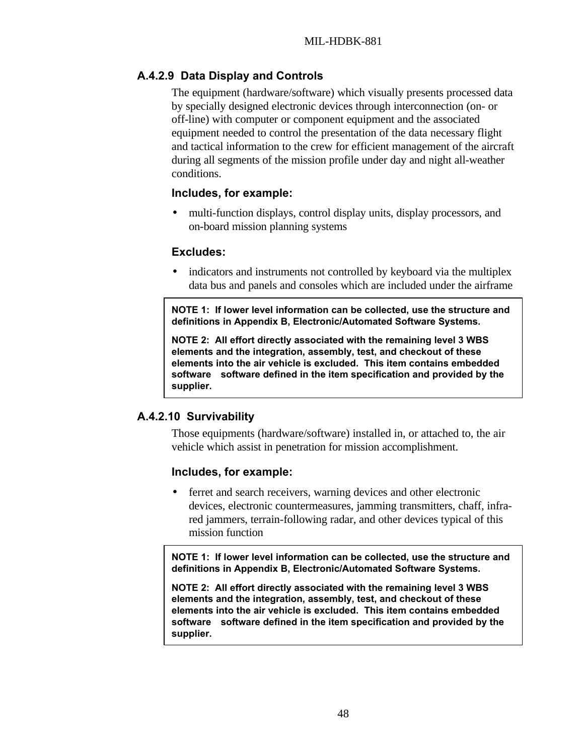### A.4.2.9 Data Display and Controls

The equipment (hardware/software) which visually presents processed data by specially designed electronic devices through interconnection (on- or off-line) with computer or component equipment and the associated equipment needed to control the presentation of the data necessary flight and tactical information to the crew for efficient management of the aircraft during all segments of the mission profile under day and night all-weather conditions.

**Includes, for example:**

- multi-function displays, control display units, display processors, and on-board mission planning systems

**Excludes:**

- indicators and instruments not controlled by keyboard via the multiplex data bus and panels and consoles which are included under the airframe

> **NOTE 1: If lower level information can be collected, use the structure and definitions in Appendix B, Electronic/Automated Software Systems.**
>
> **NOTE 2: All effort directly associated with the remaining level 3 WBS elements and the integration, assembly, test, and checkout of these elements into the air vehicle is excluded. This item contains embedded software software defined in the item specification and provided by the supplier.**

### A.4.2.10 Survivability

Those equipments (hardware/software) installed in, or attached to, the air vehicle which assist in penetration for mission accomplishment.

**Includes, for example:**

- ferret and search receivers, warning devices and other electronic devices, electronic countermeasures, jamming transmitters, chaff, infra-red jammers, terrain-following radar, and other devices typical of this mission function

> **NOTE 1: If lower level information can be collected, use the structure and definitions in Appendix B, Electronic/Automated Software Systems.**
>
> **NOTE 2: All effort directly associated with the remaining level 3 WBS elements and the integration, assembly, test, and checkout of these elements into the air vehicle is excluded. This item contains embedded software software defined in the item specification and provided by the supplier.**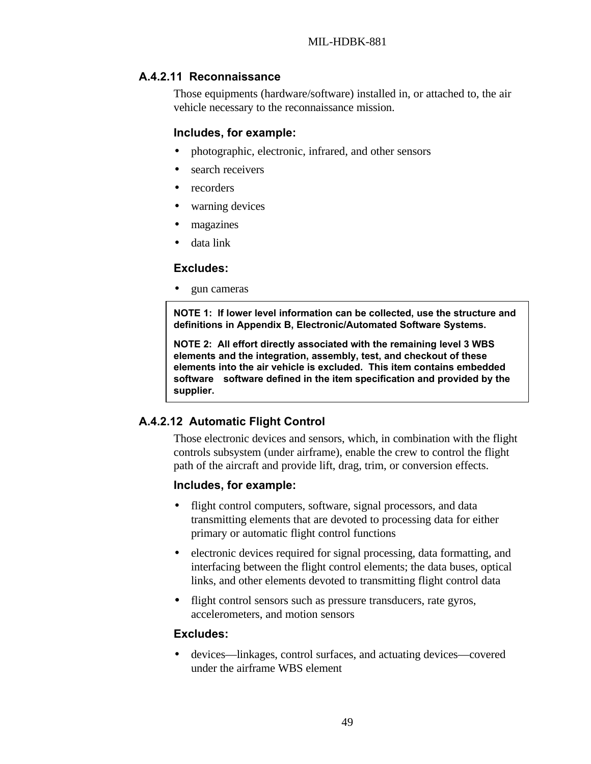### A.4.2.11 Reconnaissance

Those equipments (hardware/software) installed in, or attached to, the air vehicle necessary to the reconnaissance mission.

**Includes, for example:**

- photographic, electronic, infrared, and other sensors
- search receivers
- recorders
- warning devices
- magazines
- data link

**Excludes:**

- gun cameras

> **NOTE 1: If lower level information can be collected, use the structure and definitions in Appendix B, Electronic/Automated Software Systems.**
>
> **NOTE 2: All effort directly associated with the remaining level 3 WBS elements and the integration, assembly, test, and checkout of these elements into the air vehicle is excluded. This item contains embedded software software defined in the item specification and provided by the supplier.**

### A.4.2.12 Automatic Flight Control

Those electronic devices and sensors, which, in combination with the flight controls subsystem (under airframe), enable the crew to control the flight path of the aircraft and provide lift, drag, trim, or conversion effects.

**Includes, for example:**

- flight control computers, software, signal processors, and data transmitting elements that are devoted to processing data for either primary or automatic flight control functions
- electronic devices required for signal processing, data formatting, and interfacing between the flight control elements; the data buses, optical links, and other elements devoted to transmitting flight control data
- flight control sensors such as pressure transducers, rate gyros, accelerometers, and motion sensors

**Excludes:**

- devices—linkages, control surfaces, and actuating devices—covered under the airframe WBS element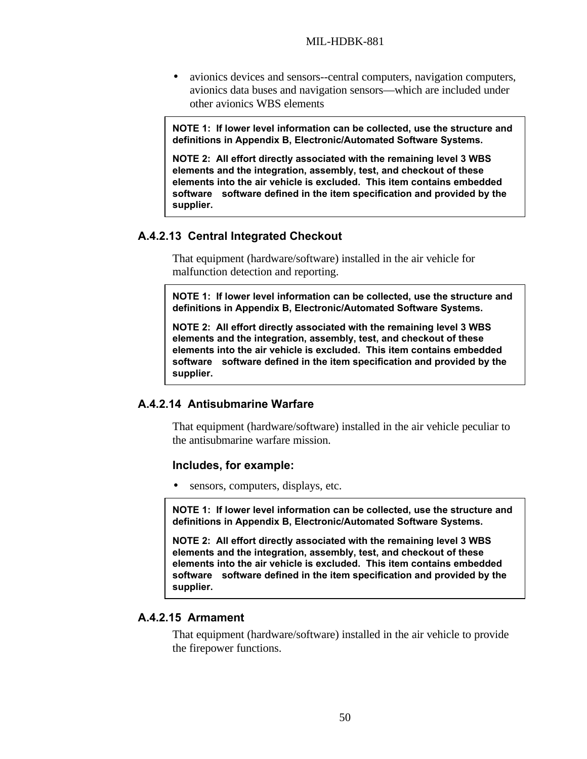- avionics devices and sensors--central computers, navigation computers, avionics data buses and navigation sensors—which are included under other avionics WBS elements

> **NOTE 1: If lower level information can be collected, use the structure and definitions in Appendix B, Electronic/Automated Software Systems.**
>
> **NOTE 2: All effort directly associated with the remaining level 3 WBS elements and the integration, assembly, test, and checkout of these elements into the air vehicle is excluded. This item contains embedded software software defined in the item specification and provided by the supplier.**

### A.4.2.13 Central Integrated Checkout

That equipment (hardware/software) installed in the air vehicle for malfunction detection and reporting.

> **NOTE 1: If lower level information can be collected, use the structure and definitions in Appendix B, Electronic/Automated Software Systems.**
>
> **NOTE 2: All effort directly associated with the remaining level 3 WBS elements and the integration, assembly, test, and checkout of these elements into the air vehicle is excluded. This item contains embedded software software defined in the item specification and provided by the supplier.**

### A.4.2.14 Antisubmarine Warfare

That equipment (hardware/software) installed in the air vehicle peculiar to the antisubmarine warfare mission.

**Includes, for example:**

- sensors, computers, displays, etc.

> **NOTE 1: If lower level information can be collected, use the structure and definitions in Appendix B, Electronic/Automated Software Systems.**
>
> **NOTE 2: All effort directly associated with the remaining level 3 WBS elements and the integration, assembly, test, and checkout of these elements into the air vehicle is excluded. This item contains embedded software software defined in the item specification and provided by the supplier.**

### A.4.2.15 Armament

That equipment (hardware/software) installed in the air vehicle to provide the firepower functions.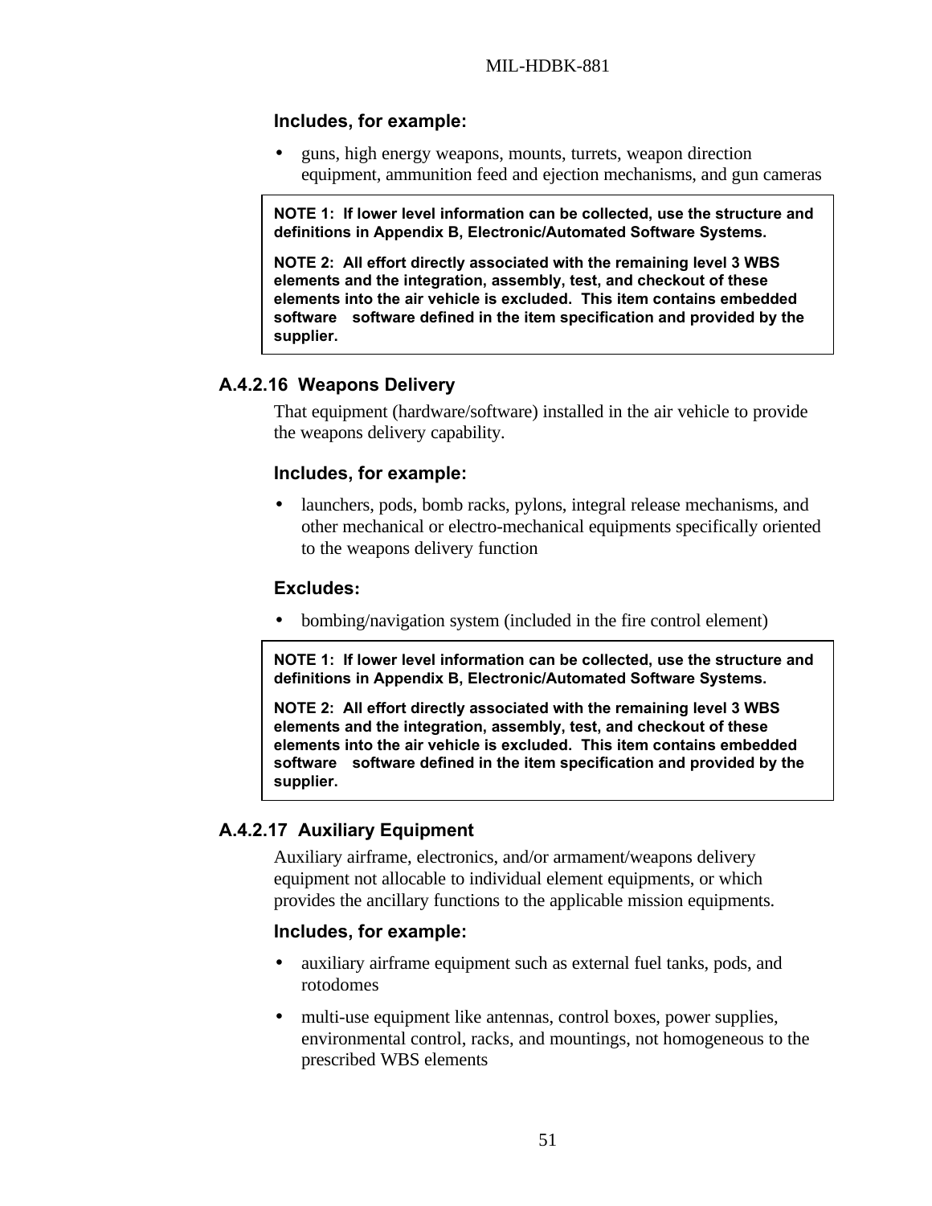**Includes, for example:**

- guns, high energy weapons, mounts, turrets, weapon direction equipment, ammunition feed and ejection mechanisms, and gun cameras

> **NOTE 1: If lower level information can be collected, use the structure and definitions in Appendix B, Electronic/Automated Software Systems.**
>
> **NOTE 2: All effort directly associated with the remaining level 3 WBS elements and the integration, assembly, test, and checkout of these elements into the air vehicle is excluded. This item contains embedded software software defined in the item specification and provided by the supplier.**

### A.4.2.16 Weapons Delivery

That equipment (hardware/software) installed in the air vehicle to provide the weapons delivery capability.

**Includes, for example:**

- launchers, pods, bomb racks, pylons, integral release mechanisms, and other mechanical or electro-mechanical equipments specifically oriented to the weapons delivery function

**Excludes:**

- bombing/navigation system (included in the fire control element)

> **NOTE 1: If lower level information can be collected, use the structure and definitions in Appendix B, Electronic/Automated Software Systems.**
>
> **NOTE 2: All effort directly associated with the remaining level 3 WBS elements and the integration, assembly, test, and checkout of these elements into the air vehicle is excluded. This item contains embedded software software defined in the item specification and provided by the supplier.**

### A.4.2.17 Auxiliary Equipment

Auxiliary airframe, electronics, and/or armament/weapons delivery equipment not allocable to individual element equipments, or which provides the ancillary functions to the applicable mission equipments.

**Includes, for example:**

- auxiliary airframe equipment such as external fuel tanks, pods, and rotodomes
- multi-use equipment like antennas, control boxes, power supplies, environmental control, racks, and mountings, not homogeneous to the prescribed WBS elements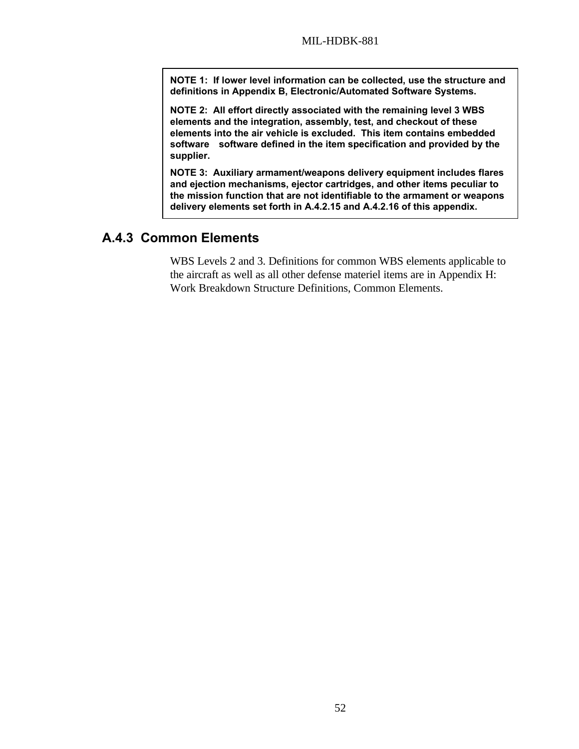**NOTE 1: If lower level information can be collected, use the structure and definitions in Appendix B, Electronic/Automated Software Systems.**

**NOTE 2: All effort directly associated with the remaining level 3 WBS elements and the integration, assembly, test, and checkout of these elements into the air vehicle is excluded. This item contains embedded software software defined in the item specification and provided by the supplier.**

**NOTE 3: Auxiliary armament/weapons delivery equipment includes flares and ejection mechanisms, ejector cartridges, and other items peculiar to the mission function that are not identifiable to the armament or weapons delivery elements set forth in A.4.2.15 and A.4.2.16 of this appendix.**

### A.4.3 Common Elements

WBS Levels 2 and 3. Definitions for common WBS elements applicable to the aircraft as well as all other defense materiel items are in Appendix H: Work Breakdown Structure Definitions, Common Elements.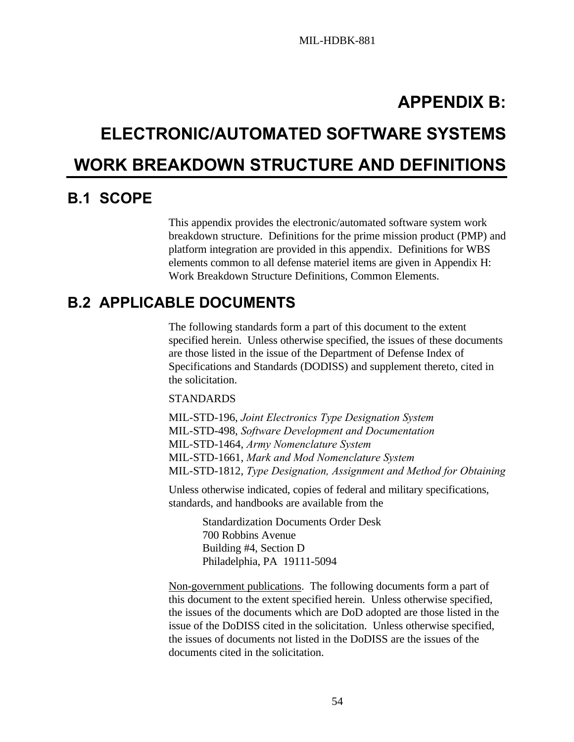# APPENDIX B:

# ELECTRONIC/AUTOMATED SOFTWARE SYSTEMS

# WORK BREAKDOWN STRUCTURE AND DEFINITIONS

## B.1 SCOPE

This appendix provides the electronic/automated software system work breakdown structure. Definitions for the prime mission product (PMP) and platform integration are provided in this appendix. Definitions for WBS elements common to all defense materiel items are given in Appendix H: Work Breakdown Structure Definitions, Common Elements.

## B.2 APPLICABLE DOCUMENTS

The following standards form a part of this document to the extent specified herein. Unless otherwise specified, the issues of these documents are those listed in the issue of the Department of Defense Index of Specifications and Standards (DODISS) and supplement thereto, cited in the solicitation.

STANDARDS

MIL-STD-196, *Joint Electronics Type Designation System*
MIL-STD-498, *Software Development and Documentation*
MIL-STD-1464, *Army Nomenclature System*
MIL-STD-1661, *Mark and Mod Nomenclature System*
MIL-STD-1812, *Type Designation, Assignment and Method for Obtaining*

Unless otherwise indicated, copies of federal and military specifications, standards, and handbooks are available from the

> Standardization Documents Order Desk
> 700 Robbins Avenue
> Building #4, Section D
> Philadelphia, PA 19111-5094

<u>Non-government publications</u>. The following documents form a part of this document to the extent specified herein. Unless otherwise specified, the issues of the documents which are DoD adopted are those listed in the issue of the DoDISS cited in the solicitation. Unless otherwise specified, the issues of documents not listed in the DoDISS are the issues of the documents cited in the solicitation.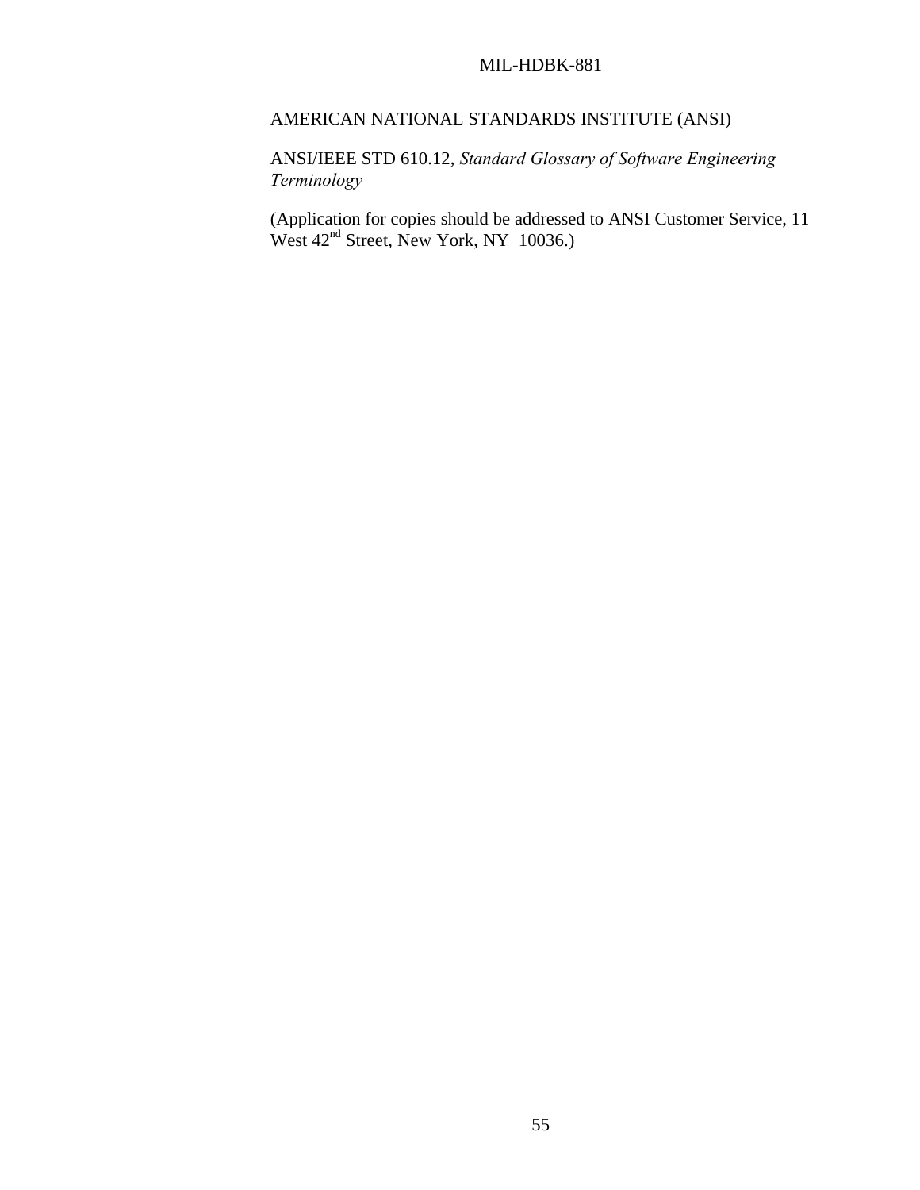AMERICAN NATIONAL STANDARDS INSTITUTE (ANSI)

ANSI/IEEE STD 610.12, *Standard Glossary of Software Engineering Terminology*

(Application for copies should be addressed to ANSI Customer Service, 11 West 42nd Street, New York, NY 10036.)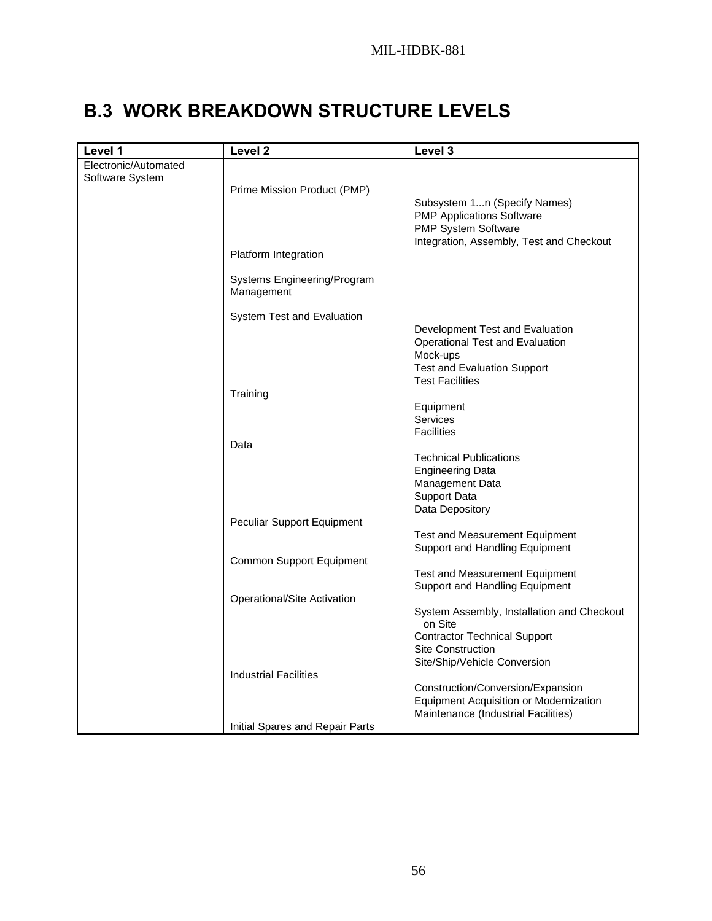## B.3 WORK BREAKDOWN STRUCTURE LEVELS

| Level 1 | Level 2 | Level 3 |
|---|---|---|
| Electronic/Automated Software System | | |
| | Prime Mission Product (PMP) | |
| | | Subsystem 1...n (Specify Names) |
| | | PMP Applications Software |
| | | PMP System Software |
| | | Integration, Assembly, Test and Checkout |
| | Platform Integration | |
| | Systems Engineering/Program Management | |
| | System Test and Evaluation | |
| | | Development Test and Evaluation |
| | | Operational Test and Evaluation |
| | | Mock-ups |
| | | Test and Evaluation Support |
| | | Test Facilities |
| | Training | |
| | | Equipment |
| | | Services |
| | | Facilities |
| | Data | |
| | | Technical Publications |
| | | Engineering Data |
| | | Management Data |
| | | Support Data |
| | | Data Depository |
| | Peculiar Support Equipment | |
| | | Test and Measurement Equipment |
| | | Support and Handling Equipment |
| | Common Support Equipment | |
| | | Test and Measurement Equipment |
| | | Support and Handling Equipment |
| | Operational/Site Activation | |
| | | System Assembly, Installation and Checkout on Site |
| | | Contractor Technical Support |
| | | Site Construction |
| | | Site/Ship/Vehicle Conversion |
| | Industrial Facilities | |
| | | Construction/Conversion/Expansion |
| | | Equipment Acquisition or Modernization |
| | | Maintenance (Industrial Facilities) |
| | Initial Spares and Repair Parts | |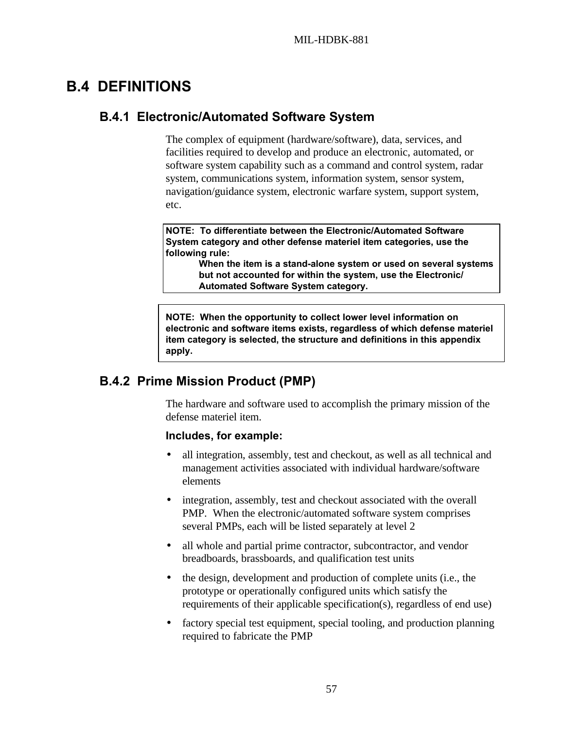# B.4 DEFINITIONS

## B.4.1 Electronic/Automated Software System

The complex of equipment (hardware/software), data, services, and facilities required to develop and produce an electronic, automated, or software system capability such as a command and control system, radar system, communications system, information system, sensor system, navigation/guidance system, electronic warfare system, support system, etc.

> **NOTE: To differentiate between the Electronic/Automated Software System category and other defense materiel item categories, use the following rule:**
>
> **When the item is a stand-alone system or used on several systems but not accounted for within the system, use the Electronic/ Automated Software System category.**

> **NOTE: When the opportunity to collect lower level information on electronic and software items exists, regardless of which defense materiel item category is selected, the structure and definitions in this appendix apply.**

## B.4.2 Prime Mission Product (PMP)

The hardware and software used to accomplish the primary mission of the defense materiel item.

**Includes, for example:**

- all integration, assembly, test and checkout, as well as all technical and management activities associated with individual hardware/software elements
- integration, assembly, test and checkout associated with the overall PMP. When the electronic/automated software system comprises several PMPs, each will be listed separately at level 2
- all whole and partial prime contractor, subcontractor, and vendor breadboards, brassboards, and qualification test units
- the design, development and production of complete units (i.e., the prototype or operationally configured units which satisfy the requirements of their applicable specification(s), regardless of end use)
- factory special test equipment, special tooling, and production planning required to fabricate the PMP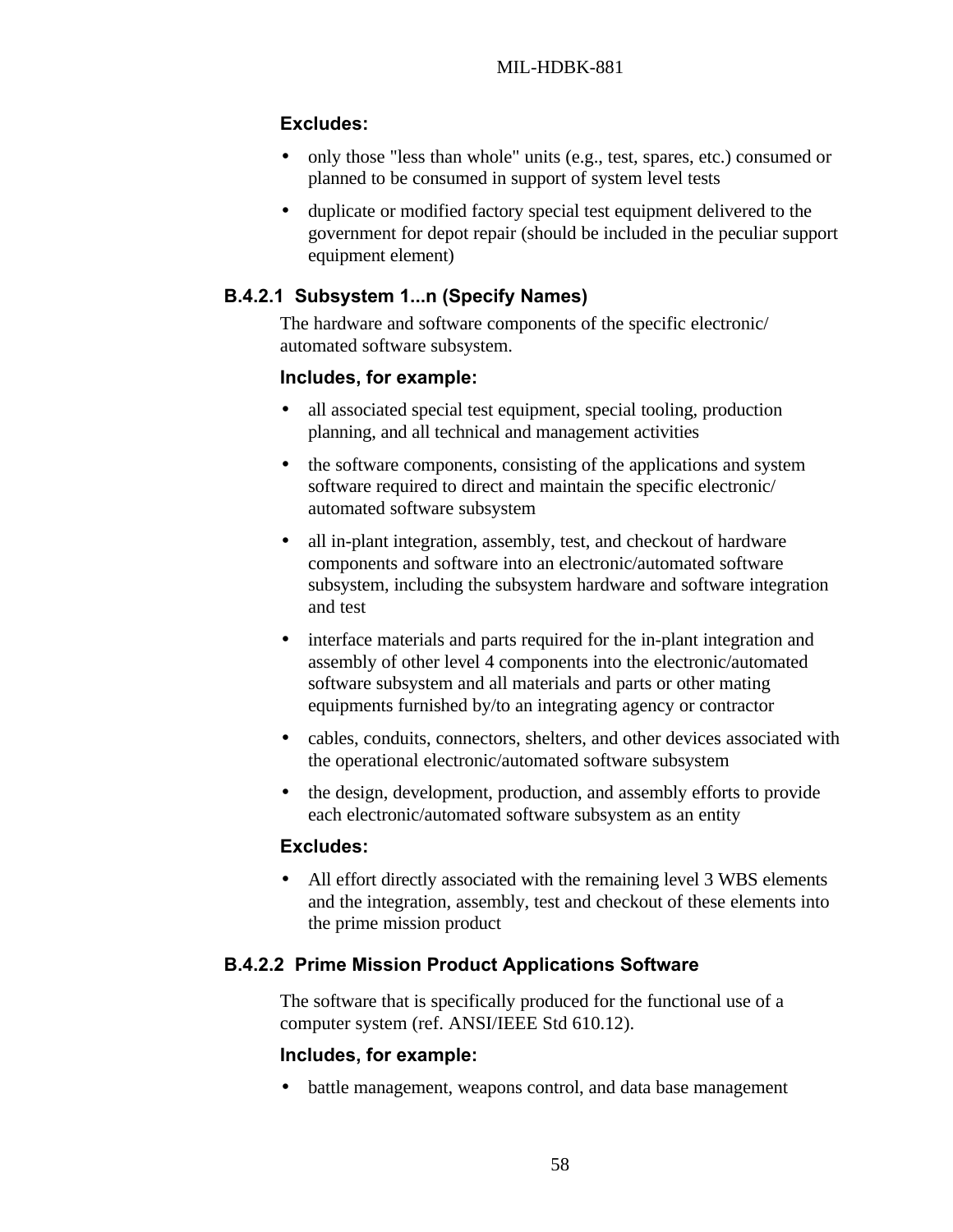**Excludes:**

- only those "less than whole" units (e.g., test, spares, etc.) consumed or planned to be consumed in support of system level tests
- duplicate or modified factory special test equipment delivered to the government for depot repair (should be included in the peculiar support equipment element)

### B.4.2.1 Subsystem 1...n (Specify Names)

The hardware and software components of the specific electronic/ automated software subsystem.

**Includes, for example:**

- all associated special test equipment, special tooling, production planning, and all technical and management activities
- the software components, consisting of the applications and system software required to direct and maintain the specific electronic/ automated software subsystem
- all in-plant integration, assembly, test, and checkout of hardware components and software into an electronic/automated software subsystem, including the subsystem hardware and software integration and test
- interface materials and parts required for the in-plant integration and assembly of other level 4 components into the electronic/automated software subsystem and all materials and parts or other mating equipments furnished by/to an integrating agency or contractor
- cables, conduits, connectors, shelters, and other devices associated with the operational electronic/automated software subsystem
- the design, development, production, and assembly efforts to provide each electronic/automated software subsystem as an entity

**Excludes:**

- All effort directly associated with the remaining level 3 WBS elements and the integration, assembly, test and checkout of these elements into the prime mission product

### B.4.2.2 Prime Mission Product Applications Software

The software that is specifically produced for the functional use of a computer system (ref. ANSI/IEEE Std 610.12).

**Includes, for example:**

- battle management, weapons control, and data base management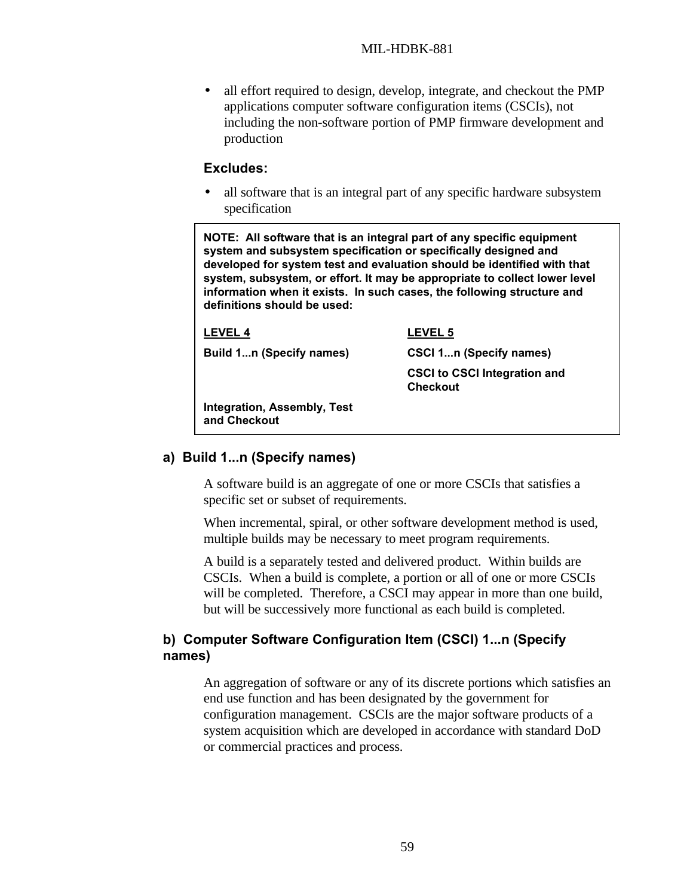- all effort required to design, develop, integrate, and checkout the PMP applications computer software configuration items (CSCIs), not including the non-software portion of PMP firmware development and production

**Excludes:**

- all software that is an integral part of any specific hardware subsystem specification

**NOTE: All software that is an integral part of any specific equipment system and subsystem specification or specifically designed and developed for system test and evaluation should be identified with that system, subsystem, or effort. It may be appropriate to collect lower level information when it exists. In such cases, the following structure and definitions should be used:**

| LEVEL 4 | LEVEL 5 |
|---|---|
| Build 1...n (Specify names) | CSCI 1...n (Specify names) |
| | CSCI to CSCI Integration and Checkout |
| Integration, Assembly, Test and Checkout | |

### a) Build 1...n (Specify names)

A software build is an aggregate of one or more CSCIs that satisfies a specific set or subset of requirements.

When incremental, spiral, or other software development method is used, multiple builds may be necessary to meet program requirements.

A build is a separately tested and delivered product. Within builds are CSCIs. When a build is complete, a portion or all of one or more CSCIs will be completed. Therefore, a CSCI may appear in more than one build, but will be successively more functional as each build is completed.

### b) Computer Software Configuration Item (CSCI) 1...n (Specify names)

An aggregation of software or any of its discrete portions which satisfies an end use function and has been designated by the government for configuration management. CSCIs are the major software products of a system acquisition which are developed in accordance with standard DoD or commercial practices and process.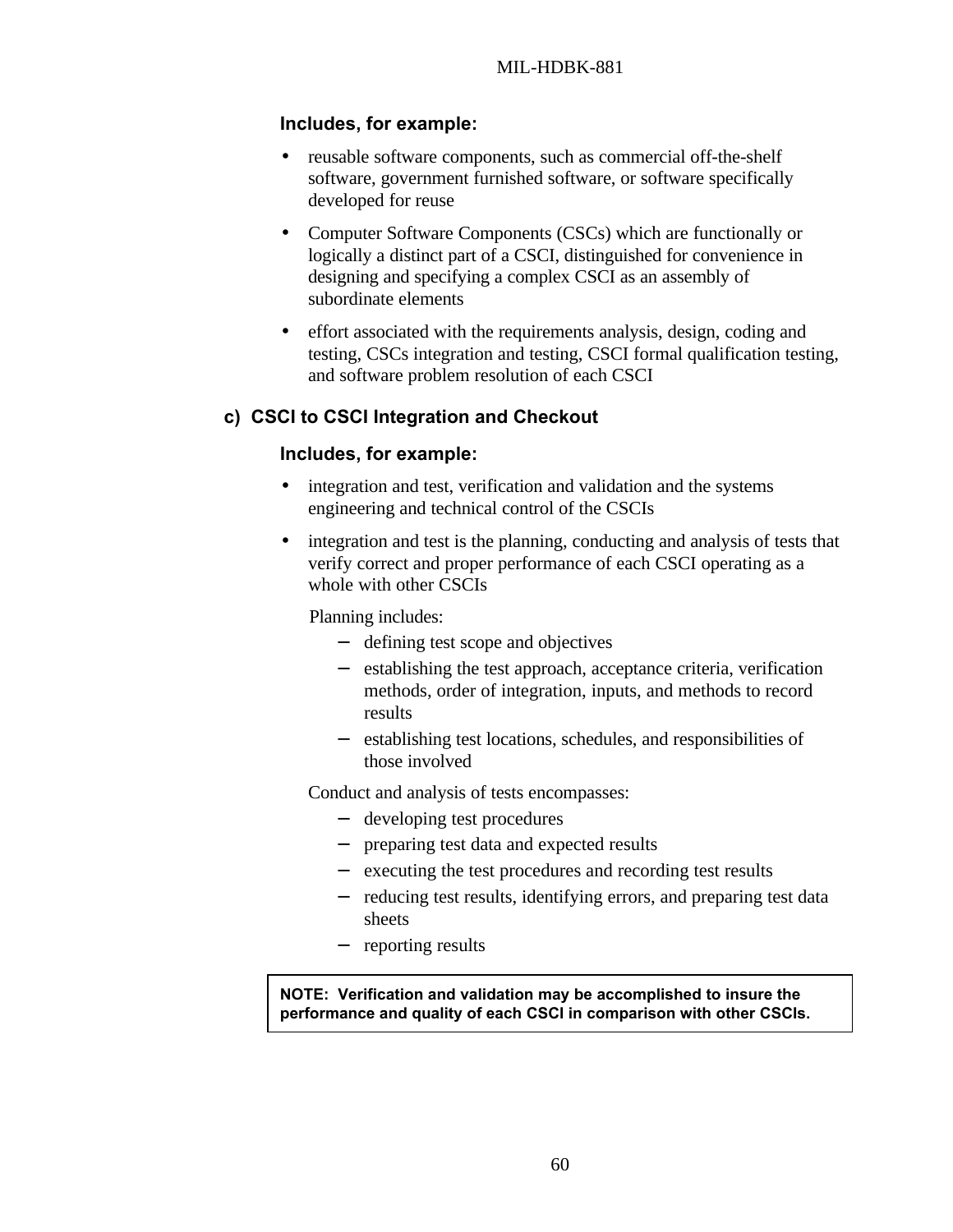**Includes, for example:**

- reusable software components, such as commercial off-the-shelf software, government furnished software, or software specifically developed for reuse
- Computer Software Components (CSCs) which are functionally or logically a distinct part of a CSCI, distinguished for convenience in designing and specifying a complex CSCI as an assembly of subordinate elements
- effort associated with the requirements analysis, design, coding and testing, CSCs integration and testing, CSCI formal qualification testing, and software problem resolution of each CSCI

### c) CSCI to CSCI Integration and Checkout

**Includes, for example:**

- integration and test, verification and validation and the systems engineering and technical control of the CSCIs
- integration and test is the planning, conducting and analysis of tests that verify correct and proper performance of each CSCI operating as a whole with other CSCIs

  Planning includes:

  - defining test scope and objectives
  - establishing the test approach, acceptance criteria, verification methods, order of integration, inputs, and methods to record results
  - establishing test locations, schedules, and responsibilities of those involved

  Conduct and analysis of tests encompasses:

  - developing test procedures
  - preparing test data and expected results
  - executing the test procedures and recording test results
  - reducing test results, identifying errors, and preparing test data sheets
  - reporting results

**NOTE: Verification and validation may be accomplished to insure the performance and quality of each CSCI in comparison with other CSCIs.**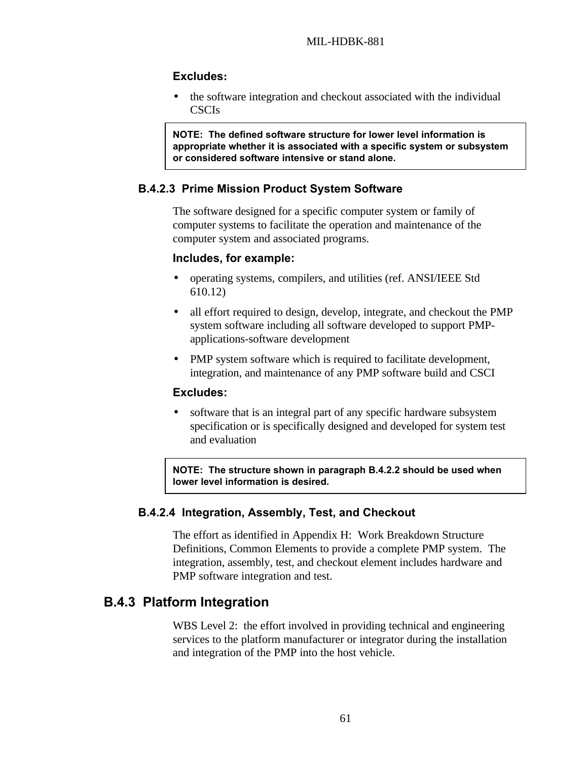**Excludes:**

- the software integration and checkout associated with the individual CSCIs

> **NOTE: The defined software structure for lower level information is appropriate whether it is associated with a specific system or subsystem or considered software intensive or stand alone.**

### B.4.2.3 Prime Mission Product System Software

The software designed for a specific computer system or family of computer systems to facilitate the operation and maintenance of the computer system and associated programs.

**Includes, for example:**

- operating systems, compilers, and utilities (ref. ANSI/IEEE Std 610.12)
- all effort required to design, develop, integrate, and checkout the PMP system software including all software developed to support PMP-applications-software development
- PMP system software which is required to facilitate development, integration, and maintenance of any PMP software build and CSCI

**Excludes:**

- software that is an integral part of any specific hardware subsystem specification or is specifically designed and developed for system test and evaluation

> **NOTE: The structure shown in paragraph B.4.2.2 should be used when lower level information is desired.**

### B.4.2.4 Integration, Assembly, Test, and Checkout

The effort as identified in Appendix H: Work Breakdown Structure Definitions, Common Elements to provide a complete PMP system. The integration, assembly, test, and checkout element includes hardware and PMP software integration and test.

## B.4.3 Platform Integration

WBS Level 2: the effort involved in providing technical and engineering services to the platform manufacturer or integrator during the installation and integration of the PMP into the host vehicle.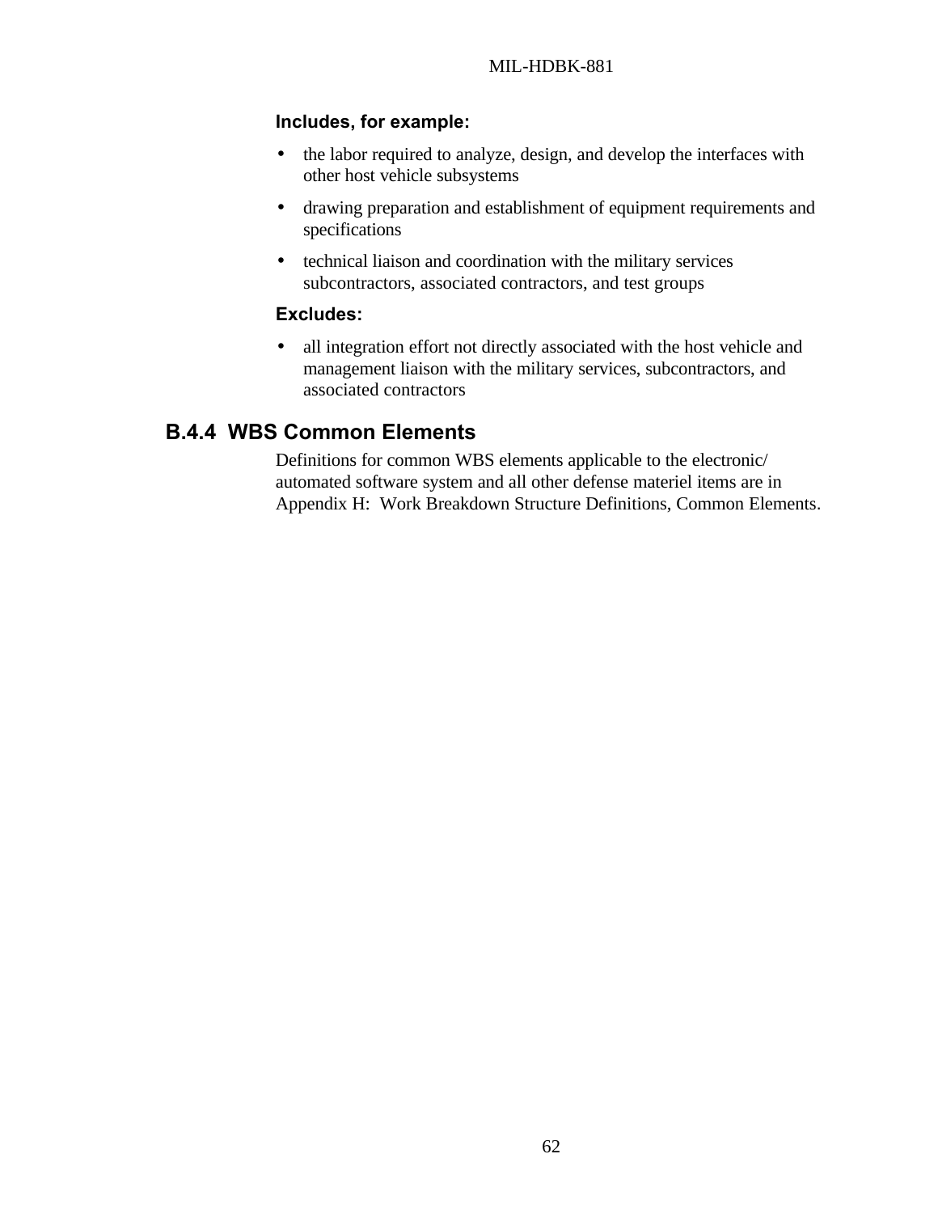**Includes, for example:**

- the labor required to analyze, design, and develop the interfaces with other host vehicle subsystems
- drawing preparation and establishment of equipment requirements and specifications
- technical liaison and coordination with the military services subcontractors, associated contractors, and test groups

**Excludes:**

- all integration effort not directly associated with the host vehicle and management liaison with the military services, subcontractors, and associated contractors

### B.4.4 WBS Common Elements

Definitions for common WBS elements applicable to the electronic/automated software system and all other defense materiel items are in Appendix H: Work Breakdown Structure Definitions, Common Elements.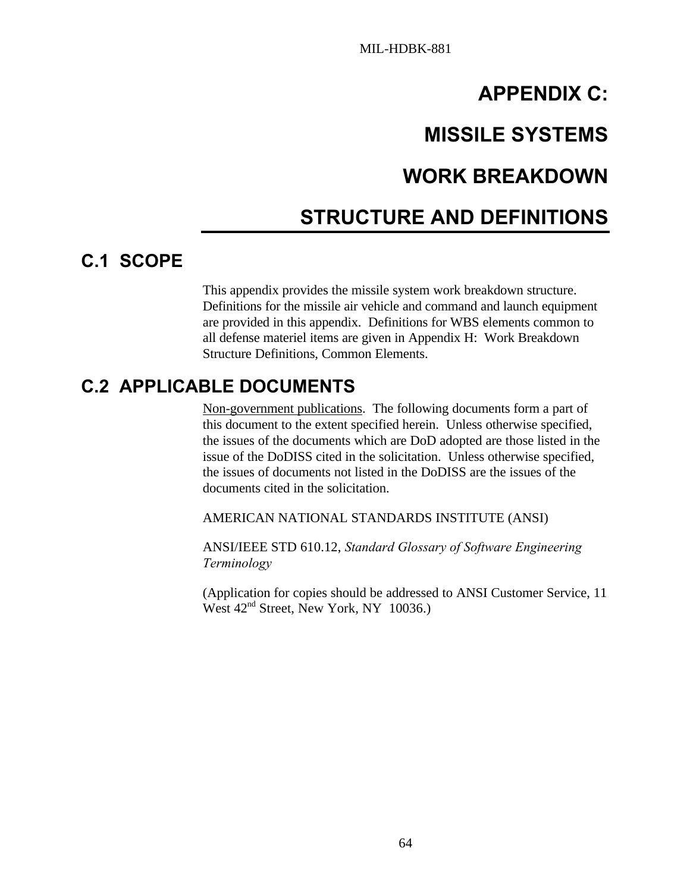# APPENDIX C: MISSILE SYSTEMS WORK BREAKDOWN STRUCTURE AND DEFINITIONS

## C.1 SCOPE

This appendix provides the missile system work breakdown structure. Definitions for the missile air vehicle and command and launch equipment are provided in this appendix. Definitions for WBS elements common to all defense materiel items are given in Appendix H: Work Breakdown Structure Definitions, Common Elements.

## C.2 APPLICABLE DOCUMENTS

Non-government publications. The following documents form a part of this document to the extent specified herein. Unless otherwise specified, the issues of the documents which are DoD adopted are those listed in the issue of the DoDISS cited in the solicitation. Unless otherwise specified, the issues of documents not listed in the DoDISS are the issues of the documents cited in the solicitation.

AMERICAN NATIONAL STANDARDS INSTITUTE (ANSI)

ANSI/IEEE STD 610.12, *Standard Glossary of Software Engineering Terminology*

(Application for copies should be addressed to ANSI Customer Service, 11 West 42nd Street, New York, NY 10036.)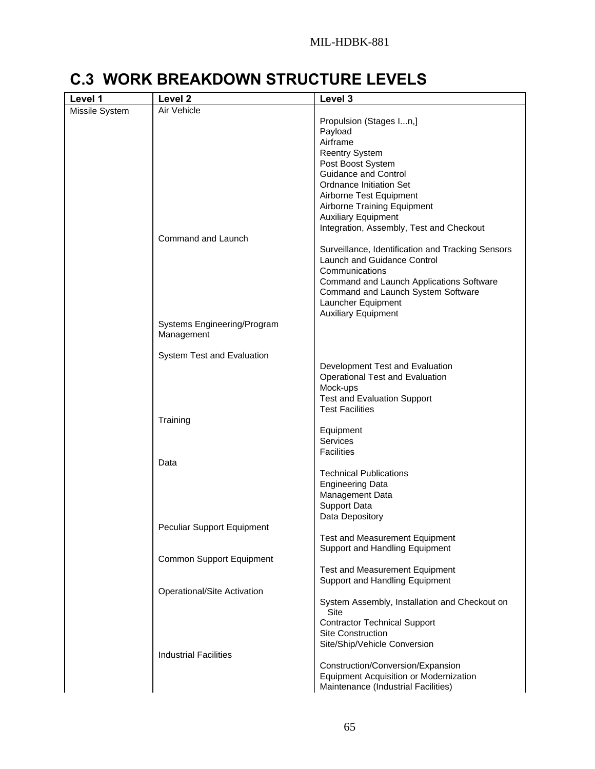# C.3 WORK BREAKDOWN STRUCTURE LEVELS

| Level 1 | Level 2 | Level 3 |
|---|---|---|
| Missile System | Air Vehicle | |
| | | Propulsion (Stages I...n,] |
| | | Payload |
| | | Airframe |
| | | Reentry System |
| | | Post Boost System |
| | | Guidance and Control |
| | | Ordnance Initiation Set |
| | | Airborne Test Equipment |
| | | Airborne Training Equipment |
| | | Auxiliary Equipment |
| | | Integration, Assembly, Test and Checkout |
| | Command and Launch | |
| | | Surveillance, Identification and Tracking Sensors |
| | | Launch and Guidance Control |
| | | Communications |
| | | Command and Launch Applications Software |
| | | Command and Launch System Software |
| | | Launcher Equipment |
| | | Auxiliary Equipment |
| | Systems Engineering/Program Management | |
| | System Test and Evaluation | |
| | | Development Test and Evaluation |
| | | Operational Test and Evaluation |
| | | Mock-ups |
| | | Test and Evaluation Support |
| | | Test Facilities |
| | Training | |
| | | Equipment |
| | | Services |
| | | Facilities |
| | Data | |
| | | Technical Publications |
| | | Engineering Data |
| | | Management Data |
| | | Support Data |
| | | Data Depository |
| | Peculiar Support Equipment | |
| | | Test and Measurement Equipment |
| | | Support and Handling Equipment |
| | Common Support Equipment | |
| | | Test and Measurement Equipment |
| | | Support and Handling Equipment |
| | Operational/Site Activation | |
| | | System Assembly, Installation and Checkout on Site |
| | | Contractor Technical Support |
| | | Site Construction |
| | | Site/Ship/Vehicle Conversion |
| | Industrial Facilities | |
| | | Construction/Conversion/Expansion |
| | | Equipment Acquisition or Modernization |
| | | Maintenance (Industrial Facilities) |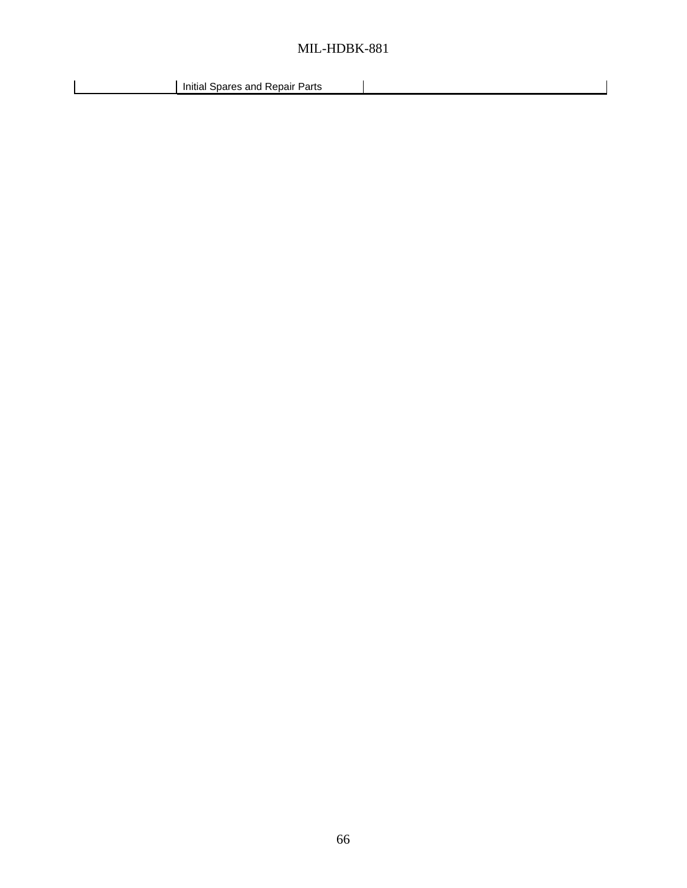|  | Initial Spares and Repair Parts |  |
|---|---|---|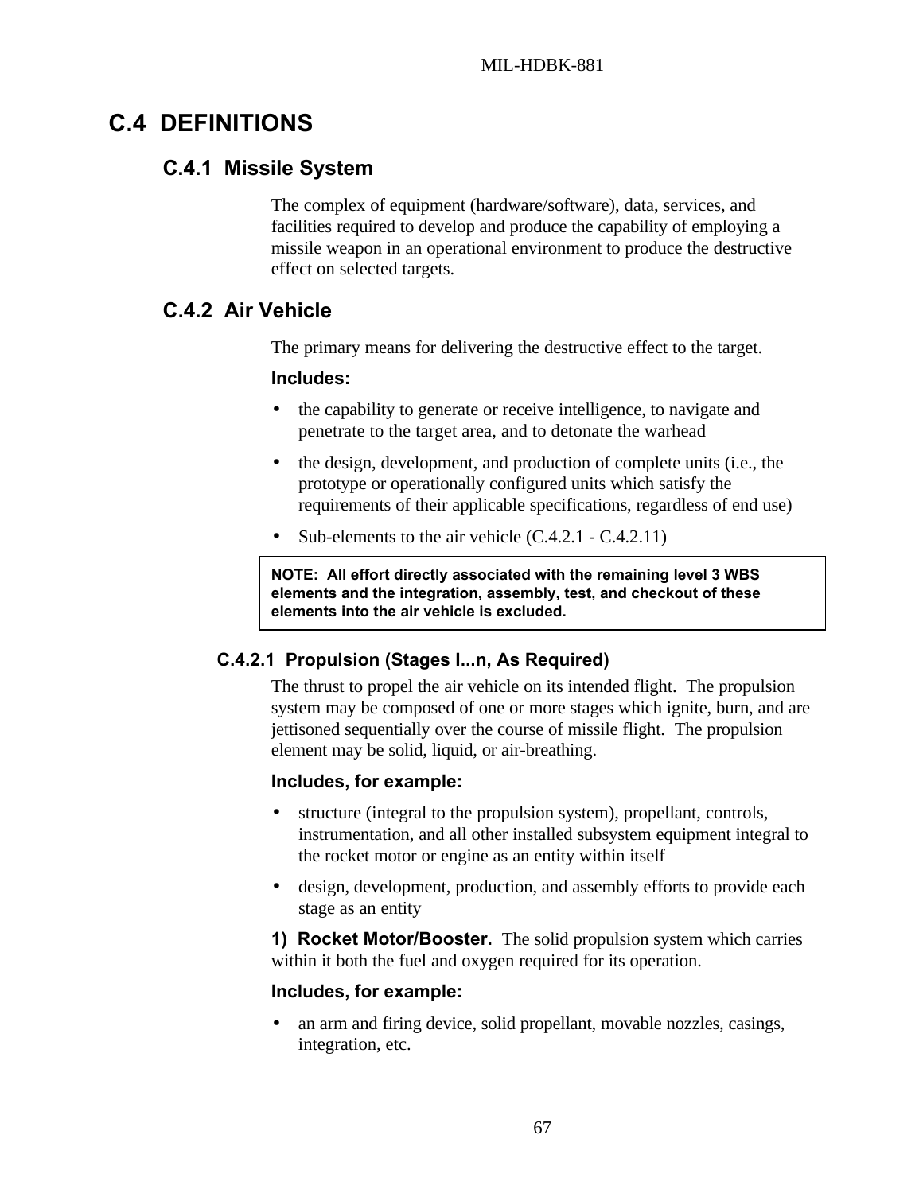# C.4 DEFINITIONS

## C.4.1 Missile System

The complex of equipment (hardware/software), data, services, and facilities required to develop and produce the capability of employing a missile weapon in an operational environment to produce the destructive effect on selected targets.

## C.4.2 Air Vehicle

The primary means for delivering the destructive effect to the target.

**Includes:**

- the capability to generate or receive intelligence, to navigate and penetrate to the target area, and to detonate the warhead
- the design, development, and production of complete units (i.e., the prototype or operationally configured units which satisfy the requirements of their applicable specifications, regardless of end use)
- Sub-elements to the air vehicle (C.4.2.1 - C.4.2.11)

> **NOTE: All effort directly associated with the remaining level 3 WBS elements and the integration, assembly, test, and checkout of these elements into the air vehicle is excluded.**

### C.4.2.1 Propulsion (Stages I...n, As Required)

The thrust to propel the air vehicle on its intended flight. The propulsion system may be composed of one or more stages which ignite, burn, and are jettisoned sequentially over the course of missile flight. The propulsion element may be solid, liquid, or air-breathing.

**Includes, for example:**

- structure (integral to the propulsion system), propellant, controls, instrumentation, and all other installed subsystem equipment integral to the rocket motor or engine as an entity within itself
- design, development, production, and assembly efforts to provide each stage as an entity

**1) Rocket Motor/Booster.** The solid propulsion system which carries within it both the fuel and oxygen required for its operation.

**Includes, for example:**

- an arm and firing device, solid propellant, movable nozzles, casings, integration, etc.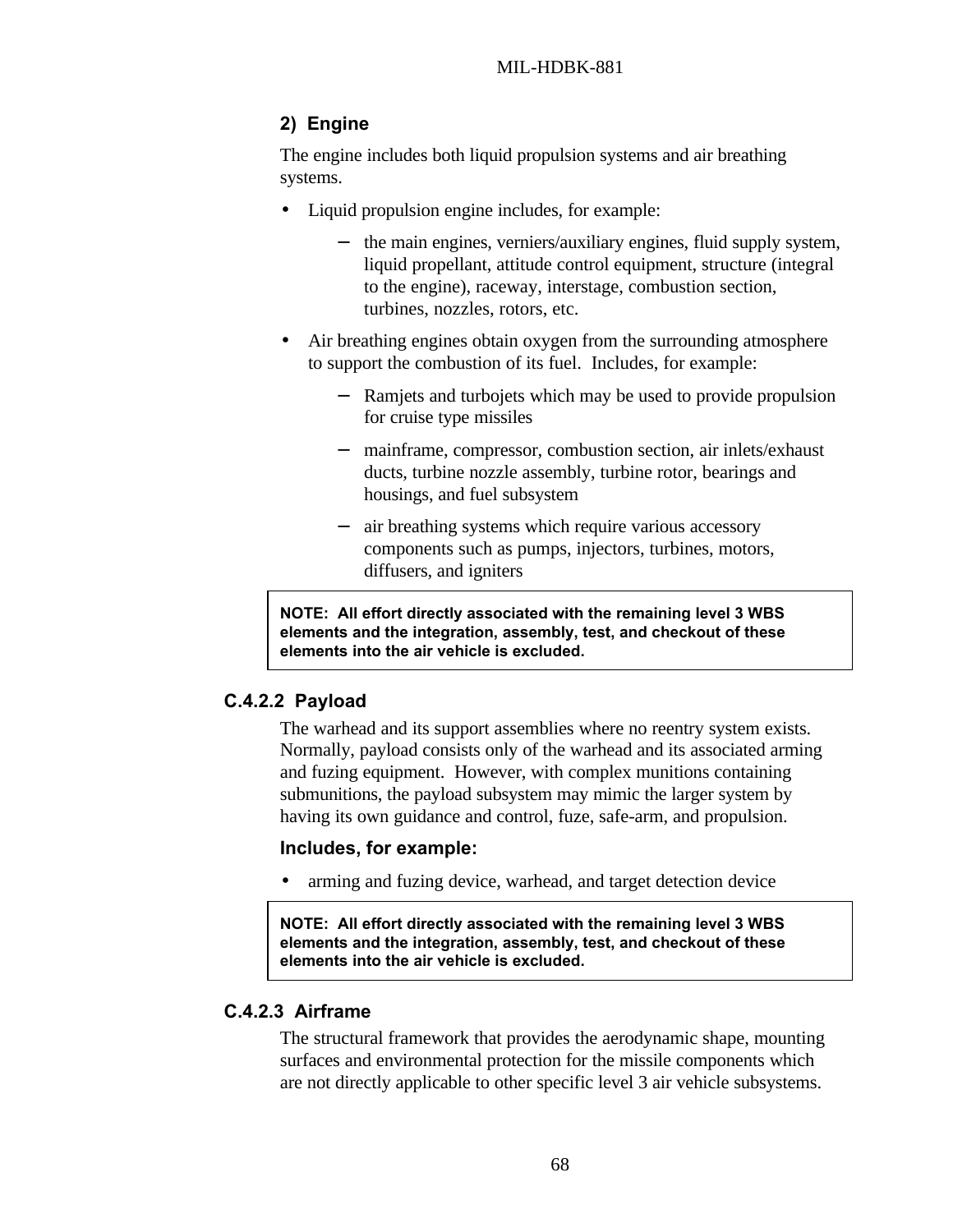#### 2) Engine

The engine includes both liquid propulsion systems and air breathing systems.

- Liquid propulsion engine includes, for example:
  - the main engines, verniers/auxiliary engines, fluid supply system, liquid propellant, attitude control equipment, structure (integral to the engine), raceway, interstage, combustion section, turbines, nozzles, rotors, etc.
- Air breathing engines obtain oxygen from the surrounding atmosphere to support the combustion of its fuel. Includes, for example:
  - Ramjets and turbojets which may be used to provide propulsion for cruise type missiles
  - mainframe, compressor, combustion section, air inlets/exhaust ducts, turbine nozzle assembly, turbine rotor, bearings and housings, and fuel subsystem
  - air breathing systems which require various accessory components such as pumps, injectors, turbines, motors, diffusers, and igniters

> **NOTE: All effort directly associated with the remaining level 3 WBS elements and the integration, assembly, test, and checkout of these elements into the air vehicle is excluded.**

### C.4.2.2 Payload

The warhead and its support assemblies where no reentry system exists. Normally, payload consists only of the warhead and its associated arming and fuzing equipment. However, with complex munitions containing submunitions, the payload subsystem may mimic the larger system by having its own guidance and control, fuze, safe-arm, and propulsion.

#### Includes, for example:

- arming and fuzing device, warhead, and target detection device

> **NOTE: All effort directly associated with the remaining level 3 WBS elements and the integration, assembly, test, and checkout of these elements into the air vehicle is excluded.**

### C.4.2.3 Airframe

The structural framework that provides the aerodynamic shape, mounting surfaces and environmental protection for the missile components which are not directly applicable to other specific level 3 air vehicle subsystems.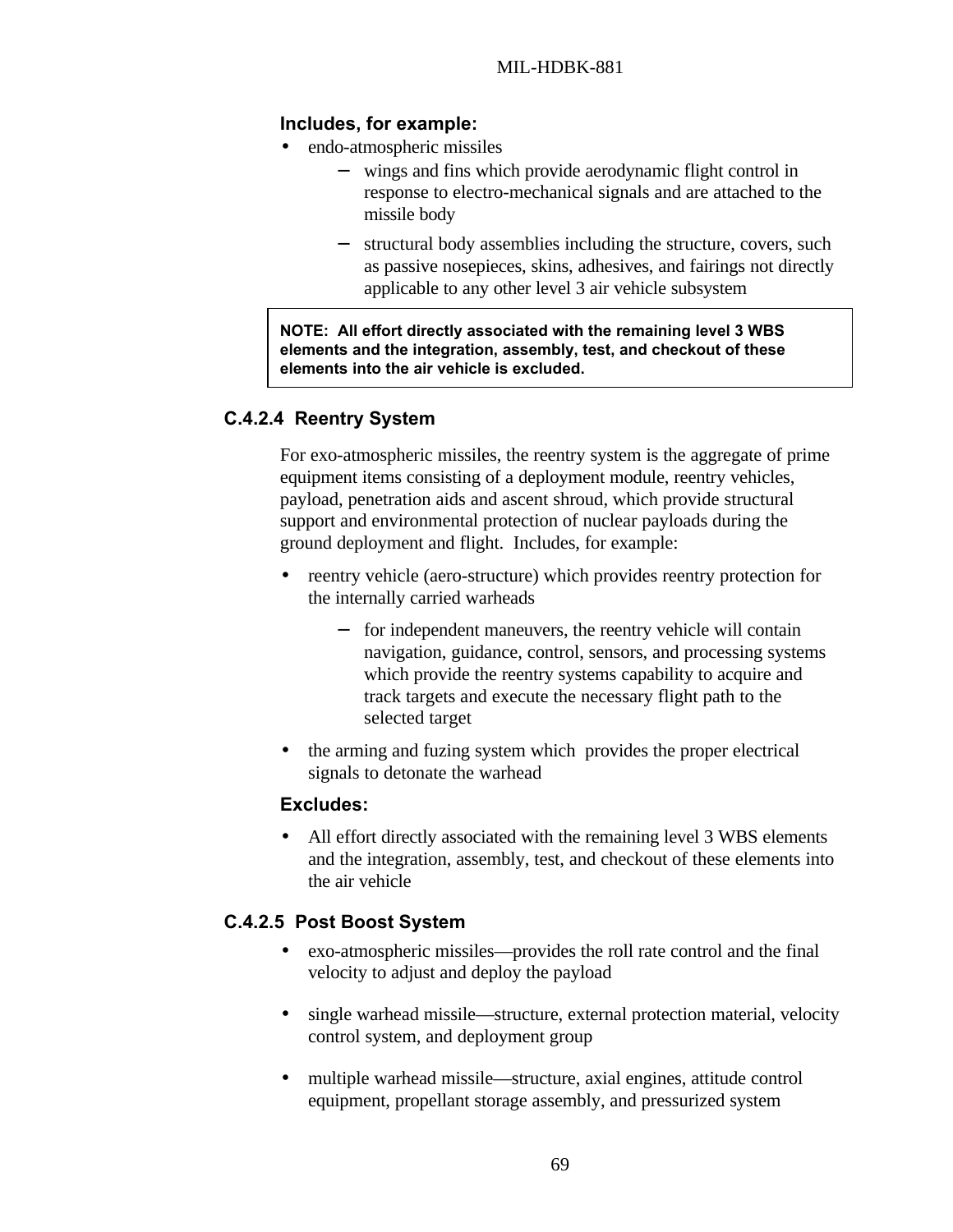**Includes, for example:**

- endo-atmospheric missiles
  - wings and fins which provide aerodynamic flight control in response to electro-mechanical signals and are attached to the missile body
  - structural body assemblies including the structure, covers, such as passive nosepieces, skins, adhesives, and fairings not directly applicable to any other level 3 air vehicle subsystem

> **NOTE: All effort directly associated with the remaining level 3 WBS elements and the integration, assembly, test, and checkout of these elements into the air vehicle is excluded.**

### C.4.2.4 Reentry System

For exo-atmospheric missiles, the reentry system is the aggregate of prime equipment items consisting of a deployment module, reentry vehicles, payload, penetration aids and ascent shroud, which provide structural support and environmental protection of nuclear payloads during the ground deployment and flight. Includes, for example:

- reentry vehicle (aero-structure) which provides reentry protection for the internally carried warheads
  - for independent maneuvers, the reentry vehicle will contain navigation, guidance, control, sensors, and processing systems which provide the reentry systems capability to acquire and track targets and execute the necessary flight path to the selected target
- the arming and fuzing system which provides the proper electrical signals to detonate the warhead

**Excludes:**

- All effort directly associated with the remaining level 3 WBS elements and the integration, assembly, test, and checkout of these elements into the air vehicle

### C.4.2.5 Post Boost System

- exo-atmospheric missiles—provides the roll rate control and the final velocity to adjust and deploy the payload
- single warhead missile—structure, external protection material, velocity control system, and deployment group
- multiple warhead missile—structure, axial engines, attitude control equipment, propellant storage assembly, and pressurized system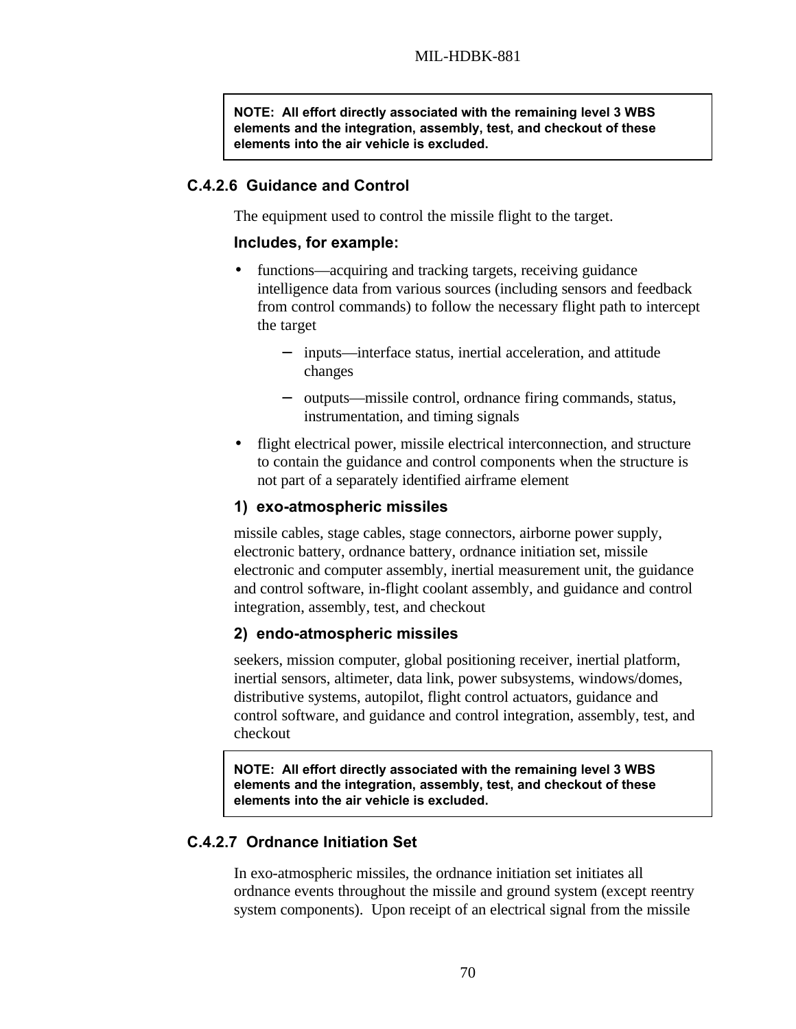**NOTE: All effort directly associated with the remaining level 3 WBS elements and the integration, assembly, test, and checkout of these elements into the air vehicle is excluded.**

### C.4.2.6 Guidance and Control

The equipment used to control the missile flight to the target.

**Includes, for example:**

- functions—acquiring and tracking targets, receiving guidance intelligence data from various sources (including sensors and feedback from control commands) to follow the necessary flight path to intercept the target
  - inputs—interface status, inertial acceleration, and attitude changes
  - outputs—missile control, ordnance firing commands, status, instrumentation, and timing signals
- flight electrical power, missile electrical interconnection, and structure to contain the guidance and control components when the structure is not part of a separately identified airframe element

**1) exo-atmospheric missiles**

missile cables, stage cables, stage connectors, airborne power supply, electronic battery, ordnance battery, ordnance initiation set, missile electronic and computer assembly, inertial measurement unit, the guidance and control software, in-flight coolant assembly, and guidance and control integration, assembly, test, and checkout

**2) endo-atmospheric missiles**

seekers, mission computer, global positioning receiver, inertial platform, inertial sensors, altimeter, data link, power subsystems, windows/domes, distributive systems, autopilot, flight control actuators, guidance and control software, and guidance and control integration, assembly, test, and checkout

**NOTE: All effort directly associated with the remaining level 3 WBS elements and the integration, assembly, test, and checkout of these elements into the air vehicle is excluded.**

### C.4.2.7 Ordnance Initiation Set

In exo-atmospheric missiles, the ordnance initiation set initiates all ordnance events throughout the missile and ground system (except reentry system components). Upon receipt of an electrical signal from the missile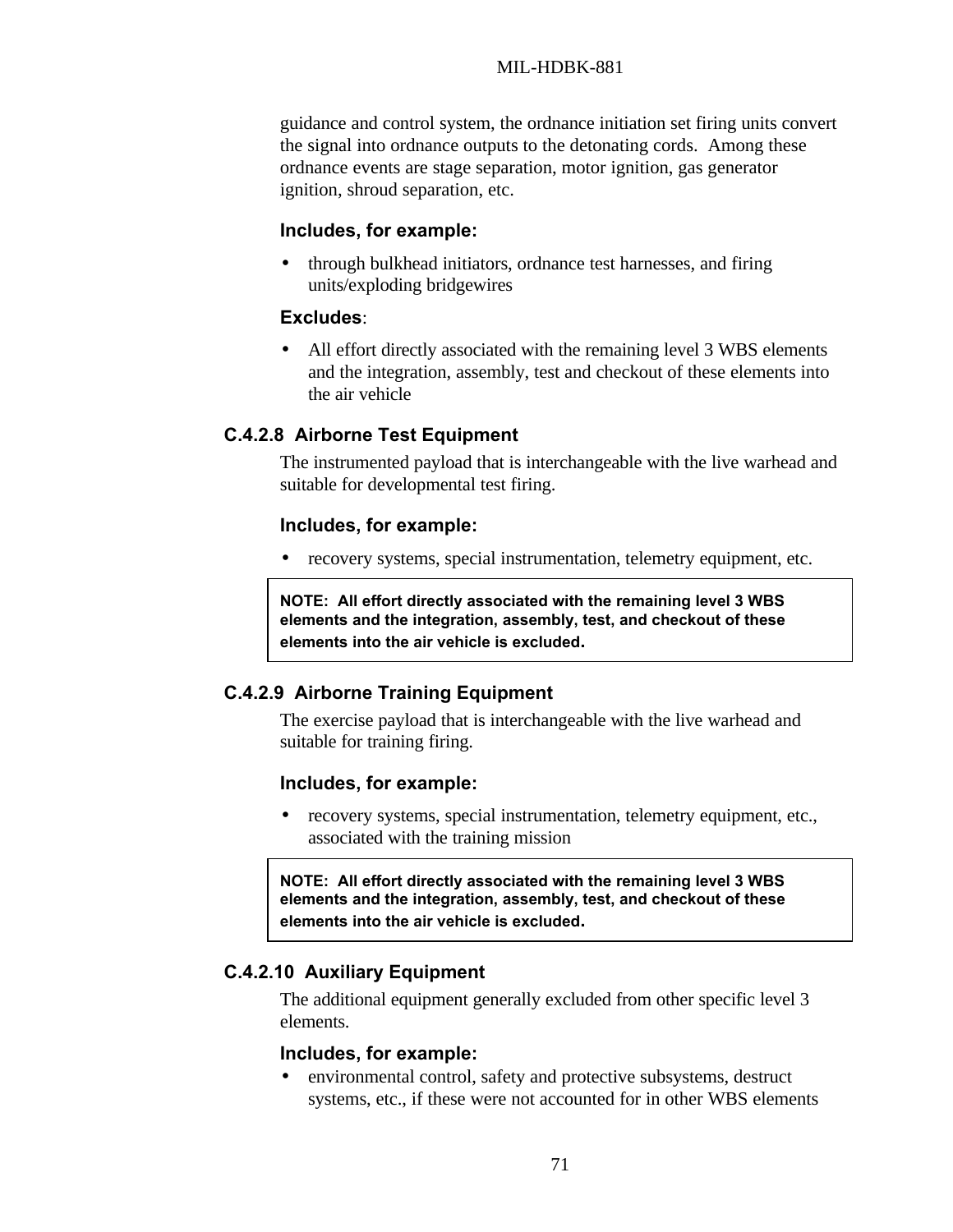guidance and control system, the ordnance initiation set firing units convert the signal into ordnance outputs to the detonating cords. Among these ordnance events are stage separation, motor ignition, gas generator ignition, shroud separation, etc.

**Includes, for example:**

- through bulkhead initiators, ordnance test harnesses, and firing units/exploding bridgewires

**Excludes**:

- All effort directly associated with the remaining level 3 WBS elements and the integration, assembly, test and checkout of these elements into the air vehicle

### C.4.2.8 Airborne Test Equipment

The instrumented payload that is interchangeable with the live warhead and suitable for developmental test firing.

**Includes, for example:**

- recovery systems, special instrumentation, telemetry equipment, etc.

**NOTE: All effort directly associated with the remaining level 3 WBS elements and the integration, assembly, test, and checkout of these elements into the air vehicle is excluded.**

### C.4.2.9 Airborne Training Equipment

The exercise payload that is interchangeable with the live warhead and suitable for training firing.

**Includes, for example:**

- recovery systems, special instrumentation, telemetry equipment, etc., associated with the training mission

**NOTE: All effort directly associated with the remaining level 3 WBS elements and the integration, assembly, test, and checkout of these elements into the air vehicle is excluded.**

### C.4.2.10 Auxiliary Equipment

The additional equipment generally excluded from other specific level 3 elements.

**Includes, for example:**

- environmental control, safety and protective subsystems, destruct systems, etc., if these were not accounted for in other WBS elements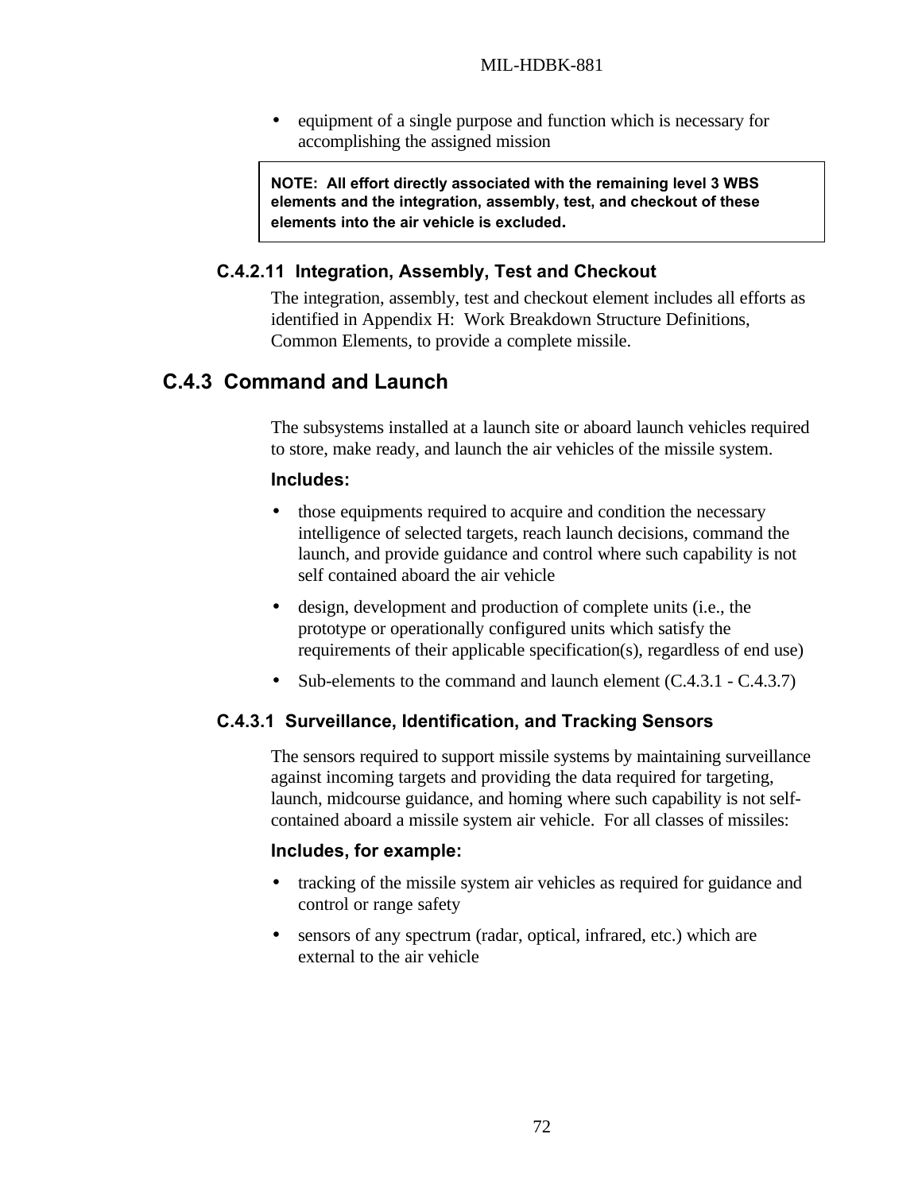- equipment of a single purpose and function which is necessary for accomplishing the assigned mission

> **NOTE: All effort directly associated with the remaining level 3 WBS elements and the integration, assembly, test, and checkout of these elements into the air vehicle is excluded.**

### C.4.2.11 Integration, Assembly, Test and Checkout

The integration, assembly, test and checkout element includes all efforts as identified in Appendix H: Work Breakdown Structure Definitions, Common Elements, to provide a complete missile.

## C.4.3 Command and Launch

The subsystems installed at a launch site or aboard launch vehicles required to store, make ready, and launch the air vehicles of the missile system.

**Includes:**

- those equipments required to acquire and condition the necessary intelligence of selected targets, reach launch decisions, command the launch, and provide guidance and control where such capability is not self contained aboard the air vehicle
- design, development and production of complete units (i.e., the prototype or operationally configured units which satisfy the requirements of their applicable specification(s), regardless of end use)
- Sub-elements to the command and launch element (C.4.3.1 - C.4.3.7)

### C.4.3.1 Surveillance, Identification, and Tracking Sensors

The sensors required to support missile systems by maintaining surveillance against incoming targets and providing the data required for targeting, launch, midcourse guidance, and homing where such capability is not self-contained aboard a missile system air vehicle. For all classes of missiles:

**Includes, for example:**

- tracking of the missile system air vehicles as required for guidance and control or range safety
- sensors of any spectrum (radar, optical, infrared, etc.) which are external to the air vehicle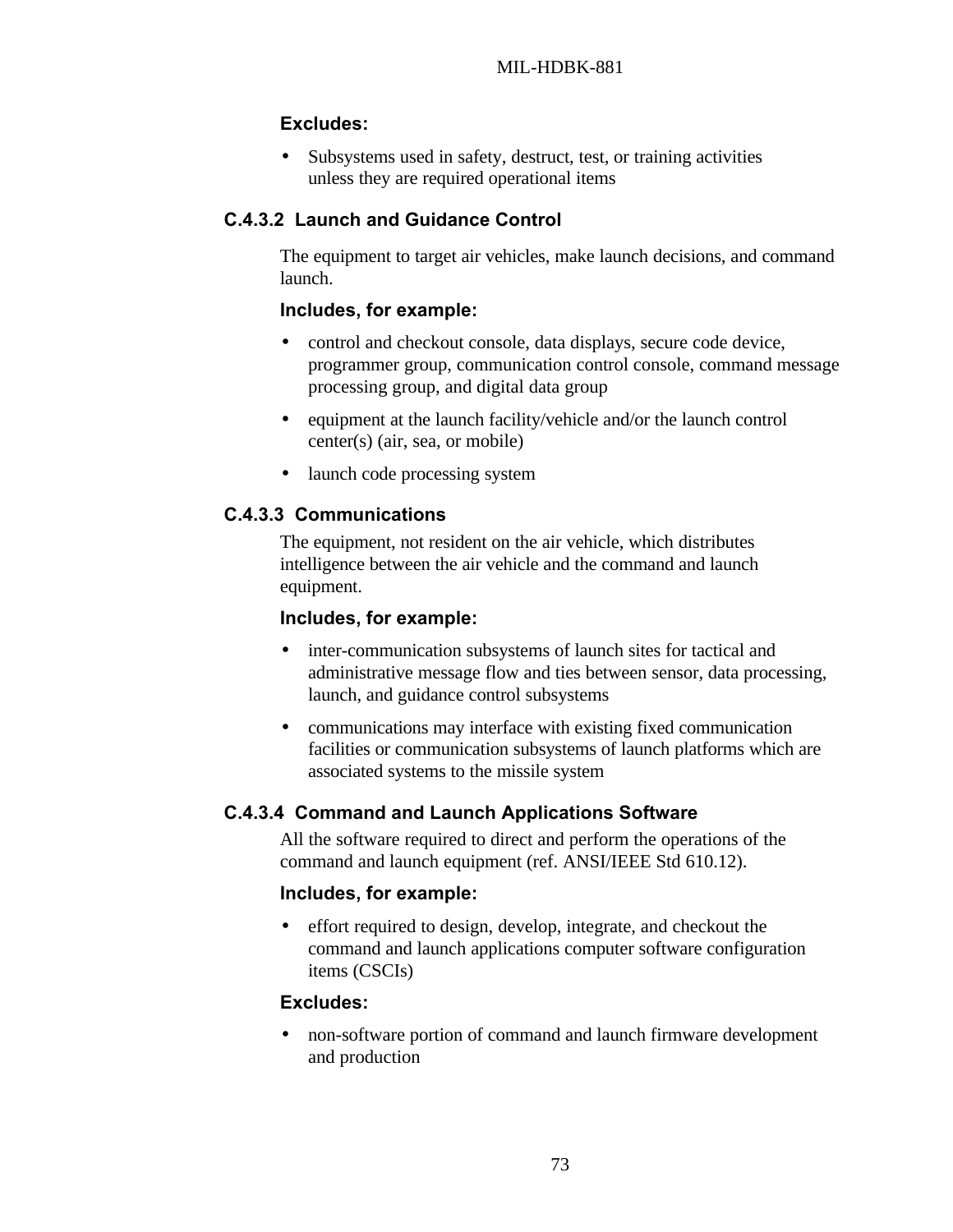**Excludes:**

- Subsystems used in safety, destruct, test, or training activities unless they are required operational items

### C.4.3.2 Launch and Guidance Control

The equipment to target air vehicles, make launch decisions, and command launch.

**Includes, for example:**

- control and checkout console, data displays, secure code device, programmer group, communication control console, command message processing group, and digital data group
- equipment at the launch facility/vehicle and/or the launch control center(s) (air, sea, or mobile)
- launch code processing system

### C.4.3.3 Communications

The equipment, not resident on the air vehicle, which distributes intelligence between the air vehicle and the command and launch equipment.

**Includes, for example:**

- inter-communication subsystems of launch sites for tactical and administrative message flow and ties between sensor, data processing, launch, and guidance control subsystems
- communications may interface with existing fixed communication facilities or communication subsystems of launch platforms which are associated systems to the missile system

### C.4.3.4 Command and Launch Applications Software

All the software required to direct and perform the operations of the command and launch equipment (ref. ANSI/IEEE Std 610.12).

**Includes, for example:**

- effort required to design, develop, integrate, and checkout the command and launch applications computer software configuration items (CSCIs)

**Excludes:**

- non-software portion of command and launch firmware development and production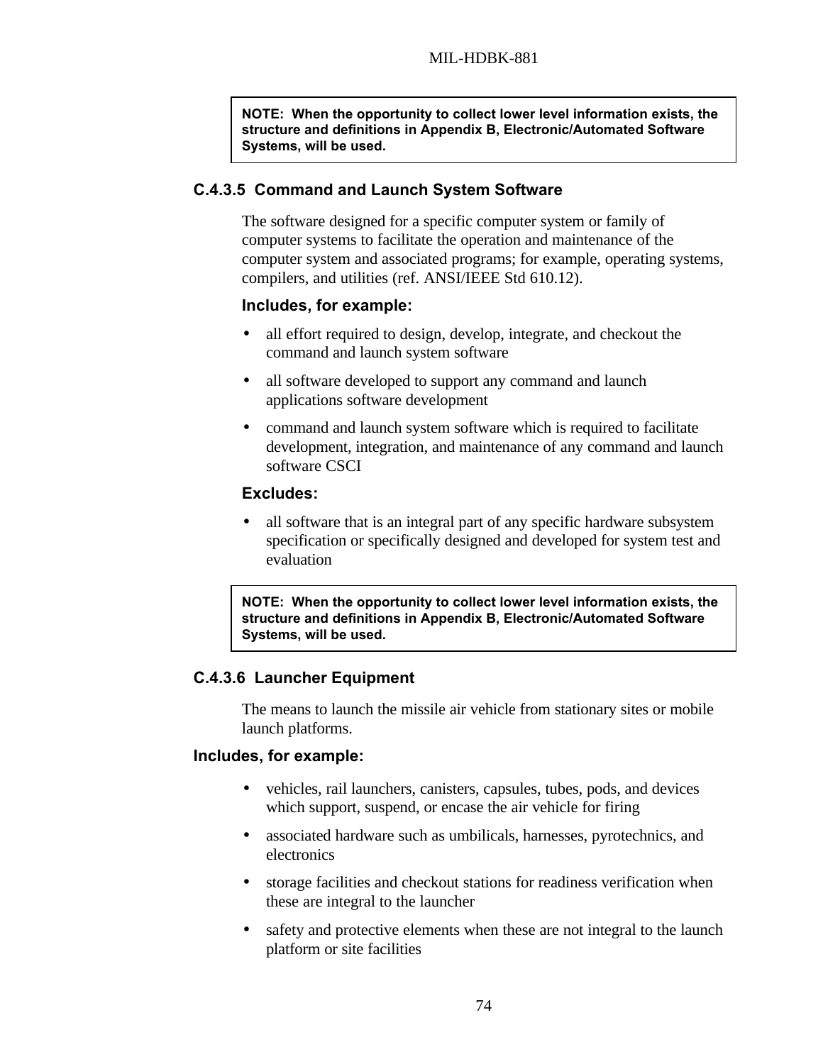> **NOTE: When the opportunity to collect lower level information exists, the structure and definitions in Appendix B, Electronic/Automated Software Systems, will be used.**

### C.4.3.5 Command and Launch System Software

The software designed for a specific computer system or family of computer systems to facilitate the operation and maintenance of the computer system and associated programs; for example, operating systems, compilers, and utilities (ref. ANSI/IEEE Std 610.12).

**Includes, for example:**

- all effort required to design, develop, integrate, and checkout the command and launch system software
- all software developed to support any command and launch applications software development
- command and launch system software which is required to facilitate development, integration, and maintenance of any command and launch software CSCI

**Excludes:**

- all software that is an integral part of any specific hardware subsystem specification or specifically designed and developed for system test and evaluation

> **NOTE: When the opportunity to collect lower level information exists, the structure and definitions in Appendix B, Electronic/Automated Software Systems, will be used.**

### C.4.3.6 Launcher Equipment

The means to launch the missile air vehicle from stationary sites or mobile launch platforms.

**Includes, for example:**

- vehicles, rail launchers, canisters, capsules, tubes, pods, and devices which support, suspend, or encase the air vehicle for firing
- associated hardware such as umbilicals, harnesses, pyrotechnics, and electronics
- storage facilities and checkout stations for readiness verification when these are integral to the launcher
- safety and protective elements when these are not integral to the launch platform or site facilities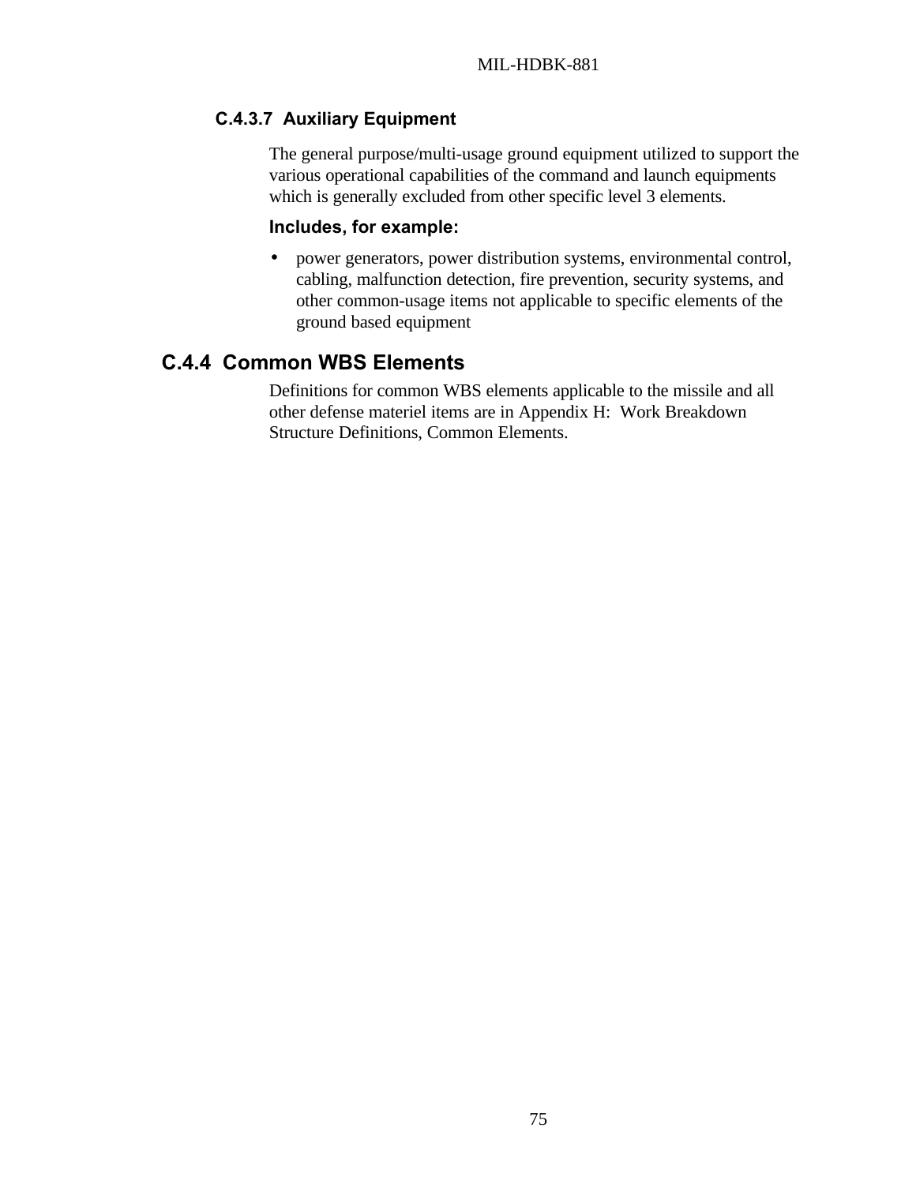#### C.4.3.7 Auxiliary Equipment

The general purpose/multi-usage ground equipment utilized to support the various operational capabilities of the command and launch equipments which is generally excluded from other specific level 3 elements.

**Includes, for example:**

- power generators, power distribution systems, environmental control, cabling, malfunction detection, fire prevention, security systems, and other common-usage items not applicable to specific elements of the ground based equipment

### C.4.4 Common WBS Elements

Definitions for common WBS elements applicable to the missile and all other defense materiel items are in Appendix H: Work Breakdown Structure Definitions, Common Elements.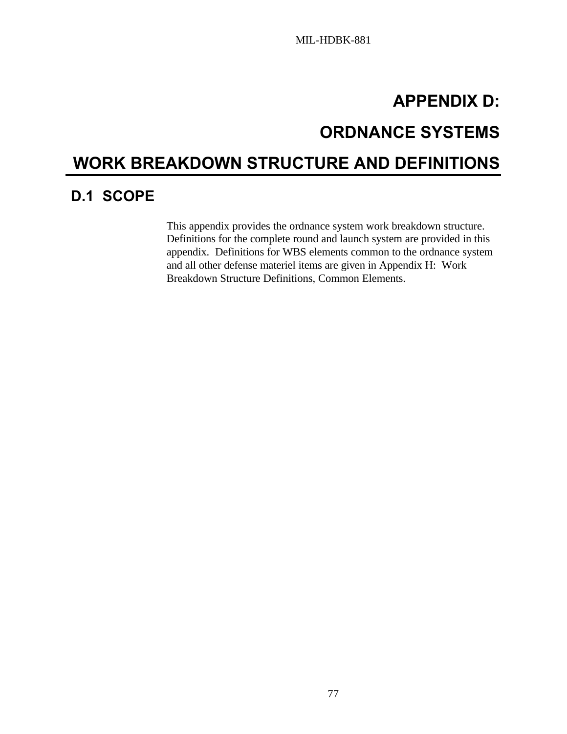# APPENDIX D:

# ORDNANCE SYSTEMS

# WORK BREAKDOWN STRUCTURE AND DEFINITIONS

## D.1 SCOPE

This appendix provides the ordnance system work breakdown structure. Definitions for the complete round and launch system are provided in this appendix. Definitions for WBS elements common to the ordnance system and all other defense materiel items are given in Appendix H: Work Breakdown Structure Definitions, Common Elements.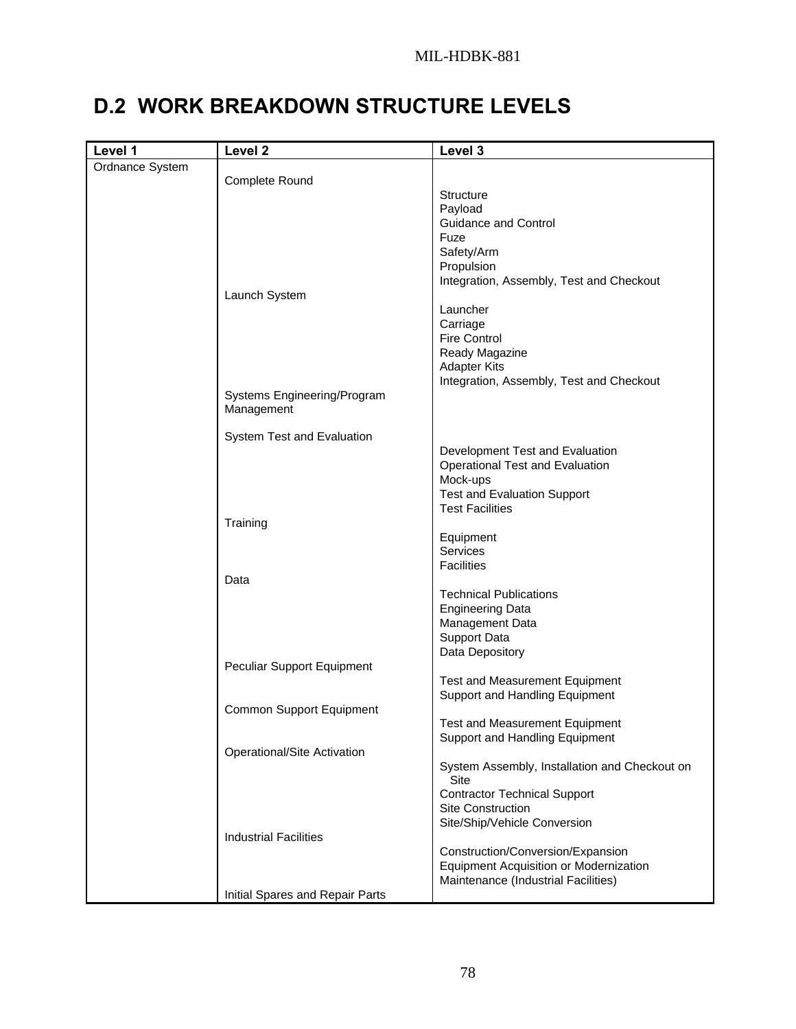## D.2 WORK BREAKDOWN STRUCTURE LEVELS

| Level 1 | Level 2 | Level 3 |
|---|---|---|
| Ordnance System | | |
| | Complete Round | |
| | | Structure |
| | | Payload |
| | | Guidance and Control |
| | | Fuze |
| | | Safety/Arm |
| | | Propulsion |
| | | Integration, Assembly, Test and Checkout |
| | Launch System | |
| | | Launcher |
| | | Carriage |
| | | Fire Control |
| | | Ready Magazine |
| | | Adapter Kits |
| | | Integration, Assembly, Test and Checkout |
| | Systems Engineering/Program Management | |
| | System Test and Evaluation | |
| | | Development Test and Evaluation |
| | | Operational Test and Evaluation |
| | | Mock-ups |
| | | Test and Evaluation Support |
| | | Test Facilities |
| | Training | |
| | | Equipment |
| | | Services |
| | | Facilities |
| | Data | |
| | | Technical Publications |
| | | Engineering Data |
| | | Management Data |
| | | Support Data |
| | | Data Depository |
| | Peculiar Support Equipment | |
| | | Test and Measurement Equipment |
| | | Support and Handling Equipment |
| | Common Support Equipment | |
| | | Test and Measurement Equipment |
| | | Support and Handling Equipment |
| | Operational/Site Activation | |
| | | System Assembly, Installation and Checkout on Site |
| | | Contractor Technical Support |
| | | Site Construction |
| | | Site/Ship/Vehicle Conversion |
| | Industrial Facilities | |
| | | Construction/Conversion/Expansion |
| | | Equipment Acquisition or Modernization |
| | | Maintenance (Industrial Facilities) |
| | Initial Spares and Repair Parts | |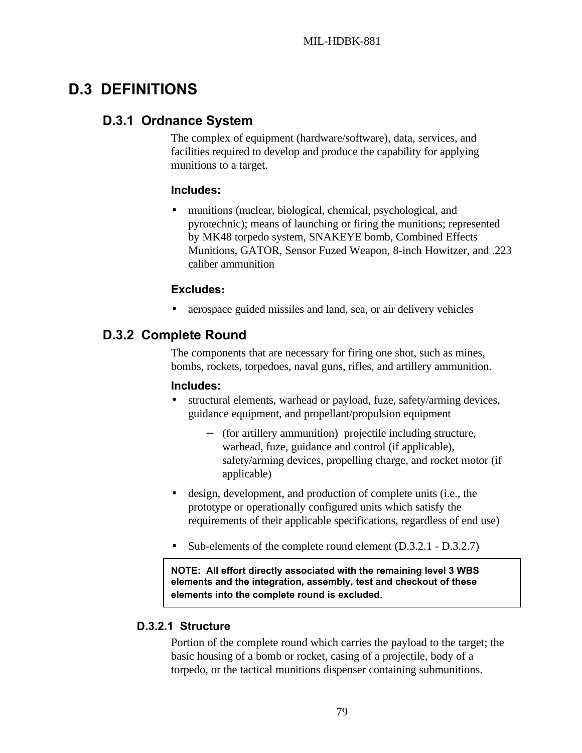# D.3 DEFINITIONS

## D.3.1 Ordnance System

The complex of equipment (hardware/software), data, services, and facilities required to develop and produce the capability for applying munitions to a target.

**Includes:**

- munitions (nuclear, biological, chemical, psychological, and pyrotechnic); means of launching or firing the munitions; represented by MK48 torpedo system, SNAKEYE bomb, Combined Effects Munitions, GATOR, Sensor Fuzed Weapon, 8-inch Howitzer, and .223 caliber ammunition

**Excludes:**

- aerospace guided missiles and land, sea, or air delivery vehicles

## D.3.2 Complete Round

The components that are necessary for firing one shot, such as mines, bombs, rockets, torpedoes, naval guns, rifles, and artillery ammunition.

**Includes:**

- structural elements, warhead or payload, fuze, safety/arming devices, guidance equipment, and propellant/propulsion equipment
  - (for artillery ammunition) projectile including structure, warhead, fuze, guidance and control (if applicable), safety/arming devices, propelling charge, and rocket motor (if applicable)
- design, development, and production of complete units (i.e., the prototype or operationally configured units which satisfy the requirements of their applicable specifications, regardless of end use)
- Sub-elements of the complete round element (D.3.2.1 - D.3.2.7)

> **NOTE: All effort directly associated with the remaining level 3 WBS elements and the integration, assembly, test and checkout of these elements into the complete round is excluded.**

### D.3.2.1 Structure

Portion of the complete round which carries the payload to the target; the basic housing of a bomb or rocket, casing of a projectile, body of a torpedo, or the tactical munitions dispenser containing submunitions.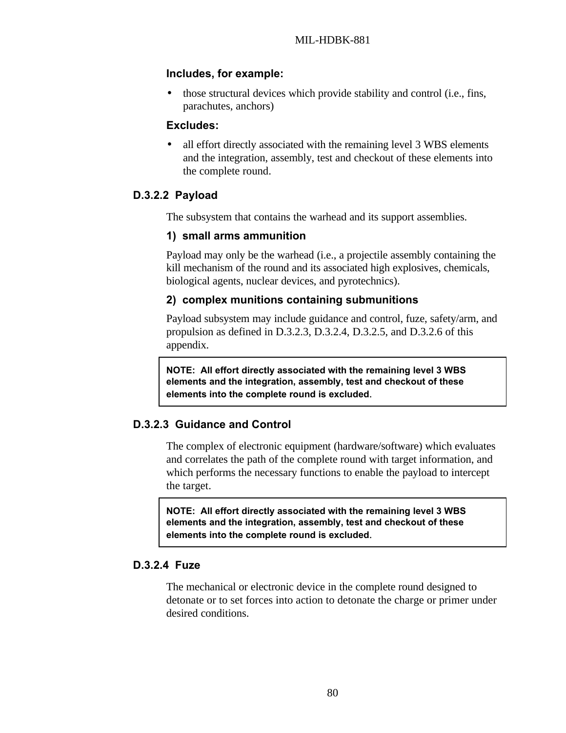**Includes, for example:**

- those structural devices which provide stability and control (i.e., fins, parachutes, anchors)

**Excludes:**

- all effort directly associated with the remaining level 3 WBS elements and the integration, assembly, test and checkout of these elements into the complete round.

### D.3.2.2 Payload

The subsystem that contains the warhead and its support assemblies.

**1) small arms ammunition**

Payload may only be the warhead (i.e., a projectile assembly containing the kill mechanism of the round and its associated high explosives, chemicals, biological agents, nuclear devices, and pyrotechnics).

**2) complex munitions containing submunitions**

Payload subsystem may include guidance and control, fuze, safety/arm, and propulsion as defined in D.3.2.3, D.3.2.4, D.3.2.5, and D.3.2.6 of this appendix.

> **NOTE: All effort directly associated with the remaining level 3 WBS elements and the integration, assembly, test and checkout of these elements into the complete round is excluded.**

### D.3.2.3 Guidance and Control

The complex of electronic equipment (hardware/software) which evaluates and correlates the path of the complete round with target information, and which performs the necessary functions to enable the payload to intercept the target.

> **NOTE: All effort directly associated with the remaining level 3 WBS elements and the integration, assembly, test and checkout of these elements into the complete round is excluded.**

### D.3.2.4 Fuze

The mechanical or electronic device in the complete round designed to detonate or to set forces into action to detonate the charge or primer under desired conditions.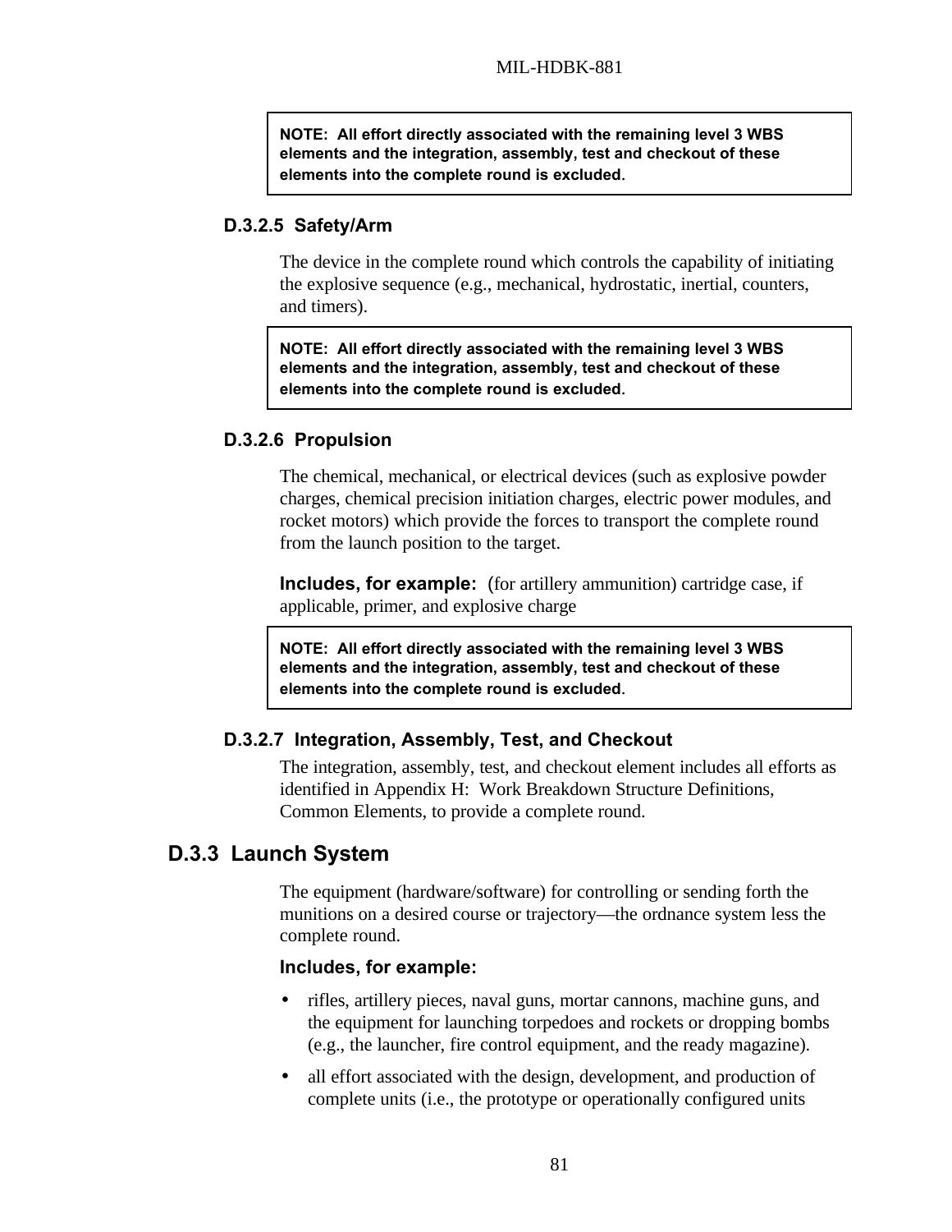> **NOTE: All effort directly associated with the remaining level 3 WBS elements and the integration, assembly, test and checkout of these elements into the complete round is excluded.**

### D.3.2.5 Safety/Arm

The device in the complete round which controls the capability of initiating the explosive sequence (e.g., mechanical, hydrostatic, inertial, counters, and timers).

> **NOTE: All effort directly associated with the remaining level 3 WBS elements and the integration, assembly, test and checkout of these elements into the complete round is excluded.**

### D.3.2.6 Propulsion

The chemical, mechanical, or electrical devices (such as explosive powder charges, chemical precision initiation charges, electric power modules, and rocket motors) which provide the forces to transport the complete round from the launch position to the target.

**Includes, for example:** (for artillery ammunition) cartridge case, if applicable, primer, and explosive charge

> **NOTE: All effort directly associated with the remaining level 3 WBS elements and the integration, assembly, test and checkout of these elements into the complete round is excluded.**

### D.3.2.7 Integration, Assembly, Test, and Checkout

The integration, assembly, test, and checkout element includes all efforts as identified in Appendix H: Work Breakdown Structure Definitions, Common Elements, to provide a complete round.

## D.3.3 Launch System

The equipment (hardware/software) for controlling or sending forth the munitions on a desired course or trajectory—the ordnance system less the complete round.

**Includes, for example:**

- rifles, artillery pieces, naval guns, mortar cannons, machine guns, and the equipment for launching torpedoes and rockets or dropping bombs (e.g., the launcher, fire control equipment, and the ready magazine).
- all effort associated with the design, development, and production of complete units (i.e., the prototype or operationally configured units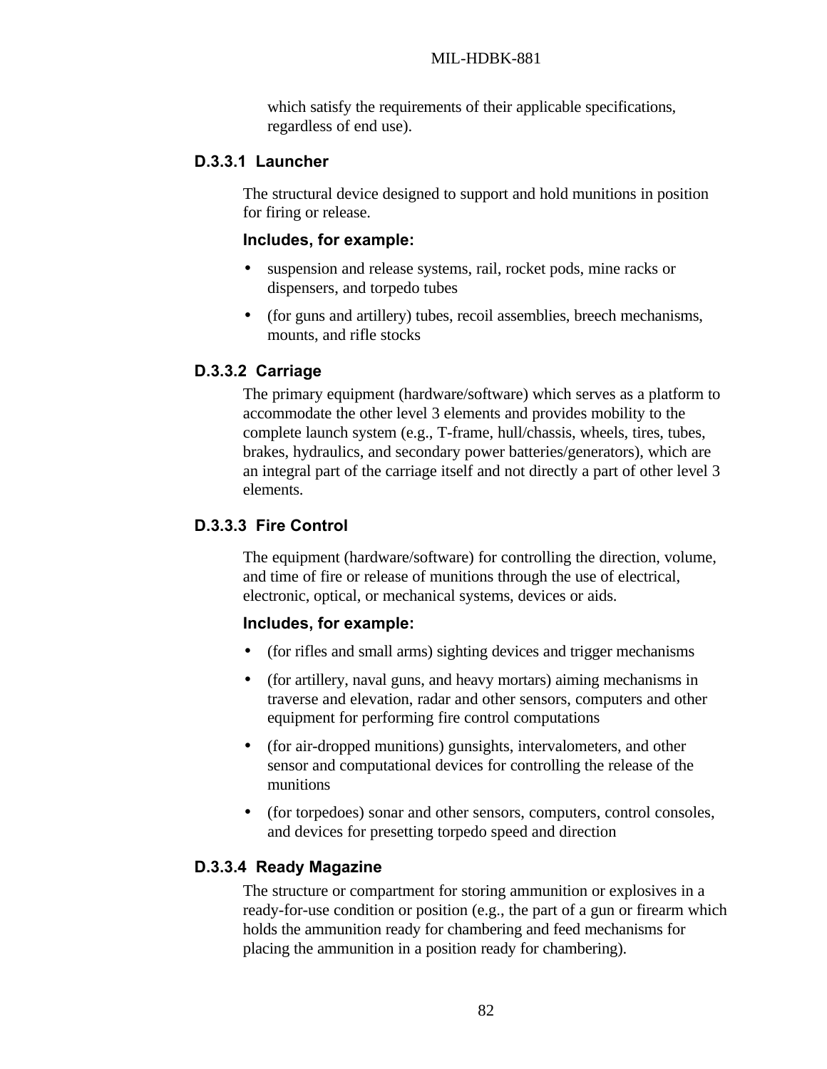which satisfy the requirements of their applicable specifications, regardless of end use).

### D.3.3.1 Launcher

The structural device designed to support and hold munitions in position for firing or release.

**Includes, for example:**

- suspension and release systems, rail, rocket pods, mine racks or dispensers, and torpedo tubes
- (for guns and artillery) tubes, recoil assemblies, breech mechanisms, mounts, and rifle stocks

### D.3.3.2 Carriage

The primary equipment (hardware/software) which serves as a platform to accommodate the other level 3 elements and provides mobility to the complete launch system (e.g., T-frame, hull/chassis, wheels, tires, tubes, brakes, hydraulics, and secondary power batteries/generators), which are an integral part of the carriage itself and not directly a part of other level 3 elements.

### D.3.3.3 Fire Control

The equipment (hardware/software) for controlling the direction, volume, and time of fire or release of munitions through the use of electrical, electronic, optical, or mechanical systems, devices or aids.

**Includes, for example:**

- (for rifles and small arms) sighting devices and trigger mechanisms
- (for artillery, naval guns, and heavy mortars) aiming mechanisms in traverse and elevation, radar and other sensors, computers and other equipment for performing fire control computations
- (for air-dropped munitions) gunsights, intervalometers, and other sensor and computational devices for controlling the release of the munitions
- (for torpedoes) sonar and other sensors, computers, control consoles, and devices for presetting torpedo speed and direction

### D.3.3.4 Ready Magazine

The structure or compartment for storing ammunition or explosives in a ready-for-use condition or position (e.g., the part of a gun or firearm which holds the ammunition ready for chambering and feed mechanisms for placing the ammunition in a position ready for chambering).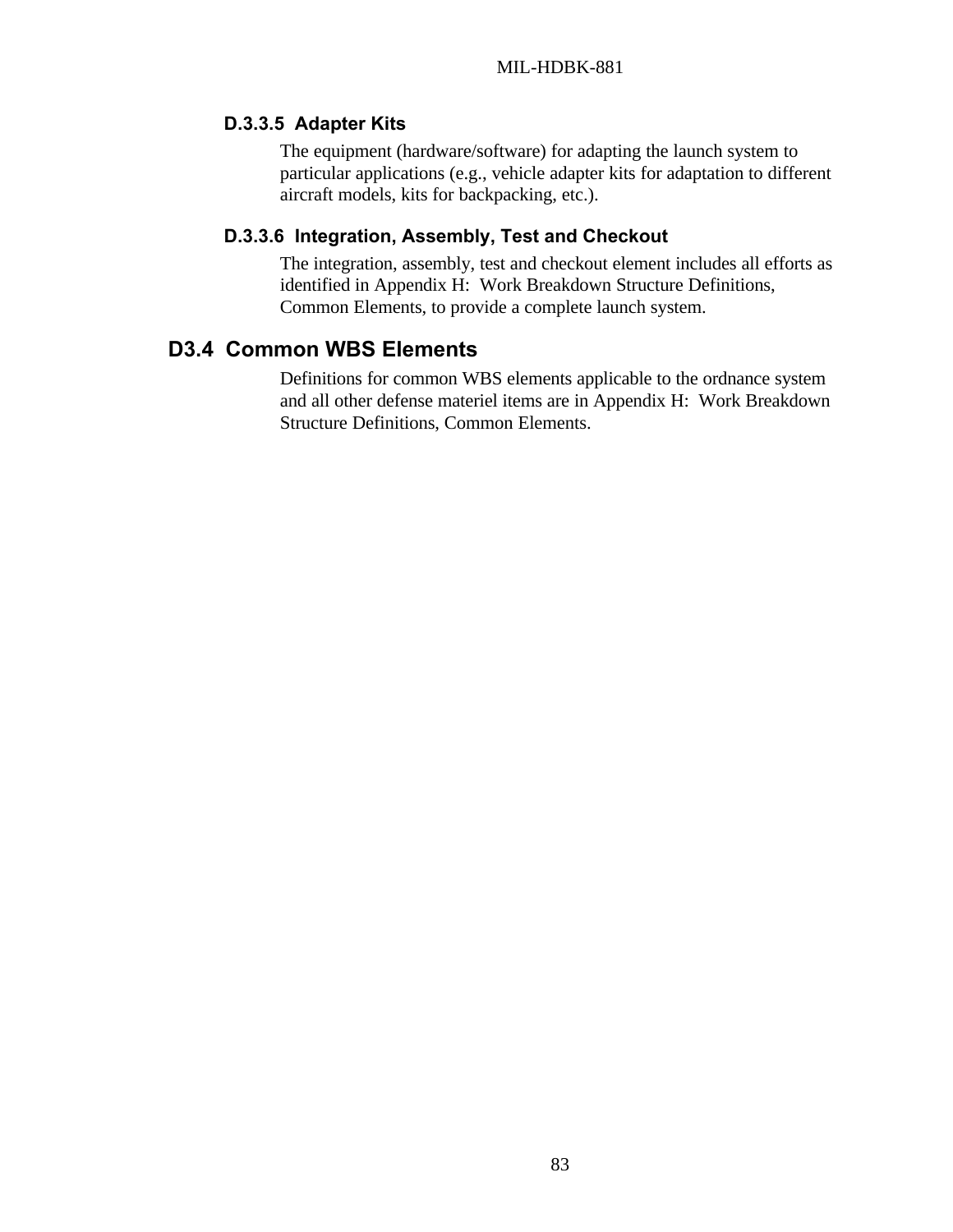#### D.3.3.5 Adapter Kits

The equipment (hardware/software) for adapting the launch system to particular applications (e.g., vehicle adapter kits for adaptation to different aircraft models, kits for backpacking, etc.).

#### D.3.3.6 Integration, Assembly, Test and Checkout

The integration, assembly, test and checkout element includes all efforts as identified in Appendix H: Work Breakdown Structure Definitions, Common Elements, to provide a complete launch system.

### D3.4 Common WBS Elements

Definitions for common WBS elements applicable to the ordnance system and all other defense materiel items are in Appendix H: Work Breakdown Structure Definitions, Common Elements.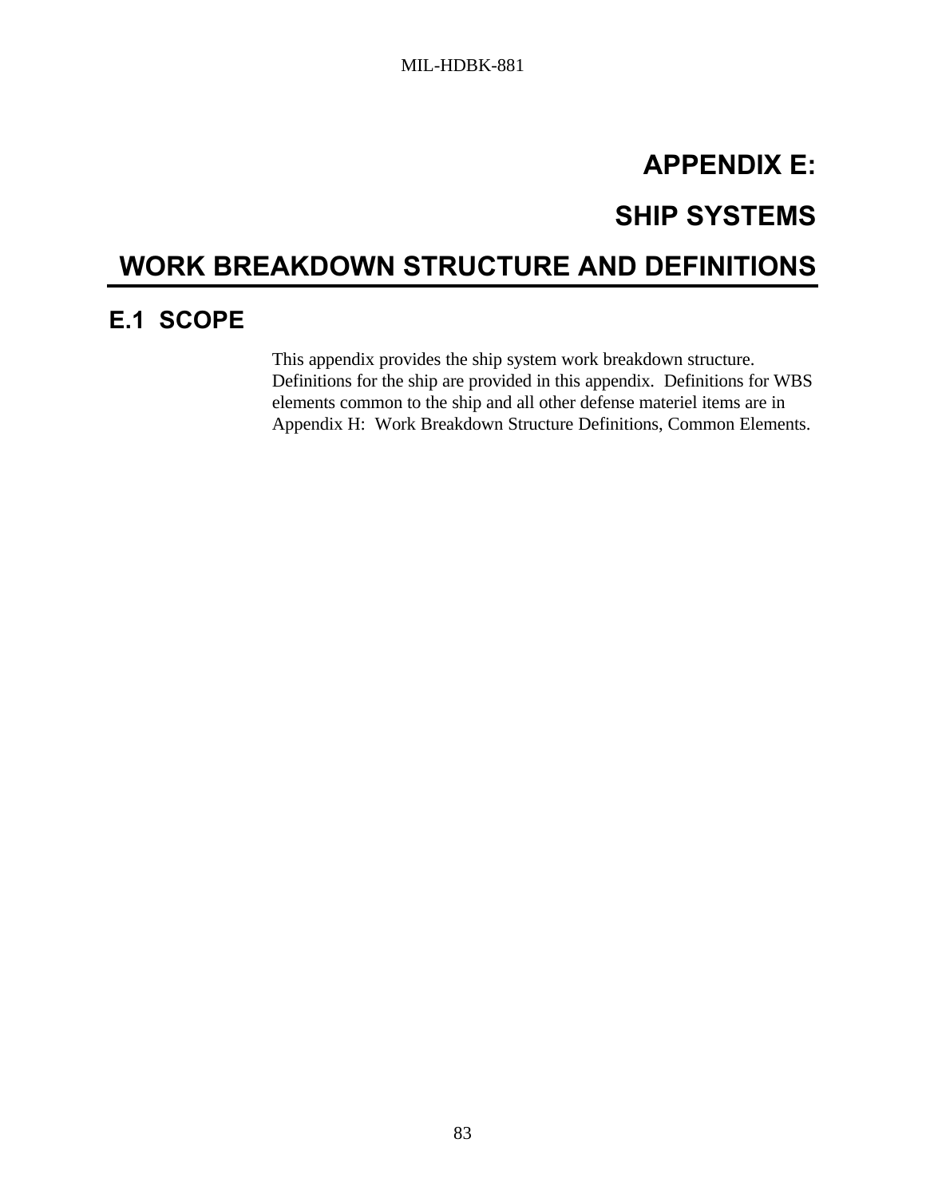# APPENDIX E:

# SHIP SYSTEMS

# WORK BREAKDOWN STRUCTURE AND DEFINITIONS

## E.1 SCOPE

This appendix provides the ship system work breakdown structure. Definitions for the ship are provided in this appendix. Definitions for WBS elements common to the ship and all other defense materiel items are in Appendix H: Work Breakdown Structure Definitions, Common Elements.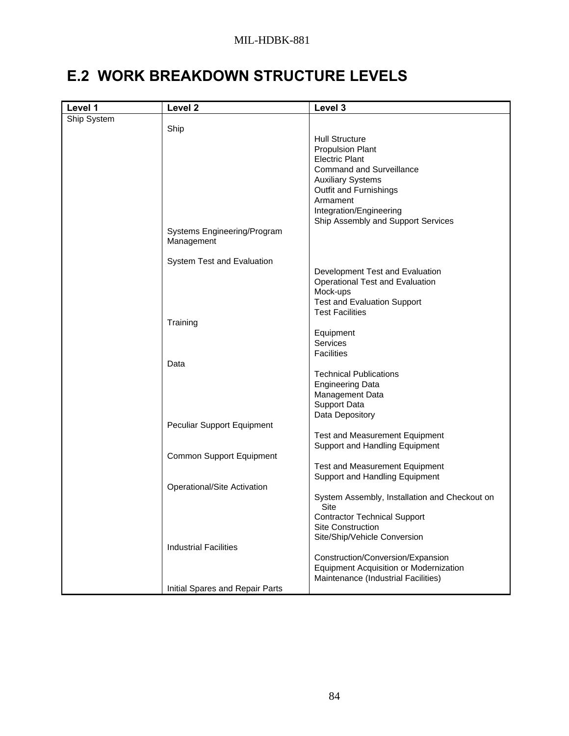## E.2 WORK BREAKDOWN STRUCTURE LEVELS

| Level 1 | Level 2 | Level 3 |
|---|---|---|
| Ship System | | |
| | Ship | |
| | | Hull Structure |
| | | Propulsion Plant |
| | | Electric Plant |
| | | Command and Surveillance |
| | | Auxiliary Systems |
| | | Outfit and Furnishings |
| | | Armament |
| | | Integration/Engineering |
| | | Ship Assembly and Support Services |
| | Systems Engineering/Program Management | |
| | System Test and Evaluation | |
| | | Development Test and Evaluation |
| | | Operational Test and Evaluation |
| | | Mock-ups |
| | | Test and Evaluation Support |
| | | Test Facilities |
| | Training | |
| | | Equipment |
| | | Services |
| | | Facilities |
| | Data | |
| | | Technical Publications |
| | | Engineering Data |
| | | Management Data |
| | | Support Data |
| | | Data Depository |
| | Peculiar Support Equipment | |
| | | Test and Measurement Equipment |
| | | Support and Handling Equipment |
| | Common Support Equipment | |
| | | Test and Measurement Equipment |
| | | Support and Handling Equipment |
| | Operational/Site Activation | |
| | | System Assembly, Installation and Checkout on Site |
| | | Contractor Technical Support |
| | | Site Construction |
| | | Site/Ship/Vehicle Conversion |
| | Industrial Facilities | |
| | | Construction/Conversion/Expansion |
| | | Equipment Acquisition or Modernization |
| | | Maintenance (Industrial Facilities) |
| | Initial Spares and Repair Parts | |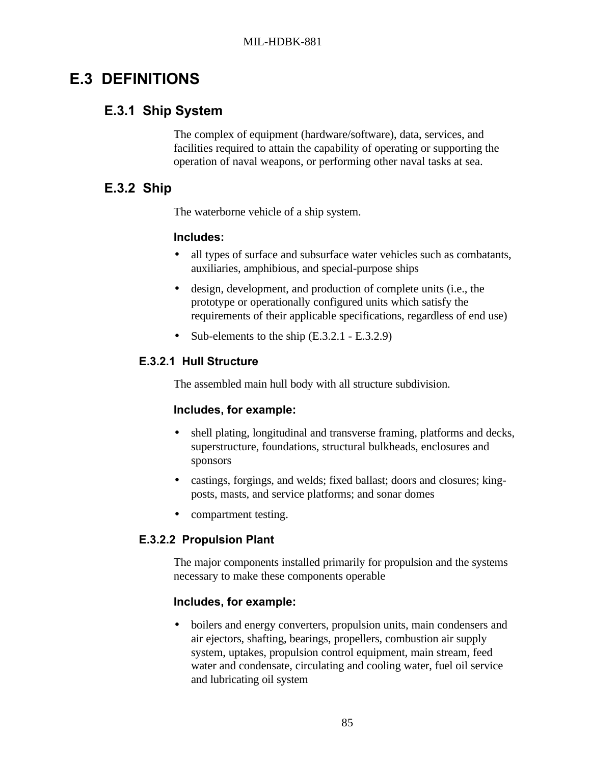# E.3 DEFINITIONS

## E.3.1 Ship System

The complex of equipment (hardware/software), data, services, and facilities required to attain the capability of operating or supporting the operation of naval weapons, or performing other naval tasks at sea.

## E.3.2 Ship

The waterborne vehicle of a ship system.

**Includes:**

- all types of surface and subsurface water vehicles such as combatants, auxiliaries, amphibious, and special-purpose ships
- design, development, and production of complete units (i.e., the prototype or operationally configured units which satisfy the requirements of their applicable specifications, regardless of end use)
- Sub-elements to the ship (E.3.2.1 - E.3.2.9)

### E.3.2.1 Hull Structure

The assembled main hull body with all structure subdivision.

**Includes, for example:**

- shell plating, longitudinal and transverse framing, platforms and decks, superstructure, foundations, structural bulkheads, enclosures and sponsors
- castings, forgings, and welds; fixed ballast; doors and closures; king-posts, masts, and service platforms; and sonar domes
- compartment testing.

### E.3.2.2 Propulsion Plant

The major components installed primarily for propulsion and the systems necessary to make these components operable

**Includes, for example:**

- boilers and energy converters, propulsion units, main condensers and air ejectors, shafting, bearings, propellers, combustion air supply system, uptakes, propulsion control equipment, main stream, feed water and condensate, circulating and cooling water, fuel oil service and lubricating oil system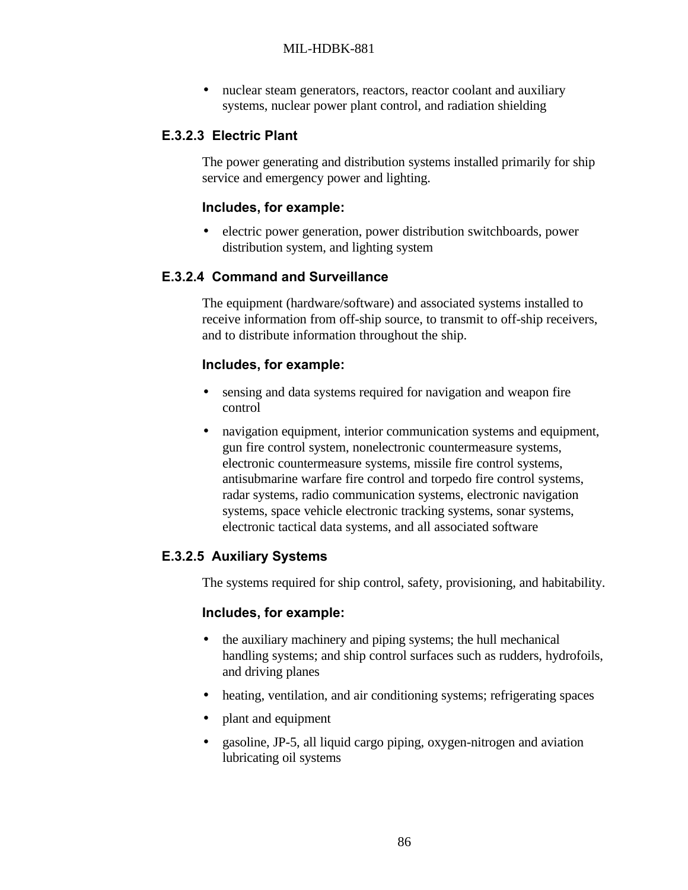- nuclear steam generators, reactors, reactor coolant and auxiliary systems, nuclear power plant control, and radiation shielding

#### E.3.2.3 Electric Plant

The power generating and distribution systems installed primarily for ship service and emergency power and lighting.

**Includes, for example:**

- electric power generation, power distribution switchboards, power distribution system, and lighting system

#### E.3.2.4 Command and Surveillance

The equipment (hardware/software) and associated systems installed to receive information from off-ship source, to transmit to off-ship receivers, and to distribute information throughout the ship.

**Includes, for example:**

- sensing and data systems required for navigation and weapon fire control
- navigation equipment, interior communication systems and equipment, gun fire control system, nonelectronic countermeasure systems, electronic countermeasure systems, missile fire control systems, antisubmarine warfare fire control and torpedo fire control systems, radar systems, radio communication systems, electronic navigation systems, space vehicle electronic tracking systems, sonar systems, electronic tactical data systems, and all associated software

#### E.3.2.5 Auxiliary Systems

The systems required for ship control, safety, provisioning, and habitability.

**Includes, for example:**

- the auxiliary machinery and piping systems; the hull mechanical handling systems; and ship control surfaces such as rudders, hydrofoils, and driving planes
- heating, ventilation, and air conditioning systems; refrigerating spaces
- plant and equipment
- gasoline, JP-5, all liquid cargo piping, oxygen-nitrogen and aviation lubricating oil systems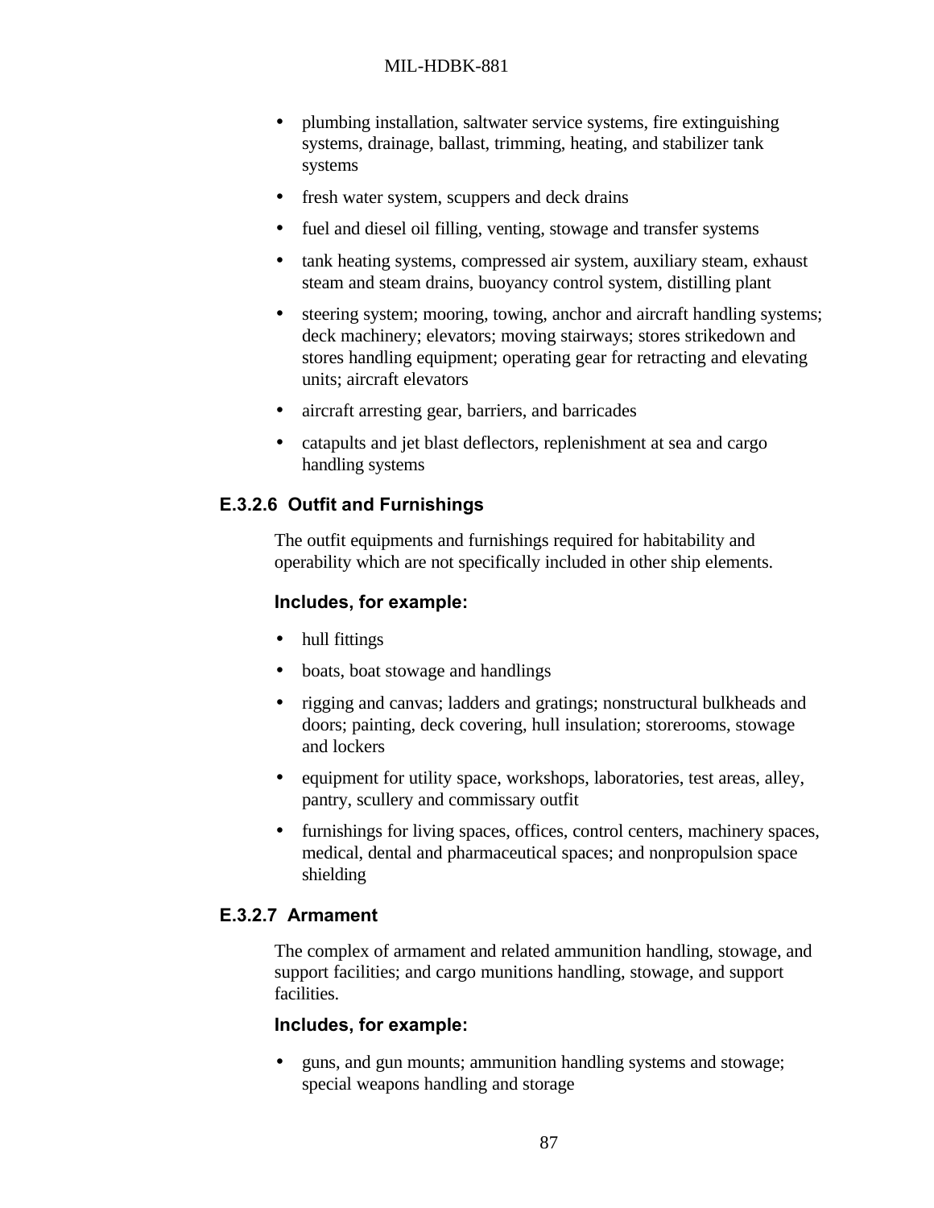- plumbing installation, saltwater service systems, fire extinguishing systems, drainage, ballast, trimming, heating, and stabilizer tank systems
- fresh water system, scuppers and deck drains
- fuel and diesel oil filling, venting, stowage and transfer systems
- tank heating systems, compressed air system, auxiliary steam, exhaust steam and steam drains, buoyancy control system, distilling plant
- steering system; mooring, towing, anchor and aircraft handling systems; deck machinery; elevators; moving stairways; stores strikedown and stores handling equipment; operating gear for retracting and elevating units; aircraft elevators
- aircraft arresting gear, barriers, and barricades
- catapults and jet blast deflectors, replenishment at sea and cargo handling systems

#### E.3.2.6 Outfit and Furnishings

The outfit equipments and furnishings required for habitability and operability which are not specifically included in other ship elements.

**Includes, for example:**

- hull fittings
- boats, boat stowage and handlings
- rigging and canvas; ladders and gratings; nonstructural bulkheads and doors; painting, deck covering, hull insulation; storerooms, stowage and lockers
- equipment for utility space, workshops, laboratories, test areas, alley, pantry, scullery and commissary outfit
- furnishings for living spaces, offices, control centers, machinery spaces, medical, dental and pharmaceutical spaces; and nonpropulsion space shielding

#### E.3.2.7 Armament

The complex of armament and related ammunition handling, stowage, and support facilities; and cargo munitions handling, stowage, and support facilities.

**Includes, for example:**

- guns, and gun mounts; ammunition handling systems and stowage; special weapons handling and storage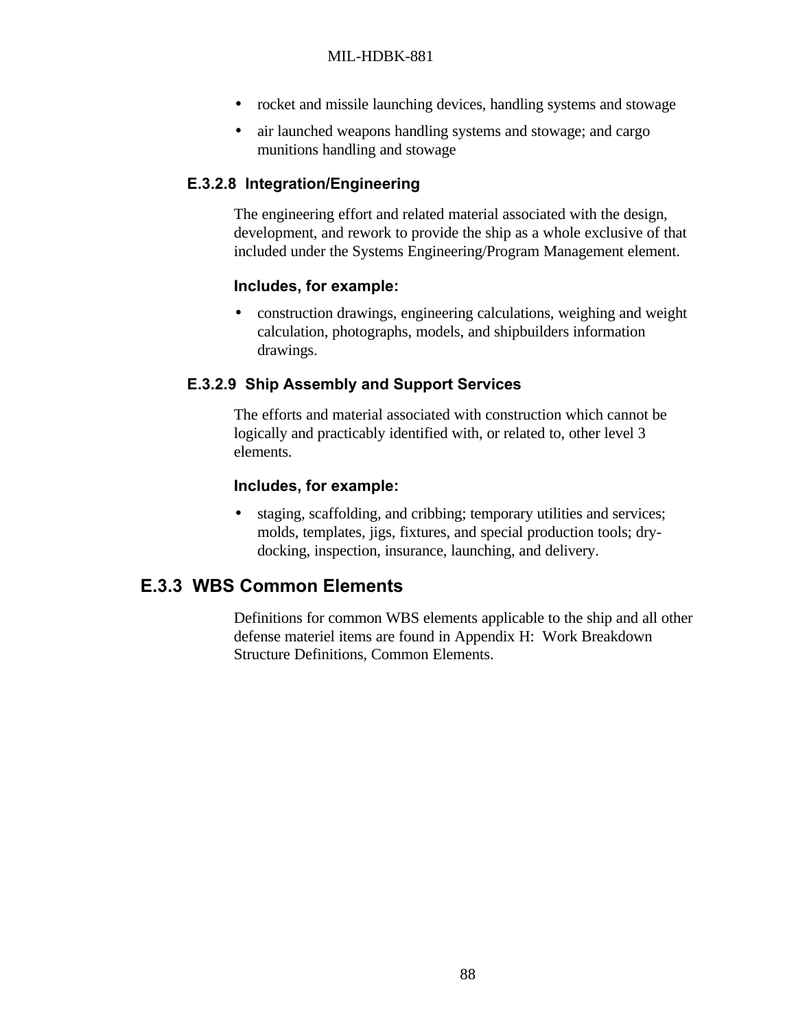- rocket and missile launching devices, handling systems and stowage
- air launched weapons handling systems and stowage; and cargo munitions handling and stowage

### E.3.2.8 Integration/Engineering

The engineering effort and related material associated with the design, development, and rework to provide the ship as a whole exclusive of that included under the Systems Engineering/Program Management element.

**Includes, for example:**

- construction drawings, engineering calculations, weighing and weight calculation, photographs, models, and shipbuilders information drawings.

### E.3.2.9 Ship Assembly and Support Services

The efforts and material associated with construction which cannot be logically and practicably identified with, or related to, other level 3 elements.

**Includes, for example:**

- staging, scaffolding, and cribbing; temporary utilities and services; molds, templates, jigs, fixtures, and special production tools; dry-docking, inspection, insurance, launching, and delivery.

## E.3.3 WBS Common Elements

Definitions for common WBS elements applicable to the ship and all other defense materiel items are found in Appendix H: Work Breakdown Structure Definitions, Common Elements.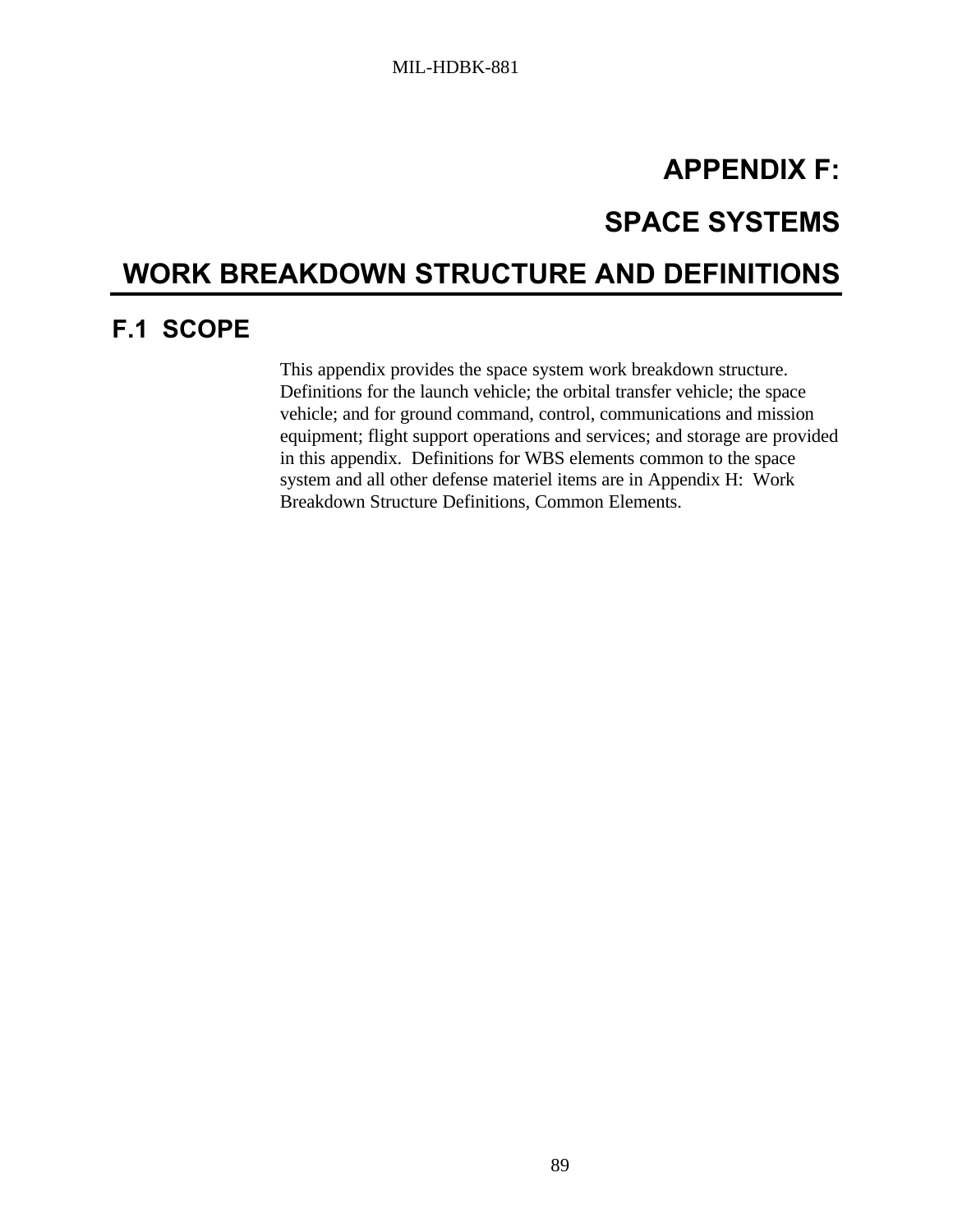# APPENDIX F:

# SPACE SYSTEMS

# WORK BREAKDOWN STRUCTURE AND DEFINITIONS

## F.1 SCOPE

This appendix provides the space system work breakdown structure. Definitions for the launch vehicle; the orbital transfer vehicle; the space vehicle; and for ground command, control, communications and mission equipment; flight support operations and services; and storage are provided in this appendix. Definitions for WBS elements common to the space system and all other defense materiel items are in Appendix H: Work Breakdown Structure Definitions, Common Elements.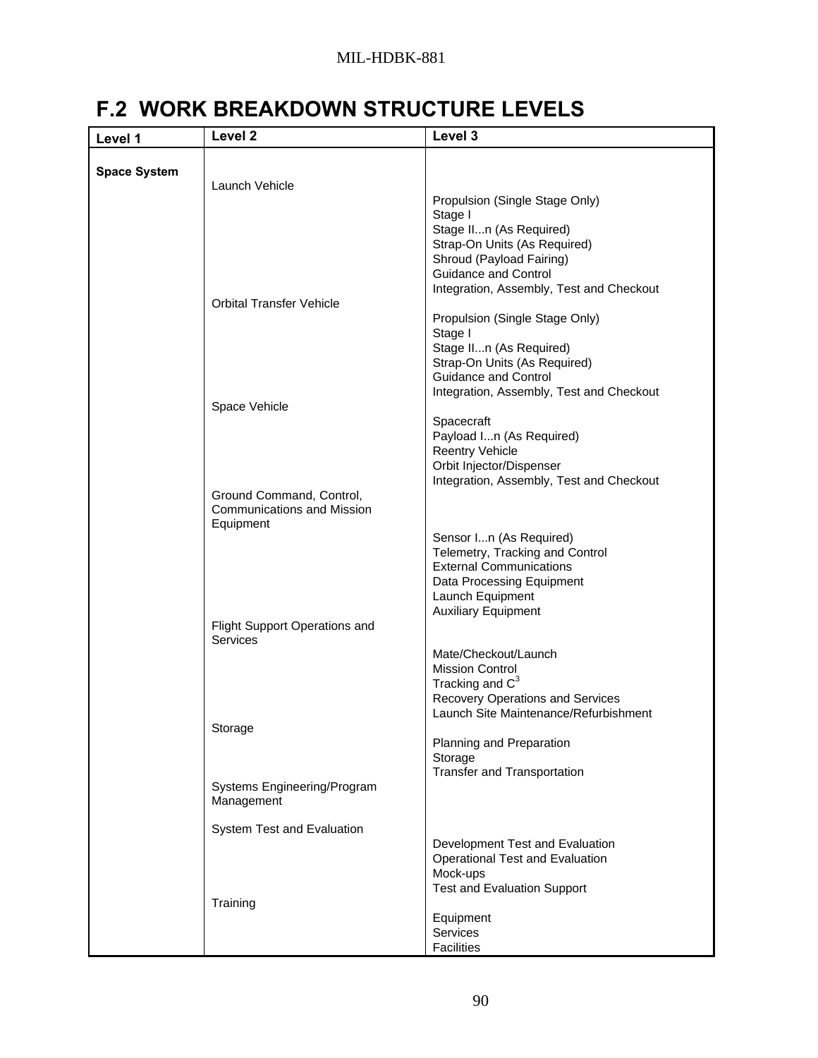# F.2 WORK BREAKDOWN STRUCTURE LEVELS

| Level 1 | Level 2 | Level 3 |
|---|---|---|
| **Space System** | | |
| | Launch Vehicle | |
| | | Propulsion (Single Stage Only) |
| | | Stage I |
| | | Stage II...n (As Required) |
| | | Strap-On Units (As Required) |
| | | Shroud (Payload Fairing) |
| | | Guidance and Control |
| | | Integration, Assembly, Test and Checkout |
| | Orbital Transfer Vehicle | |
| | | Propulsion (Single Stage Only) |
| | | Stage I |
| | | Stage II...n (As Required) |
| | | Strap-On Units (As Required) |
| | | Guidance and Control |
| | | Integration, Assembly, Test and Checkout |
| | Space Vehicle | |
| | | Spacecraft |
| | | Payload I...n (As Required) |
| | | Reentry Vehicle |
| | | Orbit Injector/Dispenser |
| | | Integration, Assembly, Test and Checkout |
| | Ground Command, Control, Communications and Mission Equipment | |
| | | Sensor I...n (As Required) |
| | | Telemetry, Tracking and Control |
| | | External Communications |
| | | Data Processing Equipment |
| | | Launch Equipment |
| | | Auxiliary Equipment |
| | Flight Support Operations and Services | |
| | | Mate/Checkout/Launch |
| | | Mission Control |
| | | Tracking and $C^3$ |
| | | Recovery Operations and Services |
| | | Launch Site Maintenance/Refurbishment |
| | Storage | |
| | | Planning and Preparation |
| | | Storage |
| | | Transfer and Transportation |
| | Systems Engineering/Program Management | |
| | System Test and Evaluation | |
| | | Development Test and Evaluation |
| | | Operational Test and Evaluation |
| | | Mock-ups |
| | | Test and Evaluation Support |
| | Training | |
| | | Equipment |
| | | Services |
| | | Facilities |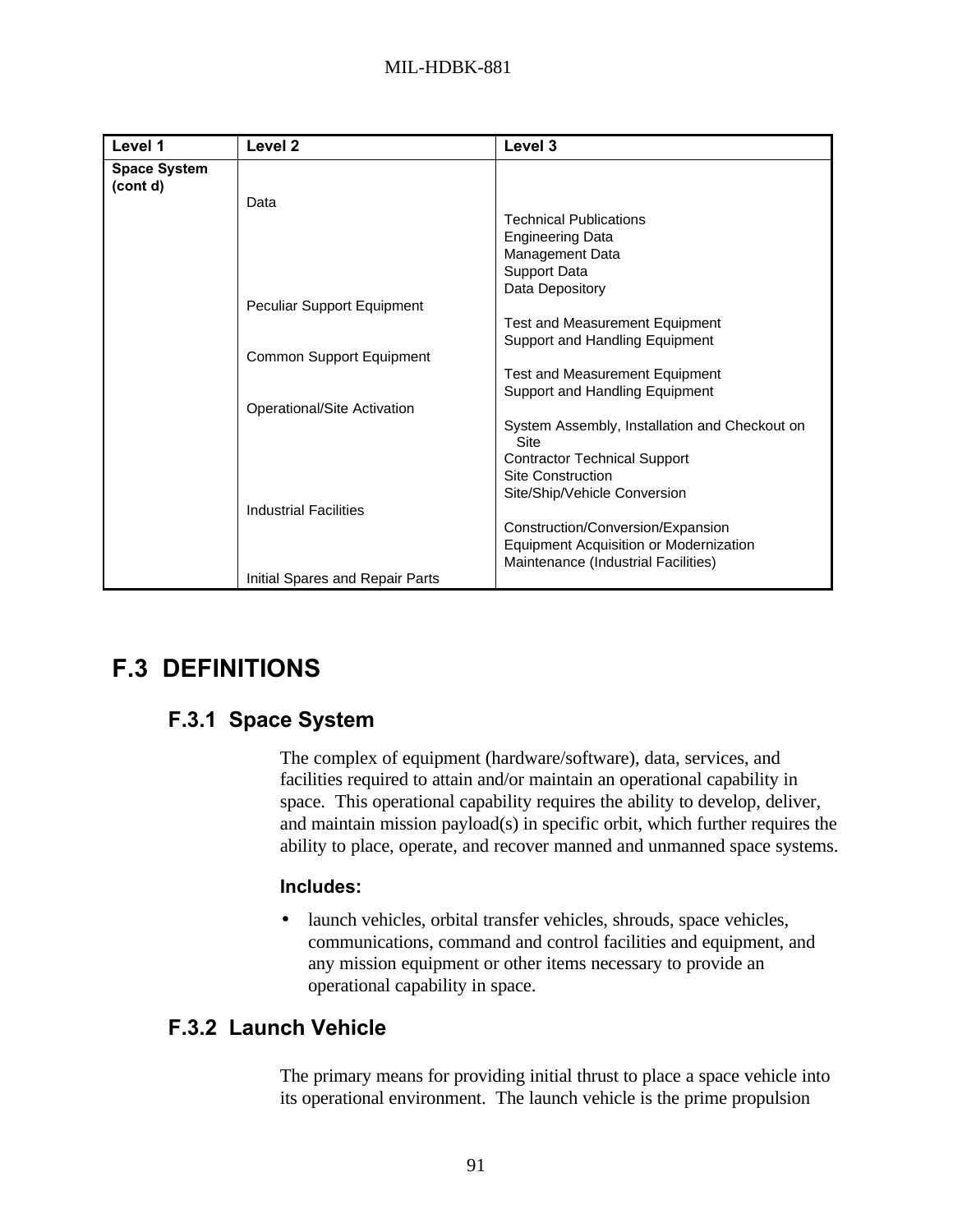| Level 1 | Level 2 | Level 3 |
|---|---|---|
| **Space System (cont d)** | | |
| | Data | |
| | | Technical Publications |
| | | Engineering Data |
| | | Management Data |
| | | Support Data |
| | | Data Depository |
| | Peculiar Support Equipment | |
| | | Test and Measurement Equipment |
| | | Support and Handling Equipment |
| | Common Support Equipment | |
| | | Test and Measurement Equipment |
| | | Support and Handling Equipment |
| | Operational/Site Activation | |
| | | System Assembly, Installation and Checkout on Site |
| | | Contractor Technical Support |
| | | Site Construction |
| | | Site/Ship/Vehicle Conversion |
| | Industrial Facilities | |
| | | Construction/Conversion/Expansion |
| | | Equipment Acquisition or Modernization |
| | | Maintenance (Industrial Facilities) |
| | Initial Spares and Repair Parts | |

# F.3 DEFINITIONS

## F.3.1 Space System

The complex of equipment (hardware/software), data, services, and facilities required to attain and/or maintain an operational capability in space. This operational capability requires the ability to develop, deliver, and maintain mission payload(s) in specific orbit, which further requires the ability to place, operate, and recover manned and unmanned space systems.

**Includes:**

- launch vehicles, orbital transfer vehicles, shrouds, space vehicles, communications, command and control facilities and equipment, and any mission equipment or other items necessary to provide an operational capability in space.

## F.3.2 Launch Vehicle

The primary means for providing initial thrust to place a space vehicle into its operational environment. The launch vehicle is the prime propulsion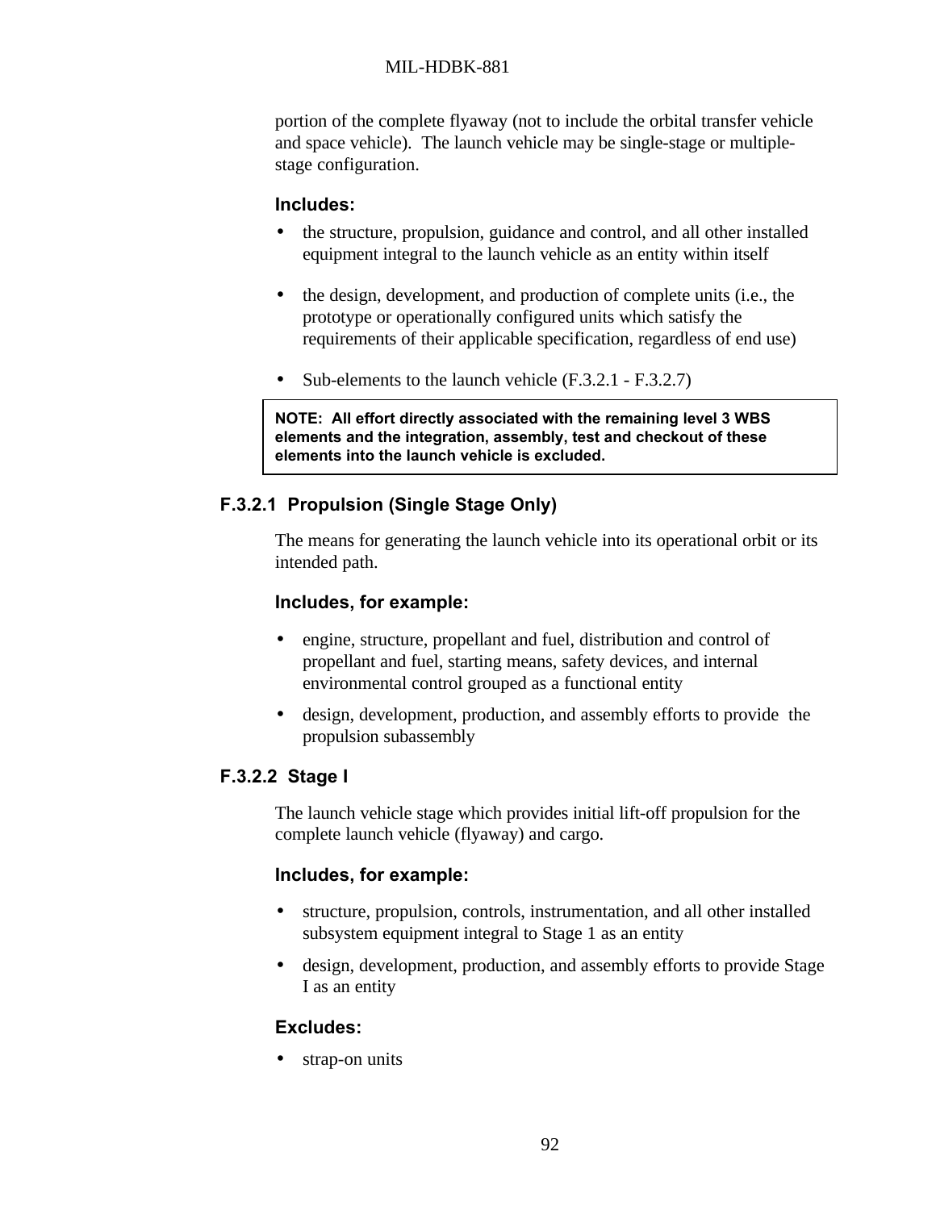portion of the complete flyaway (not to include the orbital transfer vehicle and space vehicle). The launch vehicle may be single-stage or multiple-stage configuration.

**Includes:**

- the structure, propulsion, guidance and control, and all other installed equipment integral to the launch vehicle as an entity within itself
- the design, development, and production of complete units (i.e., the prototype or operationally configured units which satisfy the requirements of their applicable specification, regardless of end use)
- Sub-elements to the launch vehicle (F.3.2.1 - F.3.2.7)

> **NOTE: All effort directly associated with the remaining level 3 WBS elements and the integration, assembly, test and checkout of these elements into the launch vehicle is excluded.**

### F.3.2.1 Propulsion (Single Stage Only)

The means for generating the launch vehicle into its operational orbit or its intended path.

**Includes, for example:**

- engine, structure, propellant and fuel, distribution and control of propellant and fuel, starting means, safety devices, and internal environmental control grouped as a functional entity
- design, development, production, and assembly efforts to provide the propulsion subassembly

### F.3.2.2 Stage I

The launch vehicle stage which provides initial lift-off propulsion for the complete launch vehicle (flyaway) and cargo.

**Includes, for example:**

- structure, propulsion, controls, instrumentation, and all other installed subsystem equipment integral to Stage 1 as an entity
- design, development, production, and assembly efforts to provide Stage I as an entity

**Excludes:**

- strap-on units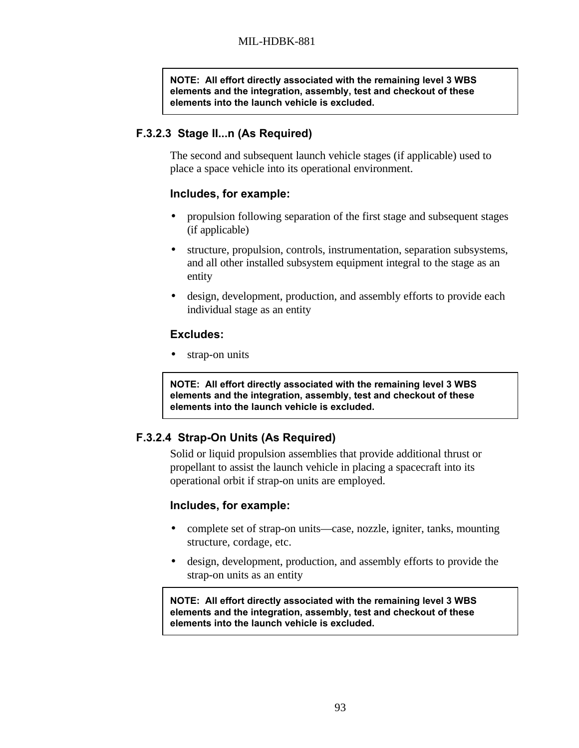**NOTE: All effort directly associated with the remaining level 3 WBS elements and the integration, assembly, test and checkout of these elements into the launch vehicle is excluded.**

### F.3.2.3 Stage II...n (As Required)

The second and subsequent launch vehicle stages (if applicable) used to place a space vehicle into its operational environment.

**Includes, for example:**

- propulsion following separation of the first stage and subsequent stages (if applicable)
- structure, propulsion, controls, instrumentation, separation subsystems, and all other installed subsystem equipment integral to the stage as an entity
- design, development, production, and assembly efforts to provide each individual stage as an entity

**Excludes:**

- strap-on units

**NOTE: All effort directly associated with the remaining level 3 WBS elements and the integration, assembly, test and checkout of these elements into the launch vehicle is excluded.**

### F.3.2.4 Strap-On Units (As Required)

Solid or liquid propulsion assemblies that provide additional thrust or propellant to assist the launch vehicle in placing a spacecraft into its operational orbit if strap-on units are employed.

**Includes, for example:**

- complete set of strap-on units—case, nozzle, igniter, tanks, mounting structure, cordage, etc.
- design, development, production, and assembly efforts to provide the strap-on units as an entity

**NOTE: All effort directly associated with the remaining level 3 WBS elements and the integration, assembly, test and checkout of these elements into the launch vehicle is excluded.**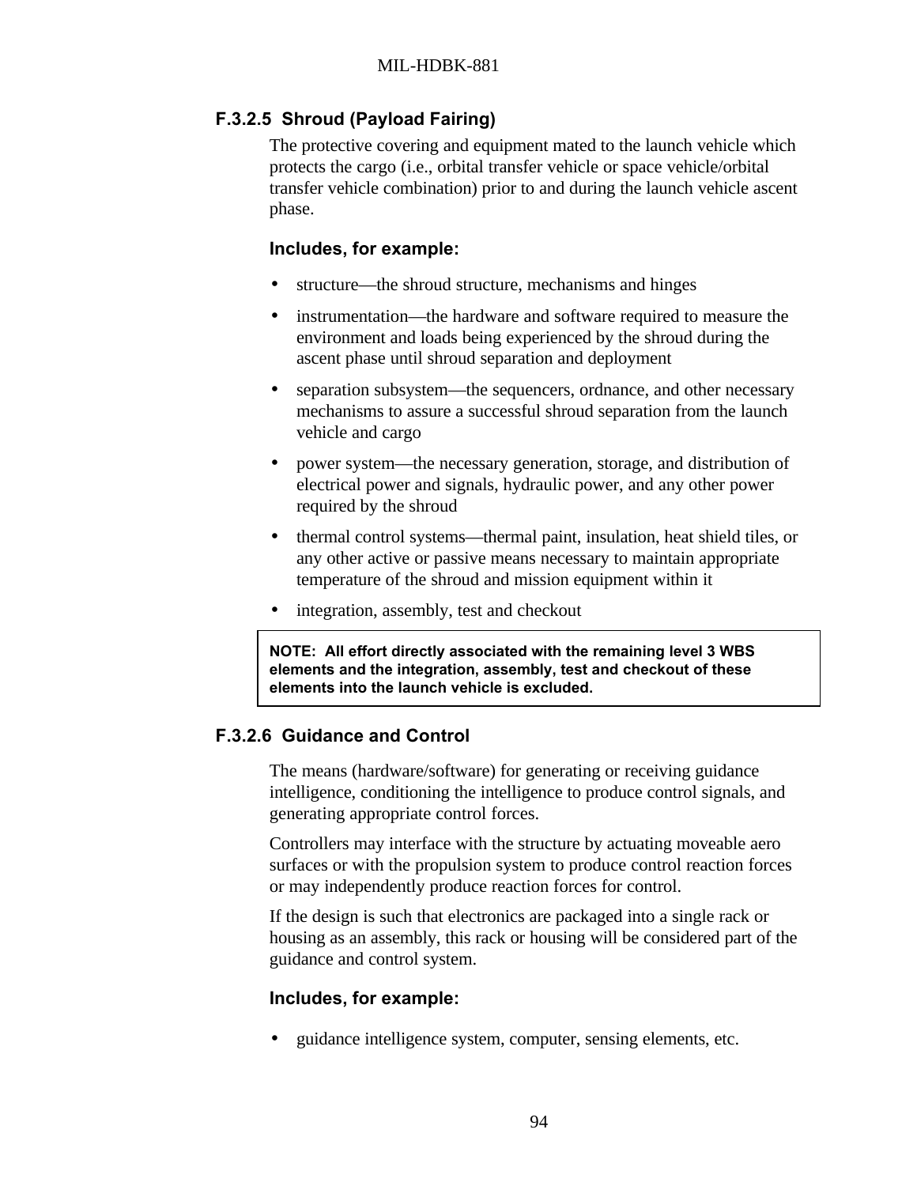### F.3.2.5 Shroud (Payload Fairing)

The protective covering and equipment mated to the launch vehicle which protects the cargo (i.e., orbital transfer vehicle or space vehicle/orbital transfer vehicle combination) prior to and during the launch vehicle ascent phase.

**Includes, for example:**

- structure—the shroud structure, mechanisms and hinges
- instrumentation—the hardware and software required to measure the environment and loads being experienced by the shroud during the ascent phase until shroud separation and deployment
- separation subsystem—the sequencers, ordnance, and other necessary mechanisms to assure a successful shroud separation from the launch vehicle and cargo
- power system—the necessary generation, storage, and distribution of electrical power and signals, hydraulic power, and any other power required by the shroud
- thermal control systems—thermal paint, insulation, heat shield tiles, or any other active or passive means necessary to maintain appropriate temperature of the shroud and mission equipment within it
- integration, assembly, test and checkout

**NOTE: All effort directly associated with the remaining level 3 WBS elements and the integration, assembly, test and checkout of these elements into the launch vehicle is excluded.**

### F.3.2.6 Guidance and Control

The means (hardware/software) for generating or receiving guidance intelligence, conditioning the intelligence to produce control signals, and generating appropriate control forces.

Controllers may interface with the structure by actuating moveable aero surfaces or with the propulsion system to produce control reaction forces or may independently produce reaction forces for control.

If the design is such that electronics are packaged into a single rack or housing as an assembly, this rack or housing will be considered part of the guidance and control system.

**Includes, for example:**

- guidance intelligence system, computer, sensing elements, etc.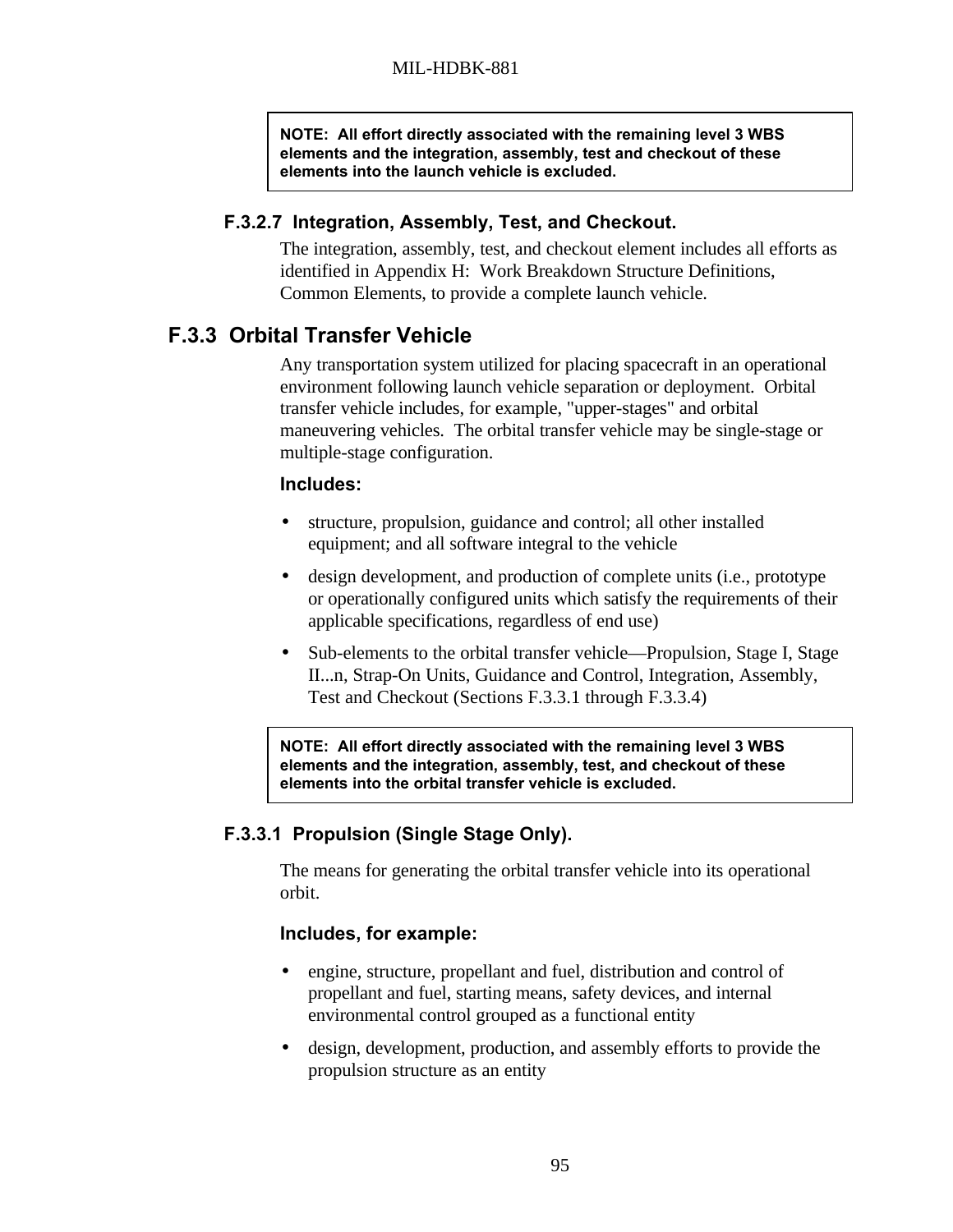**NOTE: All effort directly associated with the remaining level 3 WBS elements and the integration, assembly, test and checkout of these elements into the launch vehicle is excluded.**

#### F.3.2.7 Integration, Assembly, Test, and Checkout.

The integration, assembly, test, and checkout element includes all efforts as identified in Appendix H: Work Breakdown Structure Definitions, Common Elements, to provide a complete launch vehicle.

### F.3.3 Orbital Transfer Vehicle

Any transportation system utilized for placing spacecraft in an operational environment following launch vehicle separation or deployment. Orbital transfer vehicle includes, for example, "upper-stages" and orbital maneuvering vehicles. The orbital transfer vehicle may be single-stage or multiple-stage configuration.

**Includes:**

- structure, propulsion, guidance and control; all other installed equipment; and all software integral to the vehicle
- design development, and production of complete units (i.e., prototype or operationally configured units which satisfy the requirements of their applicable specifications, regardless of end use)
- Sub-elements to the orbital transfer vehicle—Propulsion, Stage I, Stage II...n, Strap-On Units, Guidance and Control, Integration, Assembly, Test and Checkout (Sections F.3.3.1 through F.3.3.4)

**NOTE: All effort directly associated with the remaining level 3 WBS elements and the integration, assembly, test, and checkout of these elements into the orbital transfer vehicle is excluded.**

#### F.3.3.1 Propulsion (Single Stage Only).

The means for generating the orbital transfer vehicle into its operational orbit.

**Includes, for example:**

- engine, structure, propellant and fuel, distribution and control of propellant and fuel, starting means, safety devices, and internal environmental control grouped as a functional entity
- design, development, production, and assembly efforts to provide the propulsion structure as an entity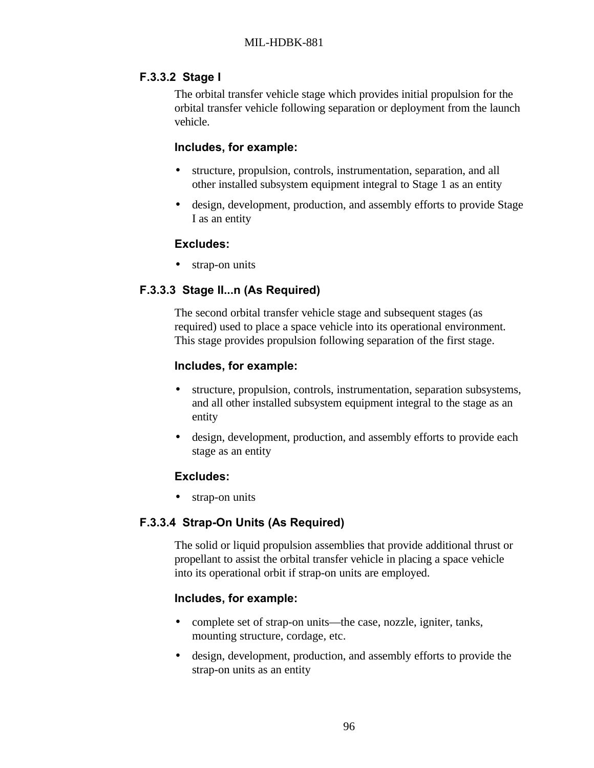### F.3.3.2 Stage I

The orbital transfer vehicle stage which provides initial propulsion for the orbital transfer vehicle following separation or deployment from the launch vehicle.

**Includes, for example:**

- structure, propulsion, controls, instrumentation, separation, and all other installed subsystem equipment integral to Stage 1 as an entity
- design, development, production, and assembly efforts to provide Stage I as an entity

**Excludes:**

- strap-on units

### F.3.3.3 Stage II...n (As Required)

The second orbital transfer vehicle stage and subsequent stages (as required) used to place a space vehicle into its operational environment. This stage provides propulsion following separation of the first stage.

**Includes, for example:**

- structure, propulsion, controls, instrumentation, separation subsystems, and all other installed subsystem equipment integral to the stage as an entity
- design, development, production, and assembly efforts to provide each stage as an entity

**Excludes:**

- strap-on units

### F.3.3.4 Strap-On Units (As Required)

The solid or liquid propulsion assemblies that provide additional thrust or propellant to assist the orbital transfer vehicle in placing a space vehicle into its operational orbit if strap-on units are employed.

**Includes, for example:**

- complete set of strap-on units—the case, nozzle, igniter, tanks, mounting structure, cordage, etc.
- design, development, production, and assembly efforts to provide the strap-on units as an entity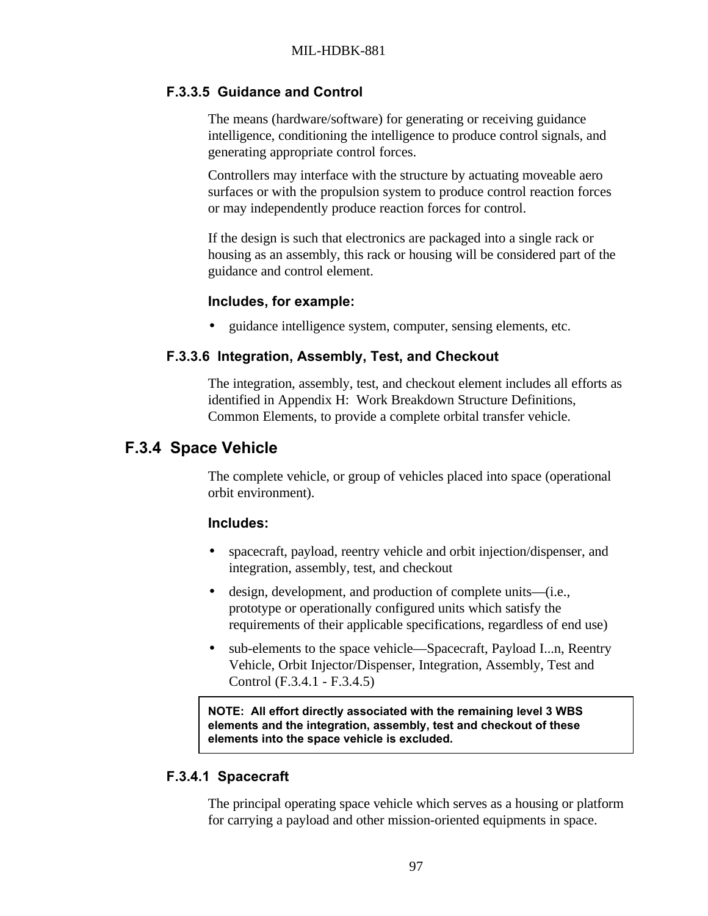#### F.3.3.5 Guidance and Control

The means (hardware/software) for generating or receiving guidance intelligence, conditioning the intelligence to produce control signals, and generating appropriate control forces.

Controllers may interface with the structure by actuating moveable aero surfaces or with the propulsion system to produce control reaction forces or may independently produce reaction forces for control.

If the design is such that electronics are packaged into a single rack or housing as an assembly, this rack or housing will be considered part of the guidance and control element.

**Includes, for example:**

- guidance intelligence system, computer, sensing elements, etc.

#### F.3.3.6 Integration, Assembly, Test, and Checkout

The integration, assembly, test, and checkout element includes all efforts as identified in Appendix H: Work Breakdown Structure Definitions, Common Elements, to provide a complete orbital transfer vehicle.

### F.3.4 Space Vehicle

The complete vehicle, or group of vehicles placed into space (operational orbit environment).

**Includes:**

- spacecraft, payload, reentry vehicle and orbit injection/dispenser, and integration, assembly, test, and checkout
- design, development, and production of complete units—(i.e., prototype or operationally configured units which satisfy the requirements of their applicable specifications, regardless of end use)
- sub-elements to the space vehicle—Spacecraft, Payload I...n, Reentry Vehicle, Orbit Injector/Dispenser, Integration, Assembly, Test and Control (F.3.4.1 - F.3.4.5)

**NOTE: All effort directly associated with the remaining level 3 WBS elements and the integration, assembly, test and checkout of these elements into the space vehicle is excluded.**

#### F.3.4.1 Spacecraft

The principal operating space vehicle which serves as a housing or platform for carrying a payload and other mission-oriented equipments in space.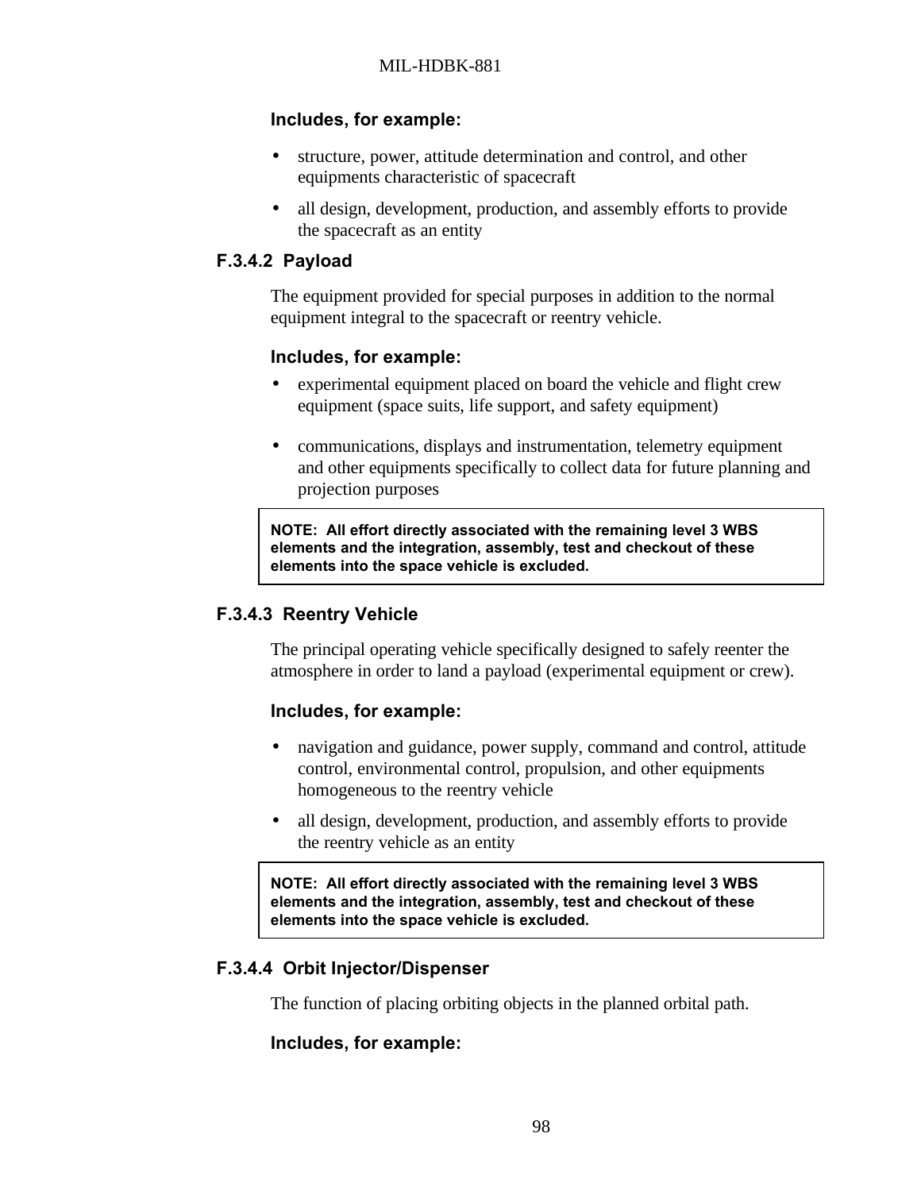**Includes, for example:**

- structure, power, attitude determination and control, and other equipments characteristic of spacecraft
- all design, development, production, and assembly efforts to provide the spacecraft as an entity

### F.3.4.2 Payload

The equipment provided for special purposes in addition to the normal equipment integral to the spacecraft or reentry vehicle.

**Includes, for example:**

- experimental equipment placed on board the vehicle and flight crew equipment (space suits, life support, and safety equipment)
- communications, displays and instrumentation, telemetry equipment and other equipments specifically to collect data for future planning and projection purposes

**NOTE: All effort directly associated with the remaining level 3 WBS elements and the integration, assembly, test and checkout of these elements into the space vehicle is excluded.**

### F.3.4.3 Reentry Vehicle

The principal operating vehicle specifically designed to safely reenter the atmosphere in order to land a payload (experimental equipment or crew).

**Includes, for example:**

- navigation and guidance, power supply, command and control, attitude control, environmental control, propulsion, and other equipments homogeneous to the reentry vehicle
- all design, development, production, and assembly efforts to provide the reentry vehicle as an entity

**NOTE: All effort directly associated with the remaining level 3 WBS elements and the integration, assembly, test and checkout of these elements into the space vehicle is excluded.**

### F.3.4.4 Orbit Injector/Dispenser

The function of placing orbiting objects in the planned orbital path.

**Includes, for example:**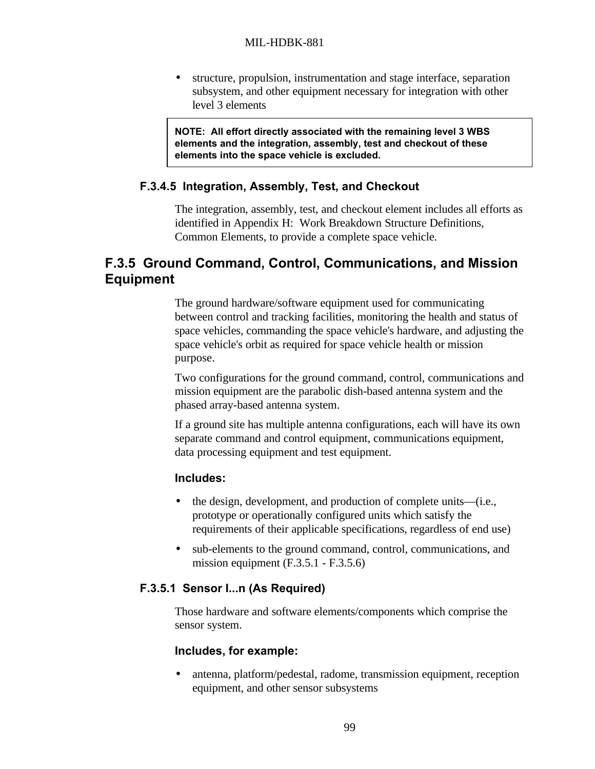- structure, propulsion, instrumentation and stage interface, separation subsystem, and other equipment necessary for integration with other level 3 elements

> **NOTE: All effort directly associated with the remaining level 3 WBS elements and the integration, assembly, test and checkout of these elements into the space vehicle is excluded.**

### F.3.4.5 Integration, Assembly, Test, and Checkout

The integration, assembly, test, and checkout element includes all efforts as identified in Appendix H: Work Breakdown Structure Definitions, Common Elements, to provide a complete space vehicle.

## F.3.5 Ground Command, Control, Communications, and Mission Equipment

The ground hardware/software equipment used for communicating between control and tracking facilities, monitoring the health and status of space vehicles, commanding the space vehicle's hardware, and adjusting the space vehicle's orbit as required for space vehicle health or mission purpose.

Two configurations for the ground command, control, communications and mission equipment are the parabolic dish-based antenna system and the phased array-based antenna system.

If a ground site has multiple antenna configurations, each will have its own separate command and control equipment, communications equipment, data processing equipment and test equipment.

**Includes:**

- the design, development, and production of complete units—(i.e., prototype or operationally configured units which satisfy the requirements of their applicable specifications, regardless of end use)
- sub-elements to the ground command, control, communications, and mission equipment (F.3.5.1 - F.3.5.6)

### F.3.5.1 Sensor l...n (As Required)

Those hardware and software elements/components which comprise the sensor system.

**Includes, for example:**

- antenna, platform/pedestal, radome, transmission equipment, reception equipment, and other sensor subsystems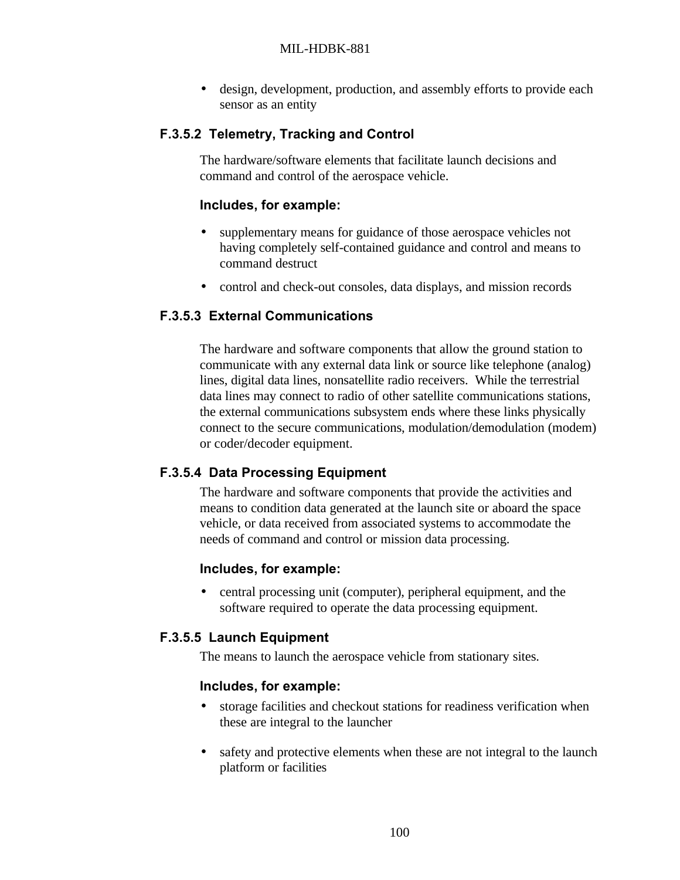- design, development, production, and assembly efforts to provide each sensor as an entity

#### F.3.5.2 Telemetry, Tracking and Control

The hardware/software elements that facilitate launch decisions and command and control of the aerospace vehicle.

**Includes, for example:**

- supplementary means for guidance of those aerospace vehicles not having completely self-contained guidance and control and means to command destruct
- control and check-out consoles, data displays, and mission records

#### F.3.5.3 External Communications

The hardware and software components that allow the ground station to communicate with any external data link or source like telephone (analog) lines, digital data lines, nonsatellite radio receivers. While the terrestrial data lines may connect to radio of other satellite communications stations, the external communications subsystem ends where these links physically connect to the secure communications, modulation/demodulation (modem) or coder/decoder equipment.

#### F.3.5.4 Data Processing Equipment

The hardware and software components that provide the activities and means to condition data generated at the launch site or aboard the space vehicle, or data received from associated systems to accommodate the needs of command and control or mission data processing.

**Includes, for example:**

- central processing unit (computer), peripheral equipment, and the software required to operate the data processing equipment.

#### F.3.5.5 Launch Equipment

The means to launch the aerospace vehicle from stationary sites.

**Includes, for example:**

- storage facilities and checkout stations for readiness verification when these are integral to the launcher
- safety and protective elements when these are not integral to the launch platform or facilities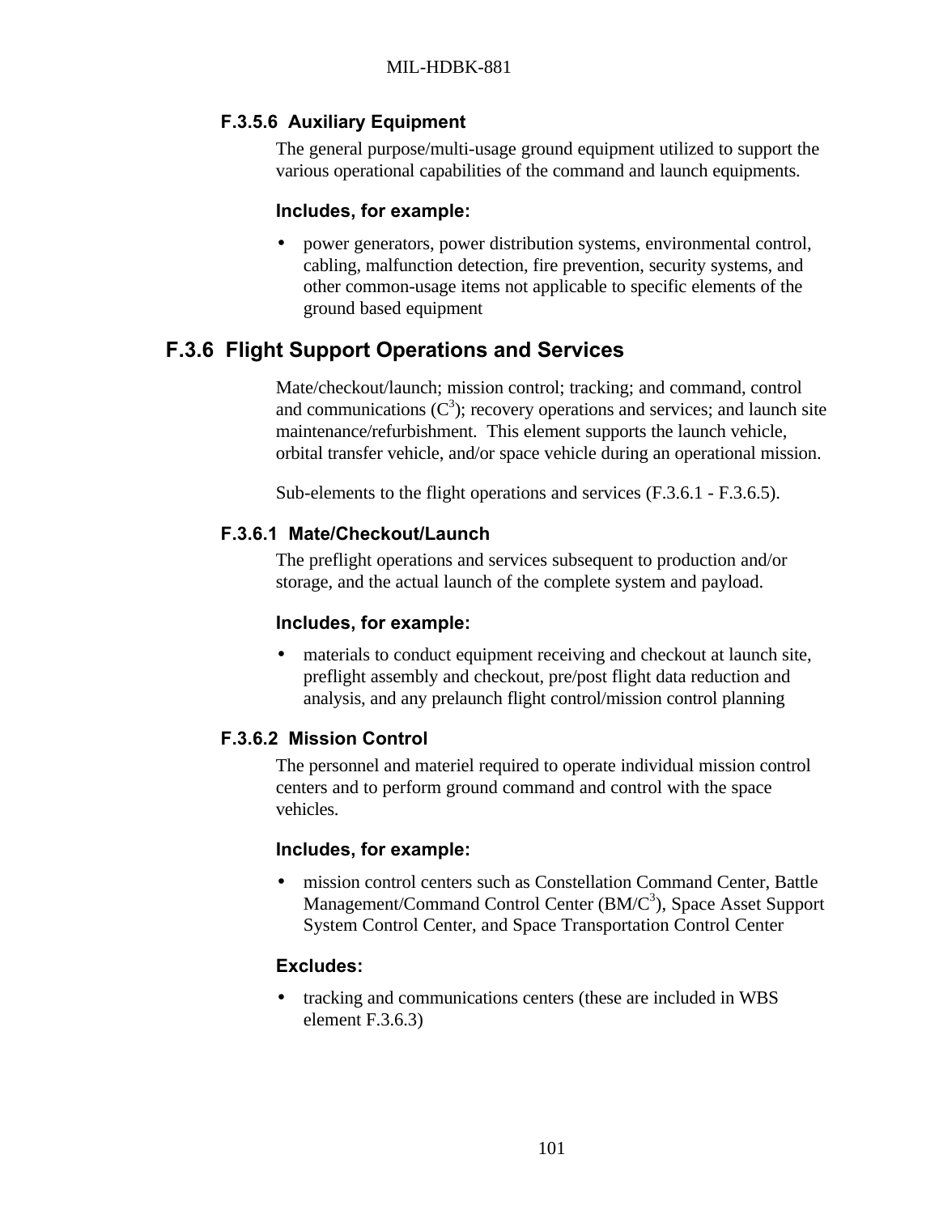### F.3.5.6 Auxiliary Equipment

The general purpose/multi-usage ground equipment utilized to support the various operational capabilities of the command and launch equipments.

**Includes, for example:**

- power generators, power distribution systems, environmental control, cabling, malfunction detection, fire prevention, security systems, and other common-usage items not applicable to specific elements of the ground based equipment

## F.3.6 Flight Support Operations and Services

Mate/checkout/launch; mission control; tracking; and command, control and communications ($C^3$); recovery operations and services; and launch site maintenance/refurbishment. This element supports the launch vehicle, orbital transfer vehicle, and/or space vehicle during an operational mission.

Sub-elements to the flight operations and services (F.3.6.1 - F.3.6.5).

### F.3.6.1 Mate/Checkout/Launch

The preflight operations and services subsequent to production and/or storage, and the actual launch of the complete system and payload.

**Includes, for example:**

- materials to conduct equipment receiving and checkout at launch site, preflight assembly and checkout, pre/post flight data reduction and analysis, and any prelaunch flight control/mission control planning

### F.3.6.2 Mission Control

The personnel and materiel required to operate individual mission control centers and to perform ground command and control with the space vehicles.

**Includes, for example:**

- mission control centers such as Constellation Command Center, Battle Management/Command Control Center (BM/$C^3$), Space Asset Support System Control Center, and Space Transportation Control Center

**Excludes:**

- tracking and communications centers (these are included in WBS element F.3.6.3)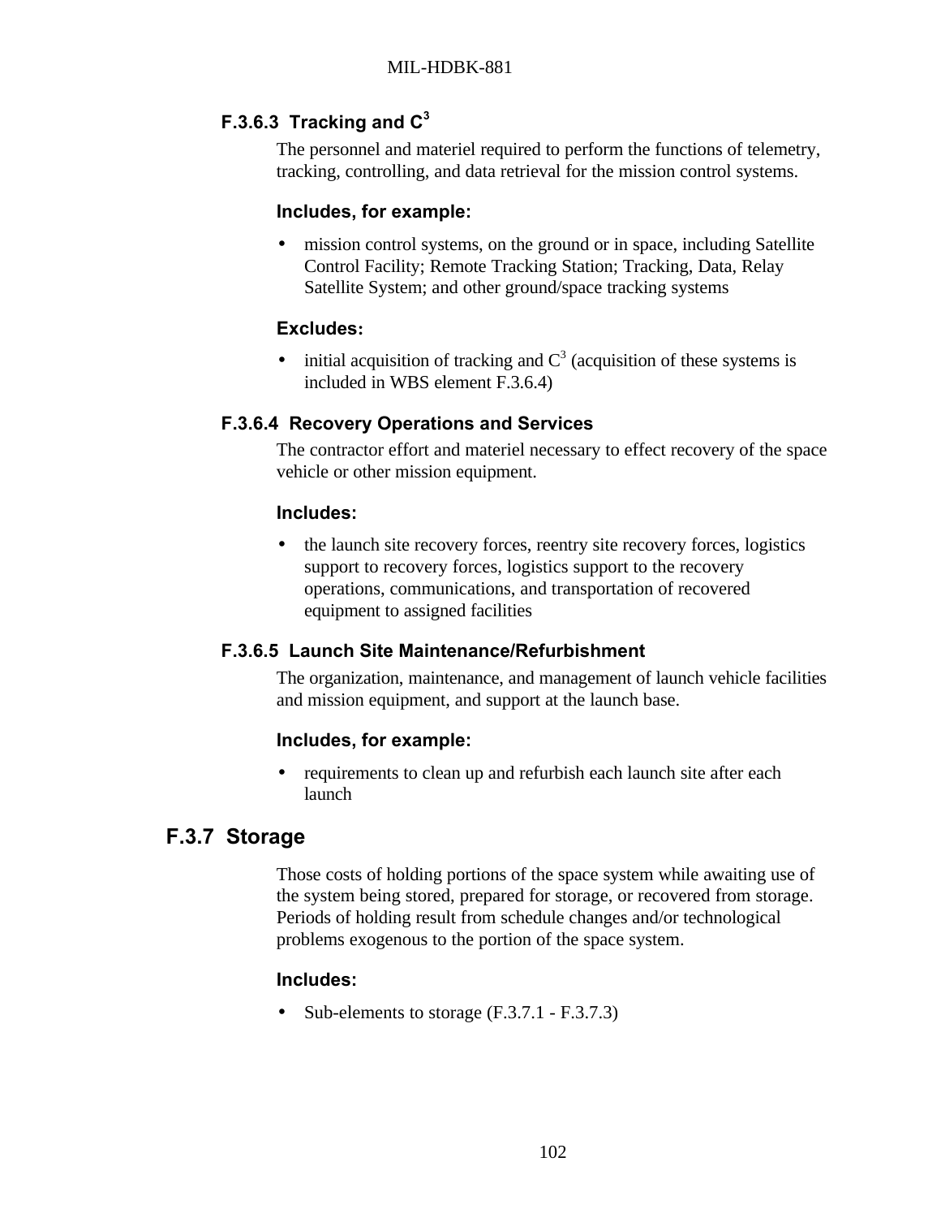### F.3.6.3 Tracking and $C^3$

The personnel and materiel required to perform the functions of telemetry, tracking, controlling, and data retrieval for the mission control systems.

**Includes, for example:**

- mission control systems, on the ground or in space, including Satellite Control Facility; Remote Tracking Station; Tracking, Data, Relay Satellite System; and other ground/space tracking systems

**Excludes:**

- initial acquisition of tracking and $C^3$ (acquisition of these systems is included in WBS element F.3.6.4)

### F.3.6.4 Recovery Operations and Services

The contractor effort and materiel necessary to effect recovery of the space vehicle or other mission equipment.

**Includes:**

- the launch site recovery forces, reentry site recovery forces, logistics support to recovery forces, logistics support to the recovery operations, communications, and transportation of recovered equipment to assigned facilities

### F.3.6.5 Launch Site Maintenance/Refurbishment

The organization, maintenance, and management of launch vehicle facilities and mission equipment, and support at the launch base.

**Includes, for example:**

- requirements to clean up and refurbish each launch site after each launch

## F.3.7 Storage

Those costs of holding portions of the space system while awaiting use of the system being stored, prepared for storage, or recovered from storage. Periods of holding result from schedule changes and/or technological problems exogenous to the portion of the space system.

**Includes:**

- Sub-elements to storage (F.3.7.1 - F.3.7.3)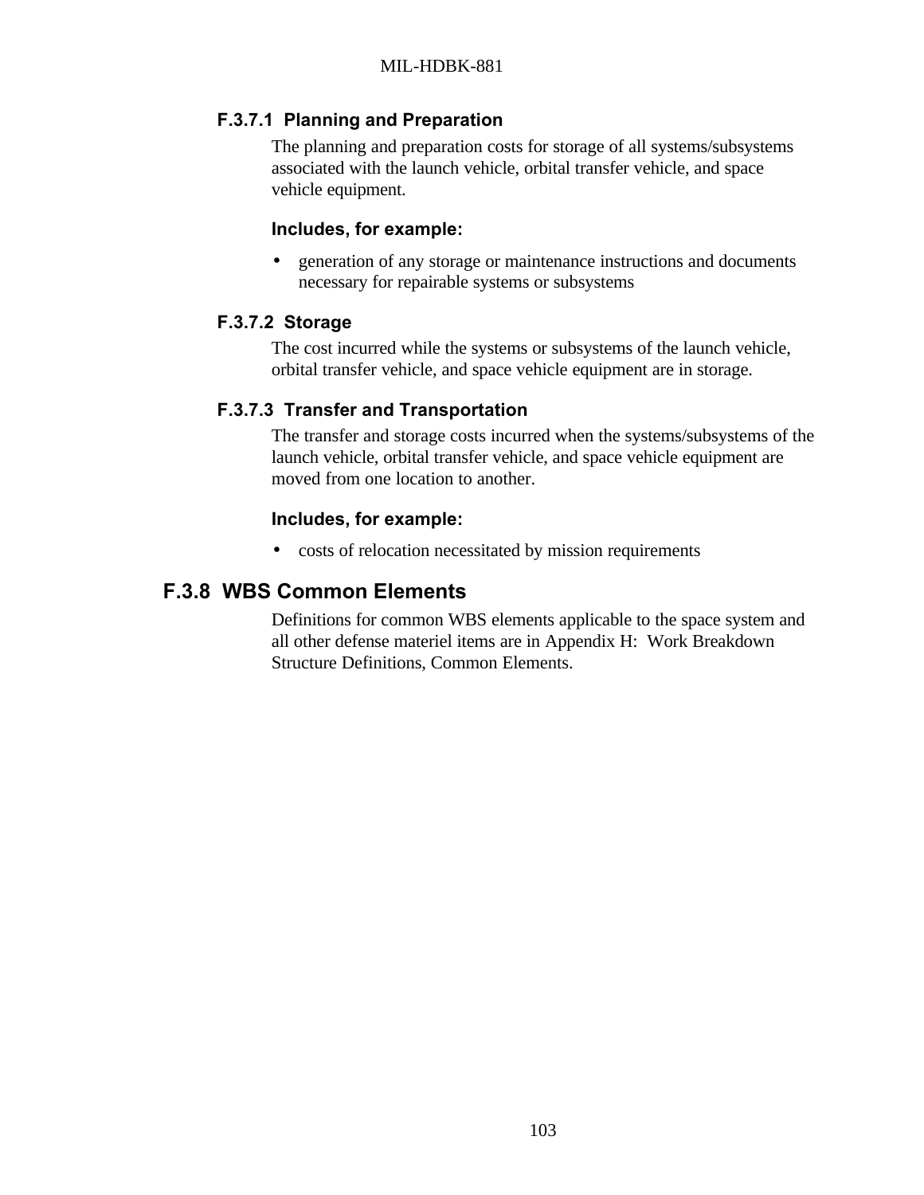#### F.3.7.1 Planning and Preparation

The planning and preparation costs for storage of all systems/subsystems associated with the launch vehicle, orbital transfer vehicle, and space vehicle equipment.

**Includes, for example:**

- generation of any storage or maintenance instructions and documents necessary for repairable systems or subsystems

#### F.3.7.2 Storage

The cost incurred while the systems or subsystems of the launch vehicle, orbital transfer vehicle, and space vehicle equipment are in storage.

#### F.3.7.3 Transfer and Transportation

The transfer and storage costs incurred when the systems/subsystems of the launch vehicle, orbital transfer vehicle, and space vehicle equipment are moved from one location to another.

**Includes, for example:**

- costs of relocation necessitated by mission requirements

### F.3.8 WBS Common Elements

Definitions for common WBS elements applicable to the space system and all other defense materiel items are in Appendix H: Work Breakdown Structure Definitions, Common Elements.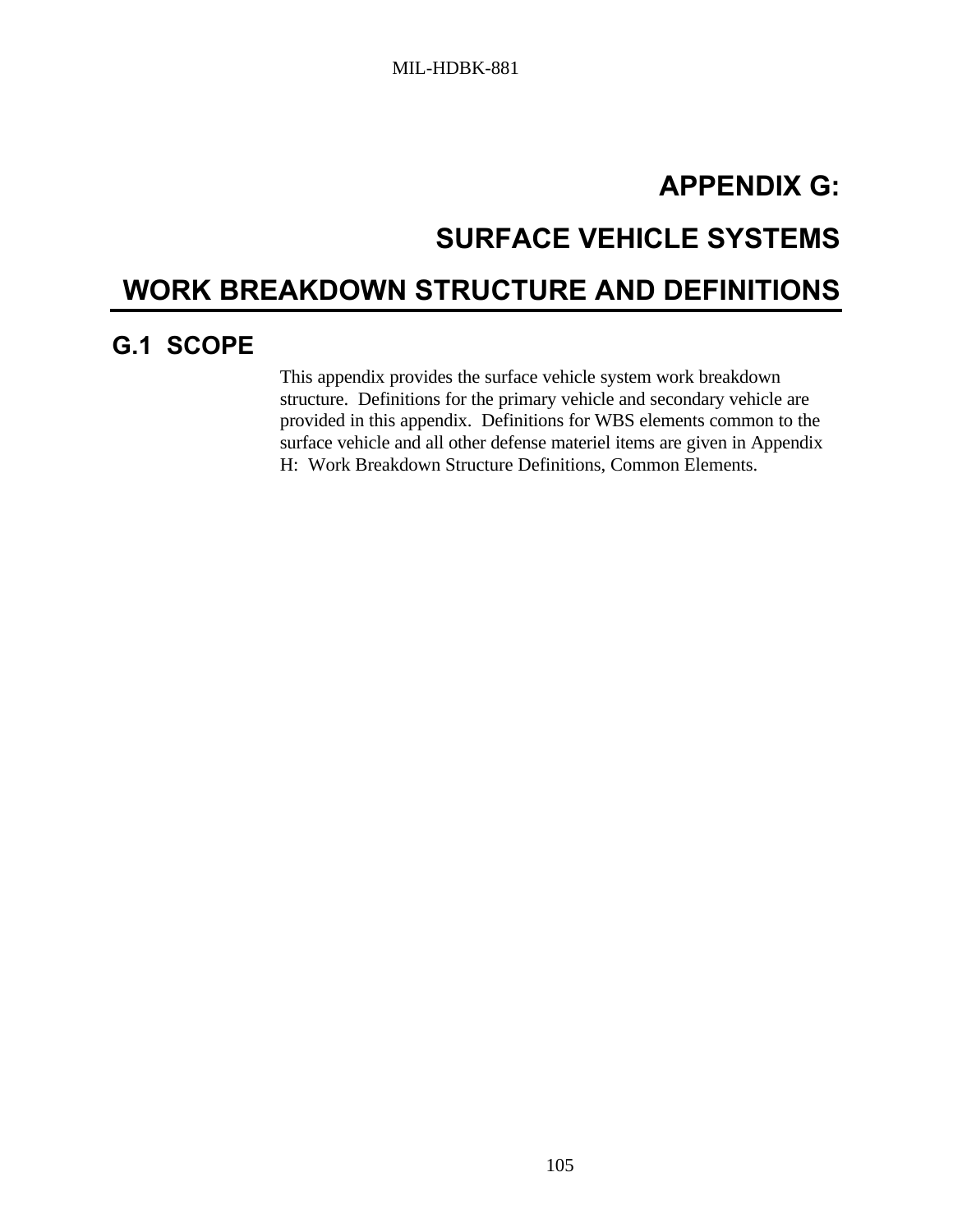# APPENDIX G:

# SURFACE VEHICLE SYSTEMS

# WORK BREAKDOWN STRUCTURE AND DEFINITIONS

## G.1 SCOPE

This appendix provides the surface vehicle system work breakdown structure. Definitions for the primary vehicle and secondary vehicle are provided in this appendix. Definitions for WBS elements common to the surface vehicle and all other defense materiel items are given in Appendix H: Work Breakdown Structure Definitions, Common Elements.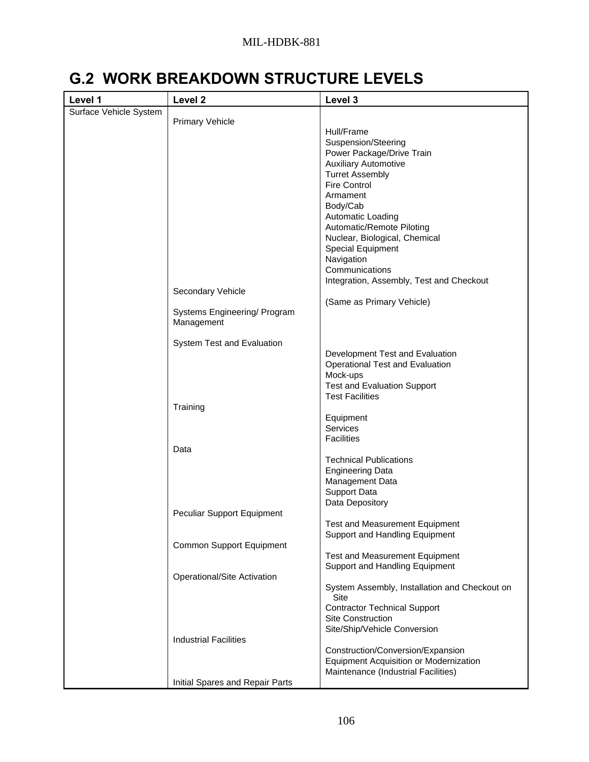## G.2 WORK BREAKDOWN STRUCTURE LEVELS

| Level 1 | Level 2 | Level 3 |
|---|---|---|
| Surface Vehicle System | | |
| | Primary Vehicle | |
| | | Hull/Frame |
| | | Suspension/Steering |
| | | Power Package/Drive Train |
| | | Auxiliary Automotive |
| | | Turret Assembly |
| | | Fire Control |
| | | Armament |
| | | Body/Cab |
| | | Automatic Loading |
| | | Automatic/Remote Piloting |
| | | Nuclear, Biological, Chemical |
| | | Special Equipment |
| | | Navigation |
| | | Communications |
| | | Integration, Assembly, Test and Checkout |
| | Secondary Vehicle | |
| | | (Same as Primary Vehicle) |
| | Systems Engineering/ Program Management | |
| | System Test and Evaluation | |
| | | Development Test and Evaluation |
| | | Operational Test and Evaluation |
| | | Mock-ups |
| | | Test and Evaluation Support |
| | | Test Facilities |
| | Training | |
| | | Equipment |
| | | Services |
| | | Facilities |
| | Data | |
| | | Technical Publications |
| | | Engineering Data |
| | | Management Data |
| | | Support Data |
| | | Data Depository |
| | Peculiar Support Equipment | |
| | | Test and Measurement Equipment |
| | | Support and Handling Equipment |
| | Common Support Equipment | |
| | | Test and Measurement Equipment |
| | | Support and Handling Equipment |
| | Operational/Site Activation | |
| | | System Assembly, Installation and Checkout on Site |
| | | Contractor Technical Support |
| | | Site Construction |
| | | Site/Ship/Vehicle Conversion |
| | Industrial Facilities | |
| | | Construction/Conversion/Expansion |
| | | Equipment Acquisition or Modernization |
| | | Maintenance (Industrial Facilities) |
| | Initial Spares and Repair Parts | |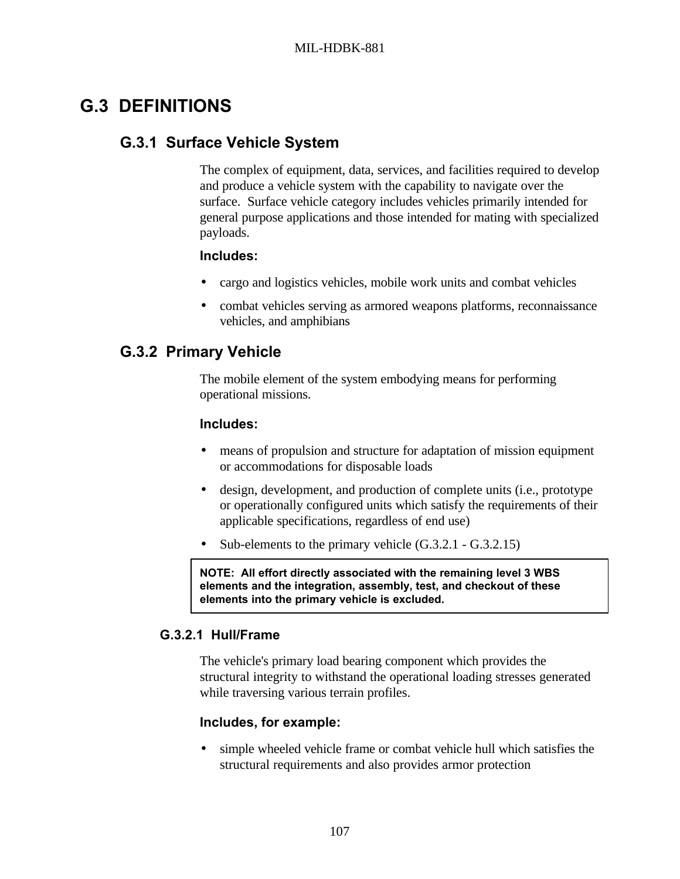# G.3 DEFINITIONS

## G.3.1 Surface Vehicle System

The complex of equipment, data, services, and facilities required to develop and produce a vehicle system with the capability to navigate over the surface. Surface vehicle category includes vehicles primarily intended for general purpose applications and those intended for mating with specialized payloads.

**Includes:**

- cargo and logistics vehicles, mobile work units and combat vehicles
- combat vehicles serving as armored weapons platforms, reconnaissance vehicles, and amphibians

## G.3.2 Primary Vehicle

The mobile element of the system embodying means for performing operational missions.

**Includes:**

- means of propulsion and structure for adaptation of mission equipment or accommodations for disposable loads
- design, development, and production of complete units (i.e., prototype or operationally configured units which satisfy the requirements of their applicable specifications, regardless of end use)
- Sub-elements to the primary vehicle (G.3.2.1 - G.3.2.15)

> **NOTE: All effort directly associated with the remaining level 3 WBS elements and the integration, assembly, test, and checkout of these elements into the primary vehicle is excluded.**

### G.3.2.1 Hull/Frame

The vehicle's primary load bearing component which provides the structural integrity to withstand the operational loading stresses generated while traversing various terrain profiles.

**Includes, for example:**

- simple wheeled vehicle frame or combat vehicle hull which satisfies the structural requirements and also provides armor protection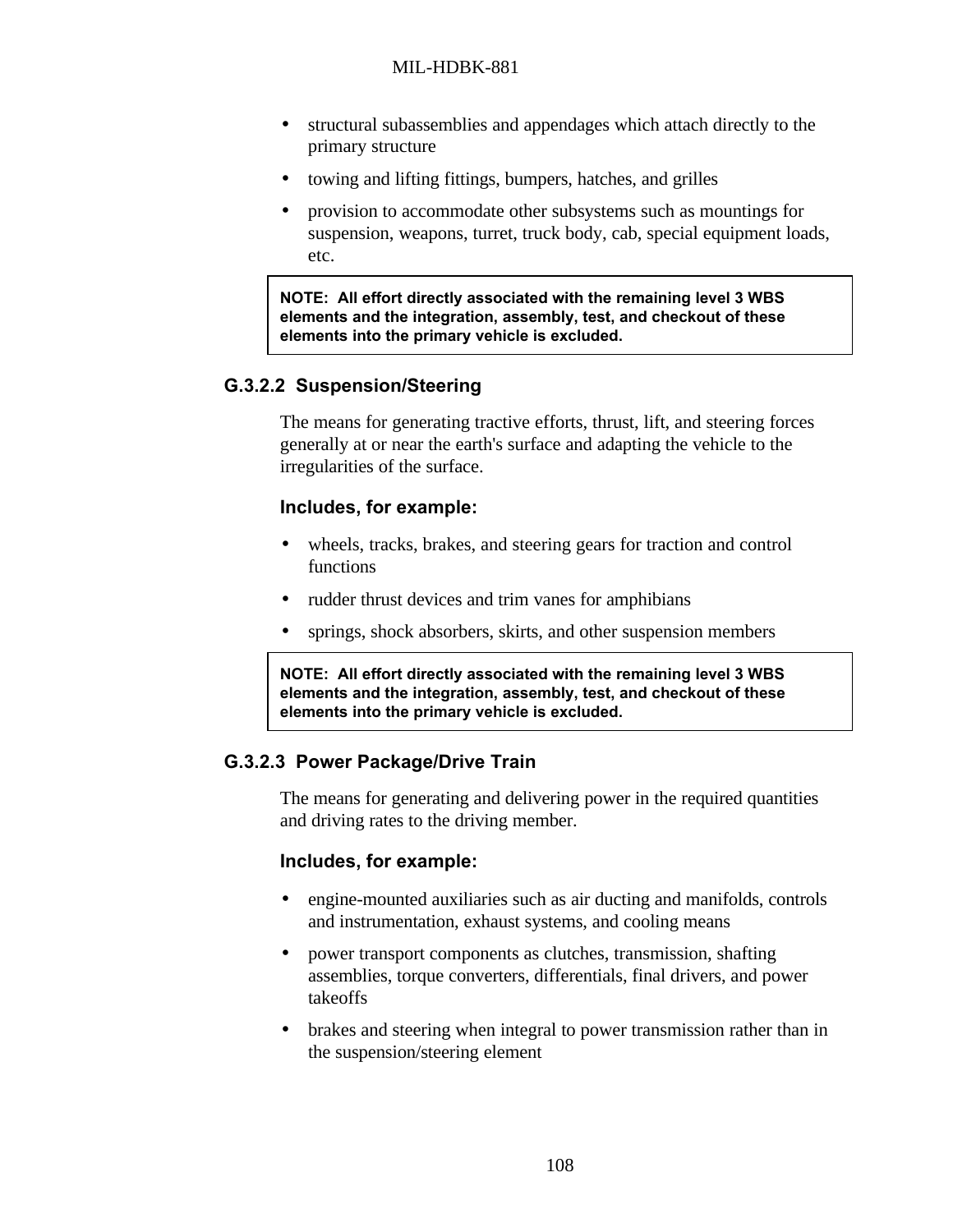- structural subassemblies and appendages which attach directly to the primary structure
- towing and lifting fittings, bumpers, hatches, and grilles
- provision to accommodate other subsystems such as mountings for suspension, weapons, turret, truck body, cab, special equipment loads, etc.

**NOTE: All effort directly associated with the remaining level 3 WBS elements and the integration, assembly, test, and checkout of these elements into the primary vehicle is excluded.**

### G.3.2.2 Suspension/Steering

The means for generating tractive efforts, thrust, lift, and steering forces generally at or near the earth's surface and adapting the vehicle to the irregularities of the surface.

**Includes, for example:**

- wheels, tracks, brakes, and steering gears for traction and control functions
- rudder thrust devices and trim vanes for amphibians
- springs, shock absorbers, skirts, and other suspension members

**NOTE: All effort directly associated with the remaining level 3 WBS elements and the integration, assembly, test, and checkout of these elements into the primary vehicle is excluded.**

### G.3.2.3 Power Package/Drive Train

The means for generating and delivering power in the required quantities and driving rates to the driving member.

**Includes, for example:**

- engine-mounted auxiliaries such as air ducting and manifolds, controls and instrumentation, exhaust systems, and cooling means
- power transport components as clutches, transmission, shafting assemblies, torque converters, differentials, final drivers, and power takeoffs
- brakes and steering when integral to power transmission rather than in the suspension/steering element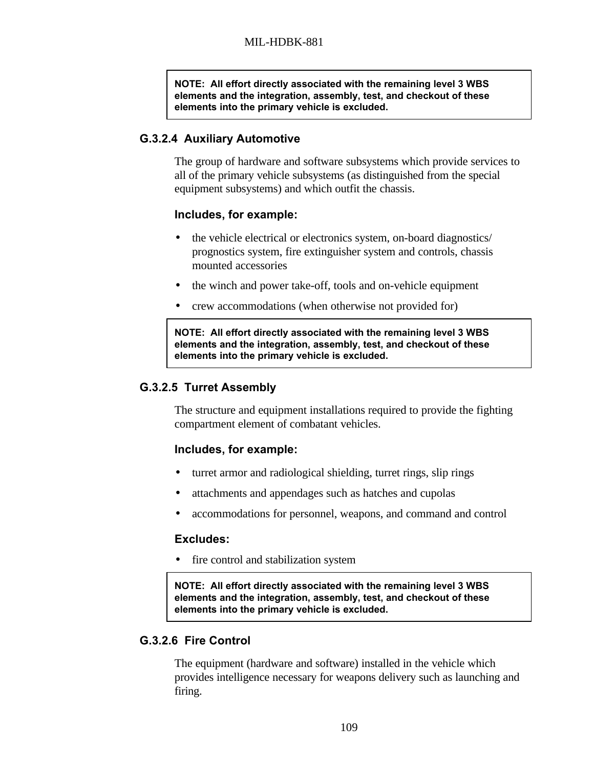**NOTE: All effort directly associated with the remaining level 3 WBS elements and the integration, assembly, test, and checkout of these elements into the primary vehicle is excluded.**

### G.3.2.4 Auxiliary Automotive

The group of hardware and software subsystems which provide services to all of the primary vehicle subsystems (as distinguished from the special equipment subsystems) and which outfit the chassis.

**Includes, for example:**

- the vehicle electrical or electronics system, on-board diagnostics/ prognostics system, fire extinguisher system and controls, chassis mounted accessories
- the winch and power take-off, tools and on-vehicle equipment
- crew accommodations (when otherwise not provided for)

**NOTE: All effort directly associated with the remaining level 3 WBS elements and the integration, assembly, test, and checkout of these elements into the primary vehicle is excluded.**

### G.3.2.5 Turret Assembly

The structure and equipment installations required to provide the fighting compartment element of combatant vehicles.

**Includes, for example:**

- turret armor and radiological shielding, turret rings, slip rings
- attachments and appendages such as hatches and cupolas
- accommodations for personnel, weapons, and command and control

**Excludes:**

- fire control and stabilization system

**NOTE: All effort directly associated with the remaining level 3 WBS elements and the integration, assembly, test, and checkout of these elements into the primary vehicle is excluded.**

### G.3.2.6 Fire Control

The equipment (hardware and software) installed in the vehicle which provides intelligence necessary for weapons delivery such as launching and firing.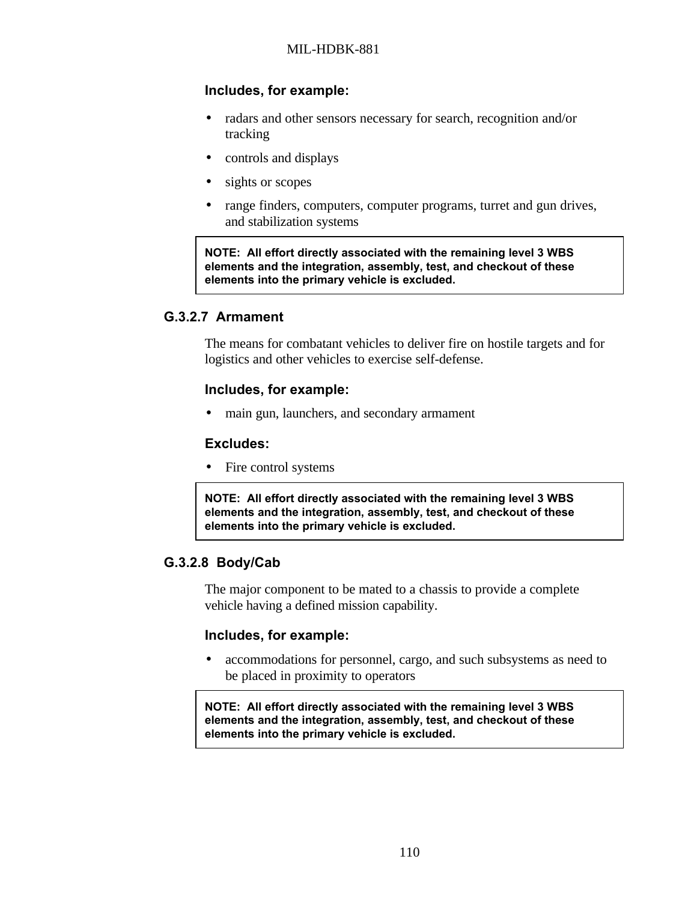**Includes, for example:**

- radars and other sensors necessary for search, recognition and/or tracking
- controls and displays
- sights or scopes
- range finders, computers, computer programs, turret and gun drives, and stabilization systems

> **NOTE: All effort directly associated with the remaining level 3 WBS elements and the integration, assembly, test, and checkout of these elements into the primary vehicle is excluded.**

### G.3.2.7 Armament

The means for combatant vehicles to deliver fire on hostile targets and for logistics and other vehicles to exercise self-defense.

**Includes, for example:**

- main gun, launchers, and secondary armament

**Excludes:**

- Fire control systems

> **NOTE: All effort directly associated with the remaining level 3 WBS elements and the integration, assembly, test, and checkout of these elements into the primary vehicle is excluded.**

### G.3.2.8 Body/Cab

The major component to be mated to a chassis to provide a complete vehicle having a defined mission capability.

**Includes, for example:**

- accommodations for personnel, cargo, and such subsystems as need to be placed in proximity to operators

> **NOTE: All effort directly associated with the remaining level 3 WBS elements and the integration, assembly, test, and checkout of these elements into the primary vehicle is excluded.**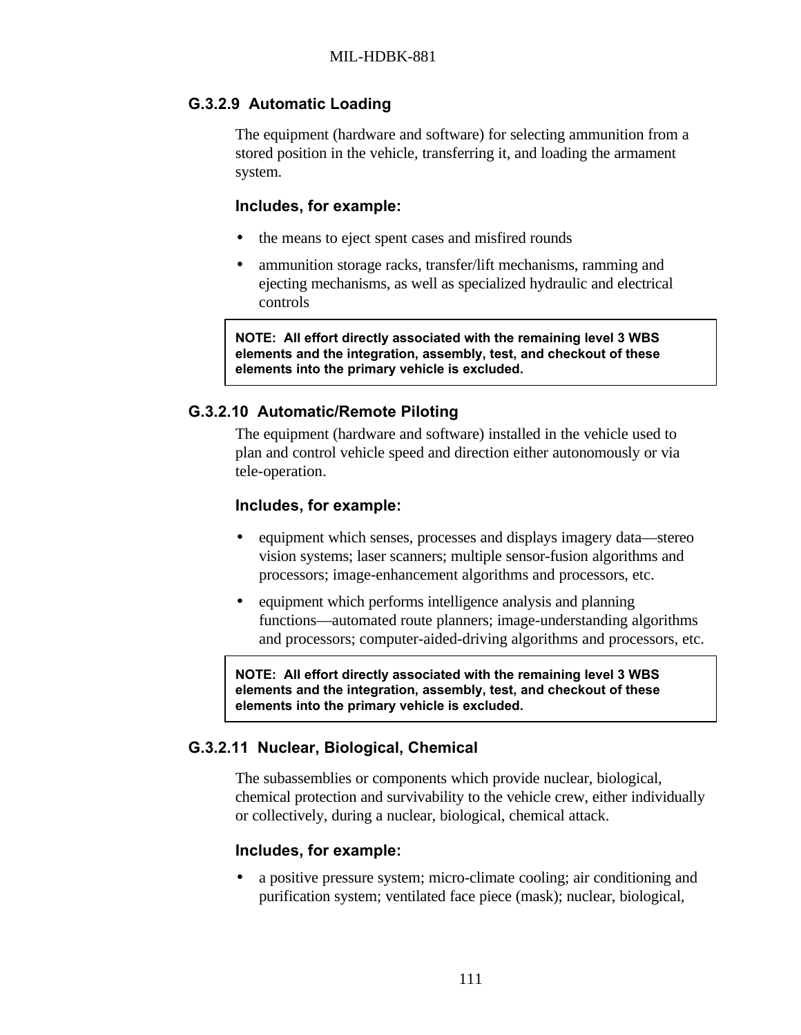### G.3.2.9 Automatic Loading

The equipment (hardware and software) for selecting ammunition from a stored position in the vehicle, transferring it, and loading the armament system.

**Includes, for example:**

- the means to eject spent cases and misfired rounds
- ammunition storage racks, transfer/lift mechanisms, ramming and ejecting mechanisms, as well as specialized hydraulic and electrical controls

> **NOTE: All effort directly associated with the remaining level 3 WBS elements and the integration, assembly, test, and checkout of these elements into the primary vehicle is excluded.**

### G.3.2.10 Automatic/Remote Piloting

The equipment (hardware and software) installed in the vehicle used to plan and control vehicle speed and direction either autonomously or via tele-operation.

**Includes, for example:**

- equipment which senses, processes and displays imagery data—stereo vision systems; laser scanners; multiple sensor-fusion algorithms and processors; image-enhancement algorithms and processors, etc.
- equipment which performs intelligence analysis and planning functions—automated route planners; image-understanding algorithms and processors; computer-aided-driving algorithms and processors, etc.

> **NOTE: All effort directly associated with the remaining level 3 WBS elements and the integration, assembly, test, and checkout of these elements into the primary vehicle is excluded.**

### G.3.2.11 Nuclear, Biological, Chemical

The subassemblies or components which provide nuclear, biological, chemical protection and survivability to the vehicle crew, either individually or collectively, during a nuclear, biological, chemical attack.

**Includes, for example:**

- a positive pressure system; micro-climate cooling; air conditioning and purification system; ventilated face piece (mask); nuclear, biological,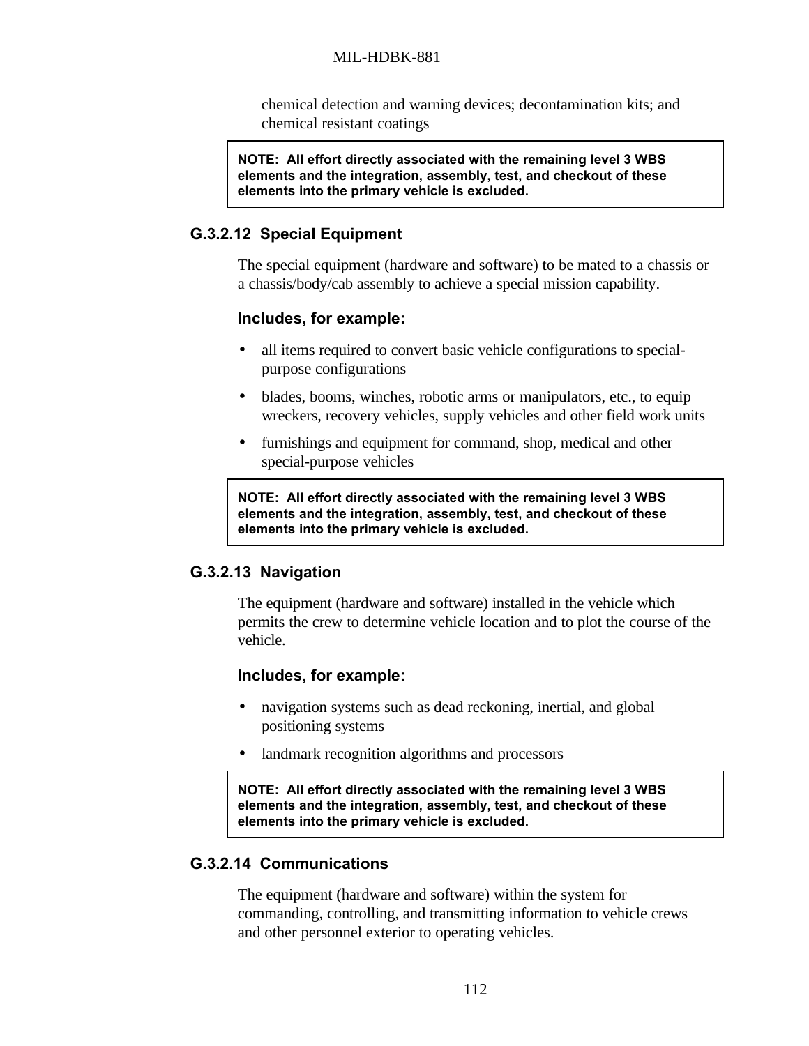chemical detection and warning devices; decontamination kits; and chemical resistant coatings

> **NOTE: All effort directly associated with the remaining level 3 WBS elements and the integration, assembly, test, and checkout of these elements into the primary vehicle is excluded.**

### G.3.2.12 Special Equipment

The special equipment (hardware and software) to be mated to a chassis or a chassis/body/cab assembly to achieve a special mission capability.

**Includes, for example:**

- all items required to convert basic vehicle configurations to special-purpose configurations
- blades, booms, winches, robotic arms or manipulators, etc., to equip wreckers, recovery vehicles, supply vehicles and other field work units
- furnishings and equipment for command, shop, medical and other special-purpose vehicles

> **NOTE: All effort directly associated with the remaining level 3 WBS elements and the integration, assembly, test, and checkout of these elements into the primary vehicle is excluded.**

### G.3.2.13 Navigation

The equipment (hardware and software) installed in the vehicle which permits the crew to determine vehicle location and to plot the course of the vehicle.

**Includes, for example:**

- navigation systems such as dead reckoning, inertial, and global positioning systems
- landmark recognition algorithms and processors

> **NOTE: All effort directly associated with the remaining level 3 WBS elements and the integration, assembly, test, and checkout of these elements into the primary vehicle is excluded.**

### G.3.2.14 Communications

The equipment (hardware and software) within the system for commanding, controlling, and transmitting information to vehicle crews and other personnel exterior to operating vehicles.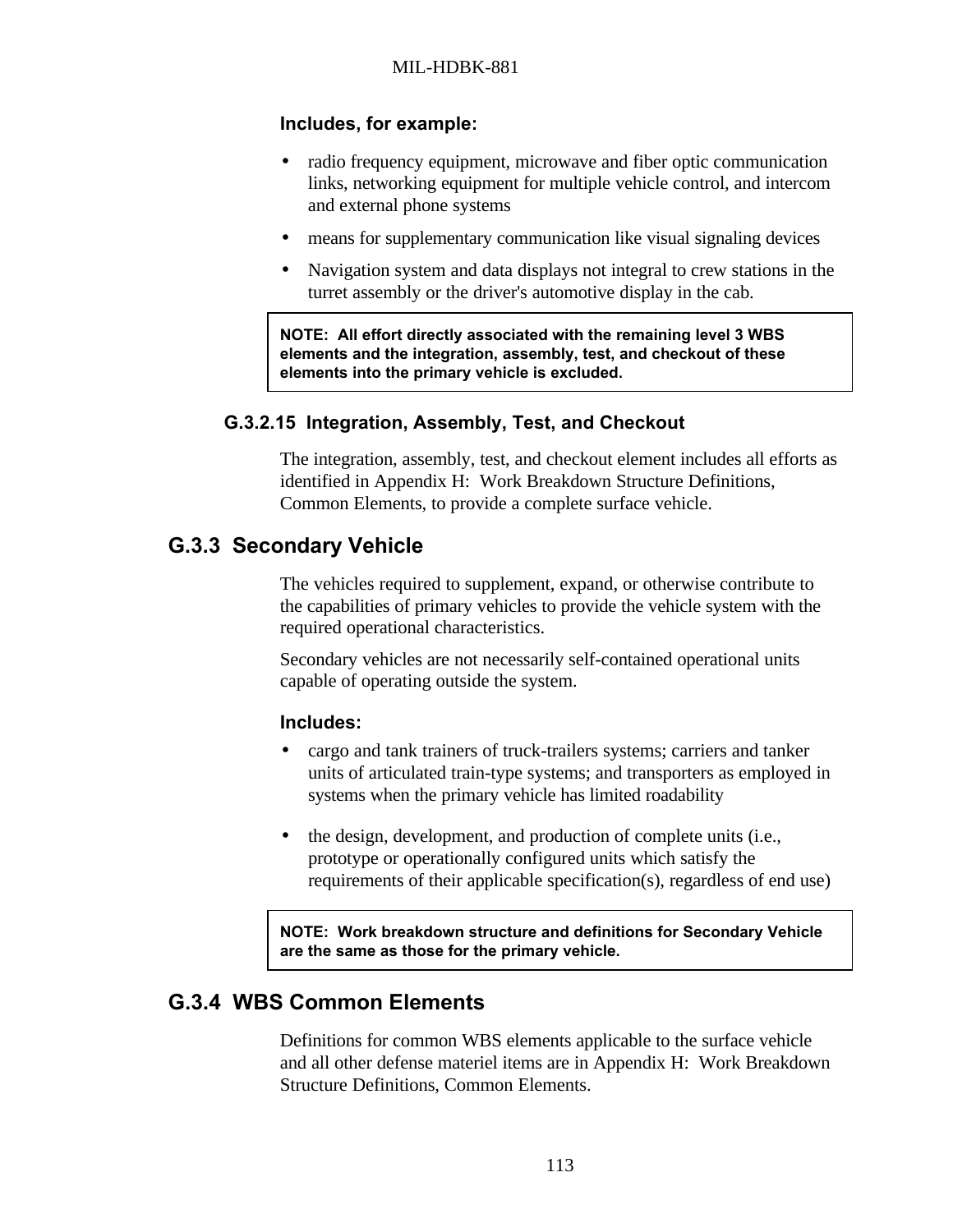**Includes, for example:**

- radio frequency equipment, microwave and fiber optic communication links, networking equipment for multiple vehicle control, and intercom and external phone systems
- means for supplementary communication like visual signaling devices
- Navigation system and data displays not integral to crew stations in the turret assembly or the driver's automotive display in the cab.

> **NOTE: All effort directly associated with the remaining level 3 WBS elements and the integration, assembly, test, and checkout of these elements into the primary vehicle is excluded.**

#### G.3.2.15 Integration, Assembly, Test, and Checkout

The integration, assembly, test, and checkout element includes all efforts as identified in Appendix H: Work Breakdown Structure Definitions, Common Elements, to provide a complete surface vehicle.

### G.3.3 Secondary Vehicle

The vehicles required to supplement, expand, or otherwise contribute to the capabilities of primary vehicles to provide the vehicle system with the required operational characteristics.

Secondary vehicles are not necessarily self-contained operational units capable of operating outside the system.

**Includes:**

- cargo and tank trainers of truck-trailers systems; carriers and tanker units of articulated train-type systems; and transporters as employed in systems when the primary vehicle has limited roadability
- the design, development, and production of complete units (i.e., prototype or operationally configured units which satisfy the requirements of their applicable specification(s), regardless of end use)

> **NOTE: Work breakdown structure and definitions for Secondary Vehicle are the same as those for the primary vehicle.**

### G.3.4 WBS Common Elements

Definitions for common WBS elements applicable to the surface vehicle and all other defense materiel items are in Appendix H: Work Breakdown Structure Definitions, Common Elements.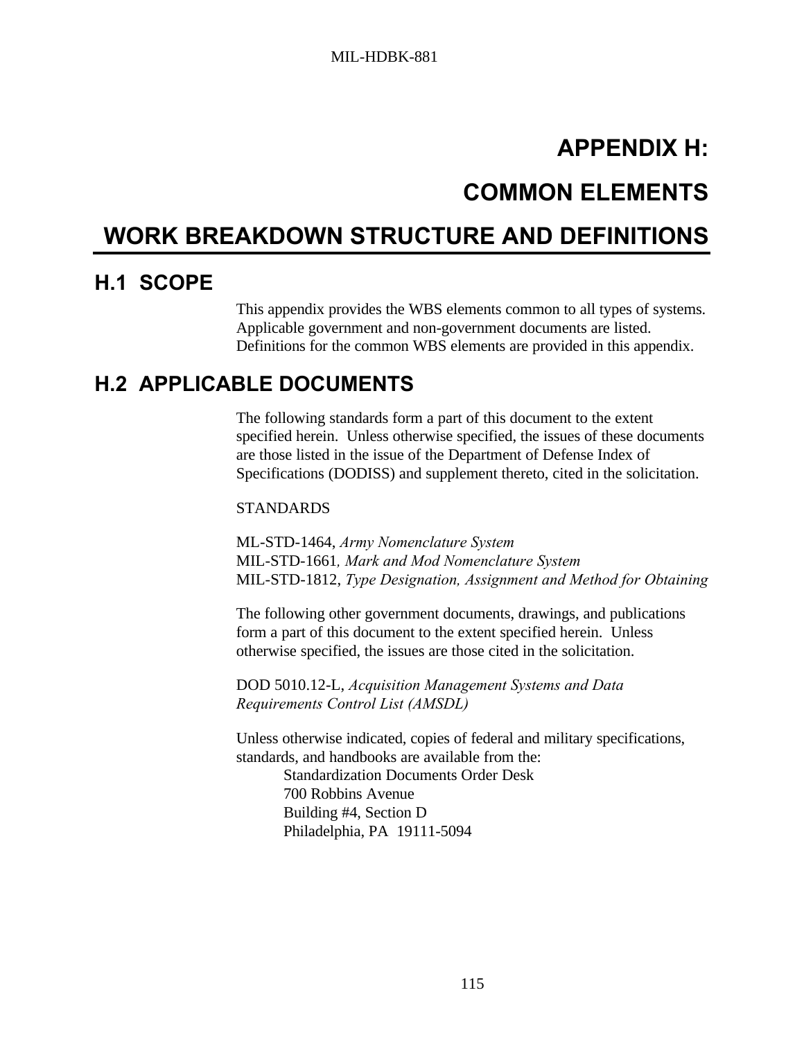# APPENDIX H:

# COMMON ELEMENTS

# WORK BREAKDOWN STRUCTURE AND DEFINITIONS

## H.1 SCOPE

This appendix provides the WBS elements common to all types of systems. Applicable government and non-government documents are listed. Definitions for the common WBS elements are provided in this appendix.

## H.2 APPLICABLE DOCUMENTS

The following standards form a part of this document to the extent specified herein. Unless otherwise specified, the issues of these documents are those listed in the issue of the Department of Defense Index of Specifications (DODISS) and supplement thereto, cited in the solicitation.

STANDARDS

ML-STD-1464, *Army Nomenclature System*
MIL-STD-1661*, Mark and Mod Nomenclature System*
MIL-STD-1812, *Type Designation, Assignment and Method for Obtaining*

The following other government documents, drawings, and publications form a part of this document to the extent specified herein. Unless otherwise specified, the issues are those cited in the solicitation.

DOD 5010.12-L, *Acquisition Management Systems and Data Requirements Control List (AMSDL)*

Unless otherwise indicated, copies of federal and military specifications, standards, and handbooks are available from the:

Standardization Documents Order Desk
700 Robbins Avenue
Building #4, Section D
Philadelphia, PA 19111-5094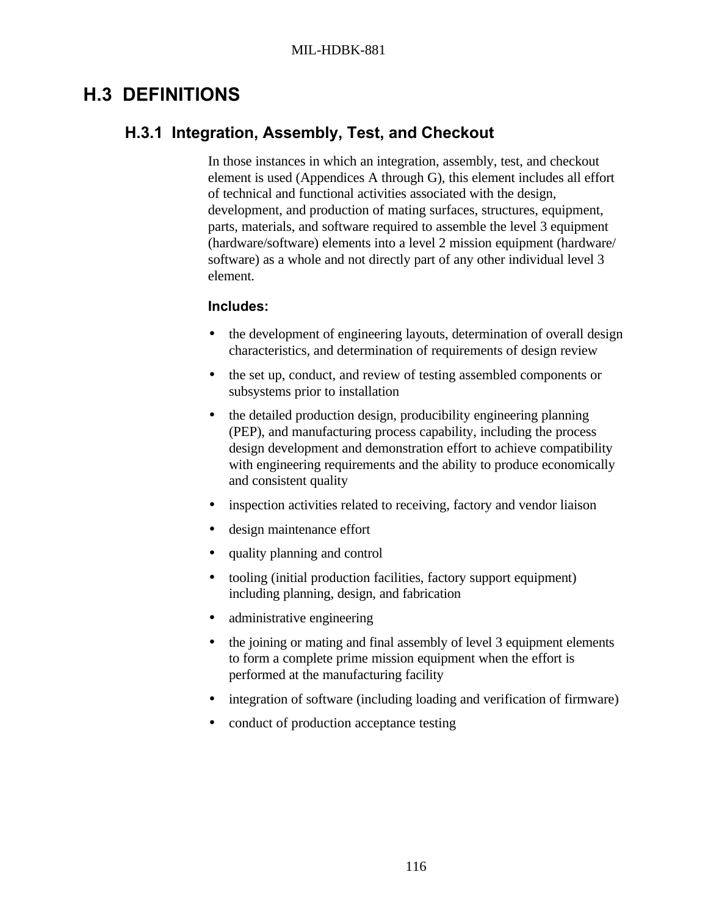# H.3 DEFINITIONS

## H.3.1 Integration, Assembly, Test, and Checkout

In those instances in which an integration, assembly, test, and checkout element is used (Appendices A through G), this element includes all effort of technical and functional activities associated with the design, development, and production of mating surfaces, structures, equipment, parts, materials, and software required to assemble the level 3 equipment (hardware/software) elements into a level 2 mission equipment (hardware/software) as a whole and not directly part of any other individual level 3 element.

**Includes:**

- the development of engineering layouts, determination of overall design characteristics, and determination of requirements of design review
- the set up, conduct, and review of testing assembled components or subsystems prior to installation
- the detailed production design, producibility engineering planning (PEP), and manufacturing process capability, including the process design development and demonstration effort to achieve compatibility with engineering requirements and the ability to produce economically and consistent quality
- inspection activities related to receiving, factory and vendor liaison
- design maintenance effort
- quality planning and control
- tooling (initial production facilities, factory support equipment) including planning, design, and fabrication
- administrative engineering
- the joining or mating and final assembly of level 3 equipment elements to form a complete prime mission equipment when the effort is performed at the manufacturing facility
- integration of software (including loading and verification of firmware)
- conduct of production acceptance testing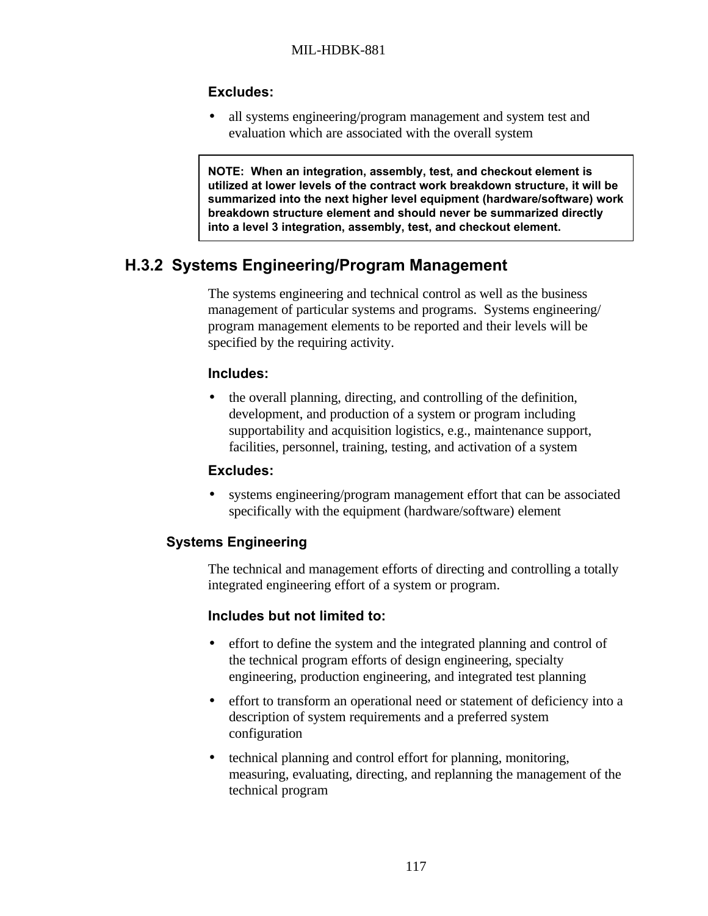**Excludes:**

- all systems engineering/program management and system test and evaluation which are associated with the overall system

> **NOTE: When an integration, assembly, test, and checkout element is utilized at lower levels of the contract work breakdown structure, it will be summarized into the next higher level equipment (hardware/software) work breakdown structure element and should never be summarized directly into a level 3 integration, assembly, test, and checkout element.**

## H.3.2 Systems Engineering/Program Management

The systems engineering and technical control as well as the business management of particular systems and programs. Systems engineering/ program management elements to be reported and their levels will be specified by the requiring activity.

**Includes:**

- the overall planning, directing, and controlling of the definition, development, and production of a system or program including supportability and acquisition logistics, e.g., maintenance support, facilities, personnel, training, testing, and activation of a system

**Excludes:**

- systems engineering/program management effort that can be associated specifically with the equipment (hardware/software) element

### Systems Engineering

The technical and management efforts of directing and controlling a totally integrated engineering effort of a system or program.

**Includes but not limited to:**

- effort to define the system and the integrated planning and control of the technical program efforts of design engineering, specialty engineering, production engineering, and integrated test planning
- effort to transform an operational need or statement of deficiency into a description of system requirements and a preferred system configuration
- technical planning and control effort for planning, monitoring, measuring, evaluating, directing, and replanning the management of the technical program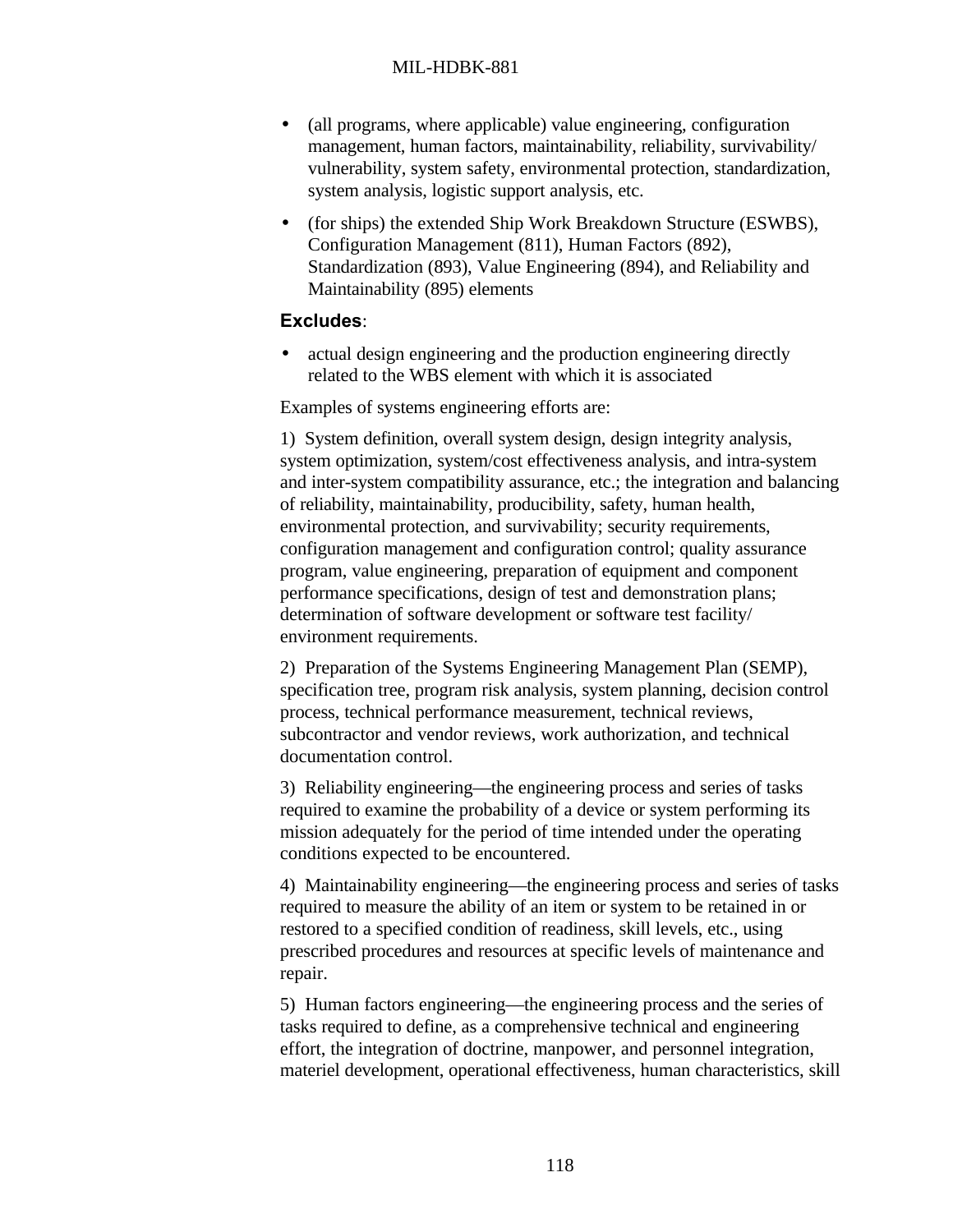- (all programs, where applicable) value engineering, configuration management, human factors, maintainability, reliability, survivability/ vulnerability, system safety, environmental protection, standardization, system analysis, logistic support analysis, etc.
- (for ships) the extended Ship Work Breakdown Structure (ESWBS), Configuration Management (811), Human Factors (892), Standardization (893), Value Engineering (894), and Reliability and Maintainability (895) elements

**Excludes**:

- actual design engineering and the production engineering directly related to the WBS element with which it is associated

Examples of systems engineering efforts are:

1) System definition, overall system design, design integrity analysis, system optimization, system/cost effectiveness analysis, and intra-system and inter-system compatibility assurance, etc.; the integration and balancing of reliability, maintainability, producibility, safety, human health, environmental protection, and survivability; security requirements, configuration management and configuration control; quality assurance program, value engineering, preparation of equipment and component performance specifications, design of test and demonstration plans; determination of software development or software test facility/ environment requirements.

2) Preparation of the Systems Engineering Management Plan (SEMP), specification tree, program risk analysis, system planning, decision control process, technical performance measurement, technical reviews, subcontractor and vendor reviews, work authorization, and technical documentation control.

3) Reliability engineering—the engineering process and series of tasks required to examine the probability of a device or system performing its mission adequately for the period of time intended under the operating conditions expected to be encountered.

4) Maintainability engineering—the engineering process and series of tasks required to measure the ability of an item or system to be retained in or restored to a specified condition of readiness, skill levels, etc., using prescribed procedures and resources at specific levels of maintenance and repair.

5) Human factors engineering—the engineering process and the series of tasks required to define, as a comprehensive technical and engineering effort, the integration of doctrine, manpower, and personnel integration, materiel development, operational effectiveness, human characteristics, skill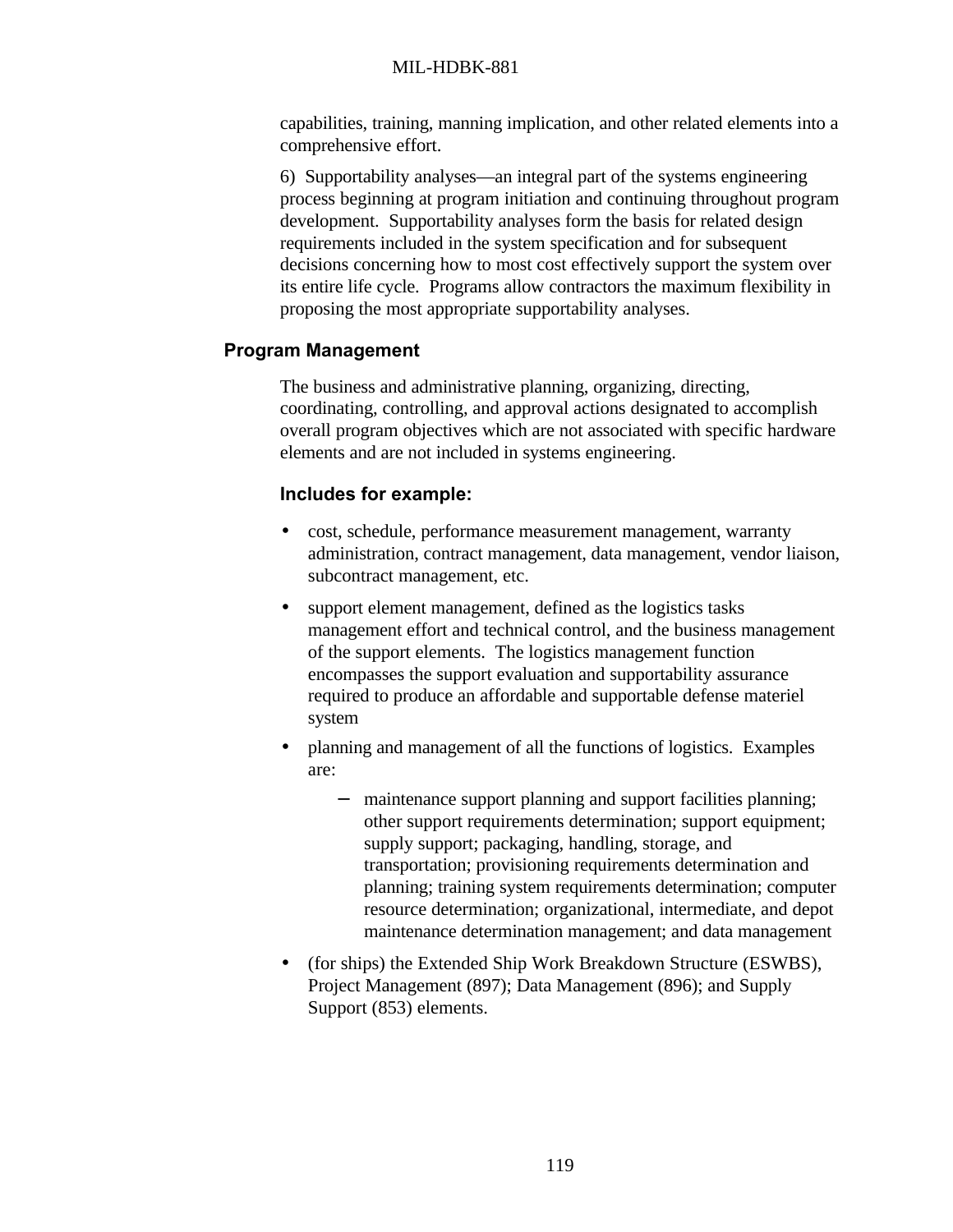capabilities, training, manning implication, and other related elements into a comprehensive effort.

6) Supportability analyses—an integral part of the systems engineering process beginning at program initiation and continuing throughout program development. Supportability analyses form the basis for related design requirements included in the system specification and for subsequent decisions concerning how to most cost effectively support the system over its entire life cycle. Programs allow contractors the maximum flexibility in proposing the most appropriate supportability analyses.

## Program Management

The business and administrative planning, organizing, directing, coordinating, controlling, and approval actions designated to accomplish overall program objectives which are not associated with specific hardware elements and are not included in systems engineering.

### Includes for example:

- cost, schedule, performance measurement management, warranty administration, contract management, data management, vendor liaison, subcontract management, etc.
- support element management, defined as the logistics tasks management effort and technical control, and the business management of the support elements. The logistics management function encompasses the support evaluation and supportability assurance required to produce an affordable and supportable defense materiel system
- planning and management of all the functions of logistics. Examples are:
  - maintenance support planning and support facilities planning; other support requirements determination; support equipment; supply support; packaging, handling, storage, and transportation; provisioning requirements determination and planning; training system requirements determination; computer resource determination; organizational, intermediate, and depot maintenance determination management; and data management
- (for ships) the Extended Ship Work Breakdown Structure (ESWBS), Project Management (897); Data Management (896); and Supply Support (853) elements.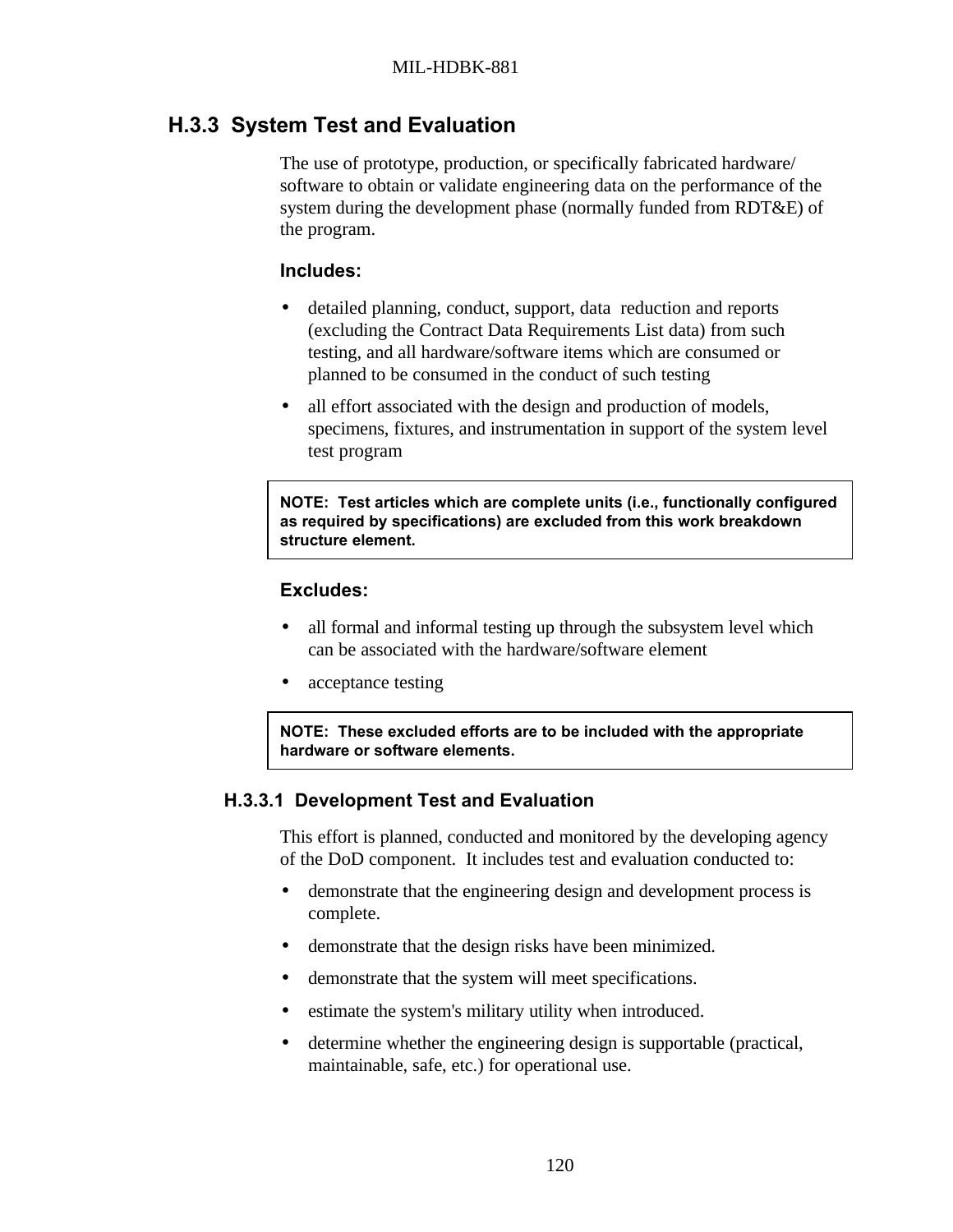## H.3.3 System Test and Evaluation

The use of prototype, production, or specifically fabricated hardware/ software to obtain or validate engineering data on the performance of the system during the development phase (normally funded from RDT&E) of the program.

**Includes:**

- detailed planning, conduct, support, data reduction and reports (excluding the Contract Data Requirements List data) from such testing, and all hardware/software items which are consumed or planned to be consumed in the conduct of such testing
- all effort associated with the design and production of models, specimens, fixtures, and instrumentation in support of the system level test program

**NOTE: Test articles which are complete units (i.e., functionally configured as required by specifications) are excluded from this work breakdown structure element.**

**Excludes:**

- all formal and informal testing up through the subsystem level which can be associated with the hardware/software element
- acceptance testing

**NOTE: These excluded efforts are to be included with the appropriate hardware or software elements.**

### H.3.3.1 Development Test and Evaluation

This effort is planned, conducted and monitored by the developing agency of the DoD component. It includes test and evaluation conducted to:

- demonstrate that the engineering design and development process is complete.
- demonstrate that the design risks have been minimized.
- demonstrate that the system will meet specifications.
- estimate the system's military utility when introduced.
- determine whether the engineering design is supportable (practical, maintainable, safe, etc.) for operational use.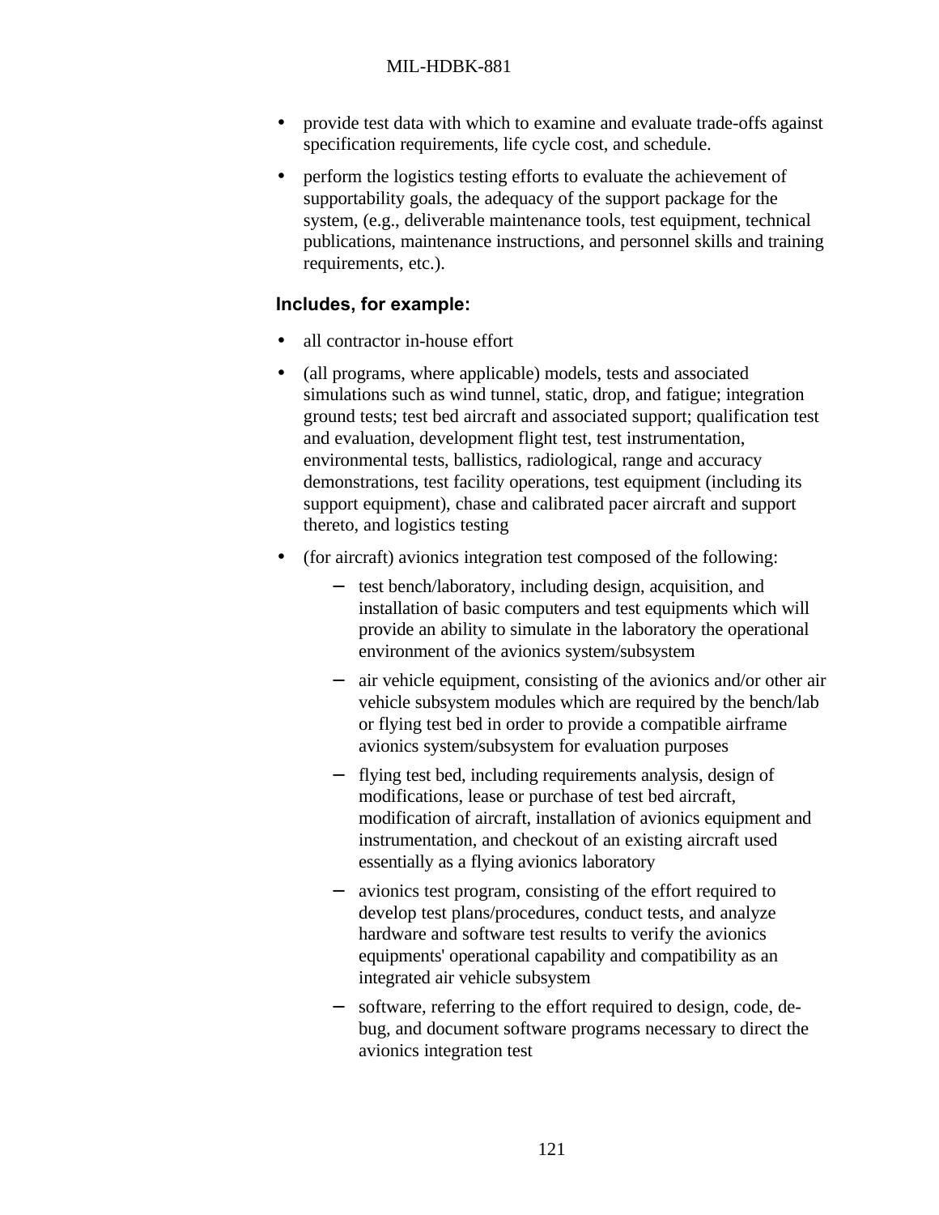- provide test data with which to examine and evaluate trade-offs against specification requirements, life cycle cost, and schedule.
- perform the logistics testing efforts to evaluate the achievement of supportability goals, the adequacy of the support package for the system, (e.g., deliverable maintenance tools, test equipment, technical publications, maintenance instructions, and personnel skills and training requirements, etc.).

**Includes, for example:**

- all contractor in-house effort
- (all programs, where applicable) models, tests and associated simulations such as wind tunnel, static, drop, and fatigue; integration ground tests; test bed aircraft and associated support; qualification test and evaluation, development flight test, test instrumentation, environmental tests, ballistics, radiological, range and accuracy demonstrations, test facility operations, test equipment (including its support equipment), chase and calibrated pacer aircraft and support thereto, and logistics testing
- (for aircraft) avionics integration test composed of the following:
  - test bench/laboratory, including design, acquisition, and installation of basic computers and test equipments which will provide an ability to simulate in the laboratory the operational environment of the avionics system/subsystem
  - air vehicle equipment, consisting of the avionics and/or other air vehicle subsystem modules which are required by the bench/lab or flying test bed in order to provide a compatible airframe avionics system/subsystem for evaluation purposes
  - flying test bed, including requirements analysis, design of modifications, lease or purchase of test bed aircraft, modification of aircraft, installation of avionics equipment and instrumentation, and checkout of an existing aircraft used essentially as a flying avionics laboratory
  - avionics test program, consisting of the effort required to develop test plans/procedures, conduct tests, and analyze hardware and software test results to verify the avionics equipments' operational capability and compatibility as an integrated air vehicle subsystem
  - software, referring to the effort required to design, code, de-bug, and document software programs necessary to direct the avionics integration test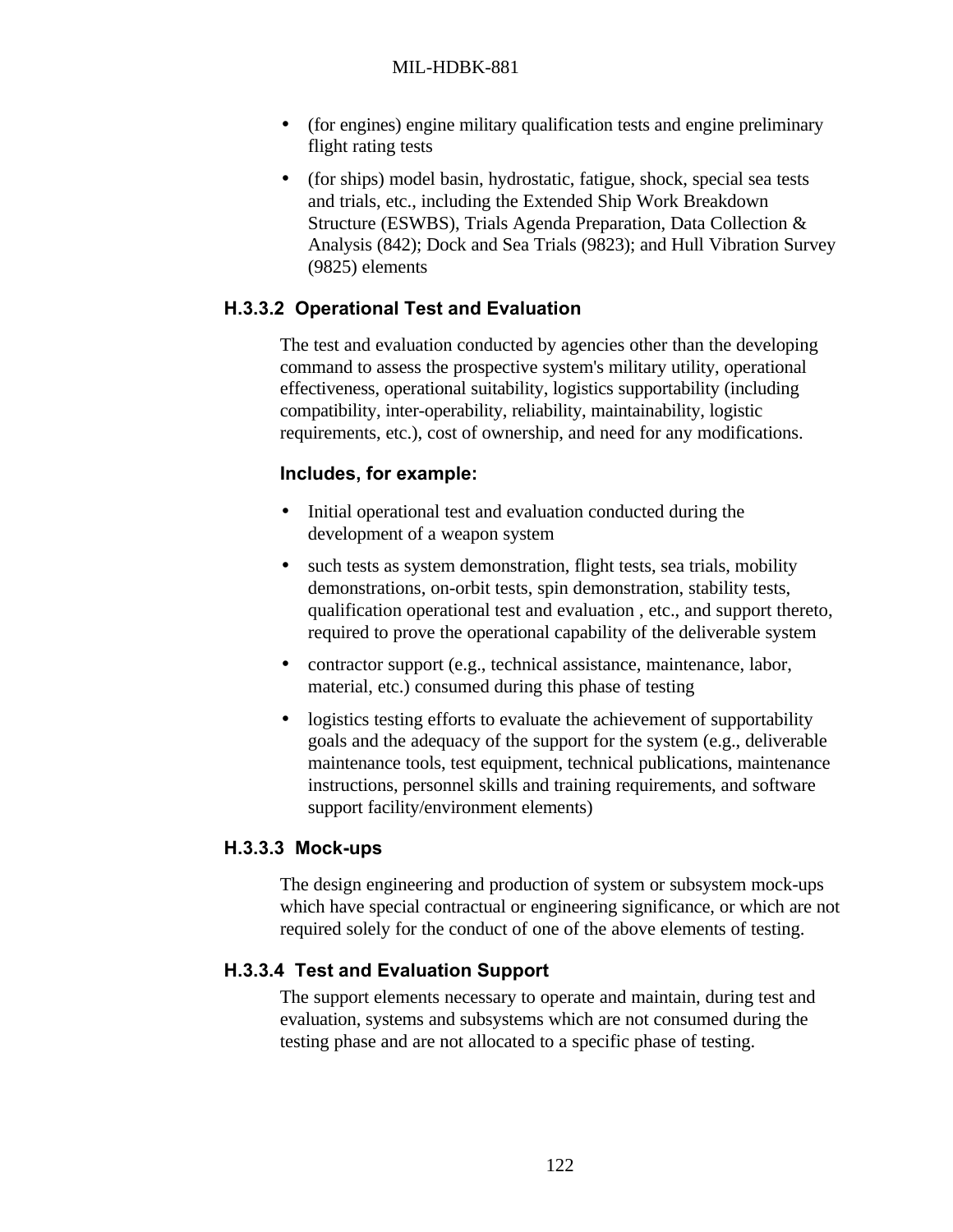- (for engines) engine military qualification tests and engine preliminary flight rating tests
- (for ships) model basin, hydrostatic, fatigue, shock, special sea tests and trials, etc., including the Extended Ship Work Breakdown Structure (ESWBS), Trials Agenda Preparation, Data Collection & Analysis (842); Dock and Sea Trials (9823); and Hull Vibration Survey (9825) elements

### H.3.3.2 Operational Test and Evaluation

The test and evaluation conducted by agencies other than the developing command to assess the prospective system's military utility, operational effectiveness, operational suitability, logistics supportability (including compatibility, inter-operability, reliability, maintainability, logistic requirements, etc.), cost of ownership, and need for any modifications.

**Includes, for example:**

- Initial operational test and evaluation conducted during the development of a weapon system
- such tests as system demonstration, flight tests, sea trials, mobility demonstrations, on-orbit tests, spin demonstration, stability tests, qualification operational test and evaluation , etc., and support thereto, required to prove the operational capability of the deliverable system
- contractor support (e.g., technical assistance, maintenance, labor, material, etc.) consumed during this phase of testing
- logistics testing efforts to evaluate the achievement of supportability goals and the adequacy of the support for the system (e.g., deliverable maintenance tools, test equipment, technical publications, maintenance instructions, personnel skills and training requirements, and software support facility/environment elements)

### H.3.3.3 Mock-ups

The design engineering and production of system or subsystem mock-ups which have special contractual or engineering significance, or which are not required solely for the conduct of one of the above elements of testing.

### H.3.3.4 Test and Evaluation Support

The support elements necessary to operate and maintain, during test and evaluation, systems and subsystems which are not consumed during the testing phase and are not allocated to a specific phase of testing.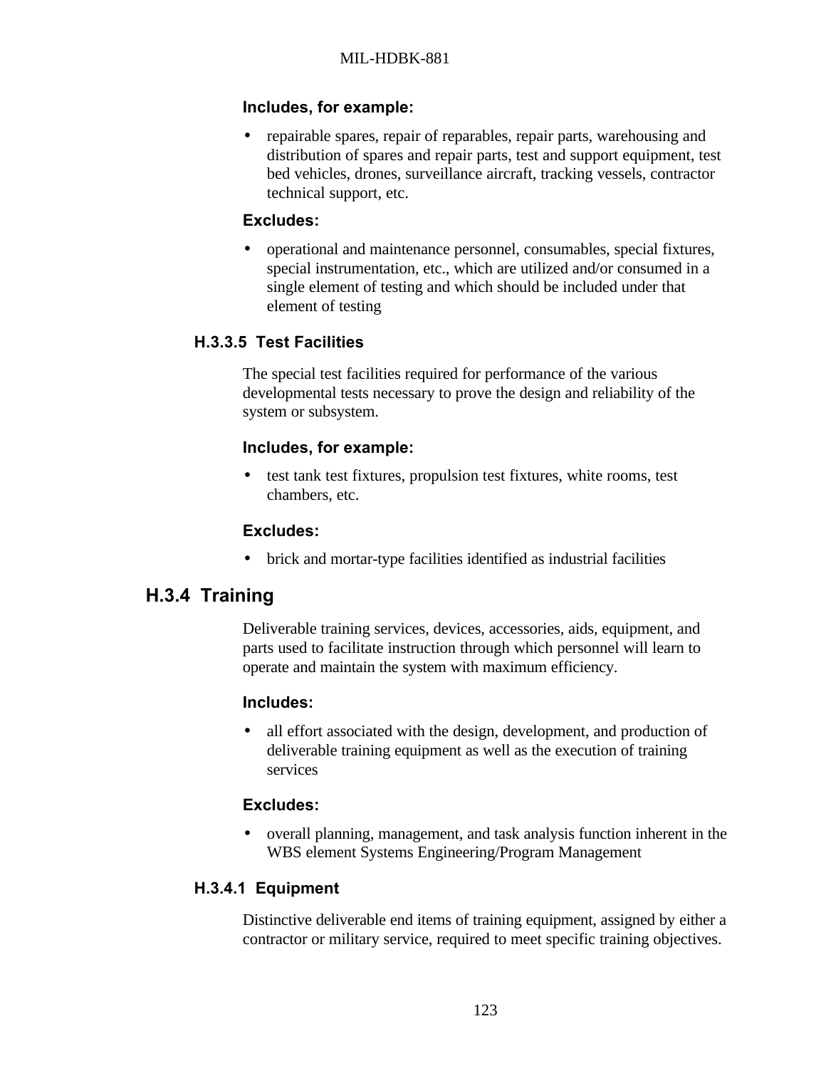**Includes, for example:**

- repairable spares, repair of reparables, repair parts, warehousing and distribution of spares and repair parts, test and support equipment, test bed vehicles, drones, surveillance aircraft, tracking vessels, contractor technical support, etc.

**Excludes:**

- operational and maintenance personnel, consumables, special fixtures, special instrumentation, etc., which are utilized and/or consumed in a single element of testing and which should be included under that element of testing

### H.3.3.5 Test Facilities

The special test facilities required for performance of the various developmental tests necessary to prove the design and reliability of the system or subsystem.

**Includes, for example:**

- test tank test fixtures, propulsion test fixtures, white rooms, test chambers, etc.

**Excludes:**

- brick and mortar-type facilities identified as industrial facilities

## H.3.4 Training

Deliverable training services, devices, accessories, aids, equipment, and parts used to facilitate instruction through which personnel will learn to operate and maintain the system with maximum efficiency.

**Includes:**

- all effort associated with the design, development, and production of deliverable training equipment as well as the execution of training services

**Excludes:**

- overall planning, management, and task analysis function inherent in the WBS element Systems Engineering/Program Management

### H.3.4.1 Equipment

Distinctive deliverable end items of training equipment, assigned by either a contractor or military service, required to meet specific training objectives.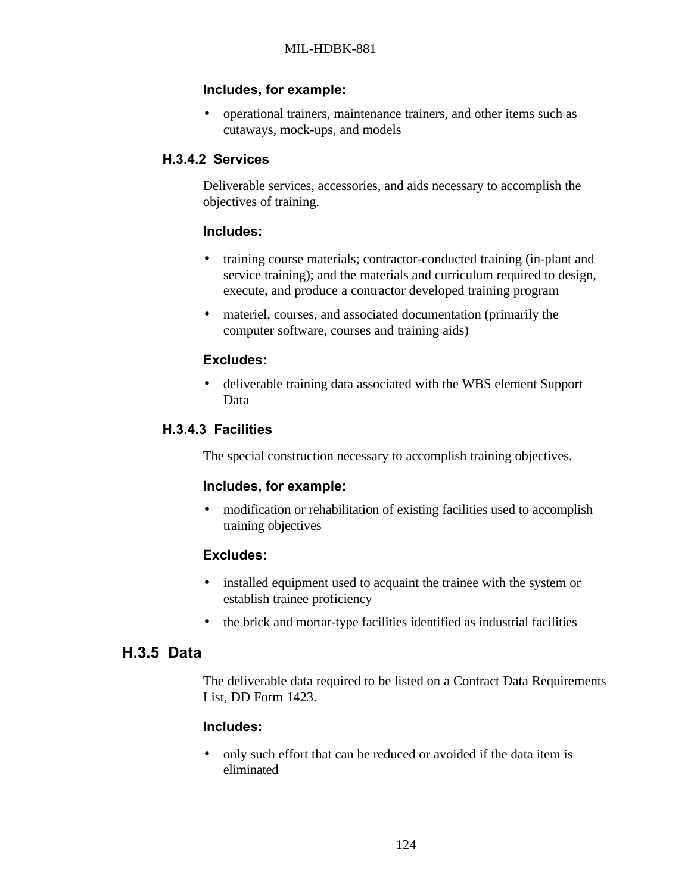**Includes, for example:**

- operational trainers, maintenance trainers, and other items such as cutaways, mock-ups, and models

#### H.3.4.2 Services

Deliverable services, accessories, and aids necessary to accomplish the objectives of training.

**Includes:**

- training course materials; contractor-conducted training (in-plant and service training); and the materials and curriculum required to design, execute, and produce a contractor developed training program
- materiel, courses, and associated documentation (primarily the computer software, courses and training aids)

**Excludes:**

- deliverable training data associated with the WBS element Support Data

#### H.3.4.3 Facilities

The special construction necessary to accomplish training objectives.

**Includes, for example:**

- modification or rehabilitation of existing facilities used to accomplish training objectives

**Excludes:**

- installed equipment used to acquaint the trainee with the system or establish trainee proficiency
- the brick and mortar-type facilities identified as industrial facilities

### H.3.5 Data

The deliverable data required to be listed on a Contract Data Requirements List, DD Form 1423.

**Includes:**

- only such effort that can be reduced or avoided if the data item is eliminated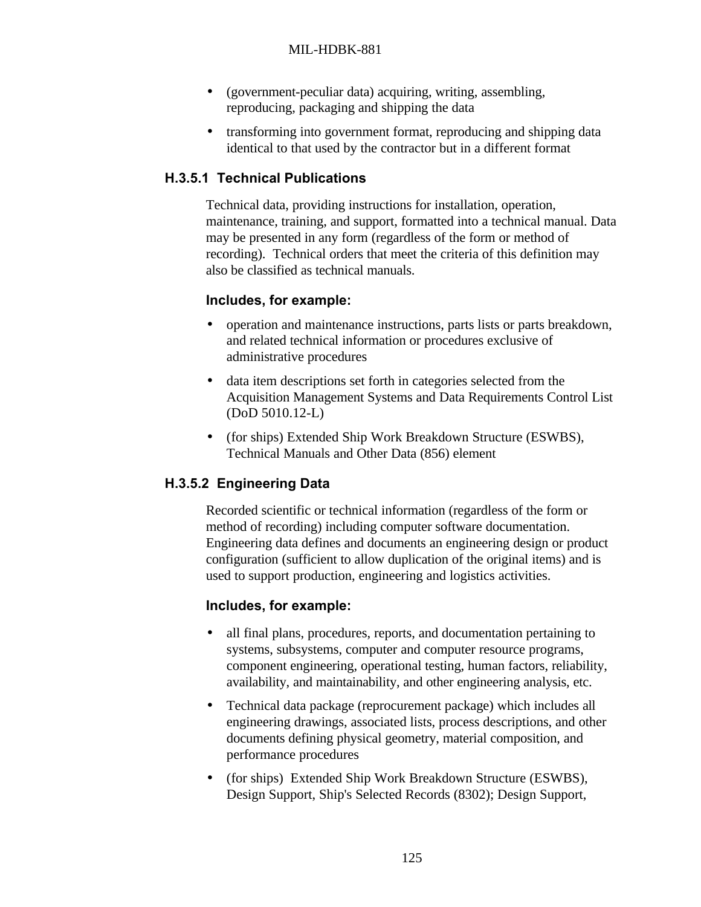- (government-peculiar data) acquiring, writing, assembling, reproducing, packaging and shipping the data
- transforming into government format, reproducing and shipping data identical to that used by the contractor but in a different format

### H.3.5.1 Technical Publications

Technical data, providing instructions for installation, operation, maintenance, training, and support, formatted into a technical manual. Data may be presented in any form (regardless of the form or method of recording). Technical orders that meet the criteria of this definition may also be classified as technical manuals.

**Includes, for example:**

- operation and maintenance instructions, parts lists or parts breakdown, and related technical information or procedures exclusive of administrative procedures
- data item descriptions set forth in categories selected from the Acquisition Management Systems and Data Requirements Control List (DoD 5010.12-L)
- (for ships) Extended Ship Work Breakdown Structure (ESWBS), Technical Manuals and Other Data (856) element

### H.3.5.2 Engineering Data

Recorded scientific or technical information (regardless of the form or method of recording) including computer software documentation. Engineering data defines and documents an engineering design or product configuration (sufficient to allow duplication of the original items) and is used to support production, engineering and logistics activities.

**Includes, for example:**

- all final plans, procedures, reports, and documentation pertaining to systems, subsystems, computer and computer resource programs, component engineering, operational testing, human factors, reliability, availability, and maintainability, and other engineering analysis, etc.
- Technical data package (reprocurement package) which includes all engineering drawings, associated lists, process descriptions, and other documents defining physical geometry, material composition, and performance procedures
- (for ships) Extended Ship Work Breakdown Structure (ESWBS), Design Support, Ship's Selected Records (8302); Design Support,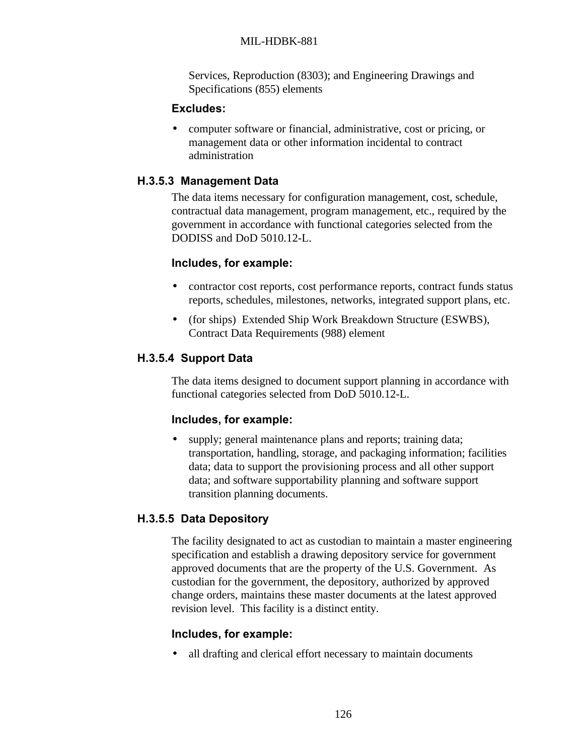Services, Reproduction (8303); and Engineering Drawings and Specifications (855) elements

**Excludes:**

- computer software or financial, administrative, cost or pricing, or management data or other information incidental to contract administration

### H.3.5.3 Management Data

The data items necessary for configuration management, cost, schedule, contractual data management, program management, etc., required by the government in accordance with functional categories selected from the DODISS and DoD 5010.12-L.

**Includes, for example:**

- contractor cost reports, cost performance reports, contract funds status reports, schedules, milestones, networks, integrated support plans, etc.
- (for ships) Extended Ship Work Breakdown Structure (ESWBS), Contract Data Requirements (988) element

### H.3.5.4 Support Data

The data items designed to document support planning in accordance with functional categories selected from DoD 5010.12-L.

**Includes, for example:**

- supply; general maintenance plans and reports; training data; transportation, handling, storage, and packaging information; facilities data; data to support the provisioning process and all other support data; and software supportability planning and software support transition planning documents.

### H.3.5.5 Data Depository

The facility designated to act as custodian to maintain a master engineering specification and establish a drawing depository service for government approved documents that are the property of the U.S. Government. As custodian for the government, the depository, authorized by approved change orders, maintains these master documents at the latest approved revision level. This facility is a distinct entity.

**Includes, for example:**

- all drafting and clerical effort necessary to maintain documents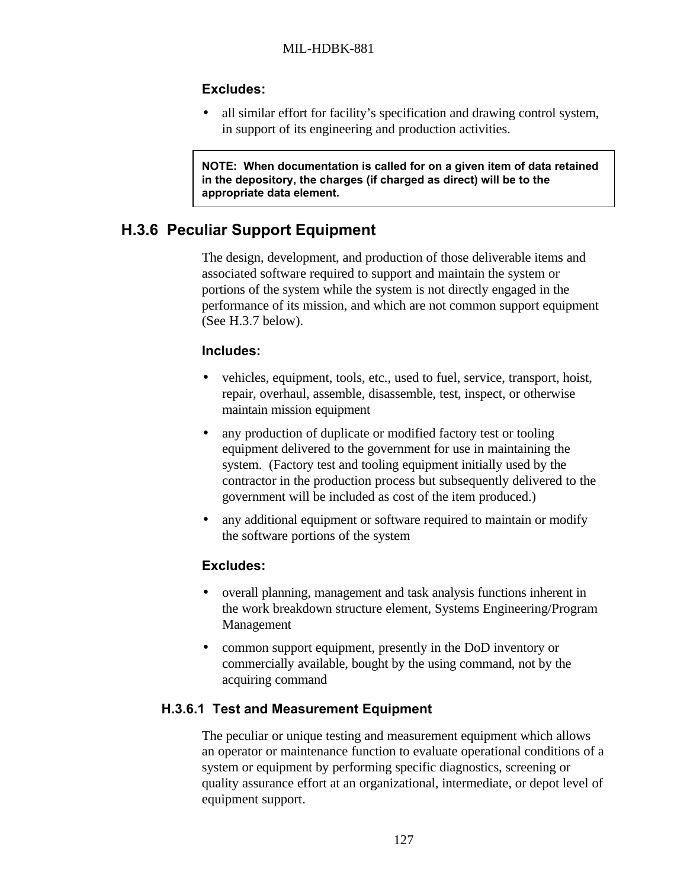**Excludes:**

- all similar effort for facility's specification and drawing control system, in support of its engineering and production activities.

> **NOTE: When documentation is called for on a given item of data retained in the depository, the charges (if charged as direct) will be to the appropriate data element.**

## H.3.6 Peculiar Support Equipment

The design, development, and production of those deliverable items and associated software required to support and maintain the system or portions of the system while the system is not directly engaged in the performance of its mission, and which are not common support equipment (See H.3.7 below).

**Includes:**

- vehicles, equipment, tools, etc., used to fuel, service, transport, hoist, repair, overhaul, assemble, disassemble, test, inspect, or otherwise maintain mission equipment
- any production of duplicate or modified factory test or tooling equipment delivered to the government for use in maintaining the system. (Factory test and tooling equipment initially used by the contractor in the production process but subsequently delivered to the government will be included as cost of the item produced.)
- any additional equipment or software required to maintain or modify the software portions of the system

**Excludes:**

- overall planning, management and task analysis functions inherent in the work breakdown structure element, Systems Engineering/Program Management
- common support equipment, presently in the DoD inventory or commercially available, bought by the using command, not by the acquiring command

### H.3.6.1 Test and Measurement Equipment

The peculiar or unique testing and measurement equipment which allows an operator or maintenance function to evaluate operational conditions of a system or equipment by performing specific diagnostics, screening or quality assurance effort at an organizational, intermediate, or depot level of equipment support.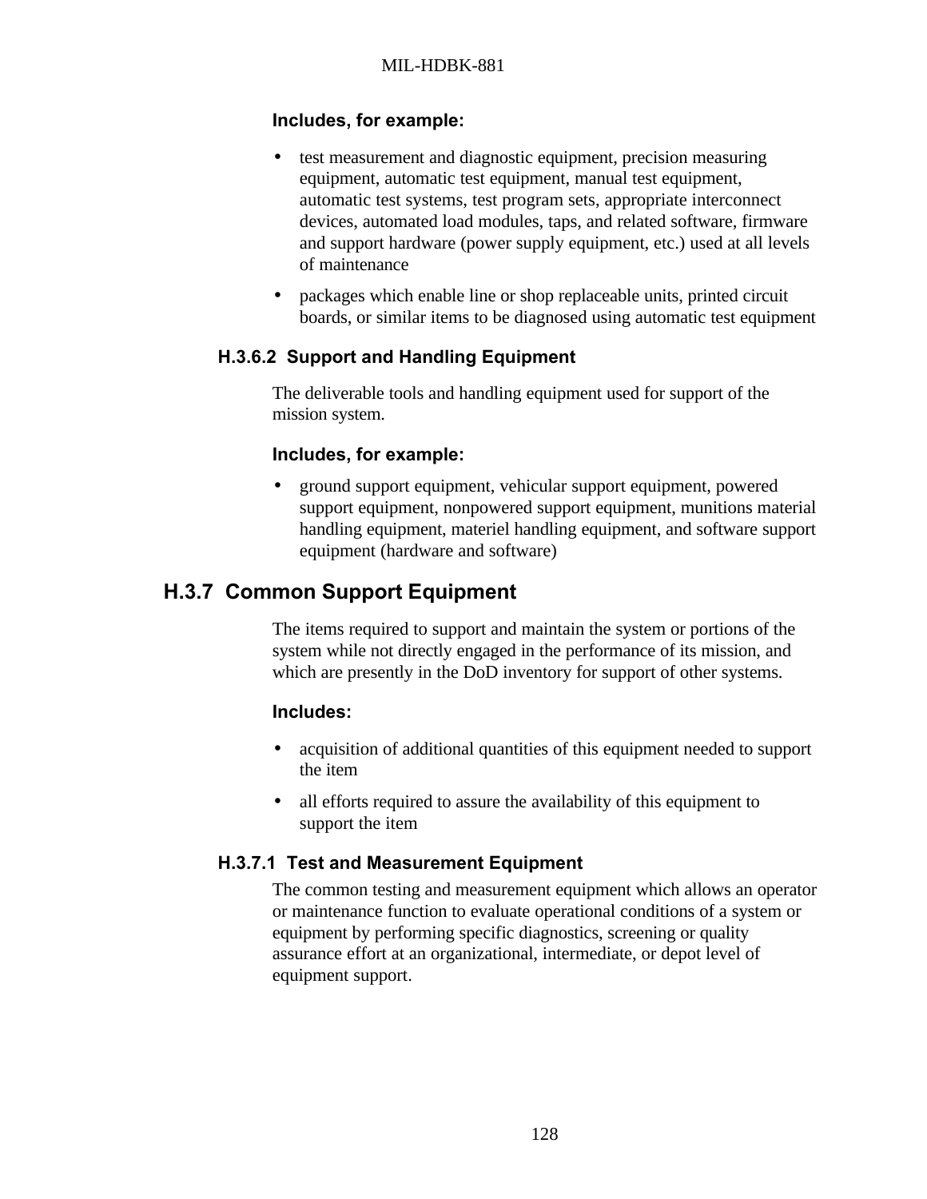**Includes, for example:**

- test measurement and diagnostic equipment, precision measuring equipment, automatic test equipment, manual test equipment, automatic test systems, test program sets, appropriate interconnect devices, automated load modules, taps, and related software, firmware and support hardware (power supply equipment, etc.) used at all levels of maintenance
- packages which enable line or shop replaceable units, printed circuit boards, or similar items to be diagnosed using automatic test equipment

#### H.3.6.2 Support and Handling Equipment

The deliverable tools and handling equipment used for support of the mission system.

**Includes, for example:**

- ground support equipment, vehicular support equipment, powered support equipment, nonpowered support equipment, munitions material handling equipment, materiel handling equipment, and software support equipment (hardware and software)

### H.3.7 Common Support Equipment

The items required to support and maintain the system or portions of the system while not directly engaged in the performance of its mission, and which are presently in the DoD inventory for support of other systems.

**Includes:**

- acquisition of additional quantities of this equipment needed to support the item
- all efforts required to assure the availability of this equipment to support the item

#### H.3.7.1 Test and Measurement Equipment

The common testing and measurement equipment which allows an operator or maintenance function to evaluate operational conditions of a system or equipment by performing specific diagnostics, screening or quality assurance effort at an organizational, intermediate, or depot level of equipment support.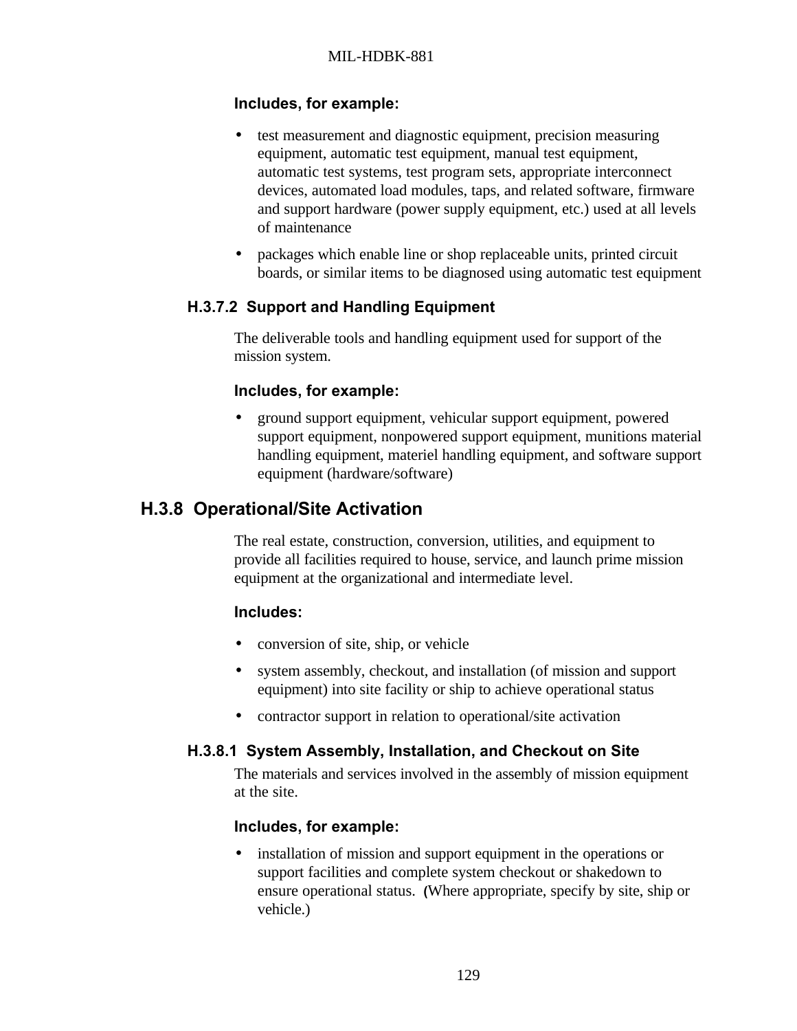**Includes, for example:**

- test measurement and diagnostic equipment, precision measuring equipment, automatic test equipment, manual test equipment, automatic test systems, test program sets, appropriate interconnect devices, automated load modules, taps, and related software, firmware and support hardware (power supply equipment, etc.) used at all levels of maintenance
- packages which enable line or shop replaceable units, printed circuit boards, or similar items to be diagnosed using automatic test equipment

### H.3.7.2 Support and Handling Equipment

The deliverable tools and handling equipment used for support of the mission system.

**Includes, for example:**

- ground support equipment, vehicular support equipment, powered support equipment, nonpowered support equipment, munitions material handling equipment, materiel handling equipment, and software support equipment (hardware/software)

## H.3.8 Operational/Site Activation

The real estate, construction, conversion, utilities, and equipment to provide all facilities required to house, service, and launch prime mission equipment at the organizational and intermediate level.

**Includes:**

- conversion of site, ship, or vehicle
- system assembly, checkout, and installation (of mission and support equipment) into site facility or ship to achieve operational status
- contractor support in relation to operational/site activation

### H.3.8.1 System Assembly, Installation, and Checkout on Site

The materials and services involved in the assembly of mission equipment at the site.

**Includes, for example:**

- installation of mission and support equipment in the operations or support facilities and complete system checkout or shakedown to ensure operational status. (Where appropriate, specify by site, ship or vehicle.)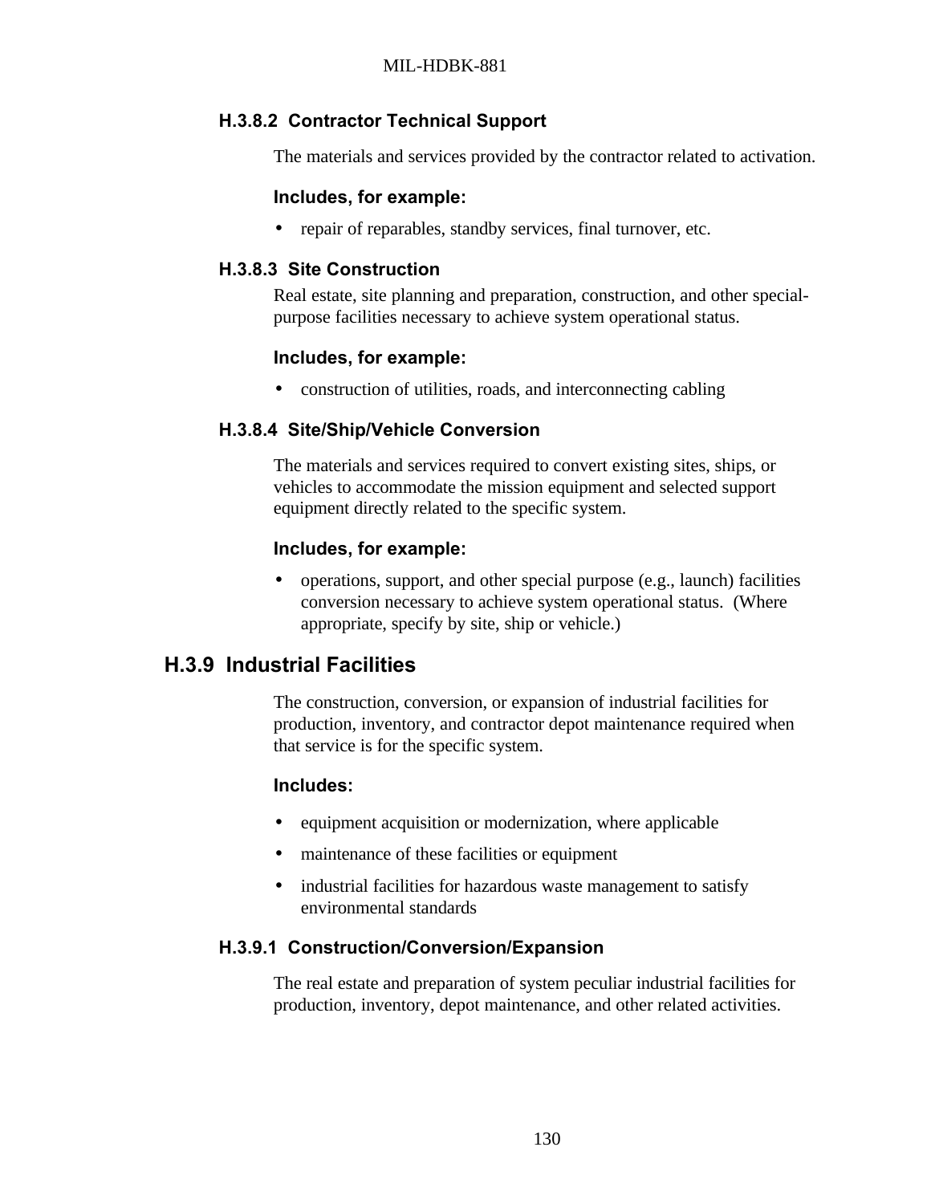### H.3.8.2 Contractor Technical Support

The materials and services provided by the contractor related to activation.

**Includes, for example:**

- repair of reparables, standby services, final turnover, etc.

### H.3.8.3 Site Construction

Real estate, site planning and preparation, construction, and other special-purpose facilities necessary to achieve system operational status.

**Includes, for example:**

- construction of utilities, roads, and interconnecting cabling

### H.3.8.4 Site/Ship/Vehicle Conversion

The materials and services required to convert existing sites, ships, or vehicles to accommodate the mission equipment and selected support equipment directly related to the specific system.

**Includes, for example:**

- operations, support, and other special purpose (e.g., launch) facilities conversion necessary to achieve system operational status. (Where appropriate, specify by site, ship or vehicle.)

## H.3.9 Industrial Facilities

The construction, conversion, or expansion of industrial facilities for production, inventory, and contractor depot maintenance required when that service is for the specific system.

**Includes:**

- equipment acquisition or modernization, where applicable
- maintenance of these facilities or equipment
- industrial facilities for hazardous waste management to satisfy environmental standards

### H.3.9.1 Construction/Conversion/Expansion

The real estate and preparation of system peculiar industrial facilities for production, inventory, depot maintenance, and other related activities.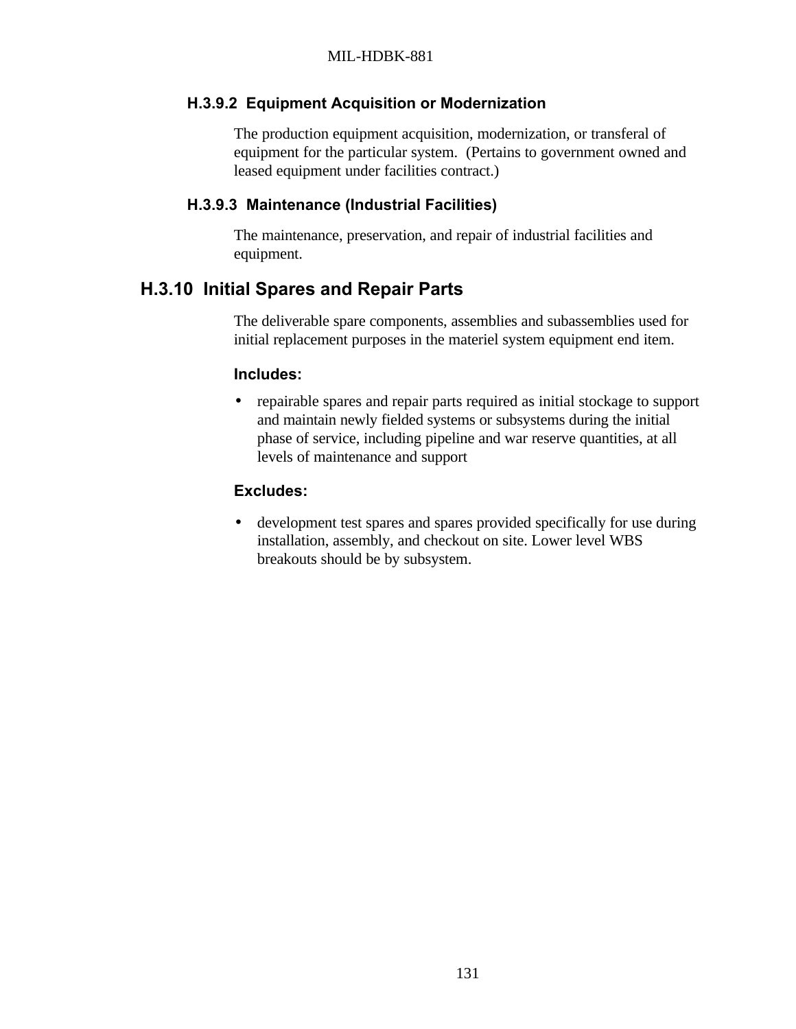#### H.3.9.2 Equipment Acquisition or Modernization

The production equipment acquisition, modernization, or transferal of equipment for the particular system. (Pertains to government owned and leased equipment under facilities contract.)

#### H.3.9.3 Maintenance (Industrial Facilities)

The maintenance, preservation, and repair of industrial facilities and equipment.

### H.3.10 Initial Spares and Repair Parts

The deliverable spare components, assemblies and subassemblies used for initial replacement purposes in the materiel system equipment end item.

**Includes:**

- repairable spares and repair parts required as initial stockage to support and maintain newly fielded systems or subsystems during the initial phase of service, including pipeline and war reserve quantities, at all levels of maintenance and support

**Excludes:**

- development test spares and spares provided specifically for use during installation, assembly, and checkout on site. Lower level WBS breakouts should be by subsystem.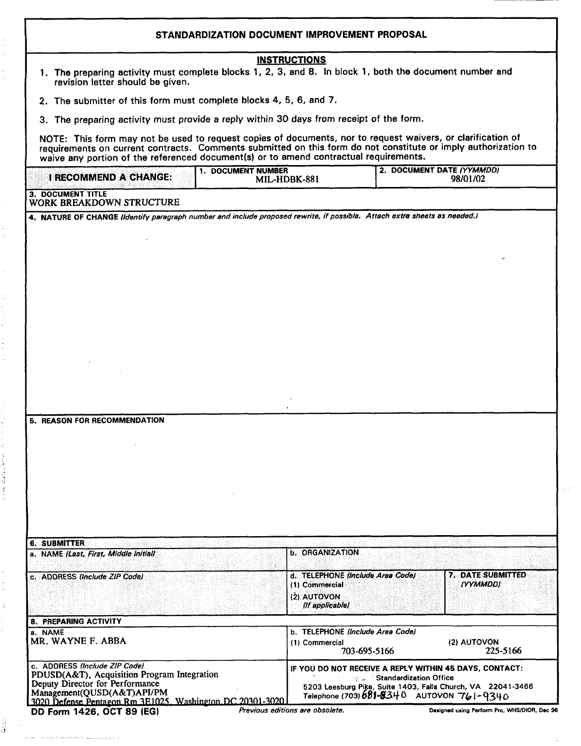# STANDARDIZATION DOCUMENT IMPROVEMENT PROPOSAL

## INSTRUCTIONS

1. The preparing activity must complete blocks 1, 2, 3, and 8. In block 1, both the document number and revision letter should be given.
2. The submitter of this form must complete blocks 4, 5, 6, and 7.
3. The preparing activity must provide a reply within 30 days from receipt of the form.

NOTE: This form may not be used to request copies of documents, nor to request waivers, or clarification of requirements on current contracts. Comments submitted on this form do not constitute or imply authorization to waive any portion of the referenced document(s) or to amend contractual requirements.

| I RECOMMEND A CHANGE: | 1. DOCUMENT NUMBER<br>MIL-HDBK-881 | 2. DOCUMENT DATE *(YYMMDD)*<br>98/01/02 |
|---|---|---|

**3. DOCUMENT TITLE**
WORK BREAKDOWN STRUCTURE

**4. NATURE OF CHANGE** *(Identify paragraph number and include proposed rewrite, if possible. Attach extra sheets as needed.)*

**5. REASON FOR RECOMMENDATION**

**6. SUBMITTER**

| | | |
|---|---|---|
| a. NAME *(Last, First, Middle Initial)* | b. ORGANIZATION | |
| c. ADDRESS *(Include ZIP Code)* | d. TELEPHONE *(Include Area Code)*<br>(1) Commercial<br>(2) AUTOVON<br>*(If applicable)* | 7. DATE SUBMITTED<br>*(YYMMDD)* |

**8. PREPARING ACTIVITY**

| | |
|---|---|
| a. NAME<br>MR. WAYNE F. ABBA | b. TELEPHONE *(Include Area Code)*<br>(1) Commercial 703-695-5166 (2) AUTOVON 225-5166 |
| c. ADDRESS *(Include ZIP Code)*<br>PDUSD(A&T), Acquisition Program Integration<br>Deputy Director for Performance Management(QUSD(A&T)API/PM<br>3020 Defense Pentagon Rm 3E1025, Washington DC 20301-3020 | IF YOU DO NOT RECEIVE A REPLY WITHIN 45 DAYS, CONTACT:<br>Standardization Office<br>5203 Leesburg Pike, Suite 1403, Falls Church, VA 22041-3466<br>Telephone (703) 681-9340 AUTOVON 761-9340 |

DD Form 1426, OCT 89 (EG) *Previous editions are obsolete.* Designed using Perform Pro, WHS/DIOR, Dec 96